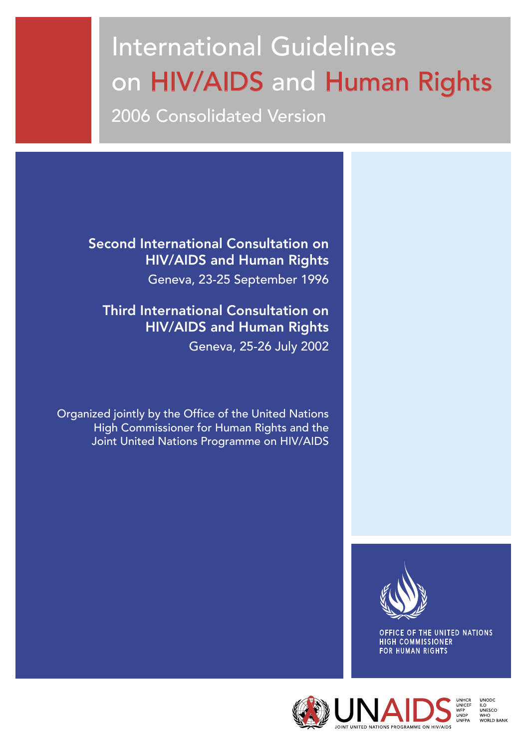# International Guidelines on HIV/AIDS and Human Rights

2006 Consolidated Version

**Second International Consultation on HIV/AIDS and Human Rights**

Geneva, 23-25 September 1996

**Third International Consultation on HIV/AIDS and Human Rights**

Geneva, 25-26 July 2002

Organized jointly by the Office of the United Nations High Commissioner for Human Rights and the Joint United Nations Programme on HIV/AIDS

OFFICE OF THE UNITED NATIONS HIGH COMMISSIONER FOR HUMAN RIGHTS

UNAIDS

JOINT UNITED NATIONS PROGRAMME ON HIV/AIDS

UNHCR
UNICEF
WFP
UNDP
UNFPA
UNODC
ILO
UNESCO
WHO
WORLD BANK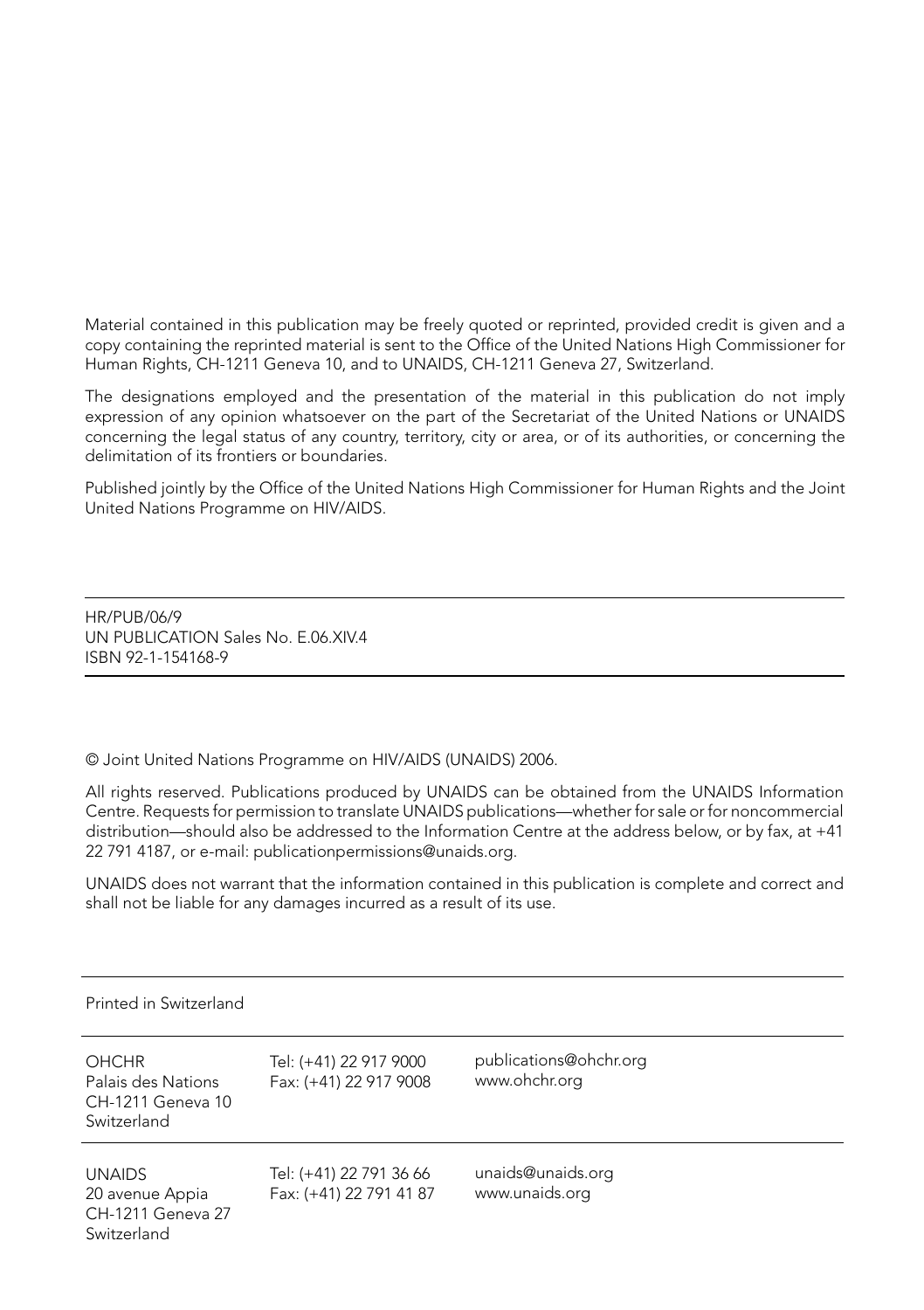Material contained in this publication may be freely quoted or reprinted, provided credit is given and a copy containing the reprinted material is sent to the Office of the United Nations High Commissioner for Human Rights, CH-1211 Geneva 10, and to UNAIDS, CH-1211 Geneva 27, Switzerland.

The designations employed and the presentation of the material in this publication do not imply expression of any opinion whatsoever on the part of the Secretariat of the United Nations or UNAIDS concerning the legal status of any country, territory, city or area, or of its authorities, or concerning the delimitation of its frontiers or boundaries.

Published jointly by the Office of the United Nations High Commissioner for Human Rights and the Joint United Nations Programme on HIV/AIDS.

---

HR/PUB/06/9
UN PUBLICATION Sales No. E.06.XIV.4
ISBN 92-1-154168-9

---

© Joint United Nations Programme on HIV/AIDS (UNAIDS) 2006.

All rights reserved. Publications produced by UNAIDS can be obtained from the UNAIDS Information Centre. Requests for permission to translate UNAIDS publications—whether for sale or for noncommercial distribution—should also be addressed to the Information Centre at the address below, or by fax, at +41 22 791 4187, or e-mail: publicationpermissions@unaids.org.

UNAIDS does not warrant that the information contained in this publication is complete and correct and shall not be liable for any damages incurred as a result of its use.

---

Printed in Switzerland

| | | |
|---|---|---|
| OHCHR<br>Palais des Nations<br>CH-1211 Geneva 10<br>Switzerland | Tel: (+41) 22 917 9000<br>Fax: (+41) 22 917 9008 | publications@ohchr.org<br>www.ohchr.org |
| UNAIDS<br>20 avenue Appia<br>CH-1211 Geneva 27<br>Switzerland | Tel: (+41) 22 791 36 66<br>Fax: (+41) 22 791 41 87 | unaids@unaids.org<br>www.unaids.org |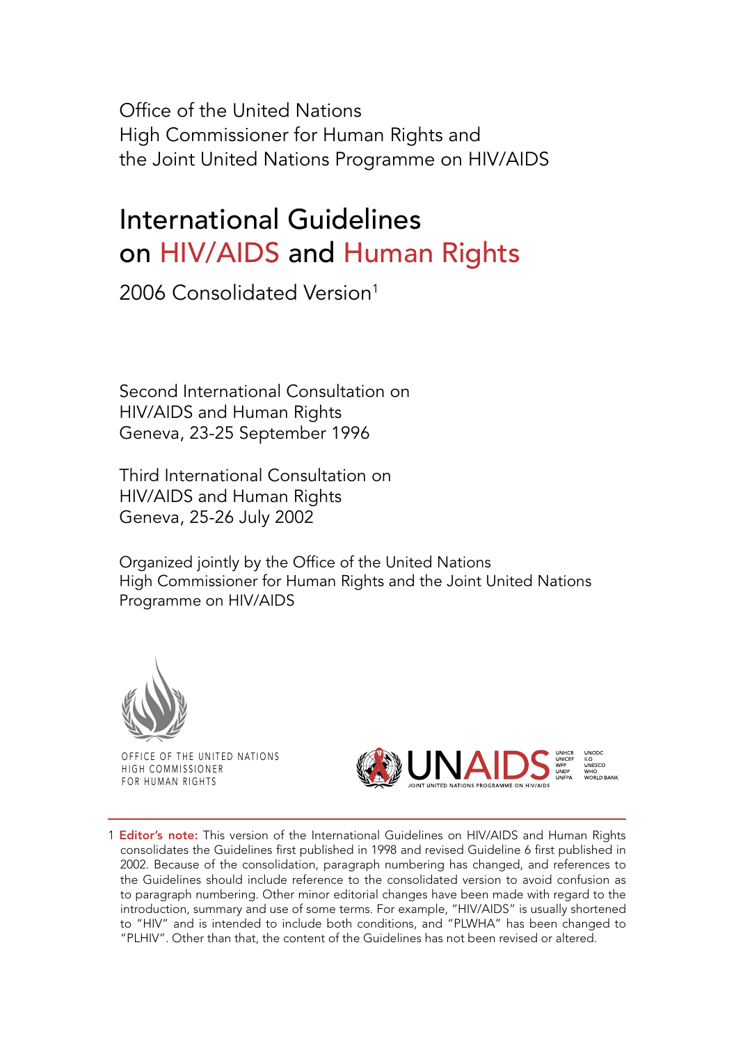Office of the United Nations
High Commissioner for Human Rights and
the Joint United Nations Programme on HIV/AIDS

# International Guidelines on HIV/AIDS and Human Rights

2006 Consolidated Version[1]

Second International Consultation on
HIV/AIDS and Human Rights
Geneva, 23-25 September 1996

Third International Consultation on
HIV/AIDS and Human Rights
Geneva, 25-26 July 2002

Organized jointly by the Office of the United Nations
High Commissioner for Human Rights and the Joint United Nations
Programme on HIV/AIDS

OFFICE OF THE UNITED NATIONS
HIGH COMMISSIONER
FOR HUMAN RIGHTS

UNAIDS
JOINT UNITED NATIONS PROGRAMME ON HIV/AIDS
UNHCR UNICEF WFP UNDP UNFPA UNODC ILO UNESCO WHO WORLD BANK

---

1 **Editor's note:** This version of the International Guidelines on HIV/AIDS and Human Rights consolidates the Guidelines first published in 1998 and revised Guideline 6 first published in 2002. Because of the consolidation, paragraph numbering has changed, and references to the Guidelines should include reference to the consolidated version to avoid confusion as to paragraph numbering. Other minor editorial changes have been made with regard to the introduction, summary and use of some terms. For example, "HIV/AIDS" is usually shortened to "HIV" and is intended to include both conditions, and "PLWHA" has been changed to "PLHIV". Other than that, the content of the Guidelines has not been revised or altered.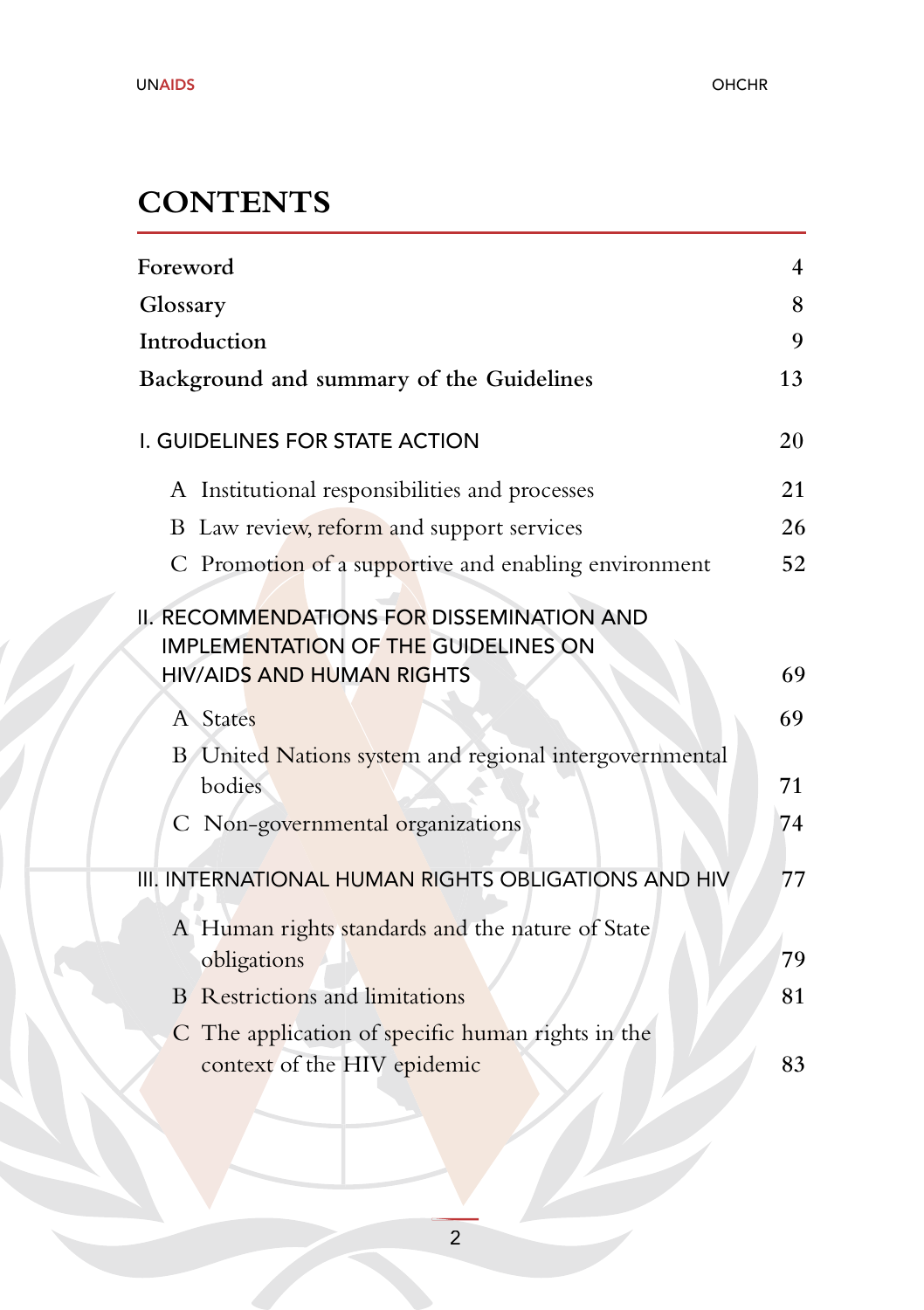# CONTENTS

| | |
|---|---|
| **Foreword** | 4 |
| **Glossary** | 8 |
| **Introduction** | 9 |
| **Background and summary of the Guidelines** | 13 |
| I. GUIDELINES FOR STATE ACTION | 20 |
| A Institutional responsibilities and processes | 21 |
| B Law review, reform and support services | 26 |
| C Promotion of a supportive and enabling environment | 52 |
| II. RECOMMENDATIONS FOR DISSEMINATION AND IMPLEMENTATION OF THE GUIDELINES ON HIV/AIDS AND HUMAN RIGHTS | 69 |
| A States | 69 |
| B United Nations system and regional intergovernmental bodies | 71 |
| C Non-governmental organizations | 74 |
| III. INTERNATIONAL HUMAN RIGHTS OBLIGATIONS AND HIV | 77 |
| A Human rights standards and the nature of State obligations | 79 |
| B Restrictions and limitations | 81 |
| C The application of specific human rights in the context of the HIV epidemic | 83 |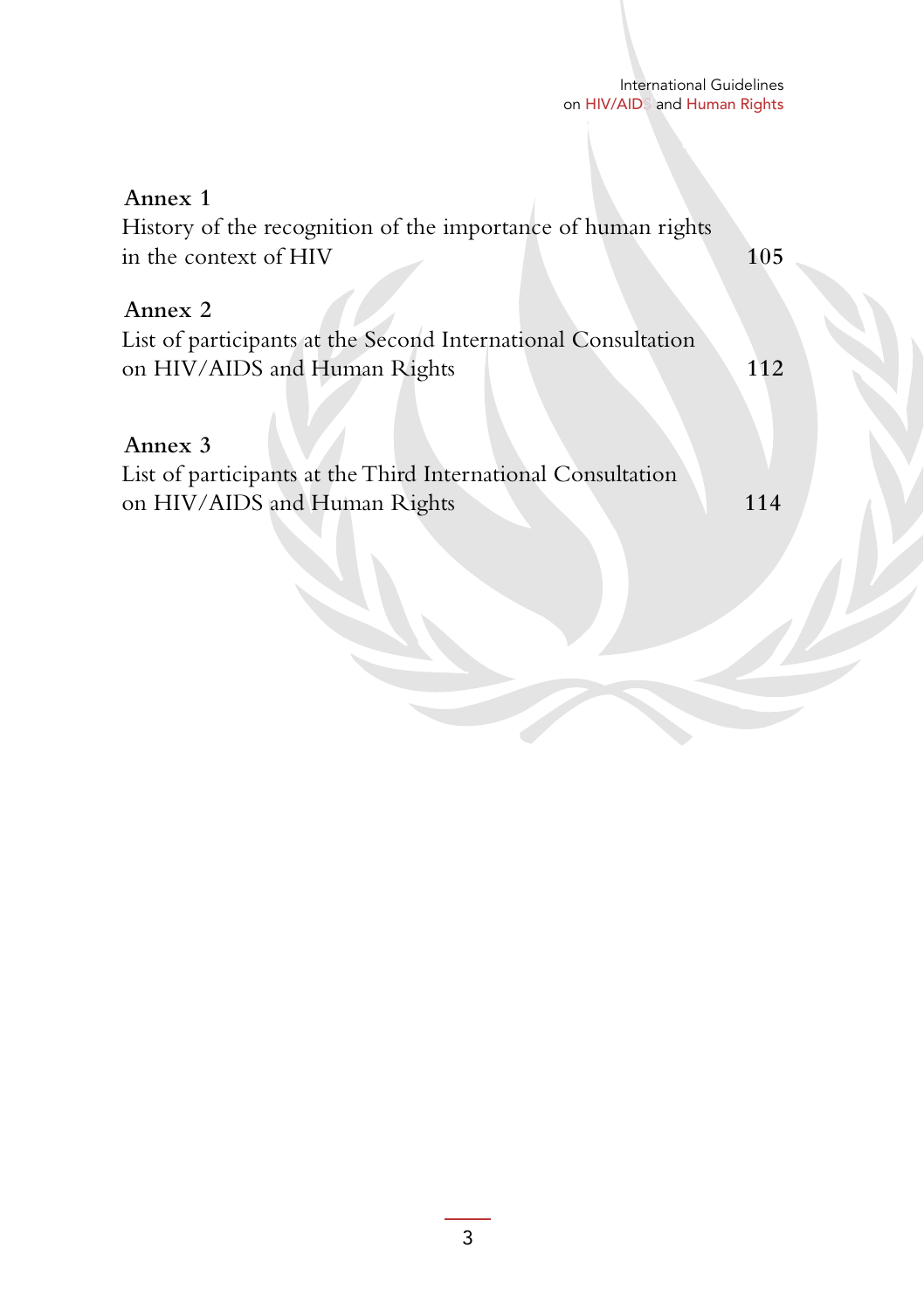**Annex 1**
History of the recognition of the importance of human rights in the context of HIV — 105

**Annex 2**
List of participants at the Second International Consultation on HIV/AIDS and Human Rights — 112

**Annex 3**
List of participants at the Third International Consultation on HIV/AIDS and Human Rights — 114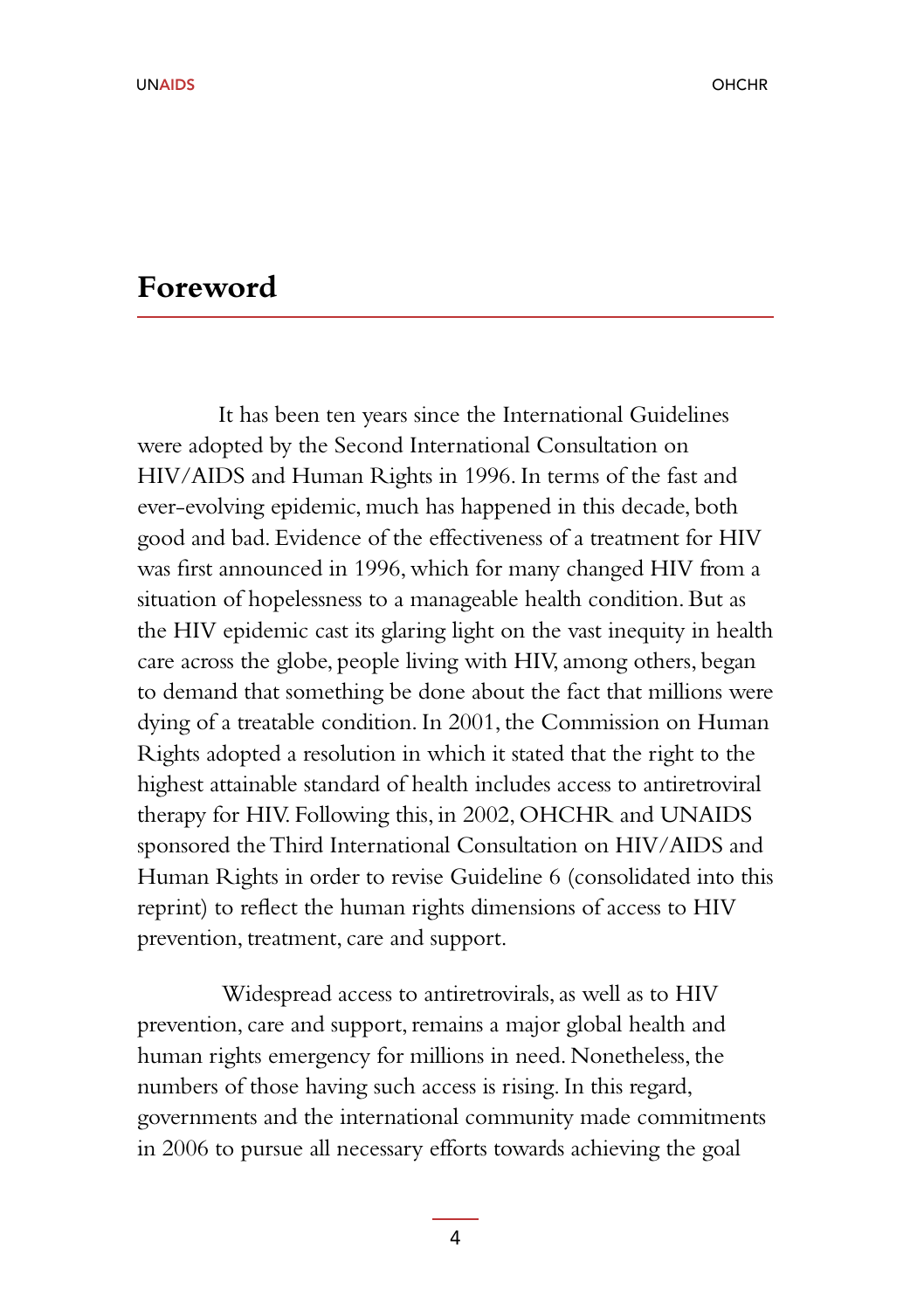# Foreword

It has been ten years since the International Guidelines were adopted by the Second International Consultation on HIV/AIDS and Human Rights in 1996. In terms of the fast and ever-evolving epidemic, much has happened in this decade, both good and bad. Evidence of the effectiveness of a treatment for HIV was first announced in 1996, which for many changed HIV from a situation of hopelessness to a manageable health condition. But as the HIV epidemic cast its glaring light on the vast inequity in health care across the globe, people living with HIV, among others, began to demand that something be done about the fact that millions were dying of a treatable condition. In 2001, the Commission on Human Rights adopted a resolution in which it stated that the right to the highest attainable standard of health includes access to antiretroviral therapy for HIV. Following this, in 2002, OHCHR and UNAIDS sponsored the Third International Consultation on HIV/AIDS and Human Rights in order to revise Guideline 6 (consolidated into this reprint) to reflect the human rights dimensions of access to HIV prevention, treatment, care and support.

Widespread access to antiretrovirals, as well as to HIV prevention, care and support, remains a major global health and human rights emergency for millions in need. Nonetheless, the numbers of those having such access is rising. In this regard, governments and the international community made commitments in 2006 to pursue all necessary efforts towards achieving the goal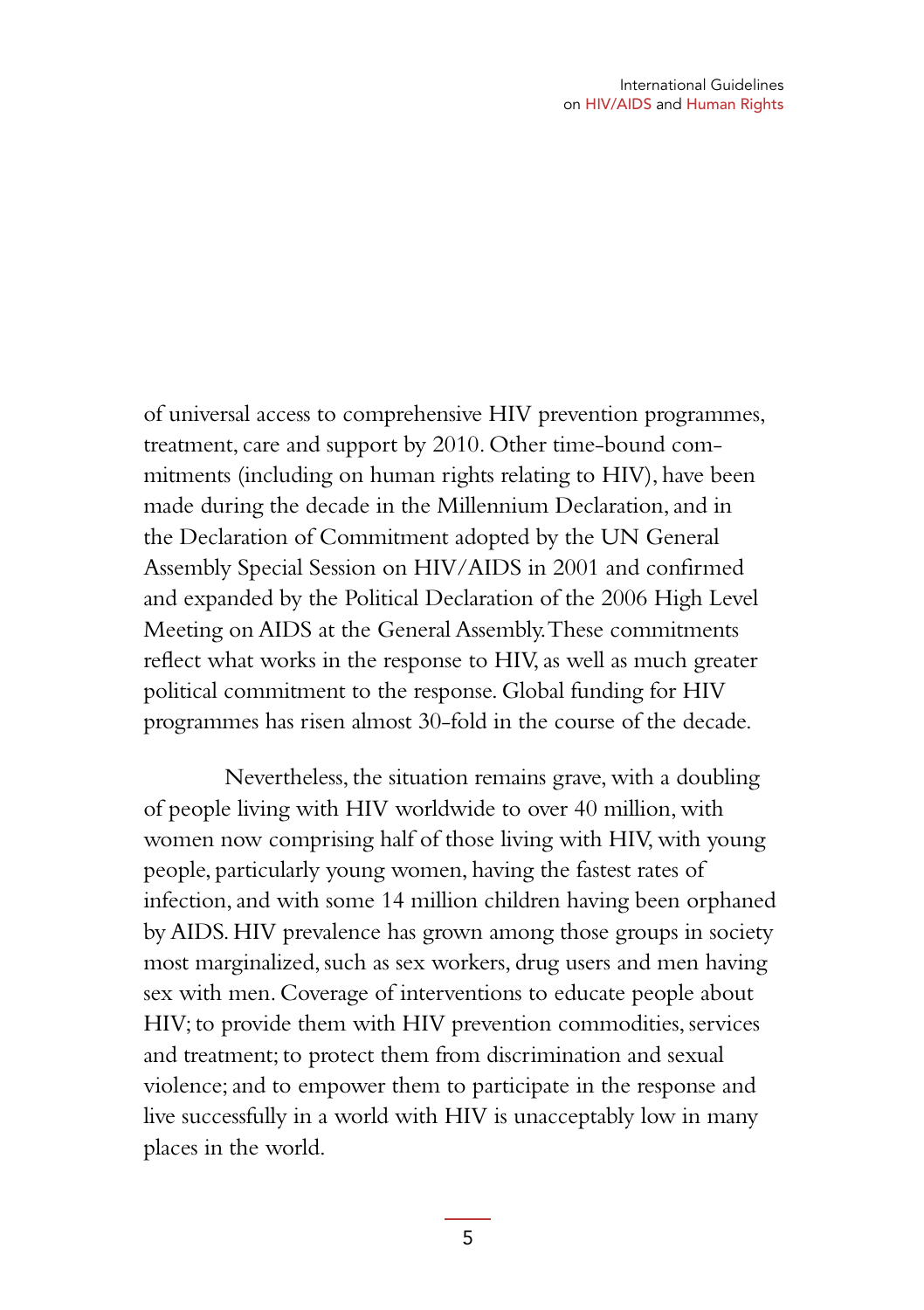of universal access to comprehensive HIV prevention programmes, treatment, care and support by 2010. Other time-bound commitments (including on human rights relating to HIV), have been made during the decade in the Millennium Declaration, and in the Declaration of Commitment adopted by the UN General Assembly Special Session on HIV/AIDS in 2001 and confirmed and expanded by the Political Declaration of the 2006 High Level Meeting on AIDS at the General Assembly. These commitments reflect what works in the response to HIV, as well as much greater political commitment to the response. Global funding for HIV programmes has risen almost 30-fold in the course of the decade.

Nevertheless, the situation remains grave, with a doubling of people living with HIV worldwide to over 40 million, with women now comprising half of those living with HIV, with young people, particularly young women, having the fastest rates of infection, and with some 14 million children having been orphaned by AIDS. HIV prevalence has grown among those groups in society most marginalized, such as sex workers, drug users and men having sex with men. Coverage of interventions to educate people about HIV; to provide them with HIV prevention commodities, services and treatment; to protect them from discrimination and sexual violence; and to empower them to participate in the response and live successfully in a world with HIV is unacceptably low in many places in the world.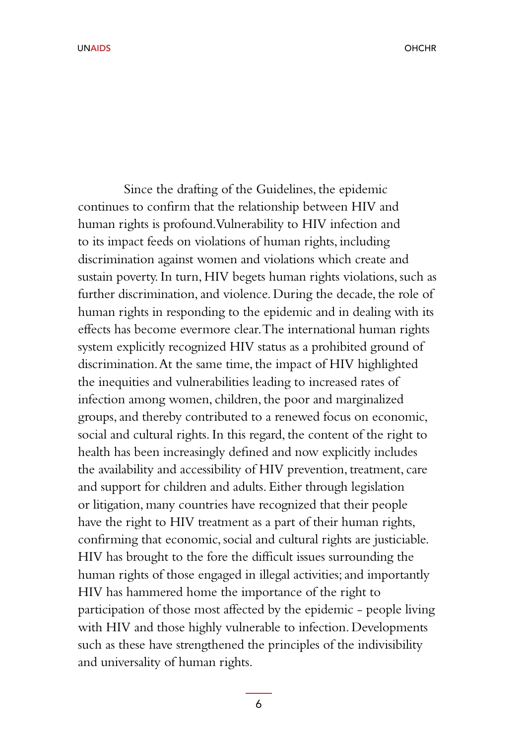Since the drafting of the Guidelines, the epidemic continues to confirm that the relationship between HIV and human rights is profound. Vulnerability to HIV infection and to its impact feeds on violations of human rights, including discrimination against women and violations which create and sustain poverty. In turn, HIV begets human rights violations, such as further discrimination, and violence. During the decade, the role of human rights in responding to the epidemic and in dealing with its effects has become evermore clear. The international human rights system explicitly recognized HIV status as a prohibited ground of discrimination. At the same time, the impact of HIV highlighted the inequities and vulnerabilities leading to increased rates of infection among women, children, the poor and marginalized groups, and thereby contributed to a renewed focus on economic, social and cultural rights. In this regard, the content of the right to health has been increasingly defined and now explicitly includes the availability and accessibility of HIV prevention, treatment, care and support for children and adults. Either through legislation or litigation, many countries have recognized that their people have the right to HIV treatment as a part of their human rights, confirming that economic, social and cultural rights are justiciable. HIV has brought to the fore the difficult issues surrounding the human rights of those engaged in illegal activities; and importantly HIV has hammered home the importance of the right to participation of those most affected by the epidemic - people living with HIV and those highly vulnerable to infection. Developments such as these have strengthened the principles of the indivisibility and universality of human rights.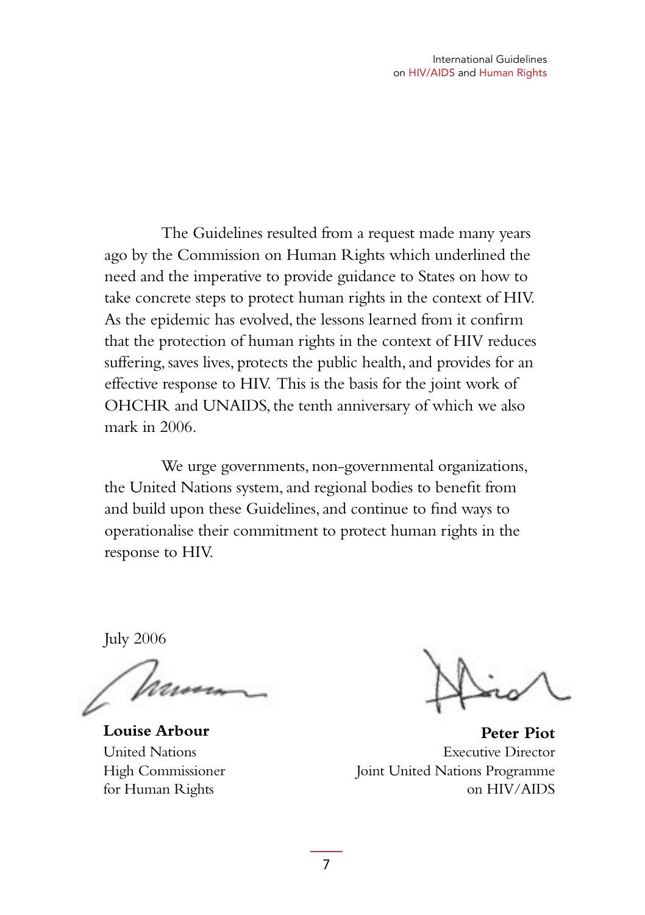The Guidelines resulted from a request made many years ago by the Commission on Human Rights which underlined the need and the imperative to provide guidance to States on how to take concrete steps to protect human rights in the context of HIV. As the epidemic has evolved, the lessons learned from it confirm that the protection of human rights in the context of HIV reduces suffering, saves lives, protects the public health, and provides for an effective response to HIV. This is the basis for the joint work of OHCHR and UNAIDS, the tenth anniversary of which we also mark in 2006.

We urge governments, non-governmental organizations, the United Nations system, and regional bodies to benefit from and build upon these Guidelines, and continue to find ways to operationalise their commitment to protect human rights in the response to HIV.

July 2006

**Louise Arbour**
United Nations
High Commissioner
for Human Rights

**Peter Piot**
Executive Director
Joint United Nations Programme
on HIV/AIDS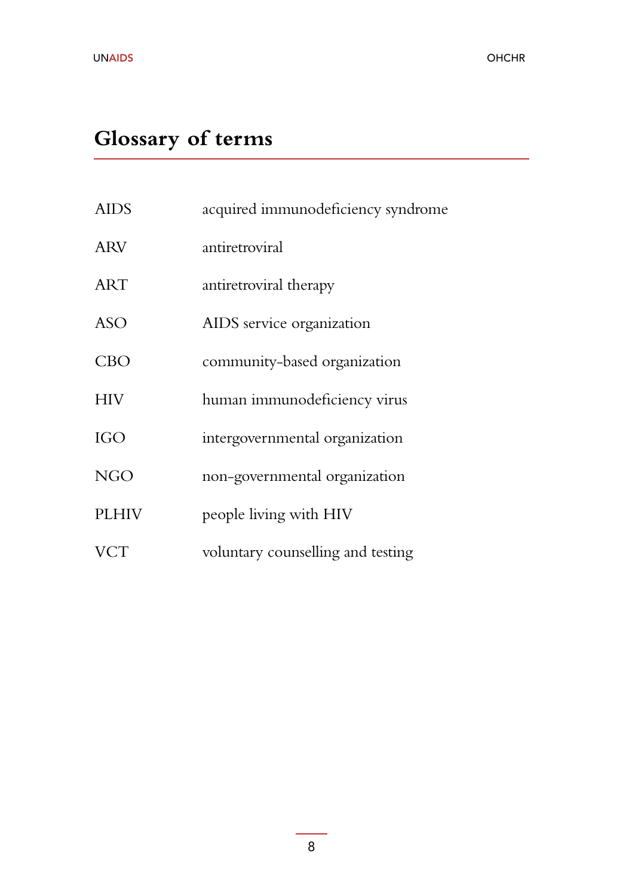# Glossary of terms

| | |
|---|---|
| AIDS | acquired immunodeficiency syndrome |
| ARV | antiretroviral |
| ART | antiretroviral therapy |
| ASO | AIDS service organization |
| CBO | community-based organization |
| HIV | human immunodeficiency virus |
| IGO | intergovernmental organization |
| NGO | non-governmental organization |
| PLHIV | people living with HIV |
| VCT | voluntary counselling and testing |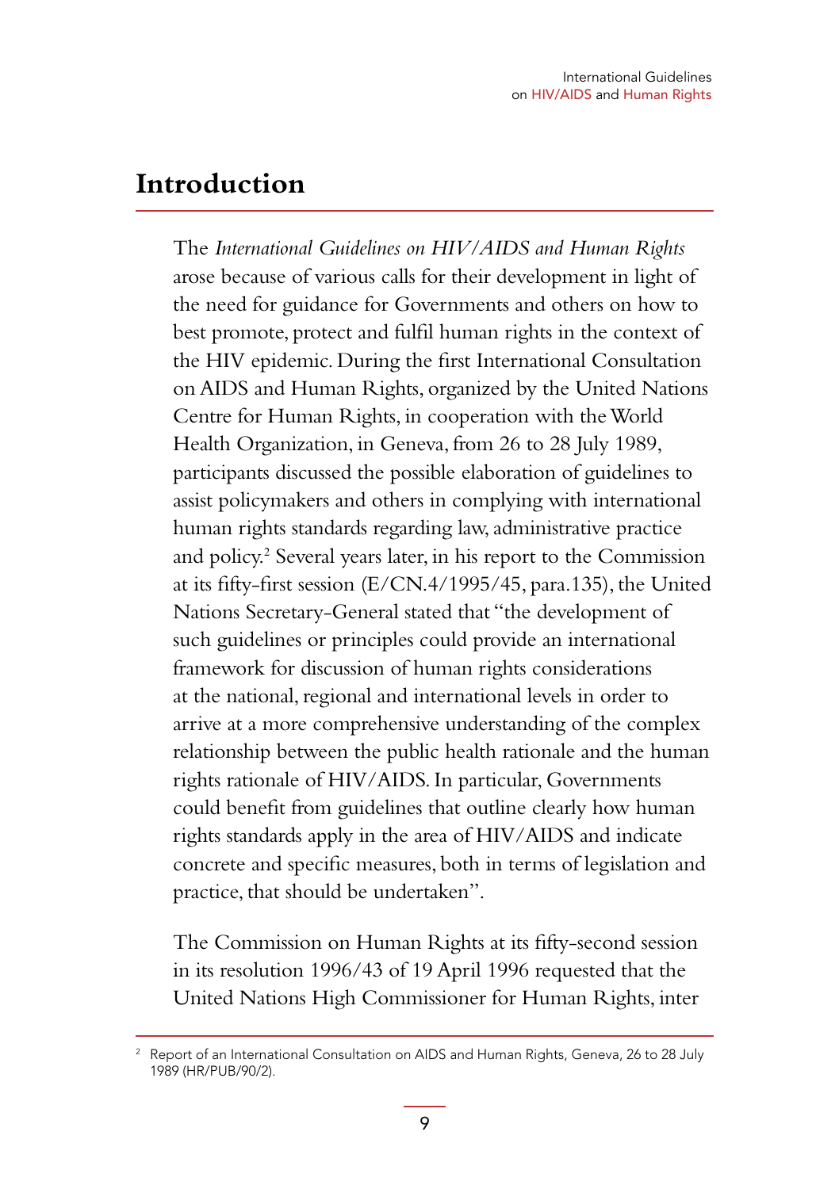# Introduction

The *International Guidelines on HIV/AIDS and Human Rights* arose because of various calls for their development in light of the need for guidance for Governments and others on how to best promote, protect and fulfil human rights in the context of the HIV epidemic. During the first International Consultation on AIDS and Human Rights, organized by the United Nations Centre for Human Rights, in cooperation with the World Health Organization, in Geneva, from 26 to 28 July 1989, participants discussed the possible elaboration of guidelines to assist policymakers and others in complying with international human rights standards regarding law, administrative practice and policy.[2] Several years later, in his report to the Commission at its fifty-first session (E/CN.4/1995/45, para.135), the United Nations Secretary-General stated that "the development of such guidelines or principles could provide an international framework for discussion of human rights considerations at the national, regional and international levels in order to arrive at a more comprehensive understanding of the complex relationship between the public health rationale and the human rights rationale of HIV/AIDS. In particular, Governments could benefit from guidelines that outline clearly how human rights standards apply in the area of HIV/AIDS and indicate concrete and specific measures, both in terms of legislation and practice, that should be undertaken".

The Commission on Human Rights at its fifty-second session in its resolution 1996/43 of 19 April 1996 requested that the United Nations High Commissioner for Human Rights, inter

---

[2] Report of an International Consultation on AIDS and Human Rights, Geneva, 26 to 28 July 1989 (HR/PUB/90/2).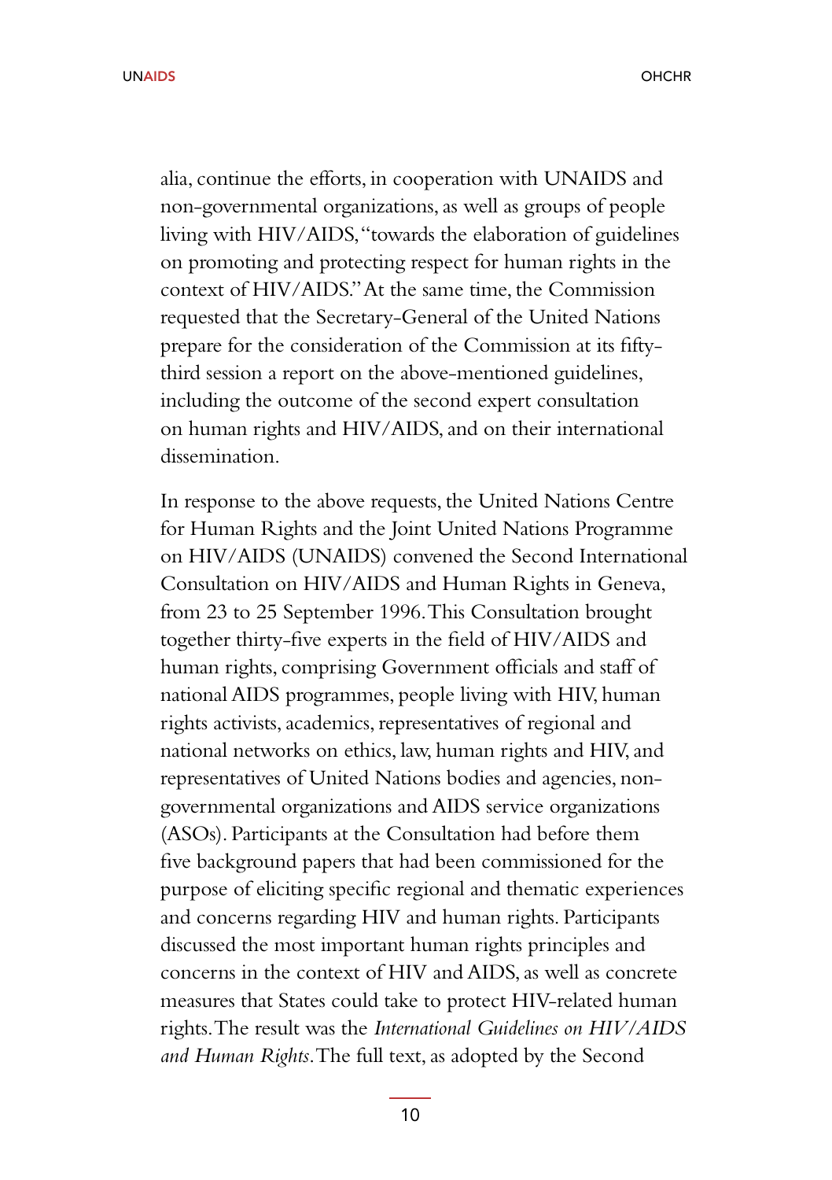alia, continue the efforts, in cooperation with UNAIDS and non-governmental organizations, as well as groups of people living with HIV/AIDS, "towards the elaboration of guidelines on promoting and protecting respect for human rights in the context of HIV/AIDS." At the same time, the Commission requested that the Secretary-General of the United Nations prepare for the consideration of the Commission at its fifty-third session a report on the above-mentioned guidelines, including the outcome of the second expert consultation on human rights and HIV/AIDS, and on their international dissemination.

In response to the above requests, the United Nations Centre for Human Rights and the Joint United Nations Programme on HIV/AIDS (UNAIDS) convened the Second International Consultation on HIV/AIDS and Human Rights in Geneva, from 23 to 25 September 1996. This Consultation brought together thirty-five experts in the field of HIV/AIDS and human rights, comprising Government officials and staff of national AIDS programmes, people living with HIV, human rights activists, academics, representatives of regional and national networks on ethics, law, human rights and HIV, and representatives of United Nations bodies and agencies, non-governmental organizations and AIDS service organizations (ASOs). Participants at the Consultation had before them five background papers that had been commissioned for the purpose of eliciting specific regional and thematic experiences and concerns regarding HIV and human rights. Participants discussed the most important human rights principles and concerns in the context of HIV and AIDS, as well as concrete measures that States could take to protect HIV-related human rights. The result was the *International Guidelines on HIV/AIDS and Human Rights*. The full text, as adopted by the Second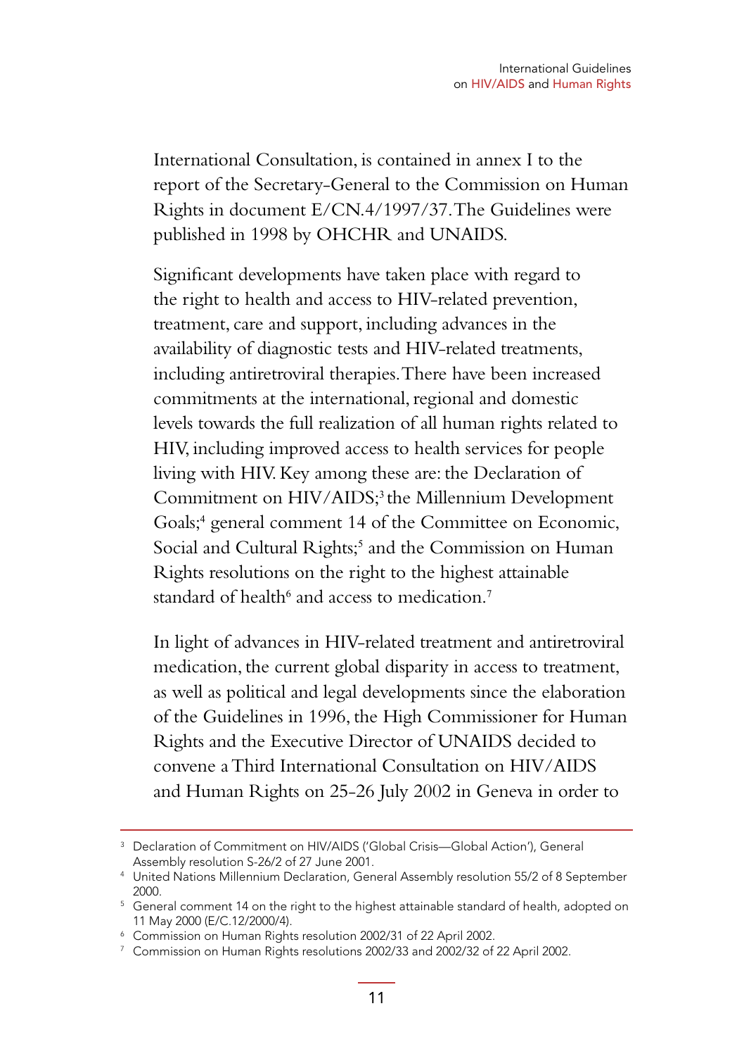International Consultation, is contained in annex I to the report of the Secretary-General to the Commission on Human Rights in document E/CN.4/1997/37. The Guidelines were published in 1998 by OHCHR and UNAIDS.

Significant developments have taken place with regard to the right to health and access to HIV-related prevention, treatment, care and support, including advances in the availability of diagnostic tests and HIV-related treatments, including antiretroviral therapies. There have been increased commitments at the international, regional and domestic levels towards the full realization of all human rights related to HIV, including improved access to health services for people living with HIV. Key among these are: the Declaration of Commitment on HIV/AIDS;[3] the Millennium Development Goals;[4] general comment 14 of the Committee on Economic, Social and Cultural Rights;[5] and the Commission on Human Rights resolutions on the right to the highest attainable standard of health[6] and access to medication.[7]

In light of advances in HIV-related treatment and antiretroviral medication, the current global disparity in access to treatment, as well as political and legal developments since the elaboration of the Guidelines in 1996, the High Commissioner for Human Rights and the Executive Director of UNAIDS decided to convene a Third International Consultation on HIV/AIDS and Human Rights on 25-26 July 2002 in Geneva in order to

---

[3] Declaration of Commitment on HIV/AIDS ('Global Crisis—Global Action'), General Assembly resolution S-26/2 of 27 June 2001.

[4] United Nations Millennium Declaration, General Assembly resolution 55/2 of 8 September 2000.

[5] General comment 14 on the right to the highest attainable standard of health, adopted on 11 May 2000 (E/C.12/2000/4).

[6] Commission on Human Rights resolution 2002/31 of 22 April 2002.

[7] Commission on Human Rights resolutions 2002/33 and 2002/32 of 22 April 2002.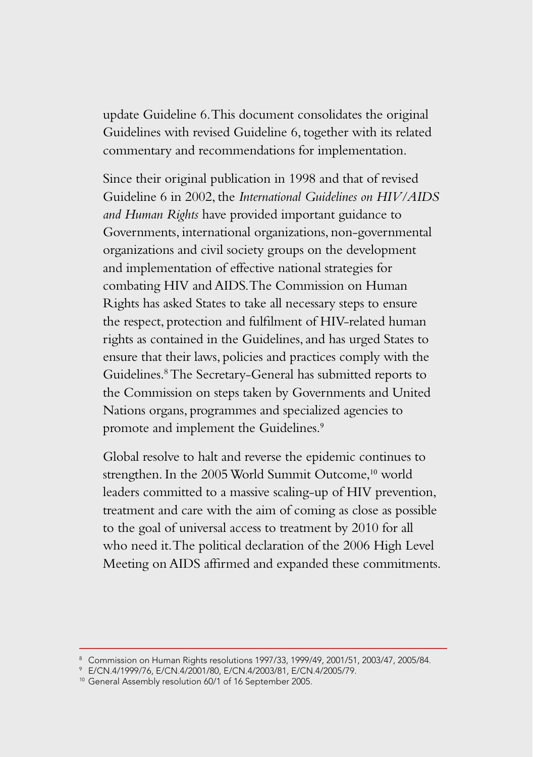update Guideline 6. This document consolidates the original Guidelines with revised Guideline 6, together with its related commentary and recommendations for implementation.

Since their original publication in 1998 and that of revised Guideline 6 in 2002, the *International Guidelines on HIV/AIDS and Human Rights* have provided important guidance to Governments, international organizations, non-governmental organizations and civil society groups on the development and implementation of effective national strategies for combating HIV and AIDS. The Commission on Human Rights has asked States to take all necessary steps to ensure the respect, protection and fulfilment of HIV-related human rights as contained in the Guidelines, and has urged States to ensure that their laws, policies and practices comply with the Guidelines.[8] The Secretary-General has submitted reports to the Commission on steps taken by Governments and United Nations organs, programmes and specialized agencies to promote and implement the Guidelines.[9]

Global resolve to halt and reverse the epidemic continues to strengthen. In the 2005 World Summit Outcome,[10] world leaders committed to a massive scaling-up of HIV prevention, treatment and care with the aim of coming as close as possible to the goal of universal access to treatment by 2010 for all who need it. The political declaration of the 2006 High Level Meeting on AIDS affirmed and expanded these commitments.

---

[8] Commission on Human Rights resolutions 1997/33, 1999/49, 2001/51, 2003/47, 2005/84.

[9] E/CN.4/1999/76, E/CN.4/2001/80, E/CN.4/2003/81, E/CN.4/2005/79.

[10] General Assembly resolution 60/1 of 16 September 2005.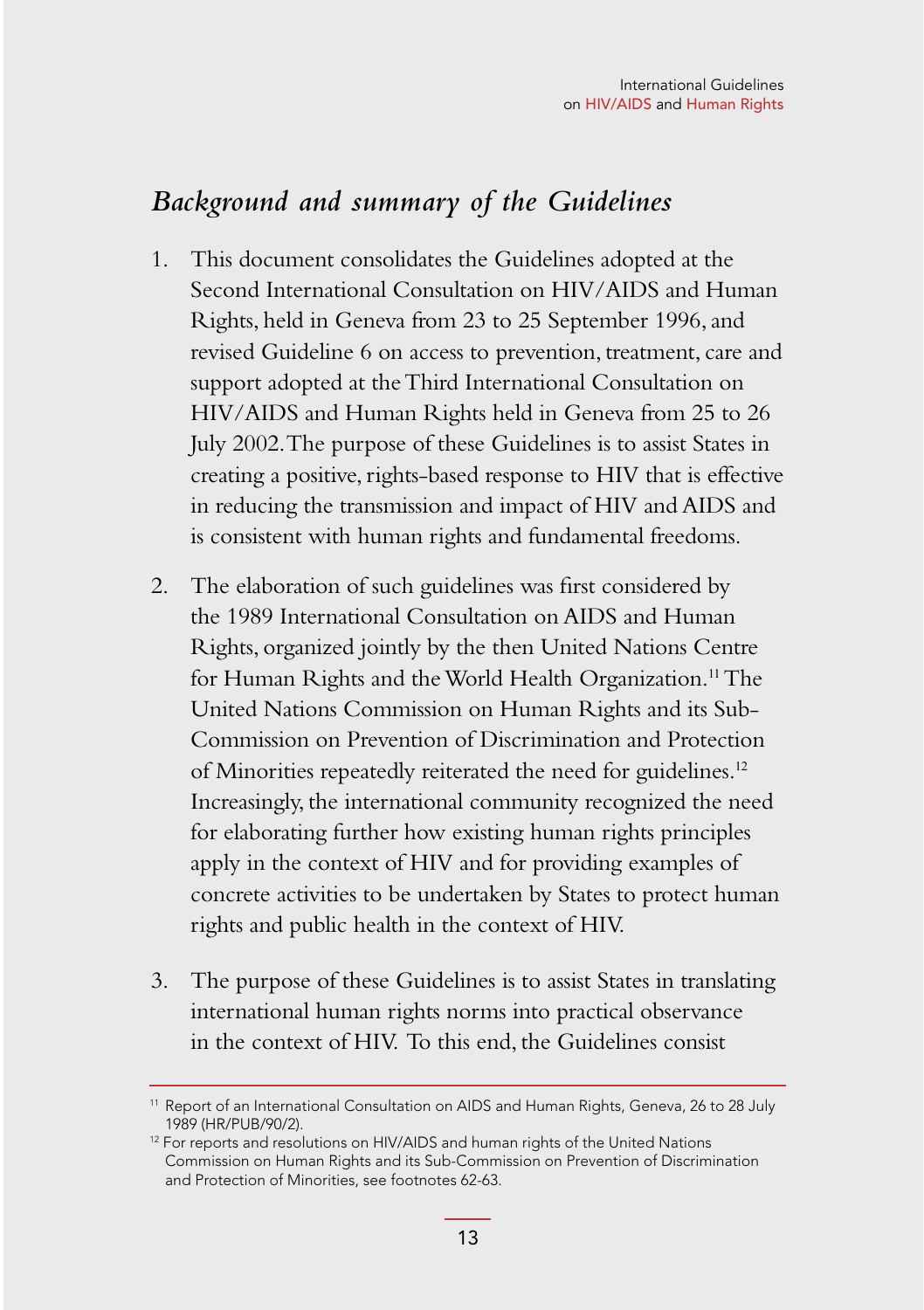## *Background and summary of the Guidelines*

1. This document consolidates the Guidelines adopted at the Second International Consultation on HIV/AIDS and Human Rights, held in Geneva from 23 to 25 September 1996, and revised Guideline 6 on access to prevention, treatment, care and support adopted at the Third International Consultation on HIV/AIDS and Human Rights held in Geneva from 25 to 26 July 2002. The purpose of these Guidelines is to assist States in creating a positive, rights-based response to HIV that is effective in reducing the transmission and impact of HIV and AIDS and is consistent with human rights and fundamental freedoms.

2. The elaboration of such guidelines was first considered by the 1989 International Consultation on AIDS and Human Rights, organized jointly by the then United Nations Centre for Human Rights and the World Health Organization.[11] The United Nations Commission on Human Rights and its Sub-Commission on Prevention of Discrimination and Protection of Minorities repeatedly reiterated the need for guidelines.[12] Increasingly, the international community recognized the need for elaborating further how existing human rights principles apply in the context of HIV and for providing examples of concrete activities to be undertaken by States to protect human rights and public health in the context of HIV.

3. The purpose of these Guidelines is to assist States in translating international human rights norms into practical observance in the context of HIV. To this end, the Guidelines consist

---

[11] Report of an International Consultation on AIDS and Human Rights, Geneva, 26 to 28 July 1989 (HR/PUB/90/2).

[12] For reports and resolutions on HIV/AIDS and human rights of the United Nations Commission on Human Rights and its Sub-Commission on Prevention of Discrimination and Protection of Minorities, see footnotes 62-63.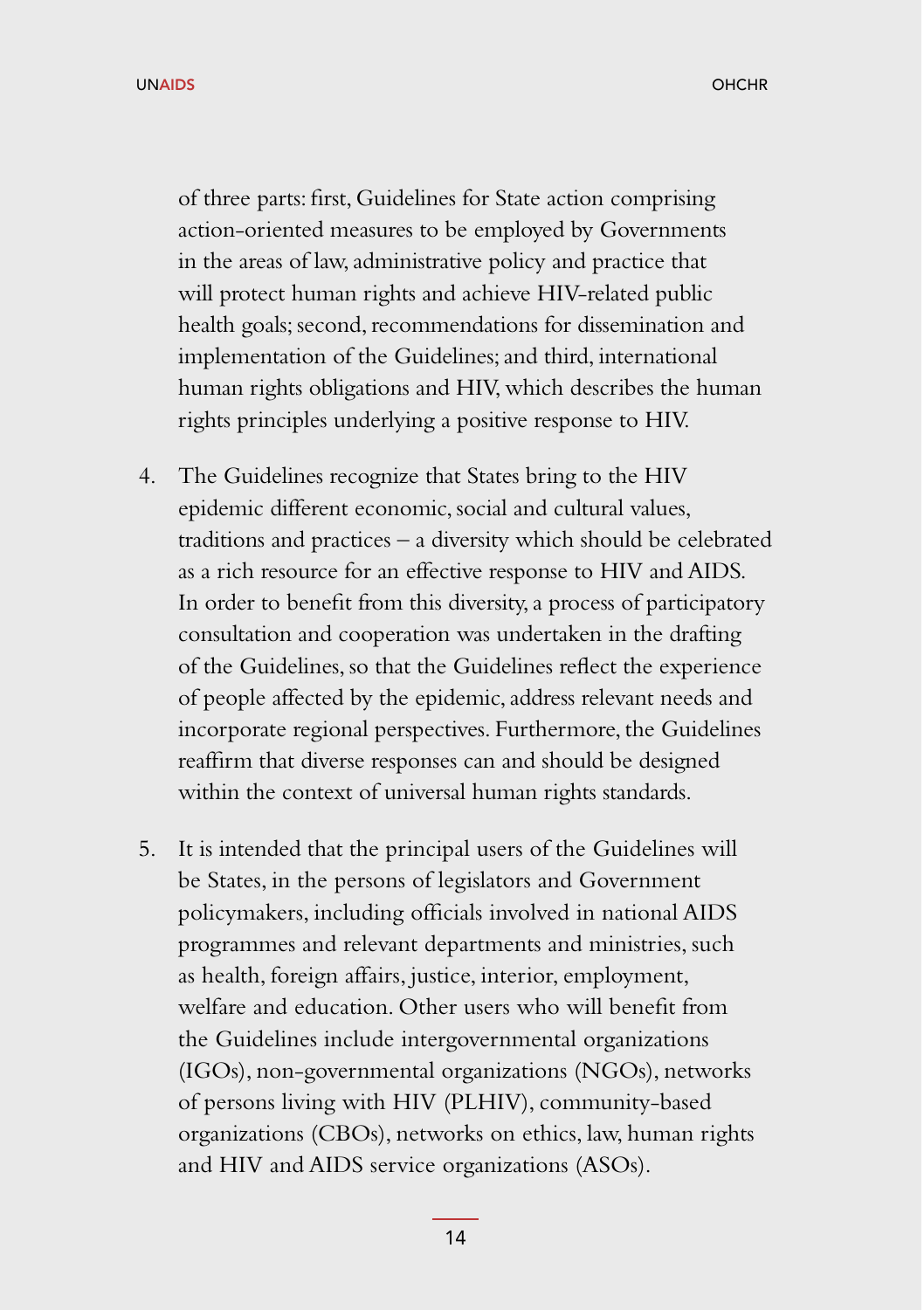of three parts: first, Guidelines for State action comprising action-oriented measures to be employed by Governments in the areas of law, administrative policy and practice that will protect human rights and achieve HIV-related public health goals; second, recommendations for dissemination and implementation of the Guidelines; and third, international human rights obligations and HIV, which describes the human rights principles underlying a positive response to HIV.

4. The Guidelines recognize that States bring to the HIV epidemic different economic, social and cultural values, traditions and practices – a diversity which should be celebrated as a rich resource for an effective response to HIV and AIDS. In order to benefit from this diversity, a process of participatory consultation and cooperation was undertaken in the drafting of the Guidelines, so that the Guidelines reflect the experience of people affected by the epidemic, address relevant needs and incorporate regional perspectives. Furthermore, the Guidelines reaffirm that diverse responses can and should be designed within the context of universal human rights standards.

5. It is intended that the principal users of the Guidelines will be States, in the persons of legislators and Government policymakers, including officials involved in national AIDS programmes and relevant departments and ministries, such as health, foreign affairs, justice, interior, employment, welfare and education. Other users who will benefit from the Guidelines include intergovernmental organizations (IGOs), non-governmental organizations (NGOs), networks of persons living with HIV (PLHIV), community-based organizations (CBOs), networks on ethics, law, human rights and HIV and AIDS service organizations (ASOs).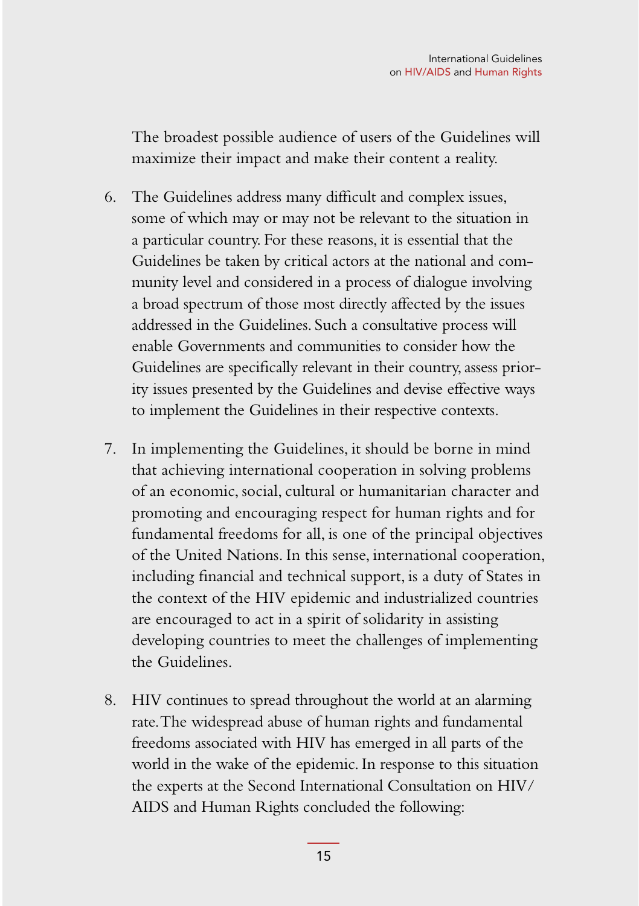The broadest possible audience of users of the Guidelines will maximize their impact and make their content a reality.

6. The Guidelines address many difficult and complex issues, some of which may or may not be relevant to the situation in a particular country. For these reasons, it is essential that the Guidelines be taken by critical actors at the national and community level and considered in a process of dialogue involving a broad spectrum of those most directly affected by the issues addressed in the Guidelines. Such a consultative process will enable Governments and communities to consider how the Guidelines are specifically relevant in their country, assess priority issues presented by the Guidelines and devise effective ways to implement the Guidelines in their respective contexts.

7. In implementing the Guidelines, it should be borne in mind that achieving international cooperation in solving problems of an economic, social, cultural or humanitarian character and promoting and encouraging respect for human rights and for fundamental freedoms for all, is one of the principal objectives of the United Nations. In this sense, international cooperation, including financial and technical support, is a duty of States in the context of the HIV epidemic and industrialized countries are encouraged to act in a spirit of solidarity in assisting developing countries to meet the challenges of implementing the Guidelines.

8. HIV continues to spread throughout the world at an alarming rate. The widespread abuse of human rights and fundamental freedoms associated with HIV has emerged in all parts of the world in the wake of the epidemic. In response to this situation the experts at the Second International Consultation on HIV/AIDS and Human Rights concluded the following: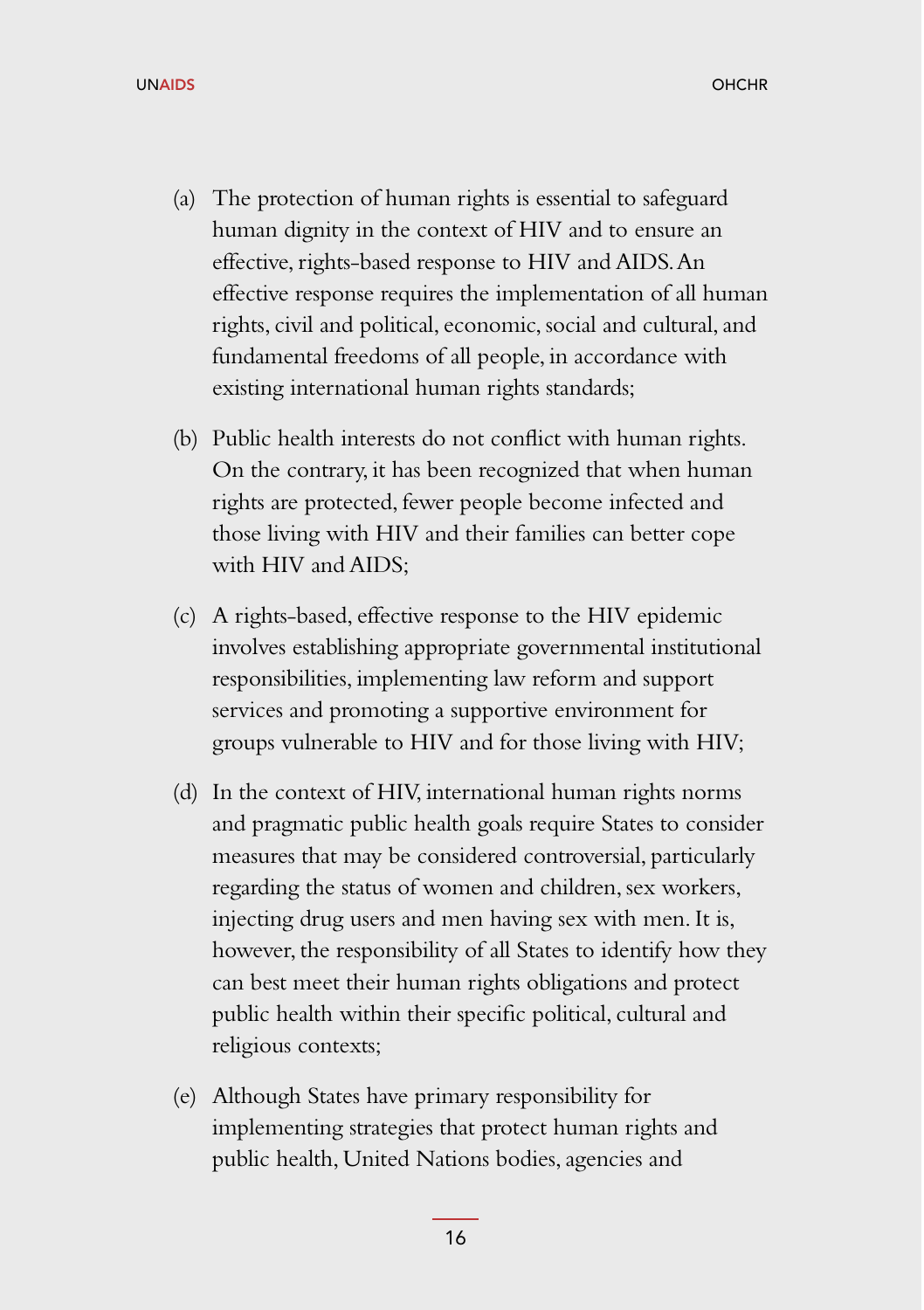(a) The protection of human rights is essential to safeguard human dignity in the context of HIV and to ensure an effective, rights-based response to HIV and AIDS. An effective response requires the implementation of all human rights, civil and political, economic, social and cultural, and fundamental freedoms of all people, in accordance with existing international human rights standards;

(b) Public health interests do not conflict with human rights. On the contrary, it has been recognized that when human rights are protected, fewer people become infected and those living with HIV and their families can better cope with HIV and AIDS;

(c) A rights-based, effective response to the HIV epidemic involves establishing appropriate governmental institutional responsibilities, implementing law reform and support services and promoting a supportive environment for groups vulnerable to HIV and for those living with HIV;

(d) In the context of HIV, international human rights norms and pragmatic public health goals require States to consider measures that may be considered controversial, particularly regarding the status of women and children, sex workers, injecting drug users and men having sex with men. It is, however, the responsibility of all States to identify how they can best meet their human rights obligations and protect public health within their specific political, cultural and religious contexts;

(e) Although States have primary responsibility for implementing strategies that protect human rights and public health, United Nations bodies, agencies and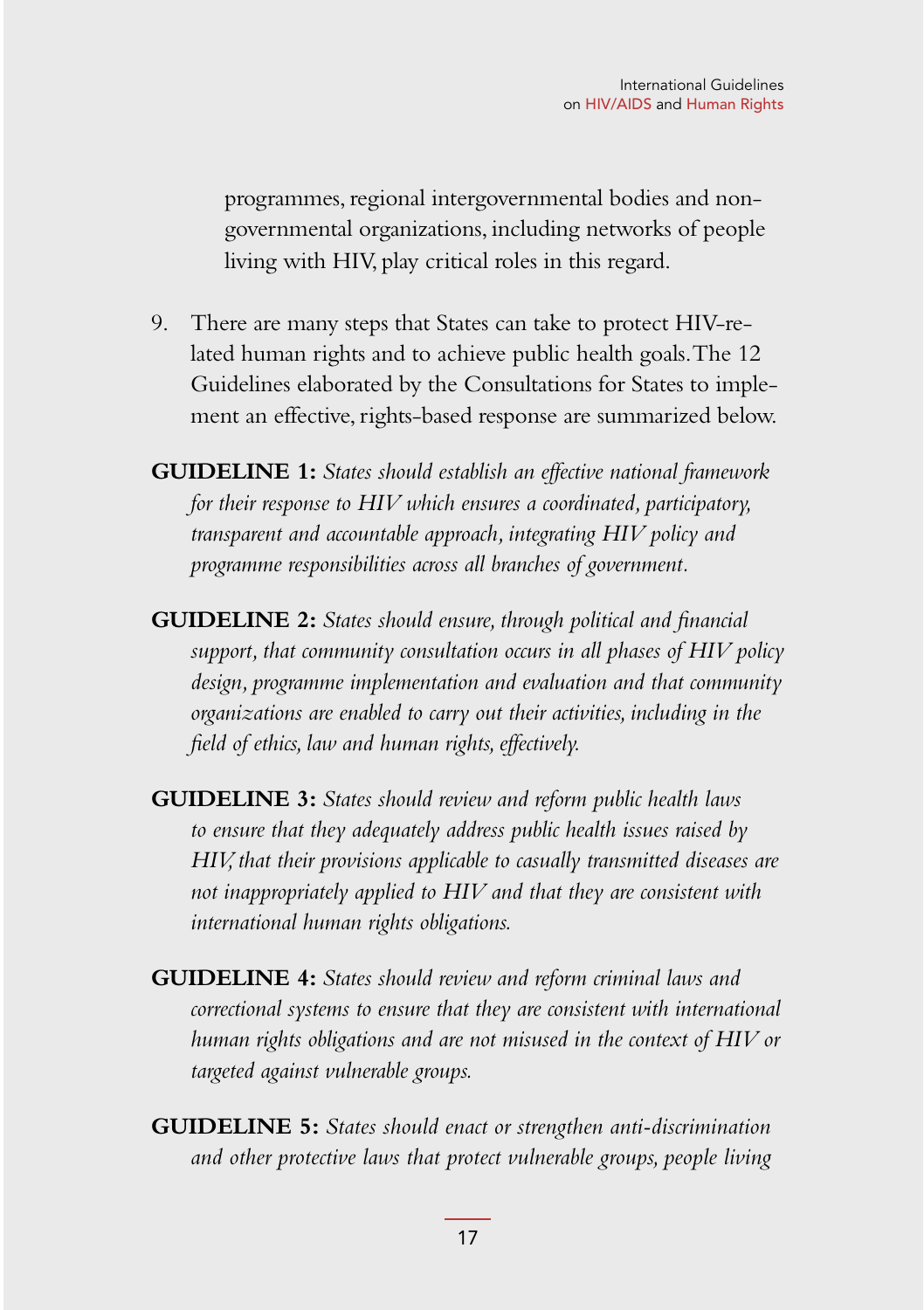programmes, regional intergovernmental bodies and non-governmental organizations, including networks of people living with HIV, play critical roles in this regard.

9. There are many steps that States can take to protect HIV-related human rights and to achieve public health goals. The 12 Guidelines elaborated by the Consultations for States to implement an effective, rights-based response are summarized below.

**GUIDELINE 1:** *States should establish an effective national framework for their response to HIV which ensures a coordinated, participatory, transparent and accountable approach, integrating HIV policy and programme responsibilities across all branches of government.*

**GUIDELINE 2:** *States should ensure, through political and financial support, that community consultation occurs in all phases of HIV policy design, programme implementation and evaluation and that community organizations are enabled to carry out their activities, including in the field of ethics, law and human rights, effectively.*

**GUIDELINE 3:** *States should review and reform public health laws to ensure that they adequately address public health issues raised by HIV, that their provisions applicable to casually transmitted diseases are not inappropriately applied to HIV and that they are consistent with international human rights obligations.*

**GUIDELINE 4:** *States should review and reform criminal laws and correctional systems to ensure that they are consistent with international human rights obligations and are not misused in the context of HIV or targeted against vulnerable groups.*

**GUIDELINE 5:** *States should enact or strengthen anti-discrimination and other protective laws that protect vulnerable groups, people living*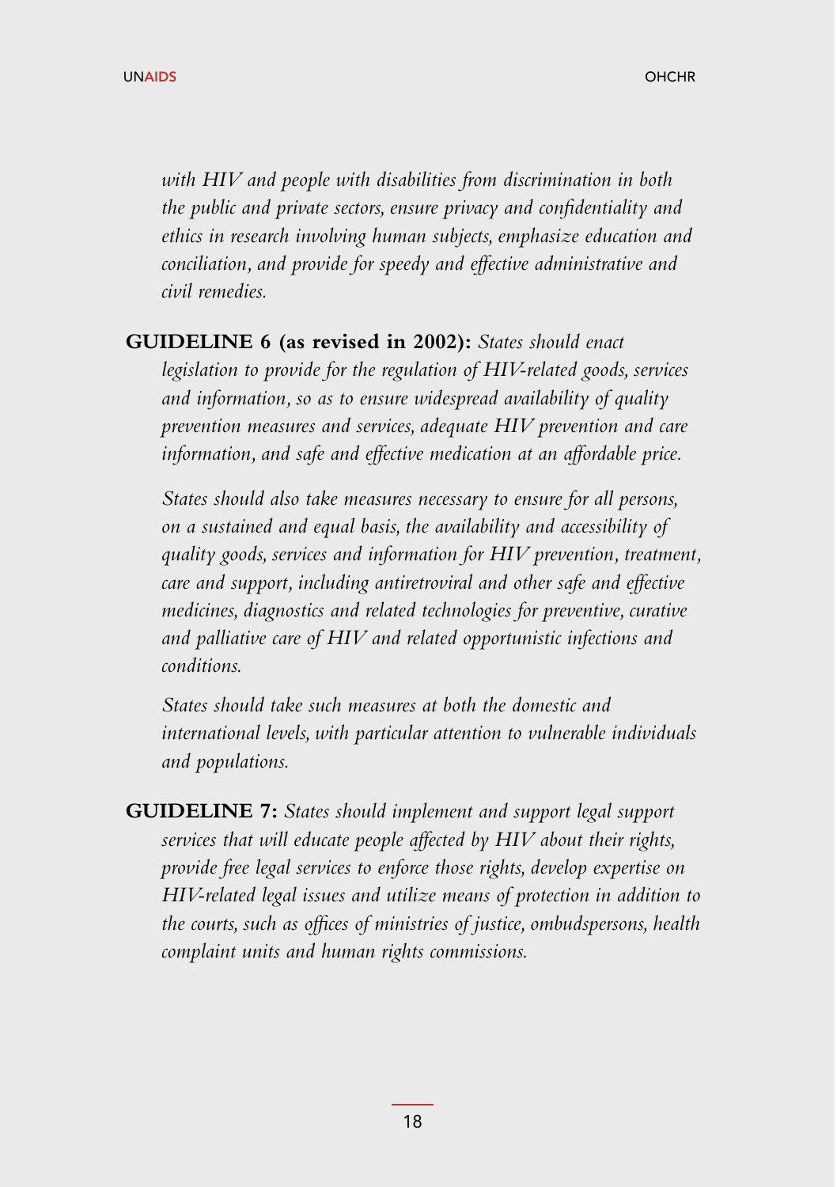*with HIV and people with disabilities from discrimination in both the public and private sectors, ensure privacy and confidentiality and ethics in research involving human subjects, emphasize education and conciliation, and provide for speedy and effective administrative and civil remedies.*

**GUIDELINE 6 (as revised in 2002):** *States should enact legislation to provide for the regulation of HIV-related goods, services and information, so as to ensure widespread availability of quality prevention measures and services, adequate HIV prevention and care information, and safe and effective medication at an affordable price.*

*States should also take measures necessary to ensure for all persons, on a sustained and equal basis, the availability and accessibility of quality goods, services and information for HIV prevention, treatment, care and support, including antiretroviral and other safe and effective medicines, diagnostics and related technologies for preventive, curative and palliative care of HIV and related opportunistic infections and conditions.*

*States should take such measures at both the domestic and international levels, with particular attention to vulnerable individuals and populations.*

**GUIDELINE 7:** *States should implement and support legal support services that will educate people affected by HIV about their rights, provide free legal services to enforce those rights, develop expertise on HIV-related legal issues and utilize means of protection in addition to the courts, such as offices of ministries of justice, ombudspersons, health complaint units and human rights commissions.*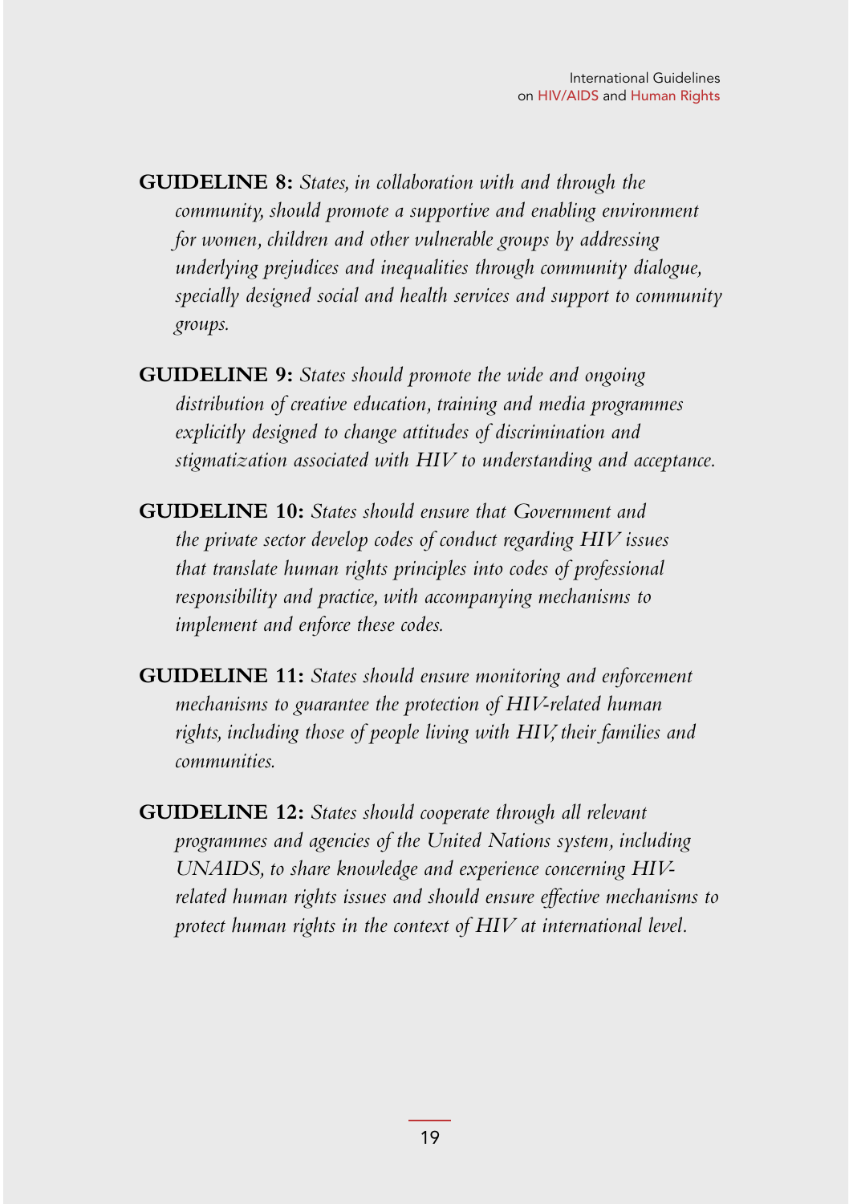**GUIDELINE 8:** *States, in collaboration with and through the community, should promote a supportive and enabling environment for women, children and other vulnerable groups by addressing underlying prejudices and inequalities through community dialogue, specially designed social and health services and support to community groups.*

**GUIDELINE 9:** *States should promote the wide and ongoing distribution of creative education, training and media programmes explicitly designed to change attitudes of discrimination and stigmatization associated with HIV to understanding and acceptance.*

**GUIDELINE 10:** *States should ensure that Government and the private sector develop codes of conduct regarding HIV issues that translate human rights principles into codes of professional responsibility and practice, with accompanying mechanisms to implement and enforce these codes.*

**GUIDELINE 11:** *States should ensure monitoring and enforcement mechanisms to guarantee the protection of HIV-related human rights, including those of people living with HIV, their families and communities.*

**GUIDELINE 12:** *States should cooperate through all relevant programmes and agencies of the United Nations system, including UNAIDS, to share knowledge and experience concerning HIV-related human rights issues and should ensure effective mechanisms to protect human rights in the context of HIV at international level.*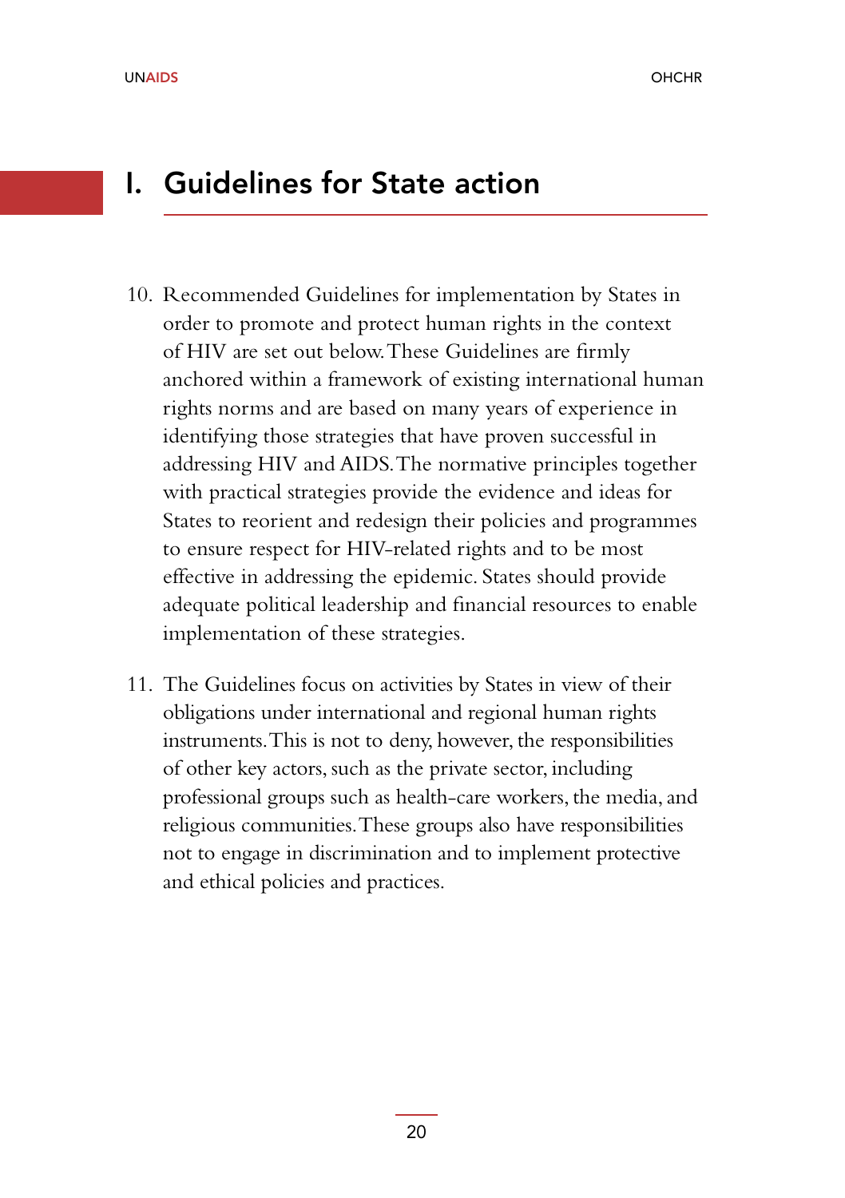# I. Guidelines for State action

10. Recommended Guidelines for implementation by States in order to promote and protect human rights in the context of HIV are set out below. These Guidelines are firmly anchored within a framework of existing international human rights norms and are based on many years of experience in identifying those strategies that have proven successful in addressing HIV and AIDS. The normative principles together with practical strategies provide the evidence and ideas for States to reorient and redesign their policies and programmes to ensure respect for HIV-related rights and to be most effective in addressing the epidemic. States should provide adequate political leadership and financial resources to enable implementation of these strategies.

11. The Guidelines focus on activities by States in view of their obligations under international and regional human rights instruments. This is not to deny, however, the responsibilities of other key actors, such as the private sector, including professional groups such as health-care workers, the media, and religious communities. These groups also have responsibilities not to engage in discrimination and to implement protective and ethical policies and practices.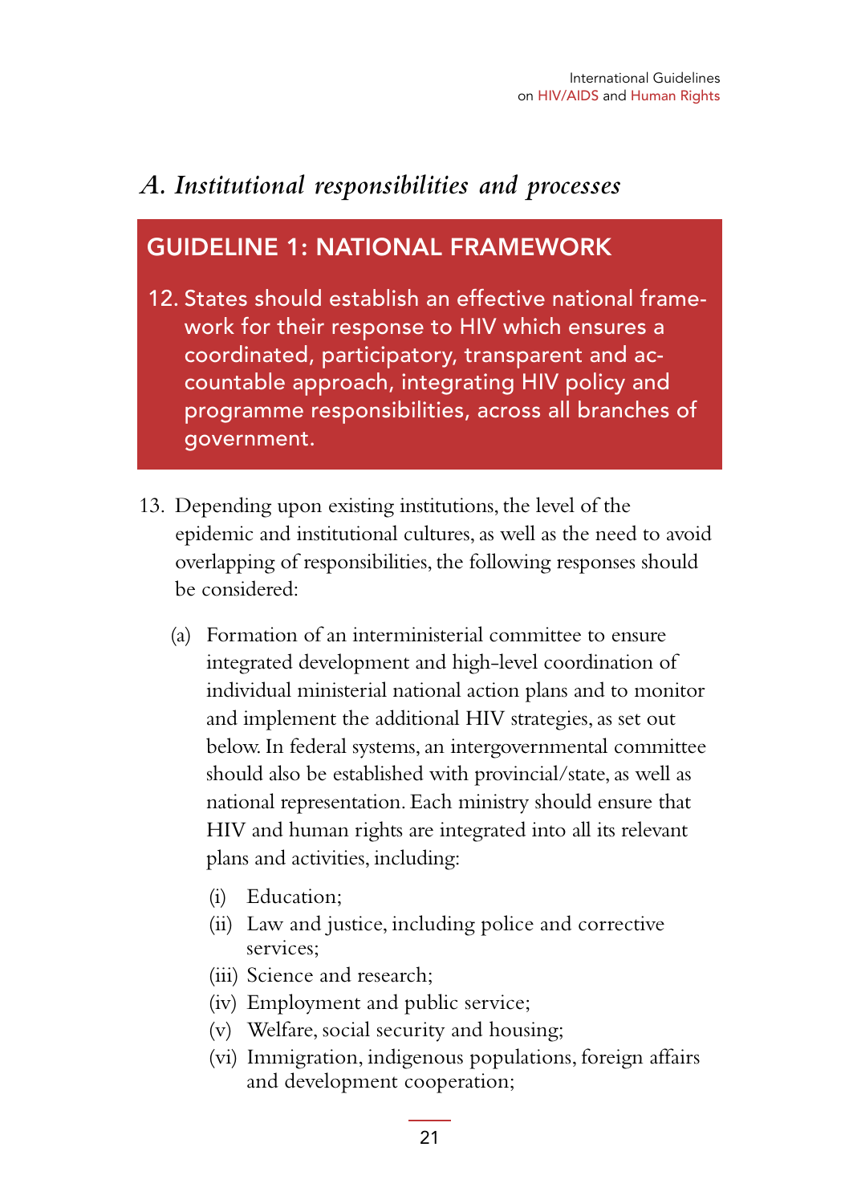## *A. Institutional responsibilities and processes*

### GUIDELINE 1: NATIONAL FRAMEWORK

12. States should establish an effective national framework for their response to HIV which ensures a coordinated, participatory, transparent and accountable approach, integrating HIV policy and programme responsibilities, across all branches of government.

13. Depending upon existing institutions, the level of the epidemic and institutional cultures, as well as the need to avoid overlapping of responsibilities, the following responses should be considered:

   (a) Formation of an interministerial committee to ensure integrated development and high-level coordination of individual ministerial national action plans and to monitor and implement the additional HIV strategies, as set out below. In federal systems, an intergovernmental committee should also be established with provincial/state, as well as national representation. Each ministry should ensure that HIV and human rights are integrated into all its relevant plans and activities, including:

   (i) Education;
   (ii) Law and justice, including police and corrective services;
   (iii) Science and research;
   (iv) Employment and public service;
   (v) Welfare, social security and housing;
   (vi) Immigration, indigenous populations, foreign affairs and development cooperation;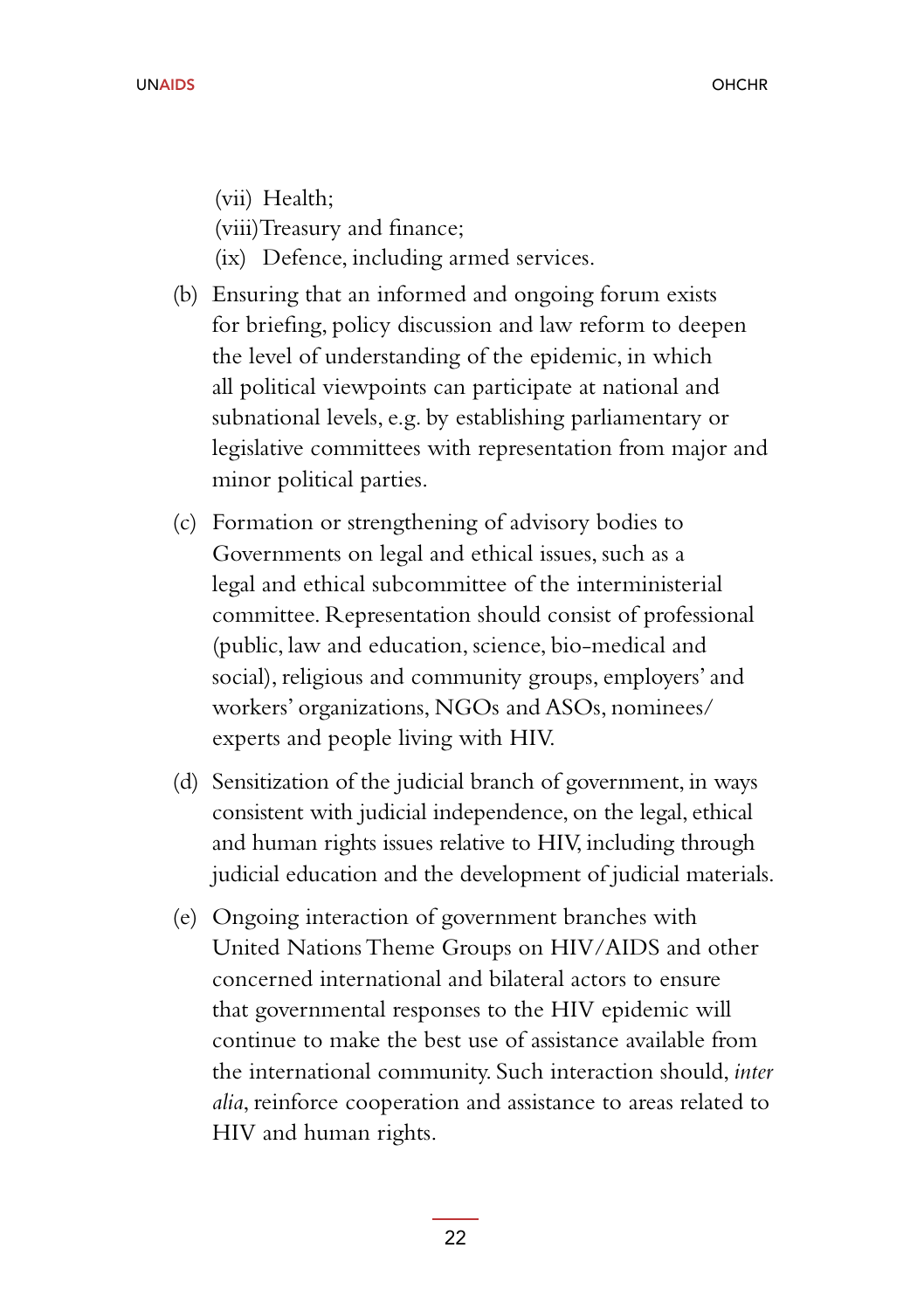(vii) Health;
   (viii) Treasury and finance;
   (ix) Defence, including armed services.

(b) Ensuring that an informed and ongoing forum exists for briefing, policy discussion and law reform to deepen the level of understanding of the epidemic, in which all political viewpoints can participate at national and subnational levels, e.g. by establishing parliamentary or legislative committees with representation from major and minor political parties.

(c) Formation or strengthening of advisory bodies to Governments on legal and ethical issues, such as a legal and ethical subcommittee of the interministerial committee. Representation should consist of professional (public, law and education, science, bio-medical and social), religious and community groups, employers' and workers' organizations, NGOs and ASOs, nominees/ experts and people living with HIV.

(d) Sensitization of the judicial branch of government, in ways consistent with judicial independence, on the legal, ethical and human rights issues relative to HIV, including through judicial education and the development of judicial materials.

(e) Ongoing interaction of government branches with United Nations Theme Groups on HIV/AIDS and other concerned international and bilateral actors to ensure that governmental responses to the HIV epidemic will continue to make the best use of assistance available from the international community. Such interaction should, *inter alia*, reinforce cooperation and assistance to areas related to HIV and human rights.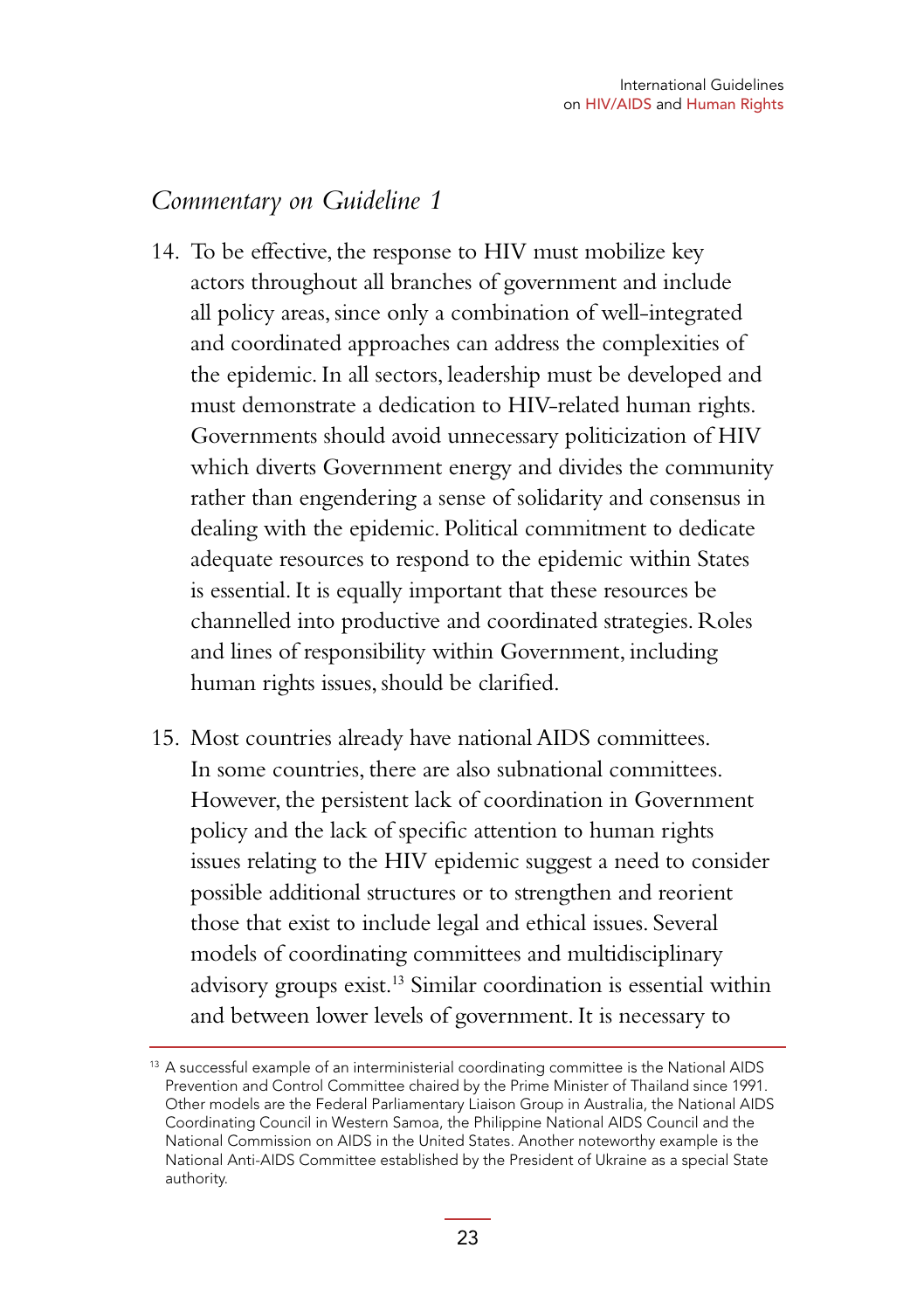## *Commentary on Guideline 1*

14. To be effective, the response to HIV must mobilize key actors throughout all branches of government and include all policy areas, since only a combination of well-integrated and coordinated approaches can address the complexities of the epidemic. In all sectors, leadership must be developed and must demonstrate a dedication to HIV-related human rights. Governments should avoid unnecessary politicization of HIV which diverts Government energy and divides the community rather than engendering a sense of solidarity and consensus in dealing with the epidemic. Political commitment to dedicate adequate resources to respond to the epidemic within States is essential. It is equally important that these resources be channelled into productive and coordinated strategies. Roles and lines of responsibility within Government, including human rights issues, should be clarified.

15. Most countries already have national AIDS committees. In some countries, there are also subnational committees. However, the persistent lack of coordination in Government policy and the lack of specific attention to human rights issues relating to the HIV epidemic suggest a need to consider possible additional structures or to strengthen and reorient those that exist to include legal and ethical issues. Several models of coordinating committees and multidisciplinary advisory groups exist.[13] Similar coordination is essential within and between lower levels of government. It is necessary to

---

[13] A successful example of an interministerial coordinating committee is the National AIDS Prevention and Control Committee chaired by the Prime Minister of Thailand since 1991. Other models are the Federal Parliamentary Liaison Group in Australia, the National AIDS Coordinating Council in Western Samoa, the Philippine National AIDS Council and the National Commission on AIDS in the United States. Another noteworthy example is the National Anti-AIDS Committee established by the President of Ukraine as a special State authority.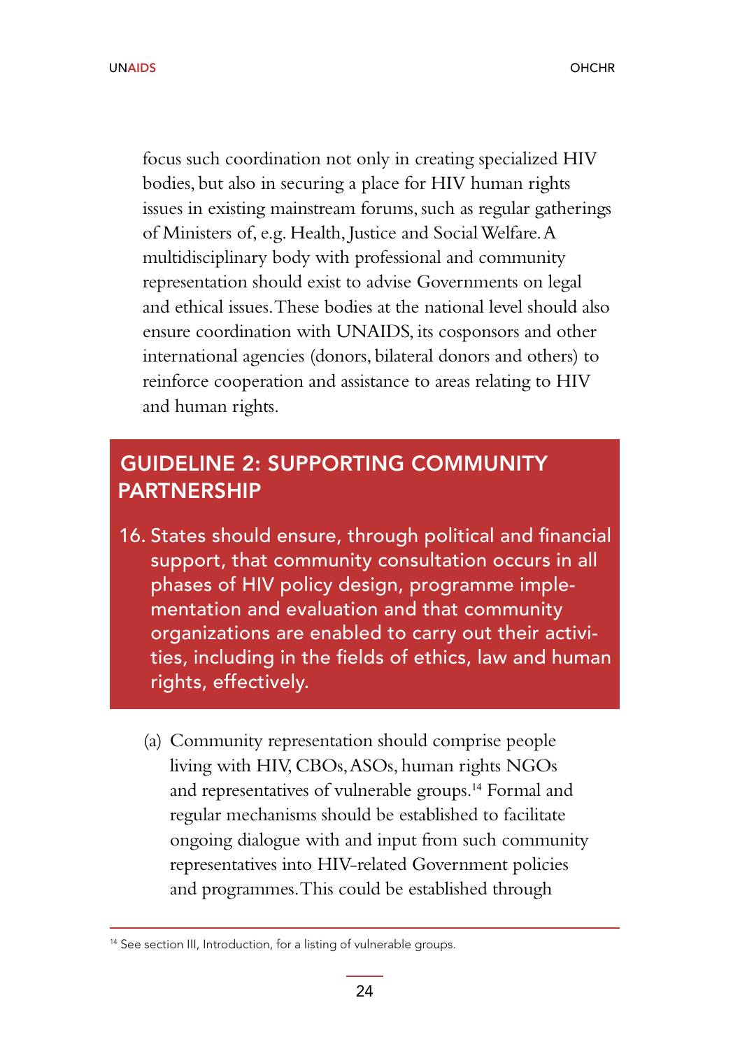focus such coordination not only in creating specialized HIV bodies, but also in securing a place for HIV human rights issues in existing mainstream forums, such as regular gatherings of Ministers of, e.g. Health, Justice and Social Welfare. A multidisciplinary body with professional and community representation should exist to advise Governments on legal and ethical issues. These bodies at the national level should also ensure coordination with UNAIDS, its cosponsors and other international agencies (donors, bilateral donors and others) to reinforce cooperation and assistance to areas relating to HIV and human rights.

## GUIDELINE 2: SUPPORTING COMMUNITY PARTNERSHIP

16. States should ensure, through political and financial support, that community consultation occurs in all phases of HIV policy design, programme implementation and evaluation and that community organizations are enabled to carry out their activities, including in the fields of ethics, law and human rights, effectively.

(a) Community representation should comprise people living with HIV, CBOs, ASOs, human rights NGOs and representatives of vulnerable groups.[14] Formal and regular mechanisms should be established to facilitate ongoing dialogue with and input from such community representatives into HIV-related Government policies and programmes. This could be established through

[14] See section III, Introduction, for a listing of vulnerable groups.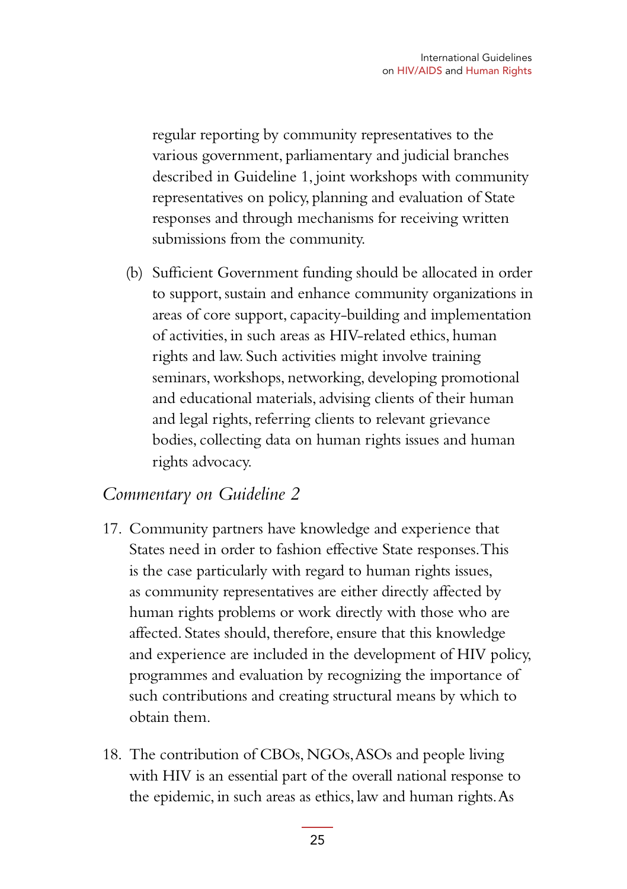regular reporting by community representatives to the various government, parliamentary and judicial branches described in Guideline 1, joint workshops with community representatives on policy, planning and evaluation of State responses and through mechanisms for receiving written submissions from the community.

(b) Sufficient Government funding should be allocated in order to support, sustain and enhance community organizations in areas of core support, capacity-building and implementation of activities, in such areas as HIV-related ethics, human rights and law. Such activities might involve training seminars, workshops, networking, developing promotional and educational materials, advising clients of their human and legal rights, referring clients to relevant grievance bodies, collecting data on human rights issues and human rights advocacy.

## *Commentary on Guideline 2*

17. Community partners have knowledge and experience that States need in order to fashion effective State responses. This is the case particularly with regard to human rights issues, as community representatives are either directly affected by human rights problems or work directly with those who are affected. States should, therefore, ensure that this knowledge and experience are included in the development of HIV policy, programmes and evaluation by recognizing the importance of such contributions and creating structural means by which to obtain them.

18. The contribution of CBOs, NGOs, ASOs and people living with HIV is an essential part of the overall national response to the epidemic, in such areas as ethics, law and human rights. As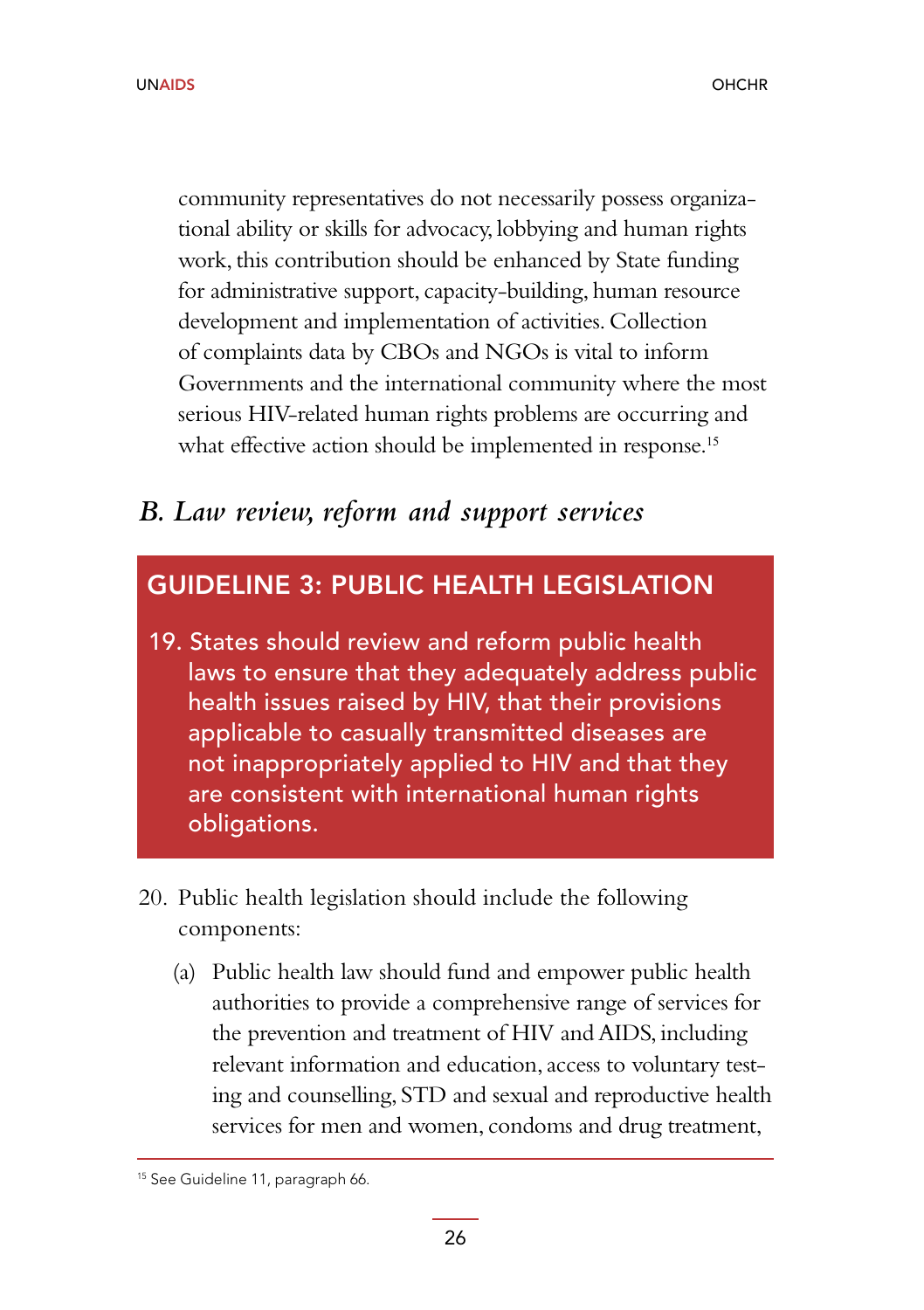community representatives do not necessarily possess organizational ability or skills for advocacy, lobbying and human rights work, this contribution should be enhanced by State funding for administrative support, capacity-building, human resource development and implementation of activities. Collection of complaints data by CBOs and NGOs is vital to inform Governments and the international community where the most serious HIV-related human rights problems are occurring and what effective action should be implemented in response.[15]

## *B. Law review, reform and support services*

### GUIDELINE 3: PUBLIC HEALTH LEGISLATION

19. States should review and reform public health laws to ensure that they adequately address public health issues raised by HIV, that their provisions applicable to casually transmitted diseases are not inappropriately applied to HIV and that they are consistent with international human rights obligations.

20. Public health legislation should include the following components:

    (a) Public health law should fund and empower public health authorities to provide a comprehensive range of services for the prevention and treatment of HIV and AIDS, including relevant information and education, access to voluntary testing and counselling, STD and sexual and reproductive health services for men and women, condoms and drug treatment,

[15] See Guideline 11, paragraph 66.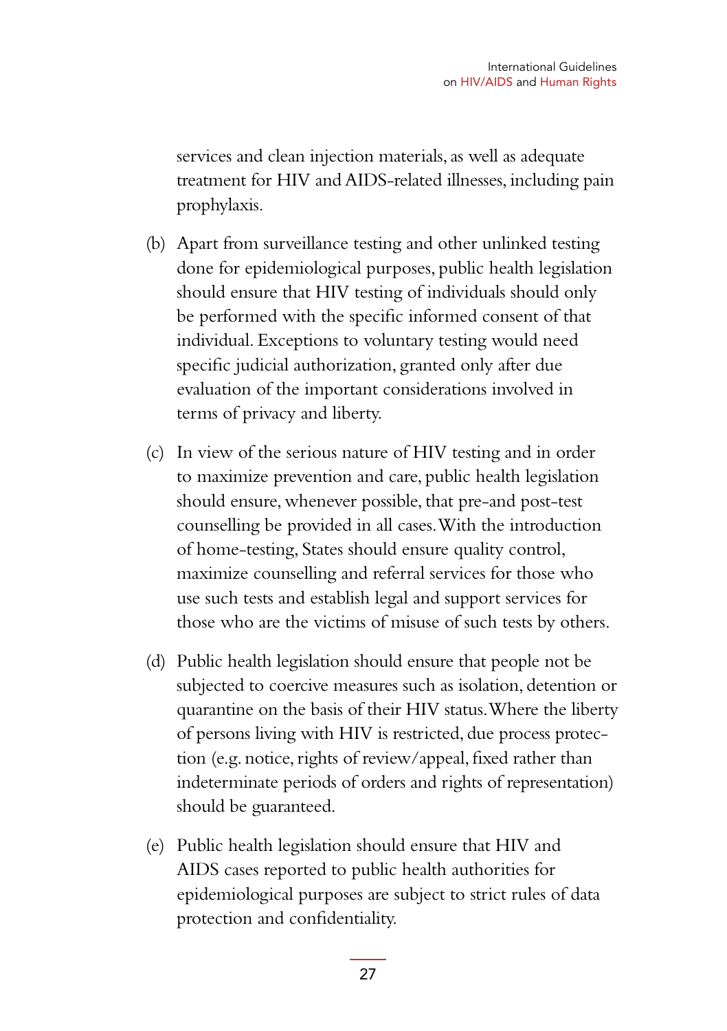services and clean injection materials, as well as adequate treatment for HIV and AIDS-related illnesses, including pain prophylaxis.

(b) Apart from surveillance testing and other unlinked testing done for epidemiological purposes, public health legislation should ensure that HIV testing of individuals should only be performed with the specific informed consent of that individual. Exceptions to voluntary testing would need specific judicial authorization, granted only after due evaluation of the important considerations involved in terms of privacy and liberty.

(c) In view of the serious nature of HIV testing and in order to maximize prevention and care, public health legislation should ensure, whenever possible, that pre-and post-test counselling be provided in all cases. With the introduction of home-testing, States should ensure quality control, maximize counselling and referral services for those who use such tests and establish legal and support services for those who are the victims of misuse of such tests by others.

(d) Public health legislation should ensure that people not be subjected to coercive measures such as isolation, detention or quarantine on the basis of their HIV status. Where the liberty of persons living with HIV is restricted, due process protection (e.g. notice, rights of review/appeal, fixed rather than indeterminate periods of orders and rights of representation) should be guaranteed.

(e) Public health legislation should ensure that HIV and AIDS cases reported to public health authorities for epidemiological purposes are subject to strict rules of data protection and confidentiality.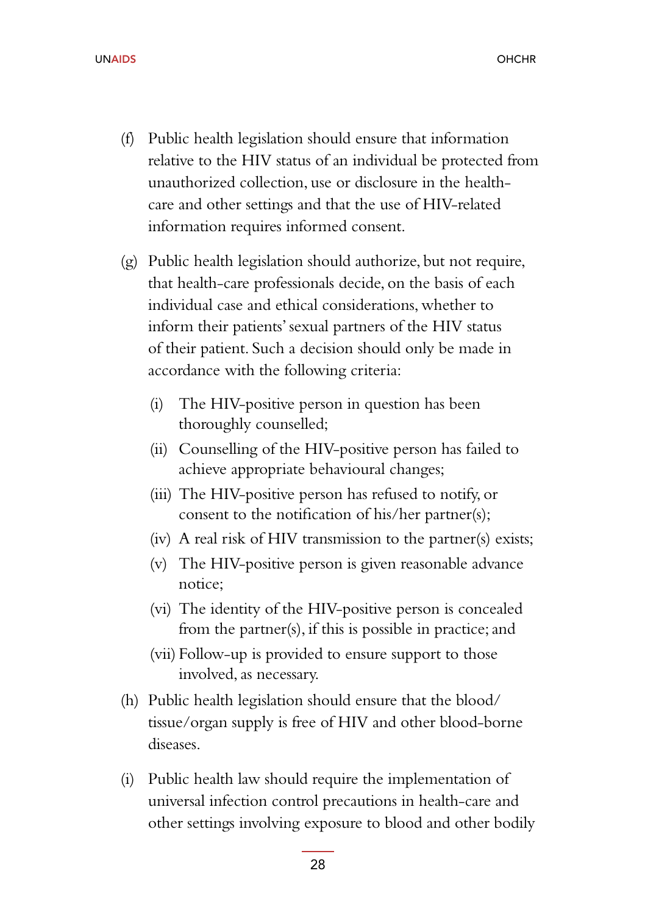(f) Public health legislation should ensure that information relative to the HIV status of an individual be protected from unauthorized collection, use or disclosure in the health-care and other settings and that the use of HIV-related information requires informed consent.

(g) Public health legislation should authorize, but not require, that health-care professionals decide, on the basis of each individual case and ethical considerations, whether to inform their patients' sexual partners of the HIV status of their patient. Such a decision should only be made in accordance with the following criteria:

   (i) The HIV-positive person in question has been thoroughly counselled;

   (ii) Counselling of the HIV-positive person has failed to achieve appropriate behavioural changes;

   (iii) The HIV-positive person has refused to notify, or consent to the notification of his/her partner(s);

   (iv) A real risk of HIV transmission to the partner(s) exists;

   (v) The HIV-positive person is given reasonable advance notice;

   (vi) The identity of the HIV-positive person is concealed from the partner(s), if this is possible in practice; and

   (vii) Follow-up is provided to ensure support to those involved, as necessary.

(h) Public health legislation should ensure that the blood/tissue/organ supply is free of HIV and other blood-borne diseases.

(i) Public health law should require the implementation of universal infection control precautions in health-care and other settings involving exposure to blood and other bodily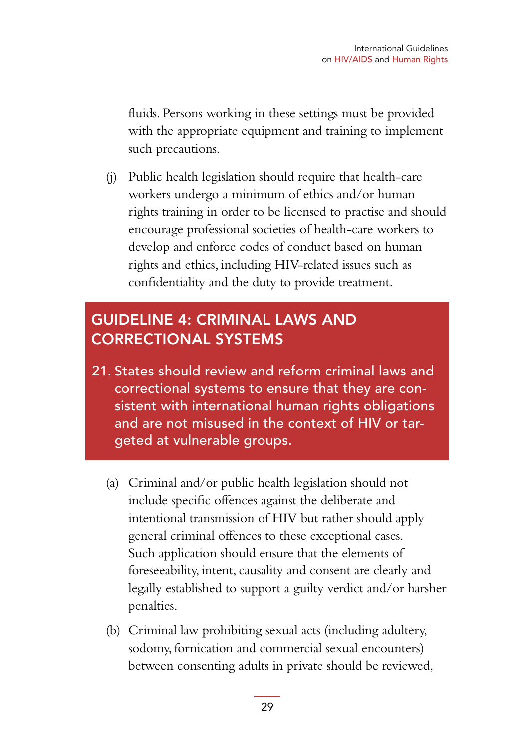fluids. Persons working in these settings must be provided with the appropriate equipment and training to implement such precautions.

(j) Public health legislation should require that health-care workers undergo a minimum of ethics and/or human rights training in order to be licensed to practise and should encourage professional societies of health-care workers to develop and enforce codes of conduct based on human rights and ethics, including HIV-related issues such as confidentiality and the duty to provide treatment.

## GUIDELINE 4: CRIMINAL LAWS AND CORRECTIONAL SYSTEMS

21. States should review and reform criminal laws and correctional systems to ensure that they are consistent with international human rights obligations and are not misused in the context of HIV or targeted at vulnerable groups.

(a) Criminal and/or public health legislation should not include specific offences against the deliberate and intentional transmission of HIV but rather should apply general criminal offences to these exceptional cases. Such application should ensure that the elements of foreseeability, intent, causality and consent are clearly and legally established to support a guilty verdict and/or harsher penalties.

(b) Criminal law prohibiting sexual acts (including adultery, sodomy, fornication and commercial sexual encounters) between consenting adults in private should be reviewed,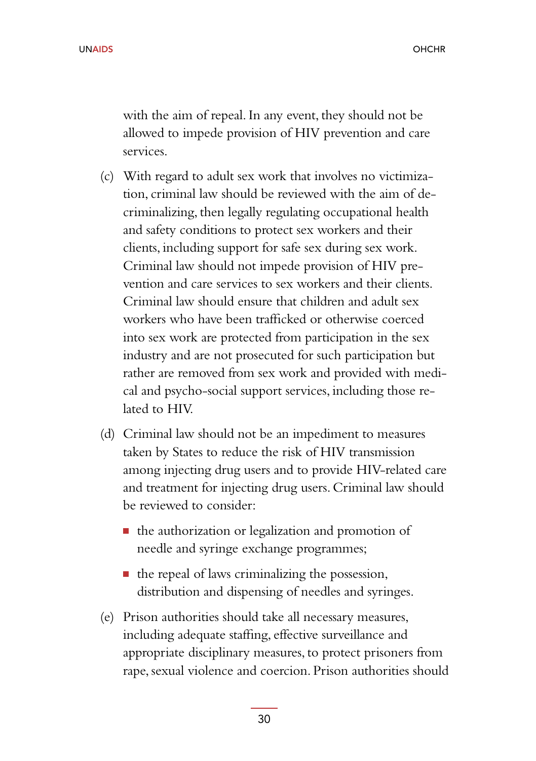with the aim of repeal. In any event, they should not be allowed to impede provision of HIV prevention and care services.

(c) With regard to adult sex work that involves no victimization, criminal law should be reviewed with the aim of decriminalizing, then legally regulating occupational health and safety conditions to protect sex workers and their clients, including support for safe sex during sex work. Criminal law should not impede provision of HIV prevention and care services to sex workers and their clients. Criminal law should ensure that children and adult sex workers who have been trafficked or otherwise coerced into sex work are protected from participation in the sex industry and are not prosecuted for such participation but rather are removed from sex work and provided with medical and psycho-social support services, including those related to HIV.

(d) Criminal law should not be an impediment to measures taken by States to reduce the risk of HIV transmission among injecting drug users and to provide HIV-related care and treatment for injecting drug users. Criminal law should be reviewed to consider:

- the authorization or legalization and promotion of needle and syringe exchange programmes;
- the repeal of laws criminalizing the possession, distribution and dispensing of needles and syringes.

(e) Prison authorities should take all necessary measures, including adequate staffing, effective surveillance and appropriate disciplinary measures, to protect prisoners from rape, sexual violence and coercion. Prison authorities should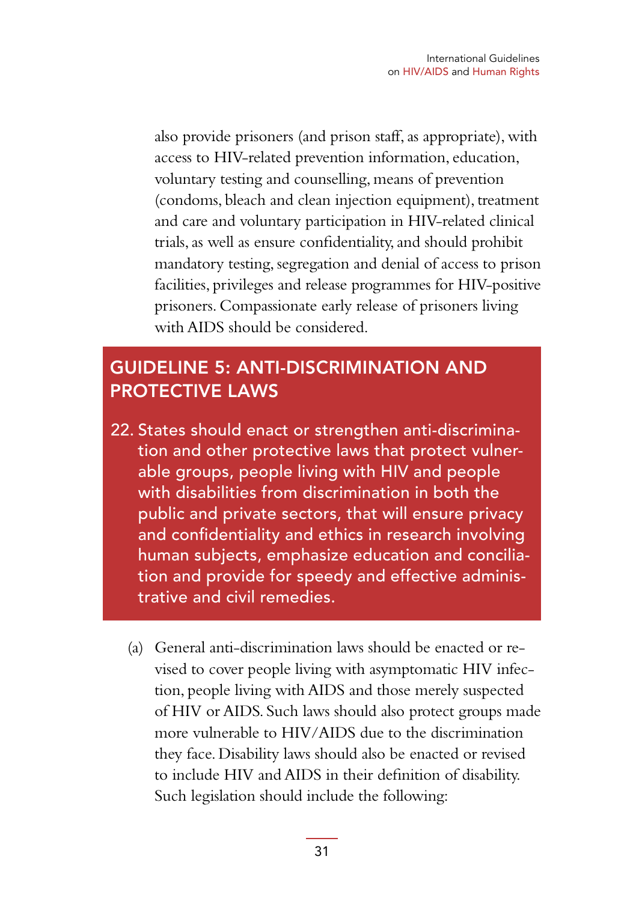also provide prisoners (and prison staff, as appropriate), with access to HIV-related prevention information, education, voluntary testing and counselling, means of prevention (condoms, bleach and clean injection equipment), treatment and care and voluntary participation in HIV-related clinical trials, as well as ensure confidentiality, and should prohibit mandatory testing, segregation and denial of access to prison facilities, privileges and release programmes for HIV-positive prisoners. Compassionate early release of prisoners living with AIDS should be considered.

## GUIDELINE 5: ANTI-DISCRIMINATION AND PROTECTIVE LAWS

22. States should enact or strengthen anti-discrimination and other protective laws that protect vulnerable groups, people living with HIV and people with disabilities from discrimination in both the public and private sectors, that will ensure privacy and confidentiality and ethics in research involving human subjects, emphasize education and conciliation and provide for speedy and effective administrative and civil remedies.

(a) General anti-discrimination laws should be enacted or revised to cover people living with asymptomatic HIV infection, people living with AIDS and those merely suspected of HIV or AIDS. Such laws should also protect groups made more vulnerable to HIV/AIDS due to the discrimination they face. Disability laws should also be enacted or revised to include HIV and AIDS in their definition of disability. Such legislation should include the following: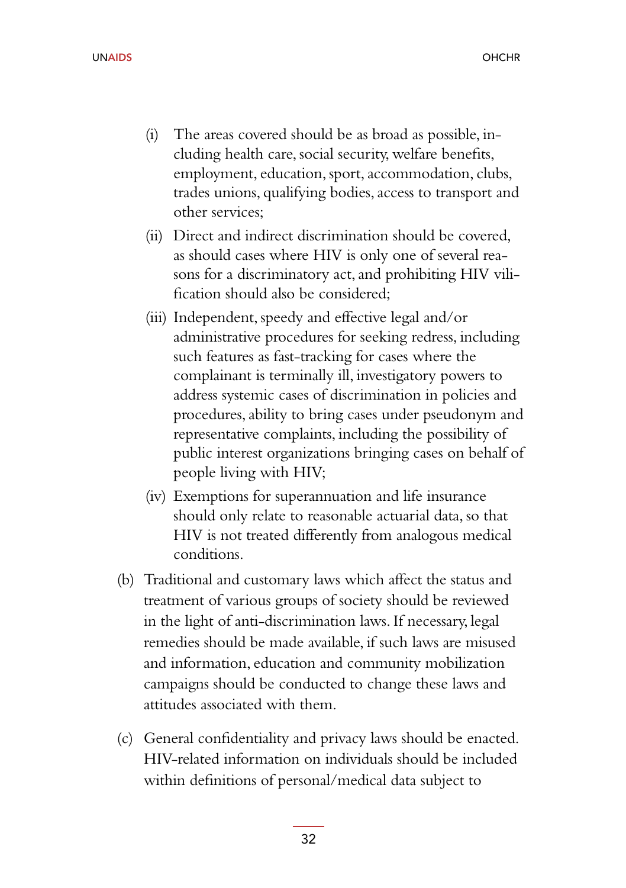(i) The areas covered should be as broad as possible, including health care, social security, welfare benefits, employment, education, sport, accommodation, clubs, trades unions, qualifying bodies, access to transport and other services;

(ii) Direct and indirect discrimination should be covered, as should cases where HIV is only one of several reasons for a discriminatory act, and prohibiting HIV vilification should also be considered;

(iii) Independent, speedy and effective legal and/or administrative procedures for seeking redress, including such features as fast-tracking for cases where the complainant is terminally ill, investigatory powers to address systemic cases of discrimination in policies and procedures, ability to bring cases under pseudonym and representative complaints, including the possibility of public interest organizations bringing cases on behalf of people living with HIV;

(iv) Exemptions for superannuation and life insurance should only relate to reasonable actuarial data, so that HIV is not treated differently from analogous medical conditions.

(b) Traditional and customary laws which affect the status and treatment of various groups of society should be reviewed in the light of anti-discrimination laws. If necessary, legal remedies should be made available, if such laws are misused and information, education and community mobilization campaigns should be conducted to change these laws and attitudes associated with them.

(c) General confidentiality and privacy laws should be enacted. HIV-related information on individuals should be included within definitions of personal/medical data subject to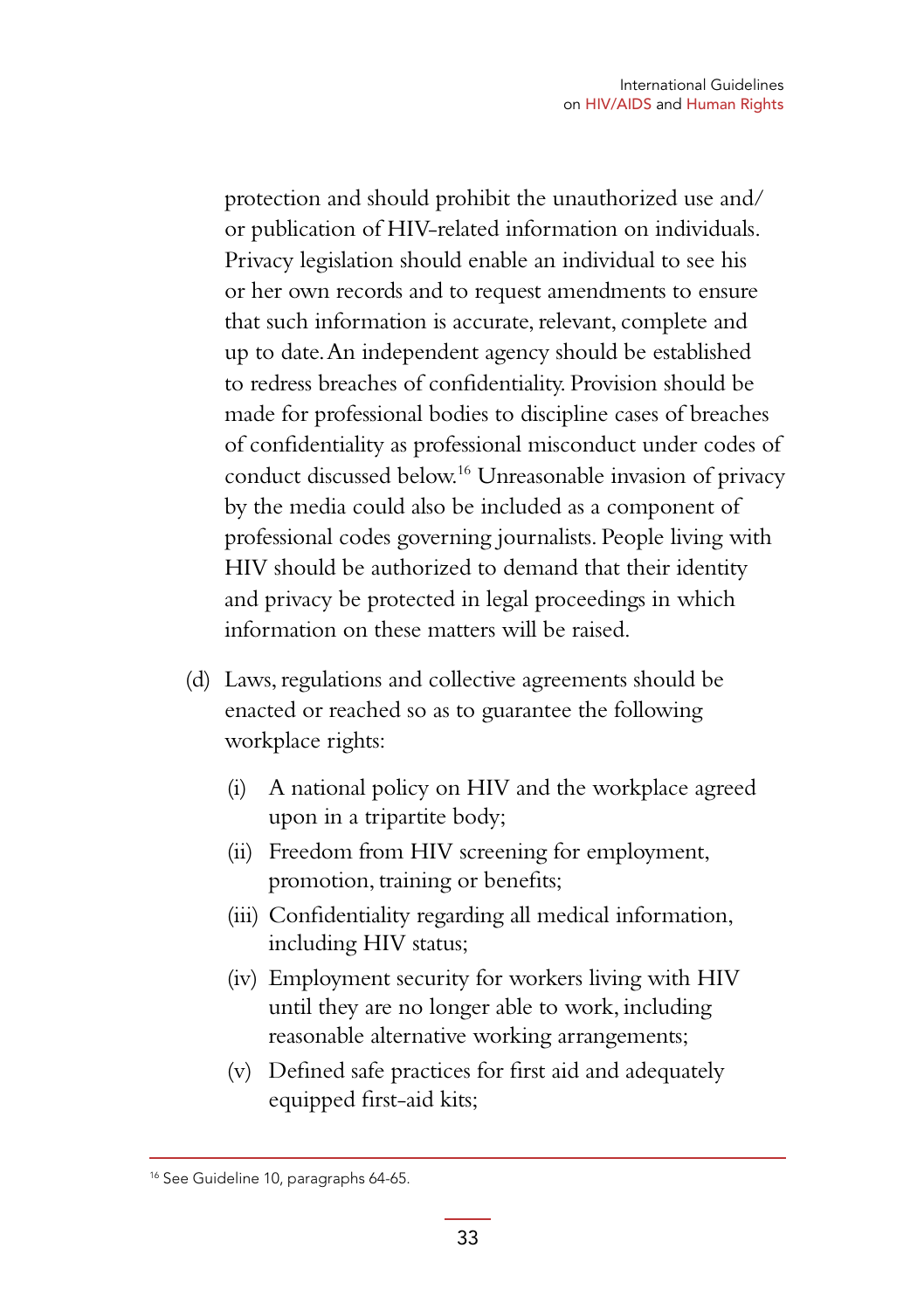protection and should prohibit the unauthorized use and/ or publication of HIV-related information on individuals. Privacy legislation should enable an individual to see his or her own records and to request amendments to ensure that such information is accurate, relevant, complete and up to date. An independent agency should be established to redress breaches of confidentiality. Provision should be made for professional bodies to discipline cases of breaches of confidentiality as professional misconduct under codes of conduct discussed below.[16] Unreasonable invasion of privacy by the media could also be included as a component of professional codes governing journalists. People living with HIV should be authorized to demand that their identity and privacy be protected in legal proceedings in which information on these matters will be raised.

(d) Laws, regulations and collective agreements should be enacted or reached so as to guarantee the following workplace rights:

- (i) A national policy on HIV and the workplace agreed upon in a tripartite body;
- (ii) Freedom from HIV screening for employment, promotion, training or benefits;
- (iii) Confidentiality regarding all medical information, including HIV status;
- (iv) Employment security for workers living with HIV until they are no longer able to work, including reasonable alternative working arrangements;
- (v) Defined safe practices for first aid and adequately equipped first-aid kits;

[16] See Guideline 10, paragraphs 64-65.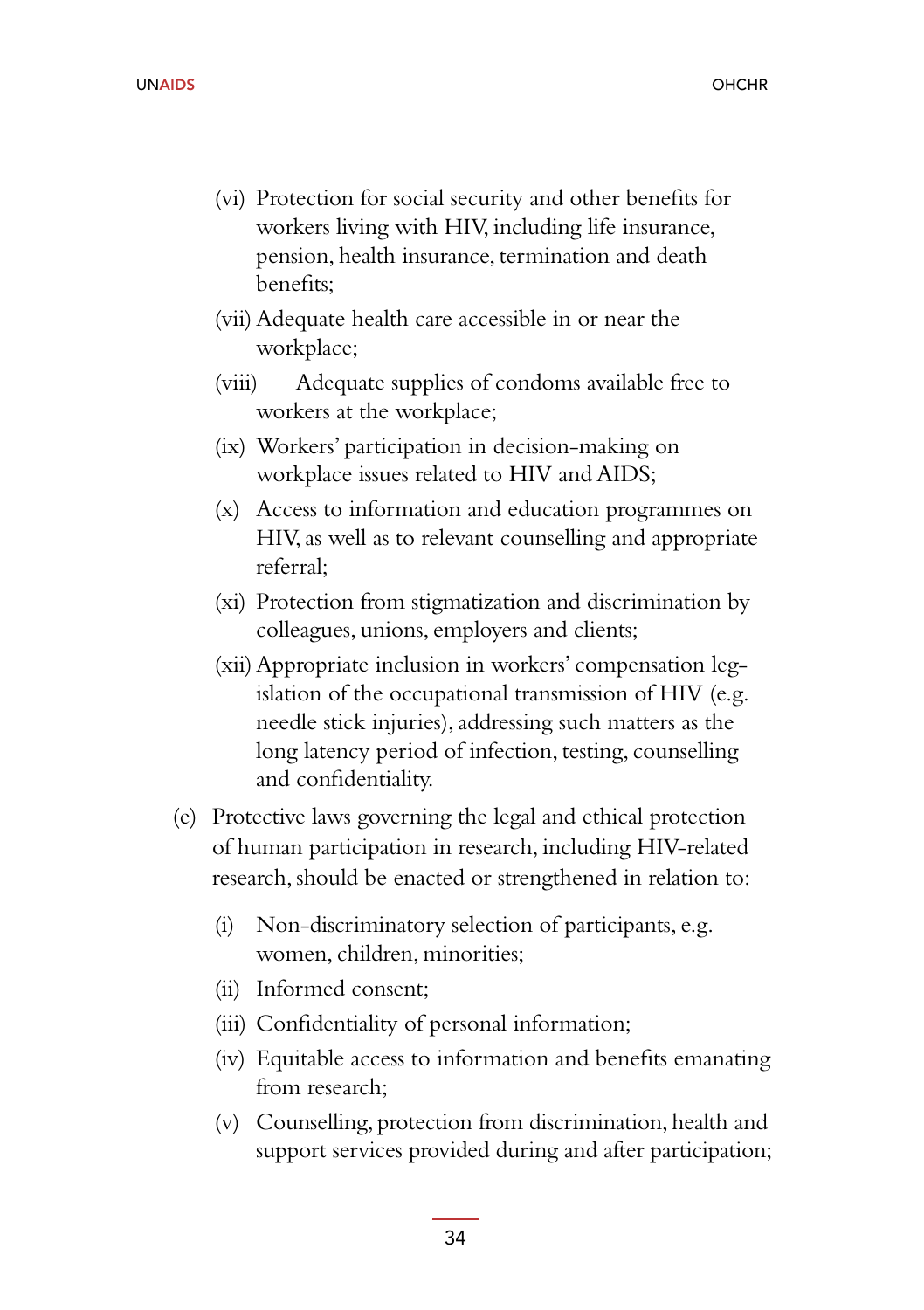(vi) Protection for social security and other benefits for workers living with HIV, including life insurance, pension, health insurance, termination and death benefits;

(vii) Adequate health care accessible in or near the workplace;

(viii) Adequate supplies of condoms available free to workers at the workplace;

(ix) Workers' participation in decision-making on workplace issues related to HIV and AIDS;

(x) Access to information and education programmes on HIV, as well as to relevant counselling and appropriate referral;

(xi) Protection from stigmatization and discrimination by colleagues, unions, employers and clients;

(xii) Appropriate inclusion in workers' compensation legislation of the occupational transmission of HIV (e.g. needle stick injuries), addressing such matters as the long latency period of infection, testing, counselling and confidentiality.

(e) Protective laws governing the legal and ethical protection of human participation in research, including HIV-related research, should be enacted or strengthened in relation to:

(i) Non-discriminatory selection of participants, e.g. women, children, minorities;

(ii) Informed consent;

(iii) Confidentiality of personal information;

(iv) Equitable access to information and benefits emanating from research;

(v) Counselling, protection from discrimination, health and support services provided during and after participation;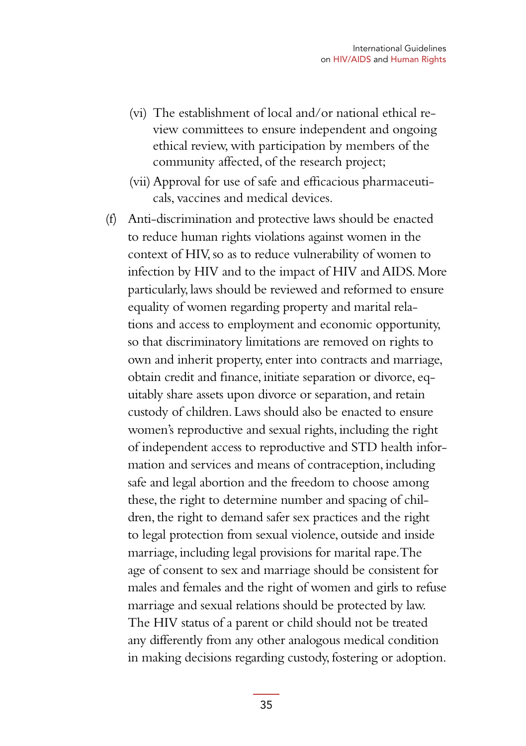(vi) The establishment of local and/or national ethical review committees to ensure independent and ongoing ethical review, with participation by members of the community affected, of the research project;

(vii) Approval for use of safe and efficacious pharmaceuticals, vaccines and medical devices.

(f) Anti-discrimination and protective laws should be enacted to reduce human rights violations against women in the context of HIV, so as to reduce vulnerability of women to infection by HIV and to the impact of HIV and AIDS. More particularly, laws should be reviewed and reformed to ensure equality of women regarding property and marital relations and access to employment and economic opportunity, so that discriminatory limitations are removed on rights to own and inherit property, enter into contracts and marriage, obtain credit and finance, initiate separation or divorce, equitably share assets upon divorce or separation, and retain custody of children. Laws should also be enacted to ensure women's reproductive and sexual rights, including the right of independent access to reproductive and STD health information and services and means of contraception, including safe and legal abortion and the freedom to choose among these, the right to determine number and spacing of children, the right to demand safer sex practices and the right to legal protection from sexual violence, outside and inside marriage, including legal provisions for marital rape. The age of consent to sex and marriage should be consistent for males and females and the right of women and girls to refuse marriage and sexual relations should be protected by law. The HIV status of a parent or child should not be treated any differently from any other analogous medical condition in making decisions regarding custody, fostering or adoption.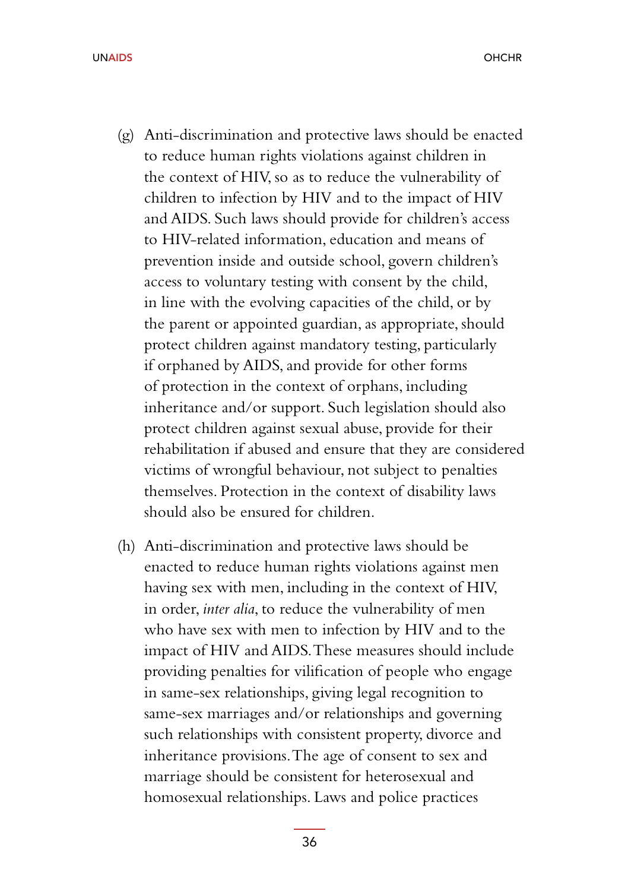(g) Anti-discrimination and protective laws should be enacted to reduce human rights violations against children in the context of HIV, so as to reduce the vulnerability of children to infection by HIV and to the impact of HIV and AIDS. Such laws should provide for children's access to HIV-related information, education and means of prevention inside and outside school, govern children's access to voluntary testing with consent by the child, in line with the evolving capacities of the child, or by the parent or appointed guardian, as appropriate, should protect children against mandatory testing, particularly if orphaned by AIDS, and provide for other forms of protection in the context of orphans, including inheritance and/or support. Such legislation should also protect children against sexual abuse, provide for their rehabilitation if abused and ensure that they are considered victims of wrongful behaviour, not subject to penalties themselves. Protection in the context of disability laws should also be ensured for children.

(h) Anti-discrimination and protective laws should be enacted to reduce human rights violations against men having sex with men, including in the context of HIV, in order, *inter alia*, to reduce the vulnerability of men who have sex with men to infection by HIV and to the impact of HIV and AIDS. These measures should include providing penalties for vilification of people who engage in same-sex relationships, giving legal recognition to same-sex marriages and/or relationships and governing such relationships with consistent property, divorce and inheritance provisions. The age of consent to sex and marriage should be consistent for heterosexual and homosexual relationships. Laws and police practices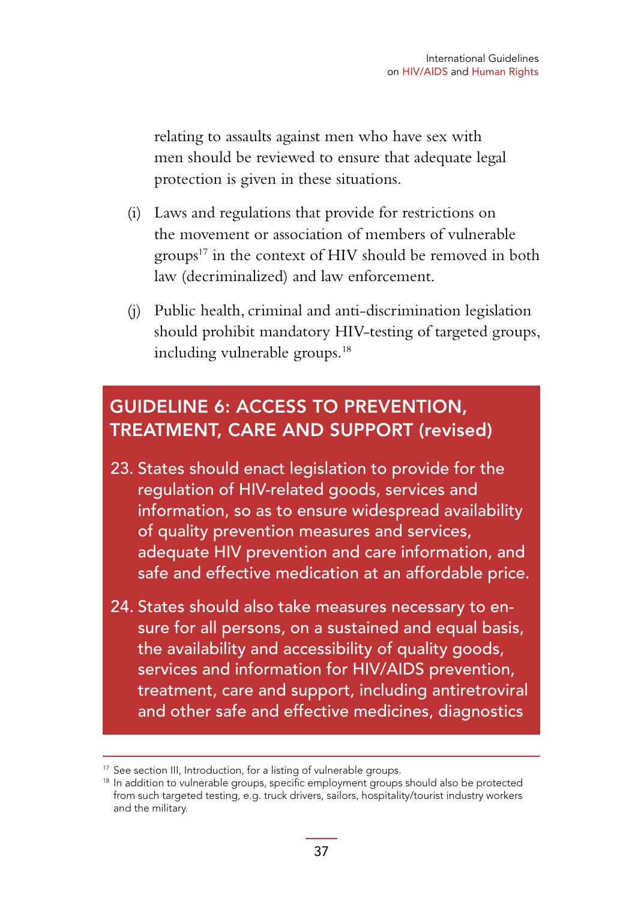relating to assaults against men who have sex with men should be reviewed to ensure that adequate legal protection is given in these situations.

(i) Laws and regulations that provide for restrictions on the movement or association of members of vulnerable groups[17] in the context of HIV should be removed in both law (decriminalized) and law enforcement.

(j) Public health, criminal and anti-discrimination legislation should prohibit mandatory HIV-testing of targeted groups, including vulnerable groups.[18]

## GUIDELINE 6: ACCESS TO PREVENTION, TREATMENT, CARE AND SUPPORT (revised)

23. States should enact legislation to provide for the regulation of HIV-related goods, services and information, so as to ensure widespread availability of quality prevention measures and services, adequate HIV prevention and care information, and safe and effective medication at an affordable price.

24. States should also take measures necessary to ensure for all persons, on a sustained and equal basis, the availability and accessibility of quality goods, services and information for HIV/AIDS prevention, treatment, care and support, including antiretroviral and other safe and effective medicines, diagnostics

---

[17] See section III, Introduction, for a listing of vulnerable groups.

[18] In addition to vulnerable groups, specific employment groups should also be protected from such targeted testing, e.g. truck drivers, sailors, hospitality/tourist industry workers and the military.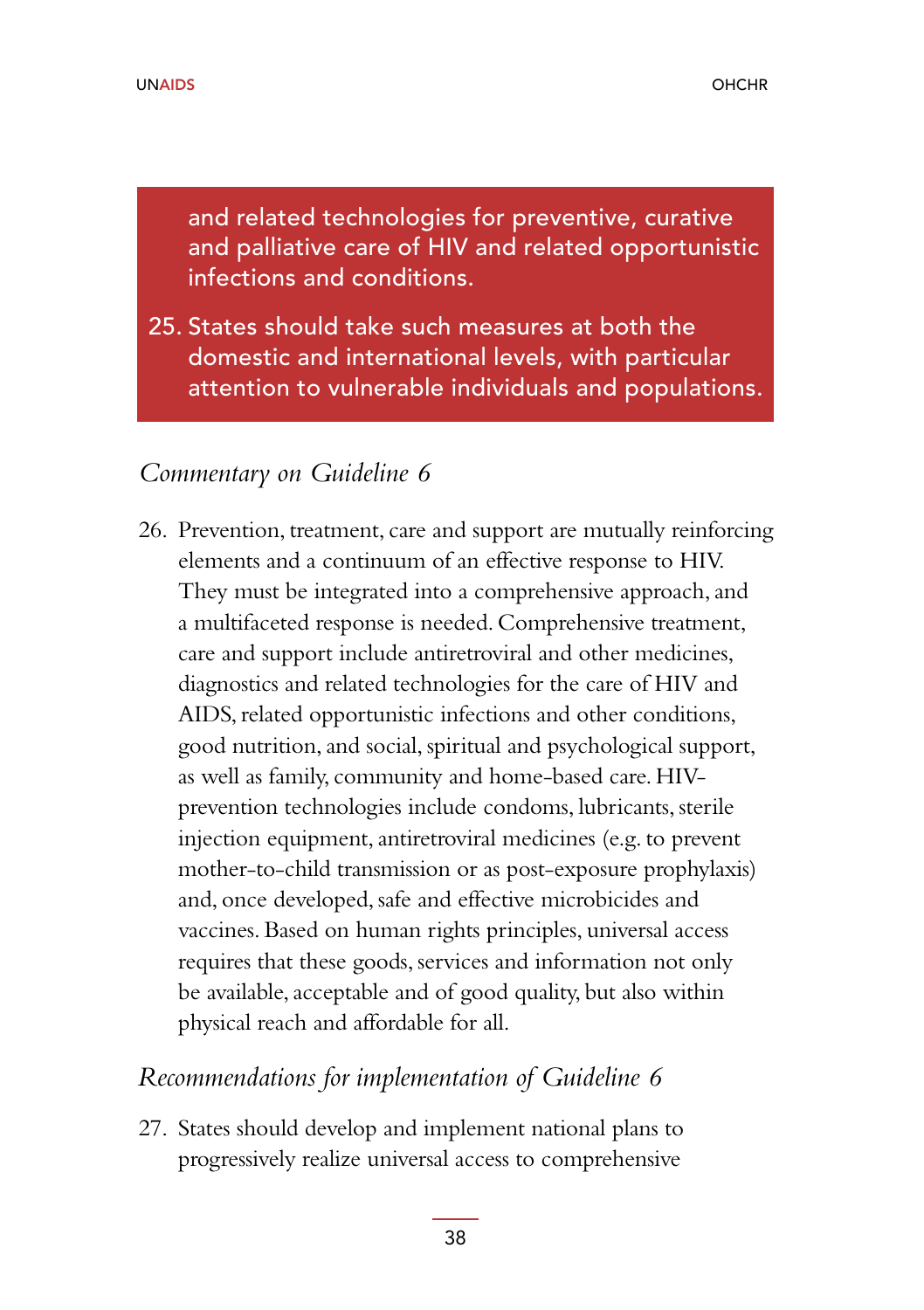and related technologies for preventive, curative and palliative care of HIV and related opportunistic infections and conditions.

25. States should take such measures at both the domestic and international levels, with particular attention to vulnerable individuals and populations.

### *Commentary on Guideline 6*

26. Prevention, treatment, care and support are mutually reinforcing elements and a continuum of an effective response to HIV. They must be integrated into a comprehensive approach, and a multifaceted response is needed. Comprehensive treatment, care and support include antiretroviral and other medicines, diagnostics and related technologies for the care of HIV and AIDS, related opportunistic infections and other conditions, good nutrition, and social, spiritual and psychological support, as well as family, community and home-based care. HIV-prevention technologies include condoms, lubricants, sterile injection equipment, antiretroviral medicines (e.g. to prevent mother-to-child transmission or as post-exposure prophylaxis) and, once developed, safe and effective microbicides and vaccines. Based on human rights principles, universal access requires that these goods, services and information not only be available, acceptable and of good quality, but also within physical reach and affordable for all.

### *Recommendations for implementation of Guideline 6*

27. States should develop and implement national plans to progressively realize universal access to comprehensive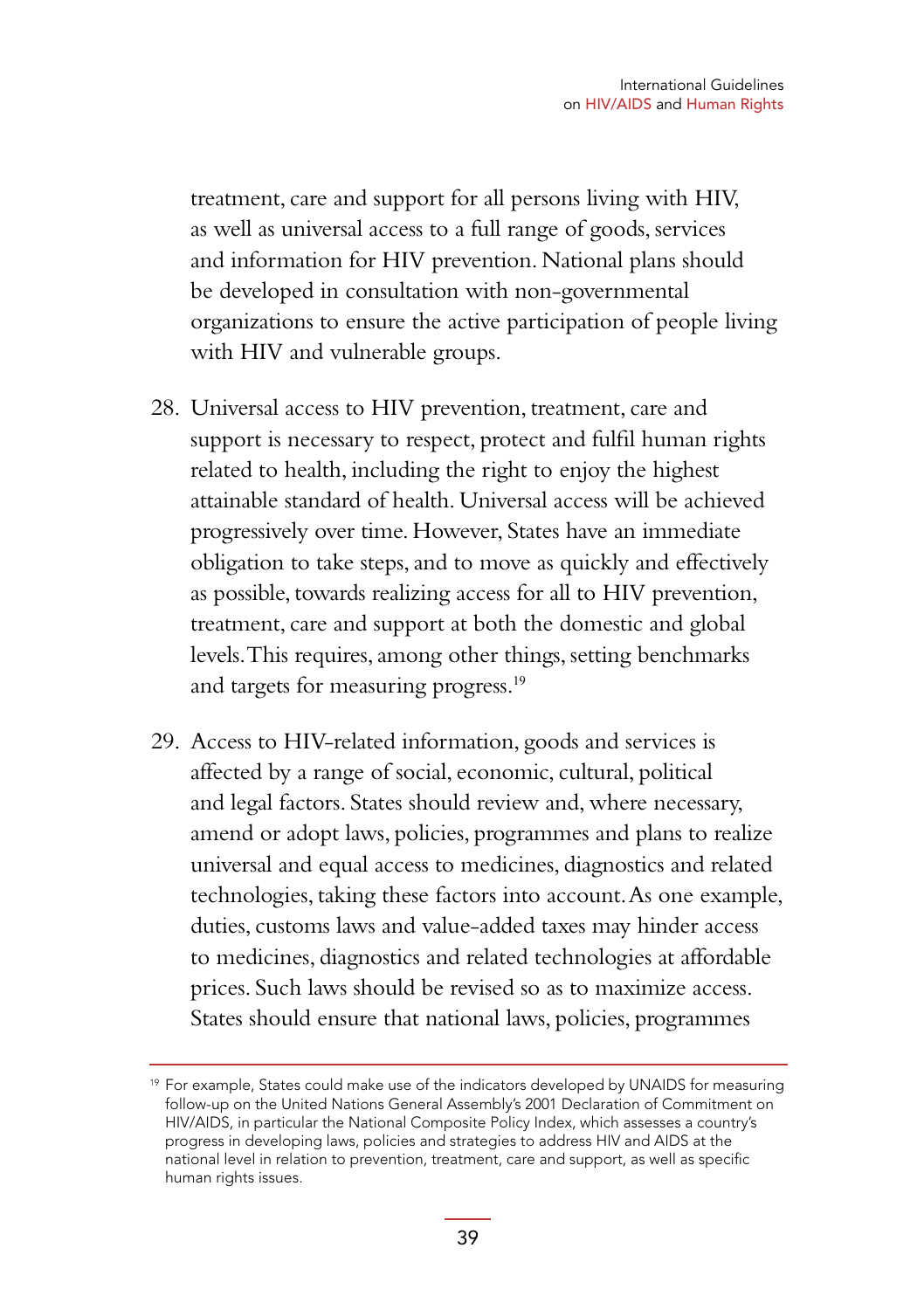treatment, care and support for all persons living with HIV, as well as universal access to a full range of goods, services and information for HIV prevention. National plans should be developed in consultation with non-governmental organizations to ensure the active participation of people living with HIV and vulnerable groups.

28. Universal access to HIV prevention, treatment, care and support is necessary to respect, protect and fulfil human rights related to health, including the right to enjoy the highest attainable standard of health. Universal access will be achieved progressively over time. However, States have an immediate obligation to take steps, and to move as quickly and effectively as possible, towards realizing access for all to HIV prevention, treatment, care and support at both the domestic and global levels. This requires, among other things, setting benchmarks and targets for measuring progress.[19]

29. Access to HIV-related information, goods and services is affected by a range of social, economic, cultural, political and legal factors. States should review and, where necessary, amend or adopt laws, policies, programmes and plans to realize universal and equal access to medicines, diagnostics and related technologies, taking these factors into account. As one example, duties, customs laws and value-added taxes may hinder access to medicines, diagnostics and related technologies at affordable prices. Such laws should be revised so as to maximize access. States should ensure that national laws, policies, programmes

---

[19] For example, States could make use of the indicators developed by UNAIDS for measuring follow-up on the United Nations General Assembly's 2001 Declaration of Commitment on HIV/AIDS, in particular the National Composite Policy Index, which assesses a country's progress in developing laws, policies and strategies to address HIV and AIDS at the national level in relation to prevention, treatment, care and support, as well as specific human rights issues.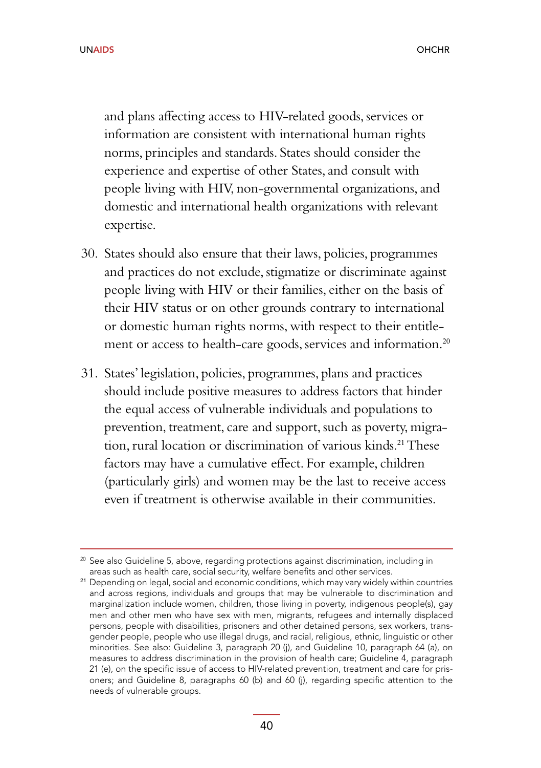and plans affecting access to HIV-related goods, services or information are consistent with international human rights norms, principles and standards. States should consider the experience and expertise of other States, and consult with people living with HIV, non-governmental organizations, and domestic and international health organizations with relevant expertise.

30. States should also ensure that their laws, policies, programmes and practices do not exclude, stigmatize or discriminate against people living with HIV or their families, either on the basis of their HIV status or on other grounds contrary to international or domestic human rights norms, with respect to their entitlement or access to health-care goods, services and information.[20]

31. States' legislation, policies, programmes, plans and practices should include positive measures to address factors that hinder the equal access of vulnerable individuals and populations to prevention, treatment, care and support, such as poverty, migration, rural location or discrimination of various kinds.[21] These factors may have a cumulative effect. For example, children (particularly girls) and women may be the last to receive access even if treatment is otherwise available in their communities.

---

[20] See also Guideline 5, above, regarding protections against discrimination, including in areas such as health care, social security, welfare benefits and other services.

[21] Depending on legal, social and economic conditions, which may vary widely within countries and across regions, individuals and groups that may be vulnerable to discrimination and marginalization include women, children, those living in poverty, indigenous people(s), gay men and other men who have sex with men, migrants, refugees and internally displaced persons, people with disabilities, prisoners and other detained persons, sex workers, transgender people, people who use illegal drugs, and racial, religious, ethnic, linguistic or other minorities. See also: Guideline 3, paragraph 20 (j), and Guideline 10, paragraph 64 (a), on measures to address discrimination in the provision of health care; Guideline 4, paragraph 21 (e), on the specific issue of access to HIV-related prevention, treatment and care for prisoners; and Guideline 8, paragraphs 60 (b) and 60 (j), regarding specific attention to the needs of vulnerable groups.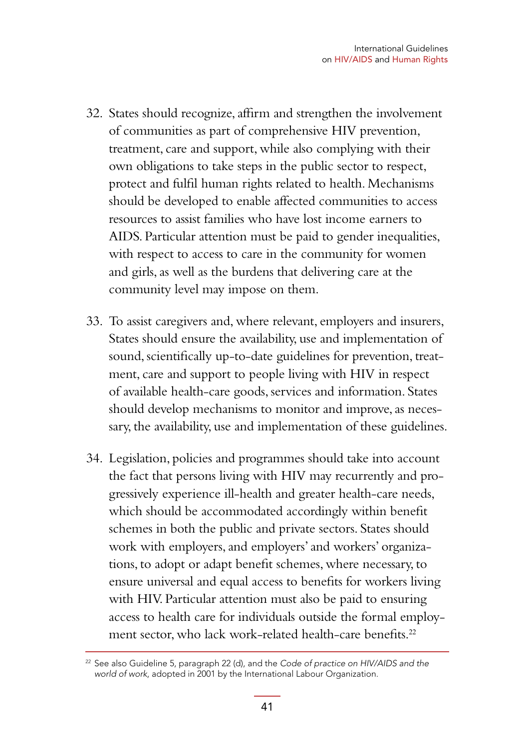32. States should recognize, affirm and strengthen the involvement of communities as part of comprehensive HIV prevention, treatment, care and support, while also complying with their own obligations to take steps in the public sector to respect, protect and fulfil human rights related to health. Mechanisms should be developed to enable affected communities to access resources to assist families who have lost income earners to AIDS. Particular attention must be paid to gender inequalities, with respect to access to care in the community for women and girls, as well as the burdens that delivering care at the community level may impose on them.

33. To assist caregivers and, where relevant, employers and insurers, States should ensure the availability, use and implementation of sound, scientifically up-to-date guidelines for prevention, treatment, care and support to people living with HIV in respect of available health-care goods, services and information. States should develop mechanisms to monitor and improve, as necessary, the availability, use and implementation of these guidelines.

34. Legislation, policies and programmes should take into account the fact that persons living with HIV may recurrently and progressively experience ill-health and greater health-care needs, which should be accommodated accordingly within benefit schemes in both the public and private sectors. States should work with employers, and employers' and workers' organizations, to adopt or adapt benefit schemes, where necessary, to ensure universal and equal access to benefits for workers living with HIV. Particular attention must also be paid to ensuring access to health care for individuals outside the formal employment sector, who lack work-related health-care benefits.[22]

---

[22] See also Guideline 5, paragraph 22 (d), and the *Code of practice on HIV/AIDS and the world of work*, adopted in 2001 by the International Labour Organization.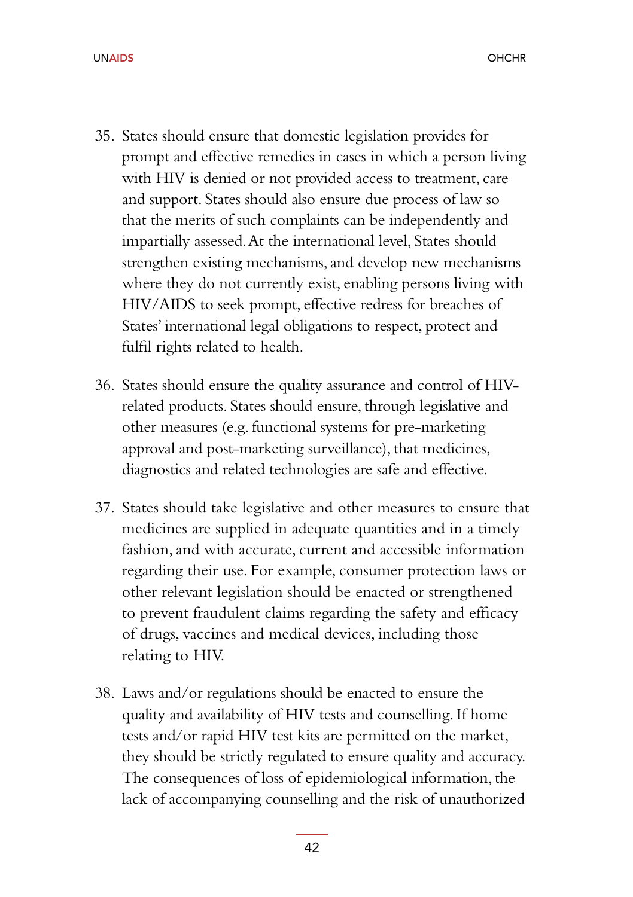35. States should ensure that domestic legislation provides for prompt and effective remedies in cases in which a person living with HIV is denied or not provided access to treatment, care and support. States should also ensure due process of law so that the merits of such complaints can be independently and impartially assessed. At the international level, States should strengthen existing mechanisms, and develop new mechanisms where they do not currently exist, enabling persons living with HIV/AIDS to seek prompt, effective redress for breaches of States' international legal obligations to respect, protect and fulfil rights related to health.

36. States should ensure the quality assurance and control of HIV-related products. States should ensure, through legislative and other measures (e.g. functional systems for pre-marketing approval and post-marketing surveillance), that medicines, diagnostics and related technologies are safe and effective.

37. States should take legislative and other measures to ensure that medicines are supplied in adequate quantities and in a timely fashion, and with accurate, current and accessible information regarding their use. For example, consumer protection laws or other relevant legislation should be enacted or strengthened to prevent fraudulent claims regarding the safety and efficacy of drugs, vaccines and medical devices, including those relating to HIV.

38. Laws and/or regulations should be enacted to ensure the quality and availability of HIV tests and counselling. If home tests and/or rapid HIV test kits are permitted on the market, they should be strictly regulated to ensure quality and accuracy. The consequences of loss of epidemiological information, the lack of accompanying counselling and the risk of unauthorized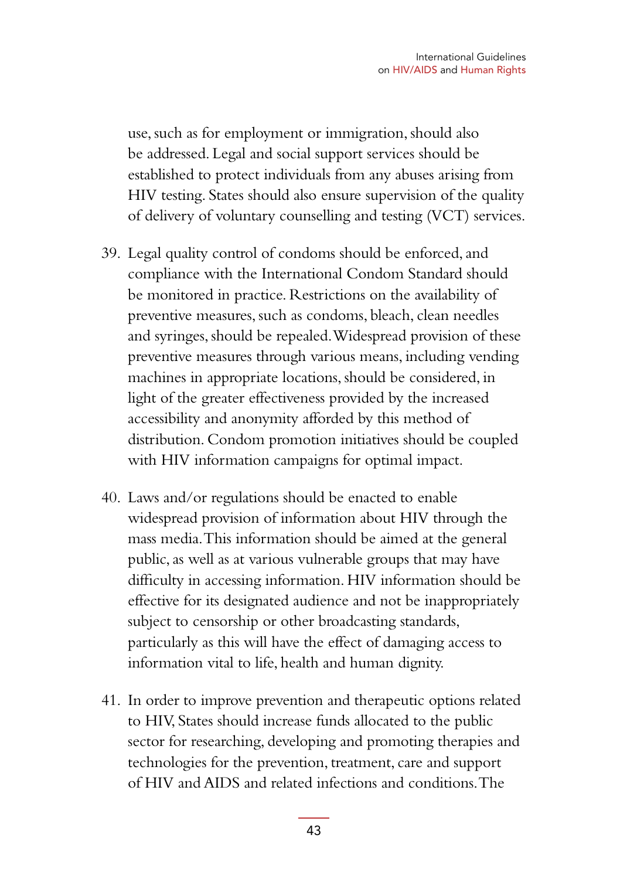use, such as for employment or immigration, should also be addressed. Legal and social support services should be established to protect individuals from any abuses arising from HIV testing. States should also ensure supervision of the quality of delivery of voluntary counselling and testing (VCT) services.

39. Legal quality control of condoms should be enforced, and compliance with the International Condom Standard should be monitored in practice. Restrictions on the availability of preventive measures, such as condoms, bleach, clean needles and syringes, should be repealed. Widespread provision of these preventive measures through various means, including vending machines in appropriate locations, should be considered, in light of the greater effectiveness provided by the increased accessibility and anonymity afforded by this method of distribution. Condom promotion initiatives should be coupled with HIV information campaigns for optimal impact.

40. Laws and/or regulations should be enacted to enable widespread provision of information about HIV through the mass media. This information should be aimed at the general public, as well as at various vulnerable groups that may have difficulty in accessing information. HIV information should be effective for its designated audience and not be inappropriately subject to censorship or other broadcasting standards, particularly as this will have the effect of damaging access to information vital to life, health and human dignity.

41. In order to improve prevention and therapeutic options related to HIV, States should increase funds allocated to the public sector for researching, developing and promoting therapies and technologies for the prevention, treatment, care and support of HIV and AIDS and related infections and conditions. The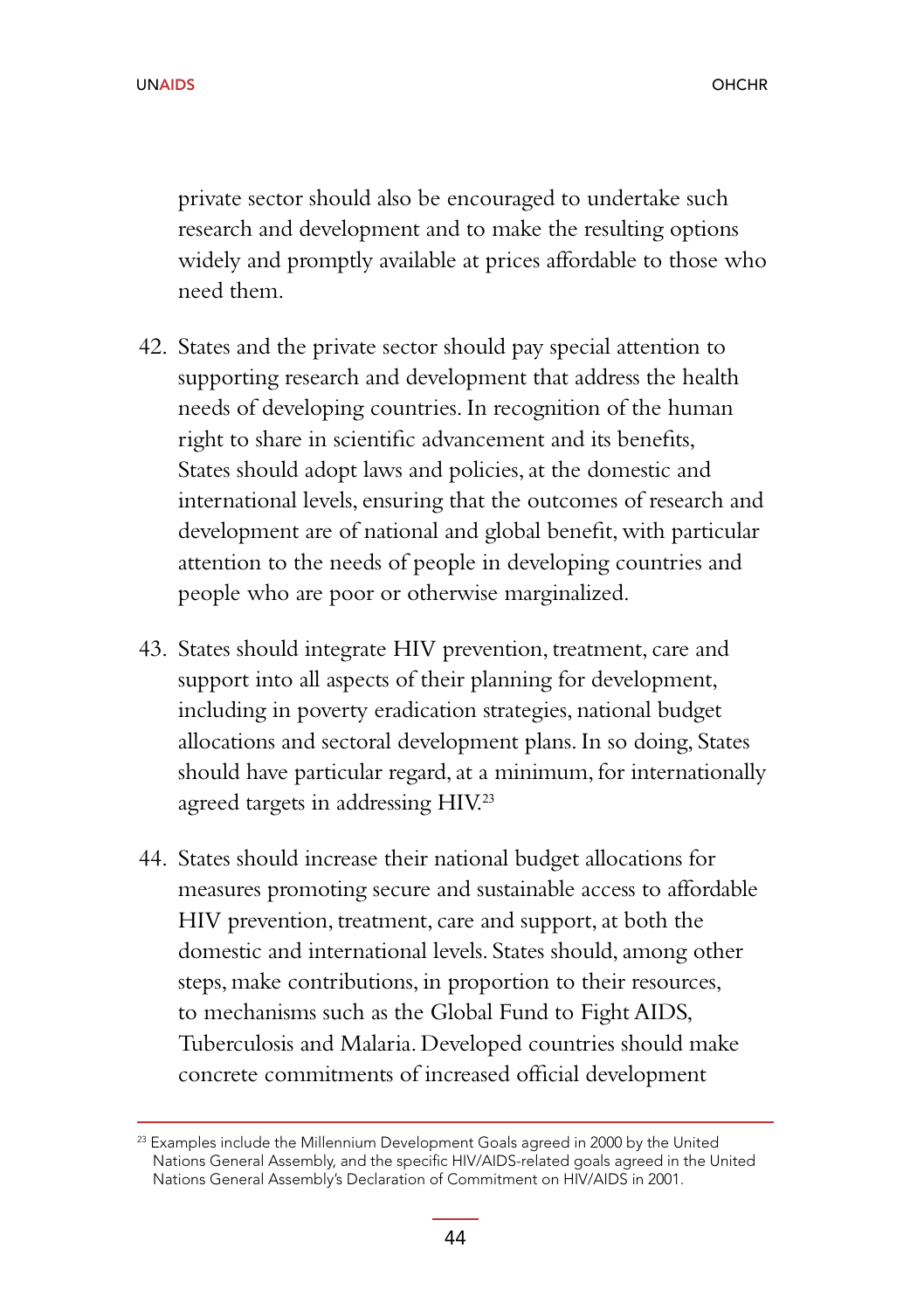private sector should also be encouraged to undertake such research and development and to make the resulting options widely and promptly available at prices affordable to those who need them.

42. States and the private sector should pay special attention to supporting research and development that address the health needs of developing countries. In recognition of the human right to share in scientific advancement and its benefits, States should adopt laws and policies, at the domestic and international levels, ensuring that the outcomes of research and development are of national and global benefit, with particular attention to the needs of people in developing countries and people who are poor or otherwise marginalized.

43. States should integrate HIV prevention, treatment, care and support into all aspects of their planning for development, including in poverty eradication strategies, national budget allocations and sectoral development plans. In so doing, States should have particular regard, at a minimum, for internationally agreed targets in addressing HIV.[23]

44. States should increase their national budget allocations for measures promoting secure and sustainable access to affordable HIV prevention, treatment, care and support, at both the domestic and international levels. States should, among other steps, make contributions, in proportion to their resources, to mechanisms such as the Global Fund to Fight AIDS, Tuberculosis and Malaria. Developed countries should make concrete commitments of increased official development

[23] Examples include the Millennium Development Goals agreed in 2000 by the United Nations General Assembly, and the specific HIV/AIDS-related goals agreed in the United Nations General Assembly's Declaration of Commitment on HIV/AIDS in 2001.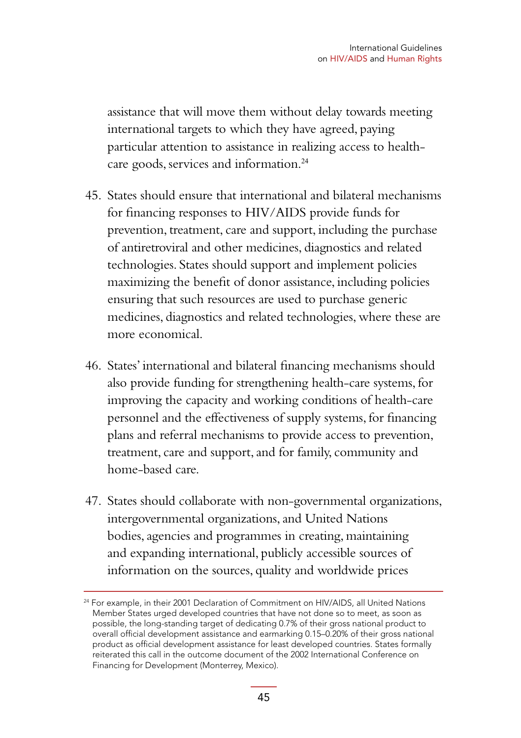assistance that will move them without delay towards meeting international targets to which they have agreed, paying particular attention to assistance in realizing access to health-care goods, services and information.[24]

45. States should ensure that international and bilateral mechanisms for financing responses to HIV/AIDS provide funds for prevention, treatment, care and support, including the purchase of antiretroviral and other medicines, diagnostics and related technologies. States should support and implement policies maximizing the benefit of donor assistance, including policies ensuring that such resources are used to purchase generic medicines, diagnostics and related technologies, where these are more economical.

46. States' international and bilateral financing mechanisms should also provide funding for strengthening health-care systems, for improving the capacity and working conditions of health-care personnel and the effectiveness of supply systems, for financing plans and referral mechanisms to provide access to prevention, treatment, care and support, and for family, community and home-based care.

47. States should collaborate with non-governmental organizations, intergovernmental organizations, and United Nations bodies, agencies and programmes in creating, maintaining and expanding international, publicly accessible sources of information on the sources, quality and worldwide prices

---

[24] For example, in their 2001 Declaration of Commitment on HIV/AIDS, all United Nations Member States urged developed countries that have not done so to meet, as soon as possible, the long-standing target of dedicating 0.7% of their gross national product to overall official development assistance and earmarking 0.15–0.20% of their gross national product as official development assistance for least developed countries. States formally reiterated this call in the outcome document of the 2002 International Conference on Financing for Development (Monterrey, Mexico).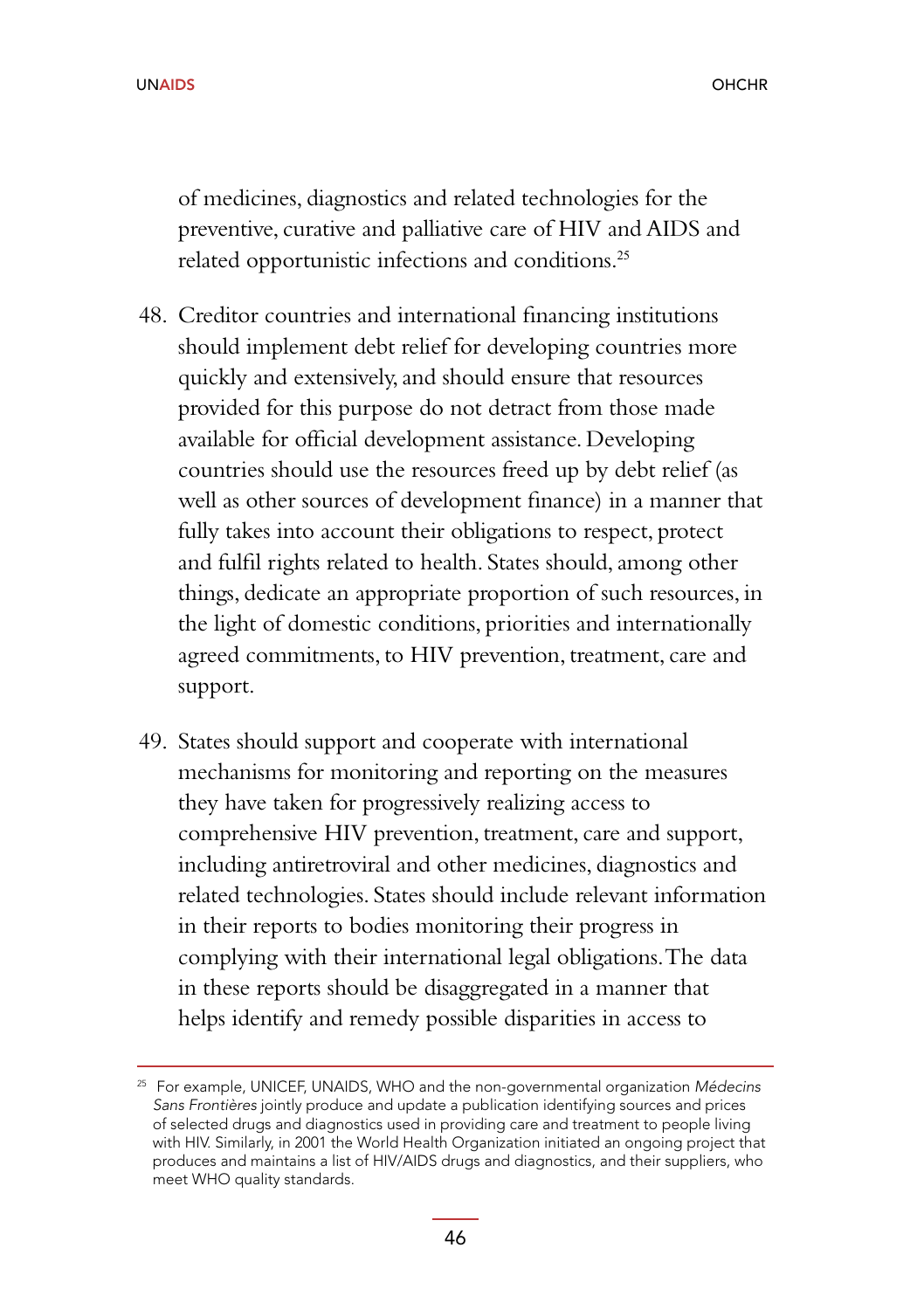of medicines, diagnostics and related technologies for the preventive, curative and palliative care of HIV and AIDS and related opportunistic infections and conditions.[25]

48. Creditor countries and international financing institutions should implement debt relief for developing countries more quickly and extensively, and should ensure that resources provided for this purpose do not detract from those made available for official development assistance. Developing countries should use the resources freed up by debt relief (as well as other sources of development finance) in a manner that fully takes into account their obligations to respect, protect and fulfil rights related to health. States should, among other things, dedicate an appropriate proportion of such resources, in the light of domestic conditions, priorities and internationally agreed commitments, to HIV prevention, treatment, care and support.

49. States should support and cooperate with international mechanisms for monitoring and reporting on the measures they have taken for progressively realizing access to comprehensive HIV prevention, treatment, care and support, including antiretroviral and other medicines, diagnostics and related technologies. States should include relevant information in their reports to bodies monitoring their progress in complying with their international legal obligations. The data in these reports should be disaggregated in a manner that helps identify and remedy possible disparities in access to

---

[25] For example, UNICEF, UNAIDS, WHO and the non-governmental organization *Médecins Sans Frontières* jointly produce and update a publication identifying sources and prices of selected drugs and diagnostics used in providing care and treatment to people living with HIV. Similarly, in 2001 the World Health Organization initiated an ongoing project that produces and maintains a list of HIV/AIDS drugs and diagnostics, and their suppliers, who meet WHO quality standards.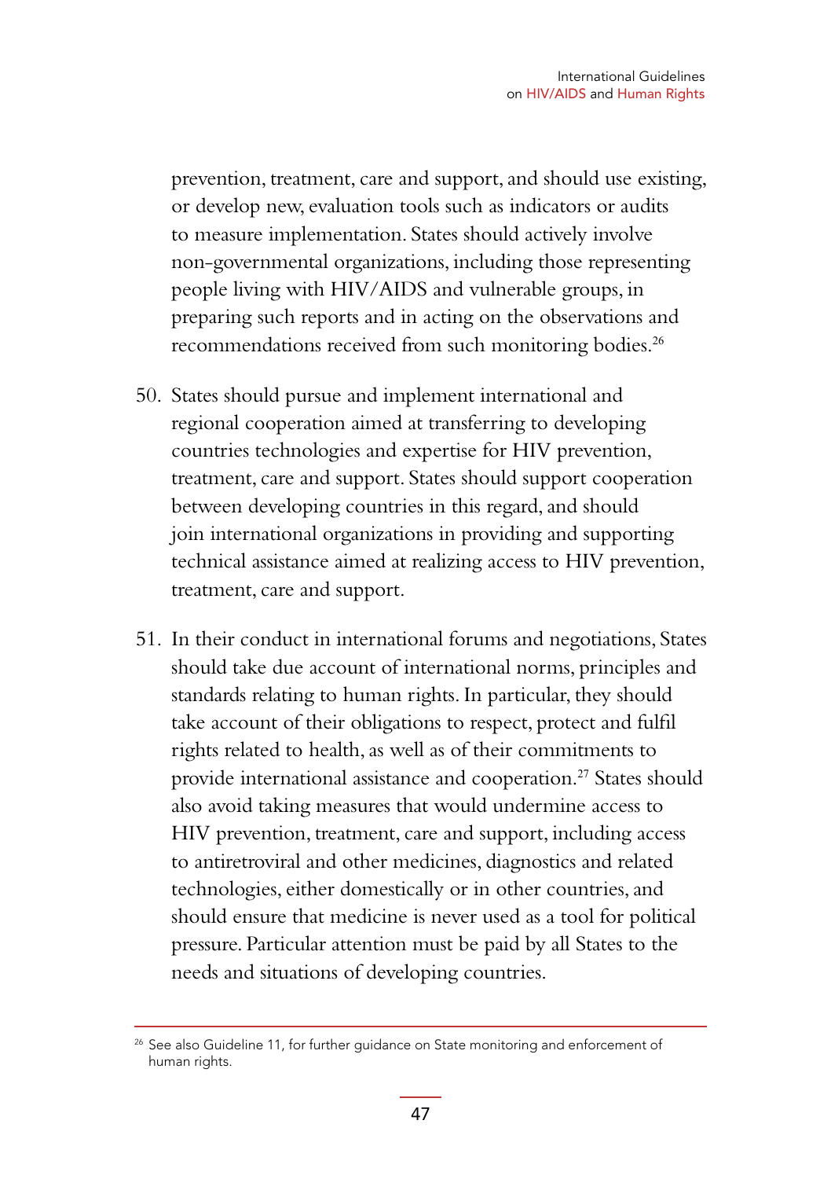prevention, treatment, care and support, and should use existing, or develop new, evaluation tools such as indicators or audits to measure implementation. States should actively involve non-governmental organizations, including those representing people living with HIV/AIDS and vulnerable groups, in preparing such reports and in acting on the observations and recommendations received from such monitoring bodies.[26]

50. States should pursue and implement international and regional cooperation aimed at transferring to developing countries technologies and expertise for HIV prevention, treatment, care and support. States should support cooperation between developing countries in this regard, and should join international organizations in providing and supporting technical assistance aimed at realizing access to HIV prevention, treatment, care and support.

51. In their conduct in international forums and negotiations, States should take due account of international norms, principles and standards relating to human rights. In particular, they should take account of their obligations to respect, protect and fulfil rights related to health, as well as of their commitments to provide international assistance and cooperation.[27] States should also avoid taking measures that would undermine access to HIV prevention, treatment, care and support, including access to antiretroviral and other medicines, diagnostics and related technologies, either domestically or in other countries, and should ensure that medicine is never used as a tool for political pressure. Particular attention must be paid by all States to the needs and situations of developing countries.

[26] See also Guideline 11, for further guidance on State monitoring and enforcement of human rights.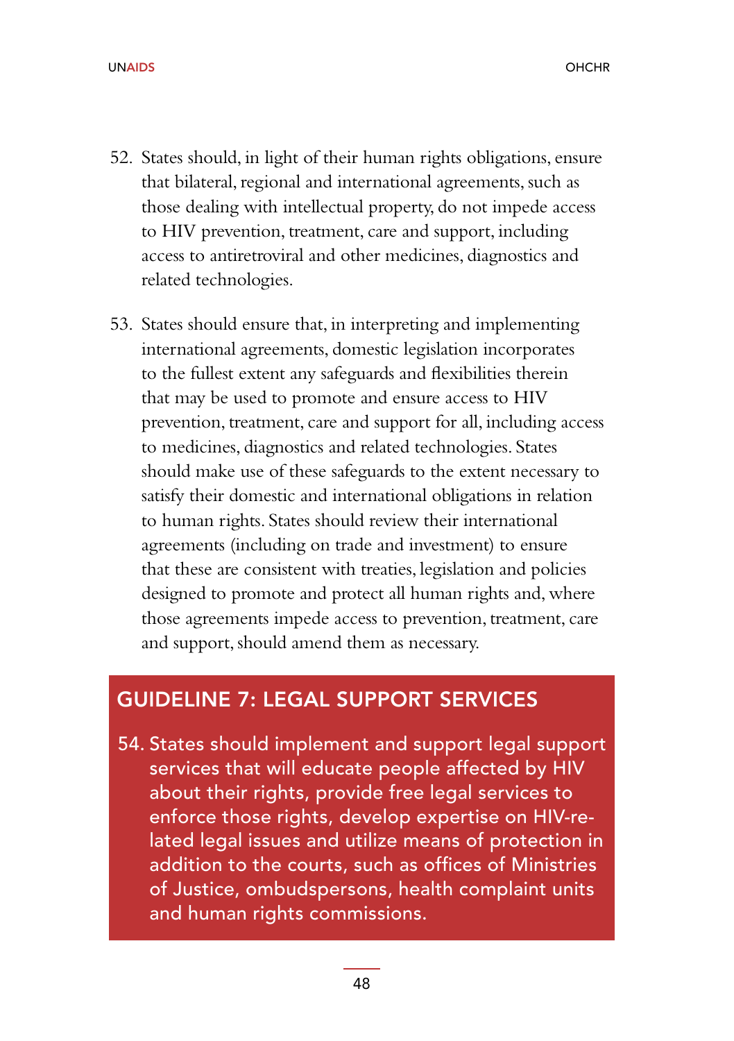52. States should, in light of their human rights obligations, ensure that bilateral, regional and international agreements, such as those dealing with intellectual property, do not impede access to HIV prevention, treatment, care and support, including access to antiretroviral and other medicines, diagnostics and related technologies.

53. States should ensure that, in interpreting and implementing international agreements, domestic legislation incorporates to the fullest extent any safeguards and flexibilities therein that may be used to promote and ensure access to HIV prevention, treatment, care and support for all, including access to medicines, diagnostics and related technologies. States should make use of these safeguards to the extent necessary to satisfy their domestic and international obligations in relation to human rights. States should review their international agreements (including on trade and investment) to ensure that these are consistent with treaties, legislation and policies designed to promote and protect all human rights and, where those agreements impede access to prevention, treatment, care and support, should amend them as necessary.

## GUIDELINE 7: LEGAL SUPPORT SERVICES

54. States should implement and support legal support services that will educate people affected by HIV about their rights, provide free legal services to enforce those rights, develop expertise on HIV-related legal issues and utilize means of protection in addition to the courts, such as offices of Ministries of Justice, ombudspersons, health complaint units and human rights commissions.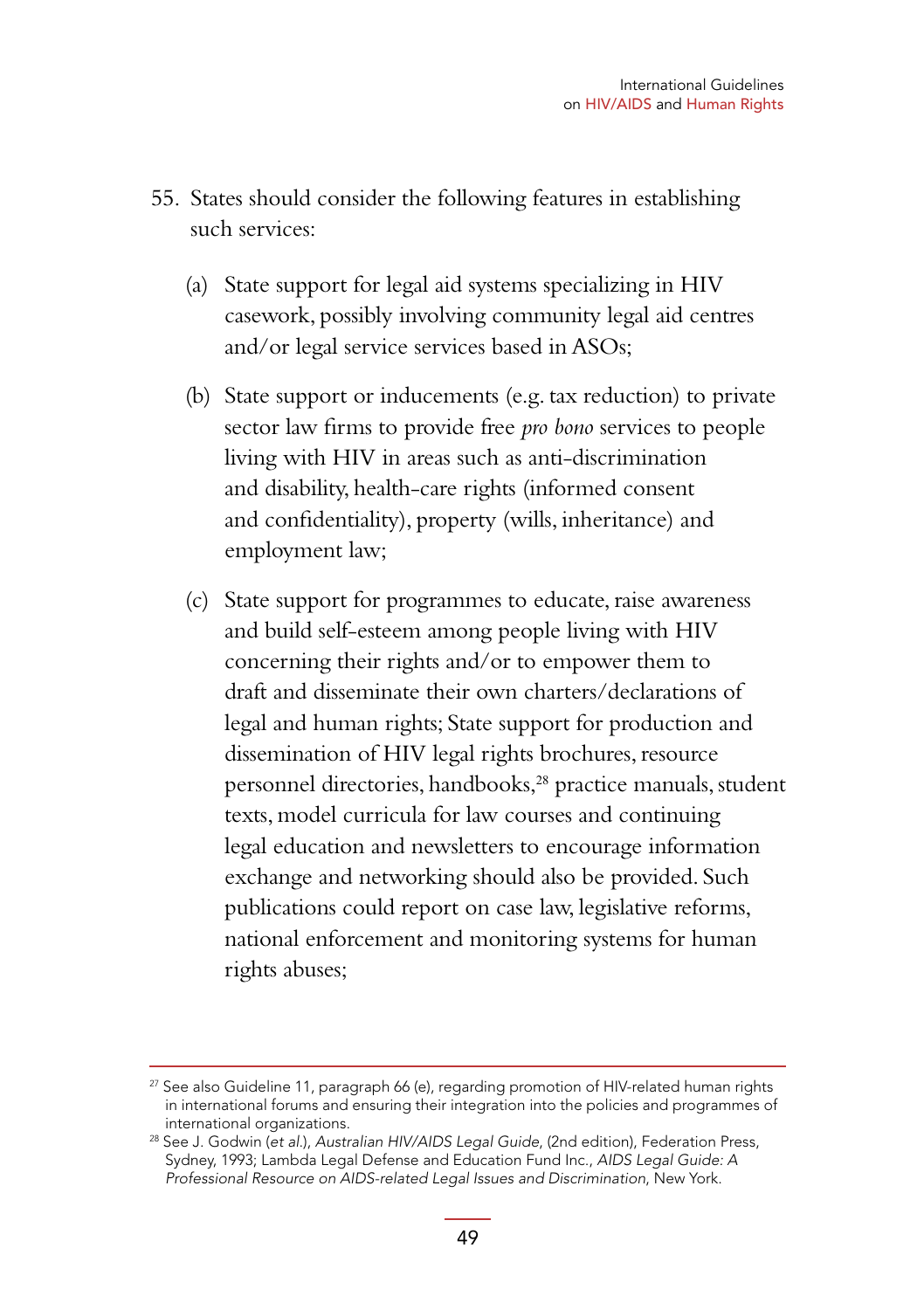55. States should consider the following features in establishing such services:

(a) State support for legal aid systems specializing in HIV casework, possibly involving community legal aid centres and/or legal service services based in ASOs;

(b) State support or inducements (e.g. tax reduction) to private sector law firms to provide free *pro bono* services to people living with HIV in areas such as anti-discrimination and disability, health-care rights (informed consent and confidentiality), property (wills, inheritance) and employment law;

(c) State support for programmes to educate, raise awareness and build self-esteem among people living with HIV concerning their rights and/or to empower them to draft and disseminate their own charters/declarations of legal and human rights; State support for production and dissemination of HIV legal rights brochures, resource personnel directories, handbooks,[28] practice manuals, student texts, model curricula for law courses and continuing legal education and newsletters to encourage information exchange and networking should also be provided. Such publications could report on case law, legislative reforms, national enforcement and monitoring systems for human rights abuses;

---

[27] See also Guideline 11, paragraph 66 (e), regarding promotion of HIV-related human rights in international forums and ensuring their integration into the policies and programmes of international organizations.

[28] See J. Godwin (*et al.*), *Australian HIV/AIDS Legal Guide*, (2nd edition), Federation Press, Sydney, 1993; Lambda Legal Defense and Education Fund Inc., *AIDS Legal Guide: A Professional Resource on AIDS-related Legal Issues and Discrimination*, New York.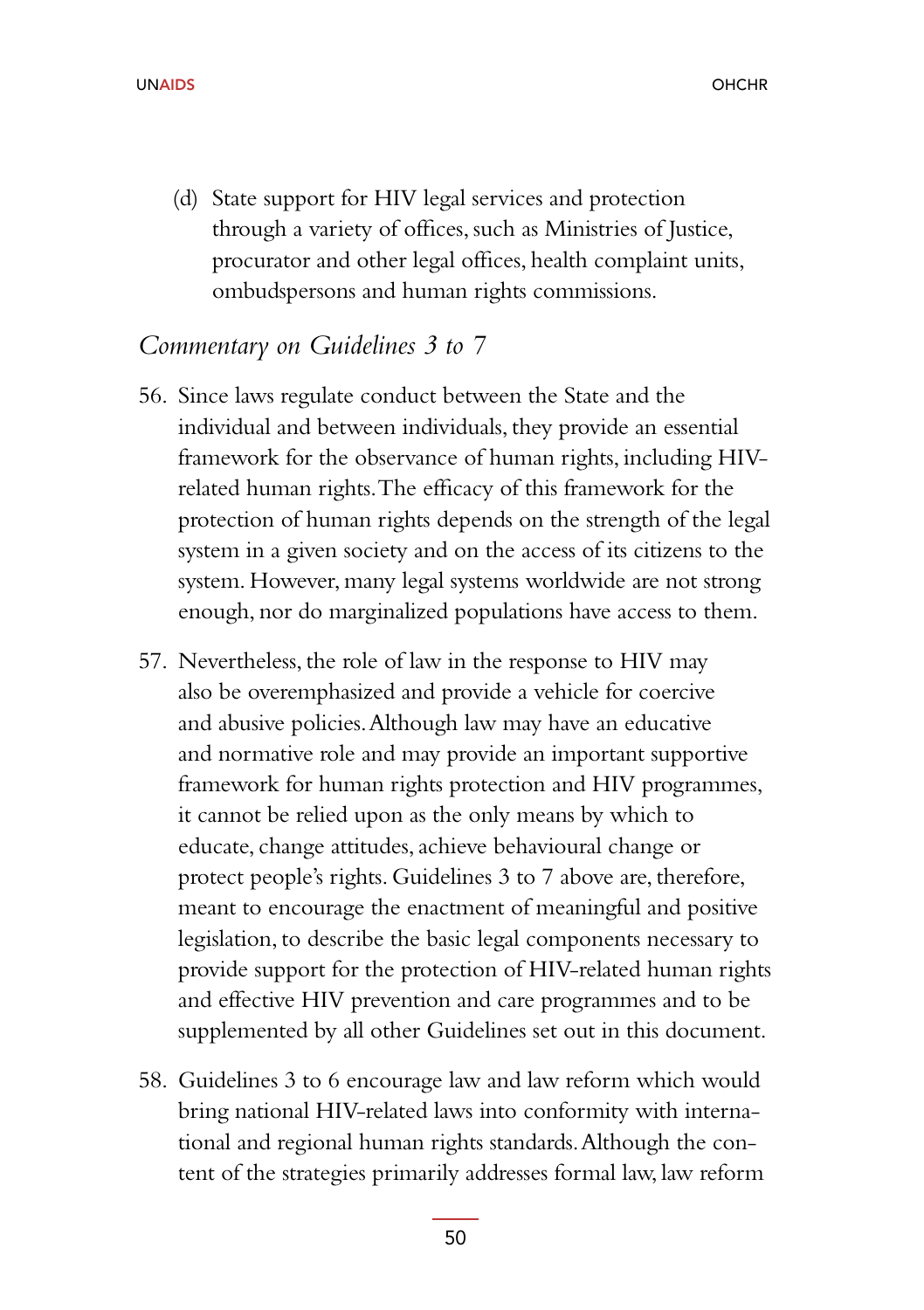(d) State support for HIV legal services and protection through a variety of offices, such as Ministries of Justice, procurator and other legal offices, health complaint units, ombudspersons and human rights commissions.

### *Commentary on Guidelines 3 to 7*

56. Since laws regulate conduct between the State and the individual and between individuals, they provide an essential framework for the observance of human rights, including HIV-related human rights. The efficacy of this framework for the protection of human rights depends on the strength of the legal system in a given society and on the access of its citizens to the system. However, many legal systems worldwide are not strong enough, nor do marginalized populations have access to them.

57. Nevertheless, the role of law in the response to HIV may also be overemphasized and provide a vehicle for coercive and abusive policies. Although law may have an educative and normative role and may provide an important supportive framework for human rights protection and HIV programmes, it cannot be relied upon as the only means by which to educate, change attitudes, achieve behavioural change or protect people's rights. Guidelines 3 to 7 above are, therefore, meant to encourage the enactment of meaningful and positive legislation, to describe the basic legal components necessary to provide support for the protection of HIV-related human rights and effective HIV prevention and care programmes and to be supplemented by all other Guidelines set out in this document.

58. Guidelines 3 to 6 encourage law and law reform which would bring national HIV-related laws into conformity with international and regional human rights standards. Although the content of the strategies primarily addresses formal law, law reform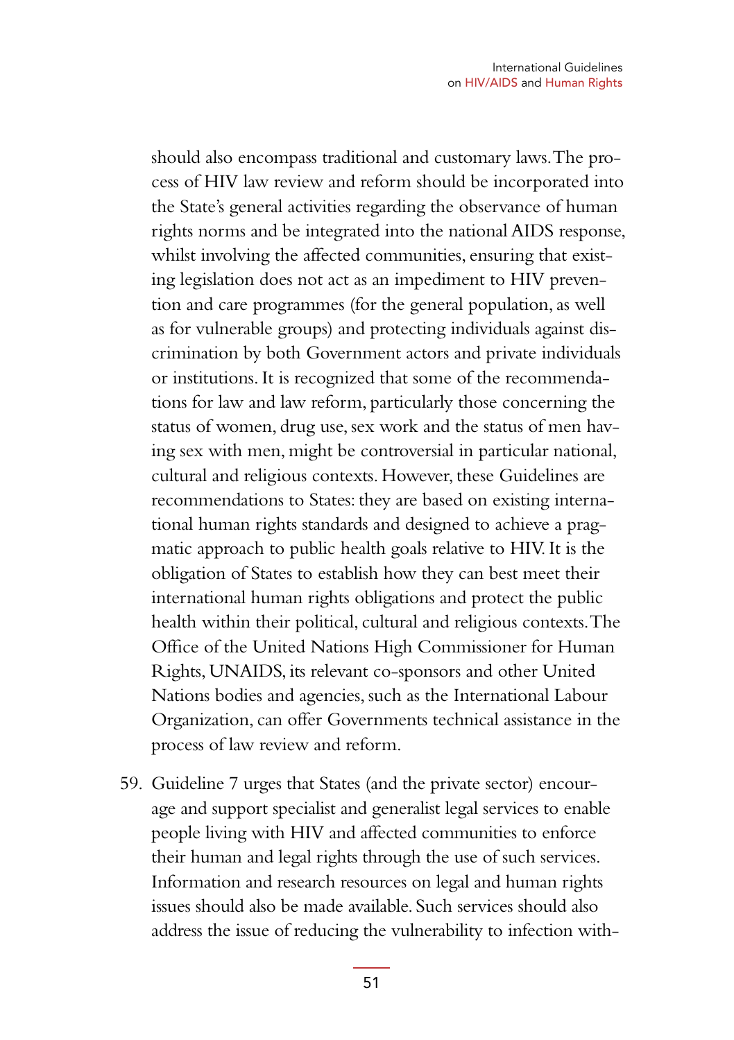should also encompass traditional and customary laws. The process of HIV law review and reform should be incorporated into the State's general activities regarding the observance of human rights norms and be integrated into the national AIDS response, whilst involving the affected communities, ensuring that existing legislation does not act as an impediment to HIV prevention and care programmes (for the general population, as well as for vulnerable groups) and protecting individuals against discrimination by both Government actors and private individuals or institutions. It is recognized that some of the recommendations for law and law reform, particularly those concerning the status of women, drug use, sex work and the status of men having sex with men, might be controversial in particular national, cultural and religious contexts. However, these Guidelines are recommendations to States: they are based on existing international human rights standards and designed to achieve a pragmatic approach to public health goals relative to HIV. It is the obligation of States to establish how they can best meet their international human rights obligations and protect the public health within their political, cultural and religious contexts. The Office of the United Nations High Commissioner for Human Rights, UNAIDS, its relevant co-sponsors and other United Nations bodies and agencies, such as the International Labour Organization, can offer Governments technical assistance in the process of law review and reform.

59. Guideline 7 urges that States (and the private sector) encourage and support specialist and generalist legal services to enable people living with HIV and affected communities to enforce their human and legal rights through the use of such services. Information and research resources on legal and human rights issues should also be made available. Such services should also address the issue of reducing the vulnerability to infection with-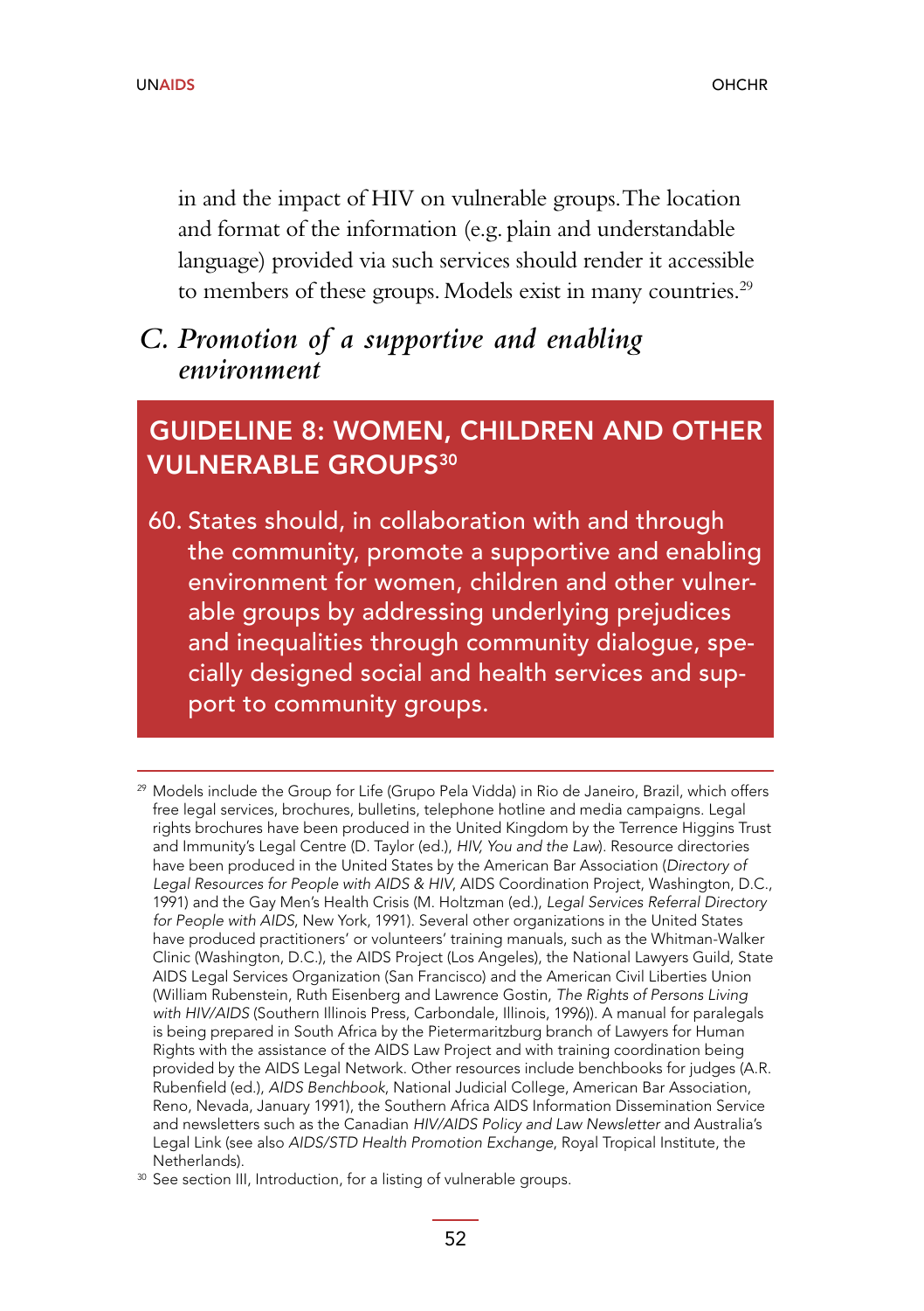in and the impact of HIV on vulnerable groups. The location and format of the information (e.g. plain and understandable language) provided via such services should render it accessible to members of these groups. Models exist in many countries.[29]

## *C. Promotion of a supportive and enabling environment*

### GUIDELINE 8: WOMEN, CHILDREN AND OTHER VULNERABLE GROUPS[30]

60. States should, in collaboration with and through the community, promote a supportive and enabling environment for women, children and other vulnerable groups by addressing underlying prejudices and inequalities through community dialogue, specially designed social and health services and support to community groups.

---

[29] Models include the Group for Life (Grupo Pela Vidda) in Rio de Janeiro, Brazil, which offers free legal services, brochures, bulletins, telephone hotline and media campaigns. Legal rights brochures have been produced in the United Kingdom by the Terrence Higgins Trust and Immunity's Legal Centre (D. Taylor (ed.), *HIV, You and the Law*). Resource directories have been produced in the United States by the American Bar Association (*Directory of Legal Resources for People with AIDS & HIV*, AIDS Coordination Project, Washington, D.C., 1991) and the Gay Men's Health Crisis (M. Holtzman (ed.), *Legal Services Referral Directory for People with AIDS*, New York, 1991). Several other organizations in the United States have produced practitioners' or volunteers' training manuals, such as the Whitman-Walker Clinic (Washington, D.C.), the AIDS Project (Los Angeles), the National Lawyers Guild, State AIDS Legal Services Organization (San Francisco) and the American Civil Liberties Union (William Rubenstein, Ruth Eisenberg and Lawrence Gostin, *The Rights of Persons Living with HIV/AIDS* (Southern Illinois Press, Carbondale, Illinois, 1996)). A manual for paralegals is being prepared in South Africa by the Pietermaritzburg branch of Lawyers for Human Rights with the assistance of the AIDS Law Project and with training coordination being provided by the AIDS Legal Network. Other resources include benchbooks for judges (A.R. Rubenfield (ed.), *AIDS Benchbook*, National Judicial College, American Bar Association, Reno, Nevada, January 1991), the Southern Africa AIDS Information Dissemination Service and newsletters such as the Canadian *HIV/AIDS Policy and Law Newsletter* and Australia's Legal Link (see also *AIDS/STD Health Promotion Exchange*, Royal Tropical Institute, the Netherlands).

[30] See section III, Introduction, for a listing of vulnerable groups.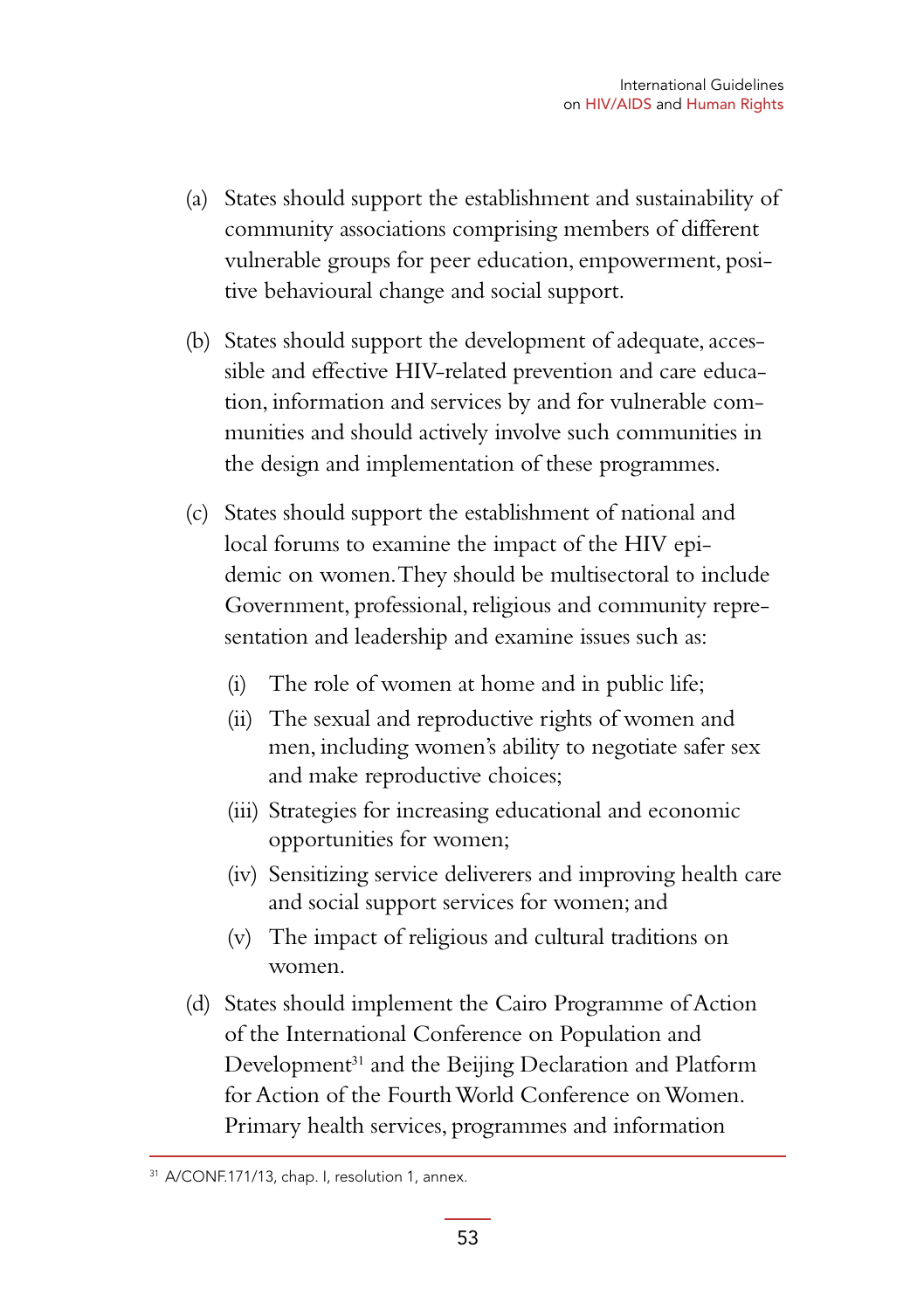(a) States should support the establishment and sustainability of community associations comprising members of different vulnerable groups for peer education, empowerment, positive behavioural change and social support.

(b) States should support the development of adequate, accessible and effective HIV-related prevention and care education, information and services by and for vulnerable communities and should actively involve such communities in the design and implementation of these programmes.

(c) States should support the establishment of national and local forums to examine the impact of the HIV epidemic on women. They should be multisectoral to include Government, professional, religious and community representation and leadership and examine issues such as:

   (i) The role of women at home and in public life;

   (ii) The sexual and reproductive rights of women and men, including women's ability to negotiate safer sex and make reproductive choices;

   (iii) Strategies for increasing educational and economic opportunities for women;

   (iv) Sensitizing service deliverers and improving health care and social support services for women; and

   (v) The impact of religious and cultural traditions on women.

(d) States should implement the Cairo Programme of Action of the International Conference on Population and Development[31] and the Beijing Declaration and Platform for Action of the Fourth World Conference on Women. Primary health services, programmes and information

---

[31] A/CONF.171/13, chap. I, resolution 1, annex.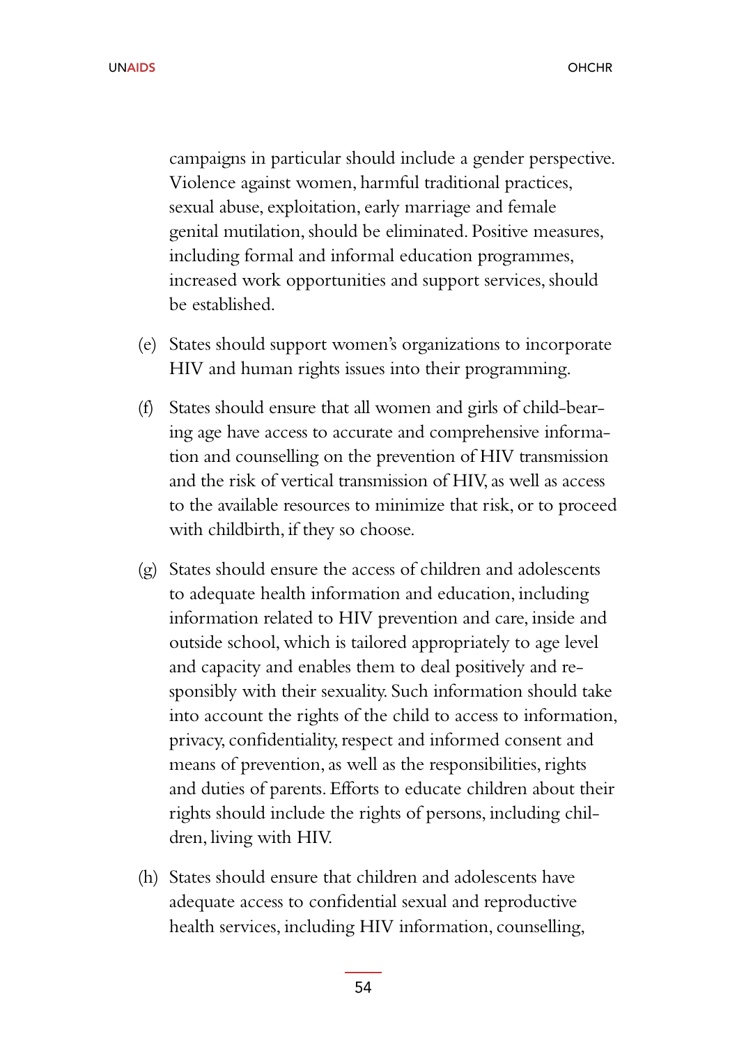campaigns in particular should include a gender perspective. Violence against women, harmful traditional practices, sexual abuse, exploitation, early marriage and female genital mutilation, should be eliminated. Positive measures, including formal and informal education programmes, increased work opportunities and support services, should be established.

(e) States should support women's organizations to incorporate HIV and human rights issues into their programming.

(f) States should ensure that all women and girls of child-bearing age have access to accurate and comprehensive information and counselling on the prevention of HIV transmission and the risk of vertical transmission of HIV, as well as access to the available resources to minimize that risk, or to proceed with childbirth, if they so choose.

(g) States should ensure the access of children and adolescents to adequate health information and education, including information related to HIV prevention and care, inside and outside school, which is tailored appropriately to age level and capacity and enables them to deal positively and responsibly with their sexuality. Such information should take into account the rights of the child to access to information, privacy, confidentiality, respect and informed consent and means of prevention, as well as the responsibilities, rights and duties of parents. Efforts to educate children about their rights should include the rights of persons, including children, living with HIV.

(h) States should ensure that children and adolescents have adequate access to confidential sexual and reproductive health services, including HIV information, counselling,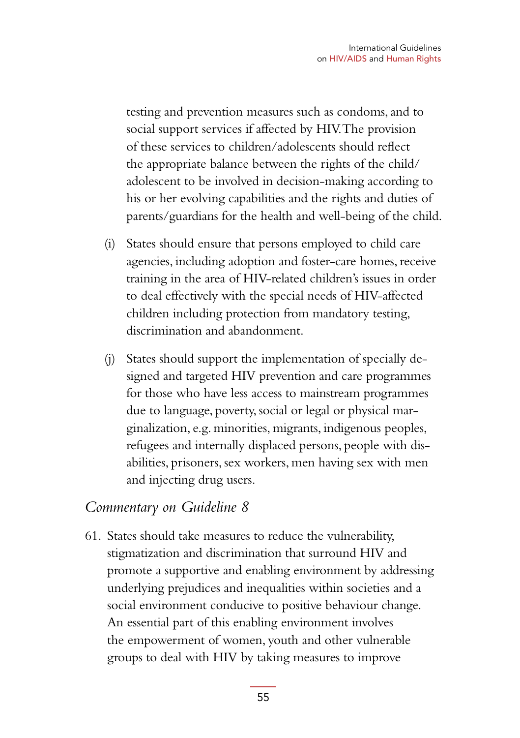testing and prevention measures such as condoms, and to social support services if affected by HIV. The provision of these services to children/adolescents should reflect the appropriate balance between the rights of the child/adolescent to be involved in decision-making according to his or her evolving capabilities and the rights and duties of parents/guardians for the health and well-being of the child.

(i) States should ensure that persons employed to child care agencies, including adoption and foster-care homes, receive training in the area of HIV-related children's issues in order to deal effectively with the special needs of HIV-affected children including protection from mandatory testing, discrimination and abandonment.

(j) States should support the implementation of specially designed and targeted HIV prevention and care programmes for those who have less access to mainstream programmes due to language, poverty, social or legal or physical marginalization, e.g. minorities, migrants, indigenous peoples, refugees and internally displaced persons, people with disabilities, prisoners, sex workers, men having sex with men and injecting drug users.

## *Commentary on Guideline 8*

61. States should take measures to reduce the vulnerability, stigmatization and discrimination that surround HIV and promote a supportive and enabling environment by addressing underlying prejudices and inequalities within societies and a social environment conducive to positive behaviour change. An essential part of this enabling environment involves the empowerment of women, youth and other vulnerable groups to deal with HIV by taking measures to improve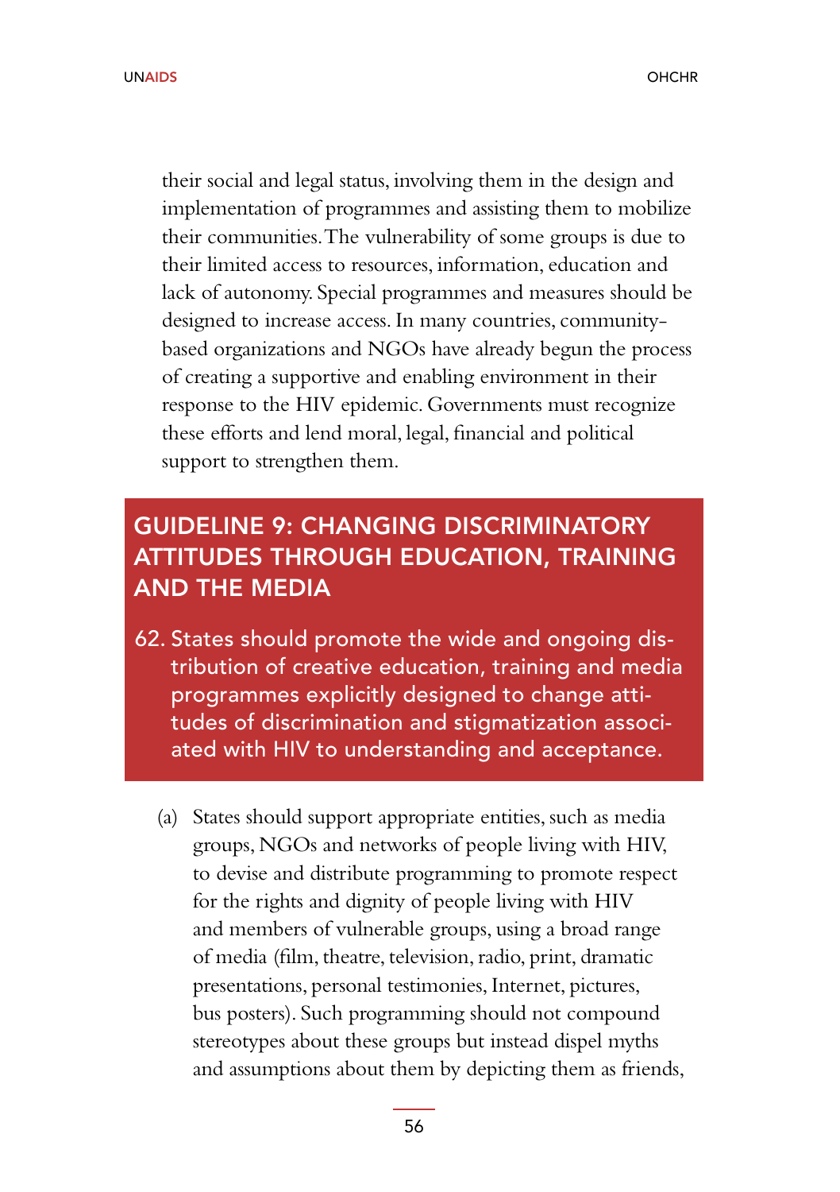their social and legal status, involving them in the design and implementation of programmes and assisting them to mobilize their communities. The vulnerability of some groups is due to their limited access to resources, information, education and lack of autonomy. Special programmes and measures should be designed to increase access. In many countries, community-based organizations and NGOs have already begun the process of creating a supportive and enabling environment in their response to the HIV epidemic. Governments must recognize these efforts and lend moral, legal, financial and political support to strengthen them.

## GUIDELINE 9: CHANGING DISCRIMINATORY ATTITUDES THROUGH EDUCATION, TRAINING AND THE MEDIA

62. States should promote the wide and ongoing distribution of creative education, training and media programmes explicitly designed to change attitudes of discrimination and stigmatization associated with HIV to understanding and acceptance.

(a) States should support appropriate entities, such as media groups, NGOs and networks of people living with HIV, to devise and distribute programming to promote respect for the rights and dignity of people living with HIV and members of vulnerable groups, using a broad range of media (film, theatre, television, radio, print, dramatic presentations, personal testimonies, Internet, pictures, bus posters). Such programming should not compound stereotypes about these groups but instead dispel myths and assumptions about them by depicting them as friends,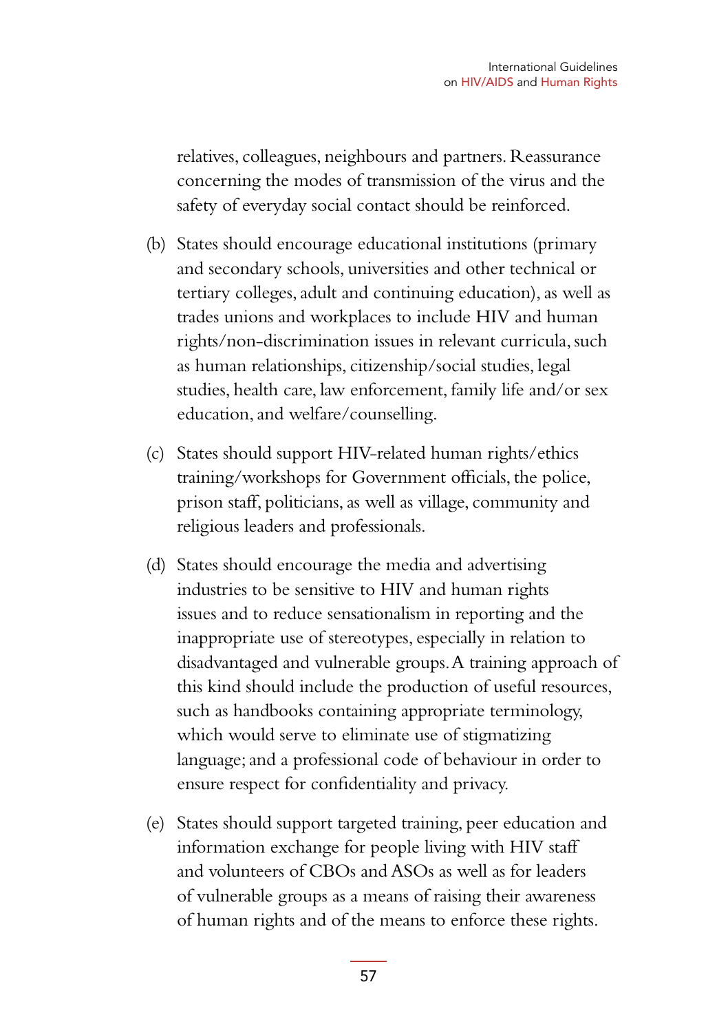relatives, colleagues, neighbours and partners. Reassurance concerning the modes of transmission of the virus and the safety of everyday social contact should be reinforced.

(b) States should encourage educational institutions (primary and secondary schools, universities and other technical or tertiary colleges, adult and continuing education), as well as trades unions and workplaces to include HIV and human rights/non-discrimination issues in relevant curricula, such as human relationships, citizenship/social studies, legal studies, health care, law enforcement, family life and/or sex education, and welfare/counselling.

(c) States should support HIV-related human rights/ethics training/workshops for Government officials, the police, prison staff, politicians, as well as village, community and religious leaders and professionals.

(d) States should encourage the media and advertising industries to be sensitive to HIV and human rights issues and to reduce sensationalism in reporting and the inappropriate use of stereotypes, especially in relation to disadvantaged and vulnerable groups. A training approach of this kind should include the production of useful resources, such as handbooks containing appropriate terminology, which would serve to eliminate use of stigmatizing language; and a professional code of behaviour in order to ensure respect for confidentiality and privacy.

(e) States should support targeted training, peer education and information exchange for people living with HIV staff and volunteers of CBOs and ASOs as well as for leaders of vulnerable groups as a means of raising their awareness of human rights and of the means to enforce these rights.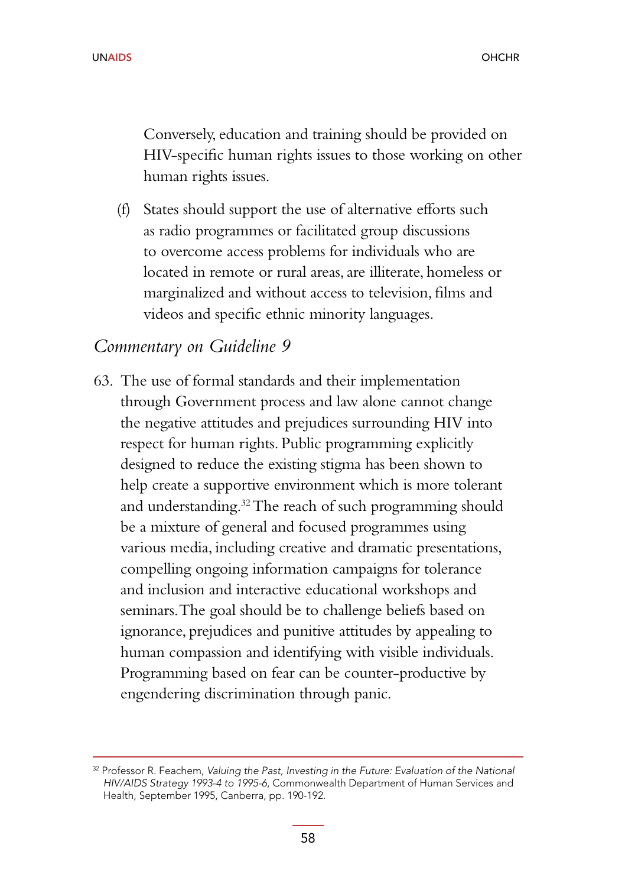Conversely, education and training should be provided on HIV-specific human rights issues to those working on other human rights issues.

(f) States should support the use of alternative efforts such as radio programmes or facilitated group discussions to overcome access problems for individuals who are located in remote or rural areas, are illiterate, homeless or marginalized and without access to television, films and videos and specific ethnic minority languages.

### *Commentary on Guideline 9*

63. The use of formal standards and their implementation through Government process and law alone cannot change the negative attitudes and prejudices surrounding HIV into respect for human rights. Public programming explicitly designed to reduce the existing stigma has been shown to help create a supportive environment which is more tolerant and understanding.[32] The reach of such programming should be a mixture of general and focused programmes using various media, including creative and dramatic presentations, compelling ongoing information campaigns for tolerance and inclusion and interactive educational workshops and seminars. The goal should be to challenge beliefs based on ignorance, prejudices and punitive attitudes by appealing to human compassion and identifying with visible individuals. Programming based on fear can be counter-productive by engendering discrimination through panic.

---

[32] Professor R. Feachem, *Valuing the Past, Investing in the Future: Evaluation of the National HIV/AIDS Strategy 1993-4 to 1995-6*, Commonwealth Department of Human Services and Health, September 1995, Canberra, pp. 190-192.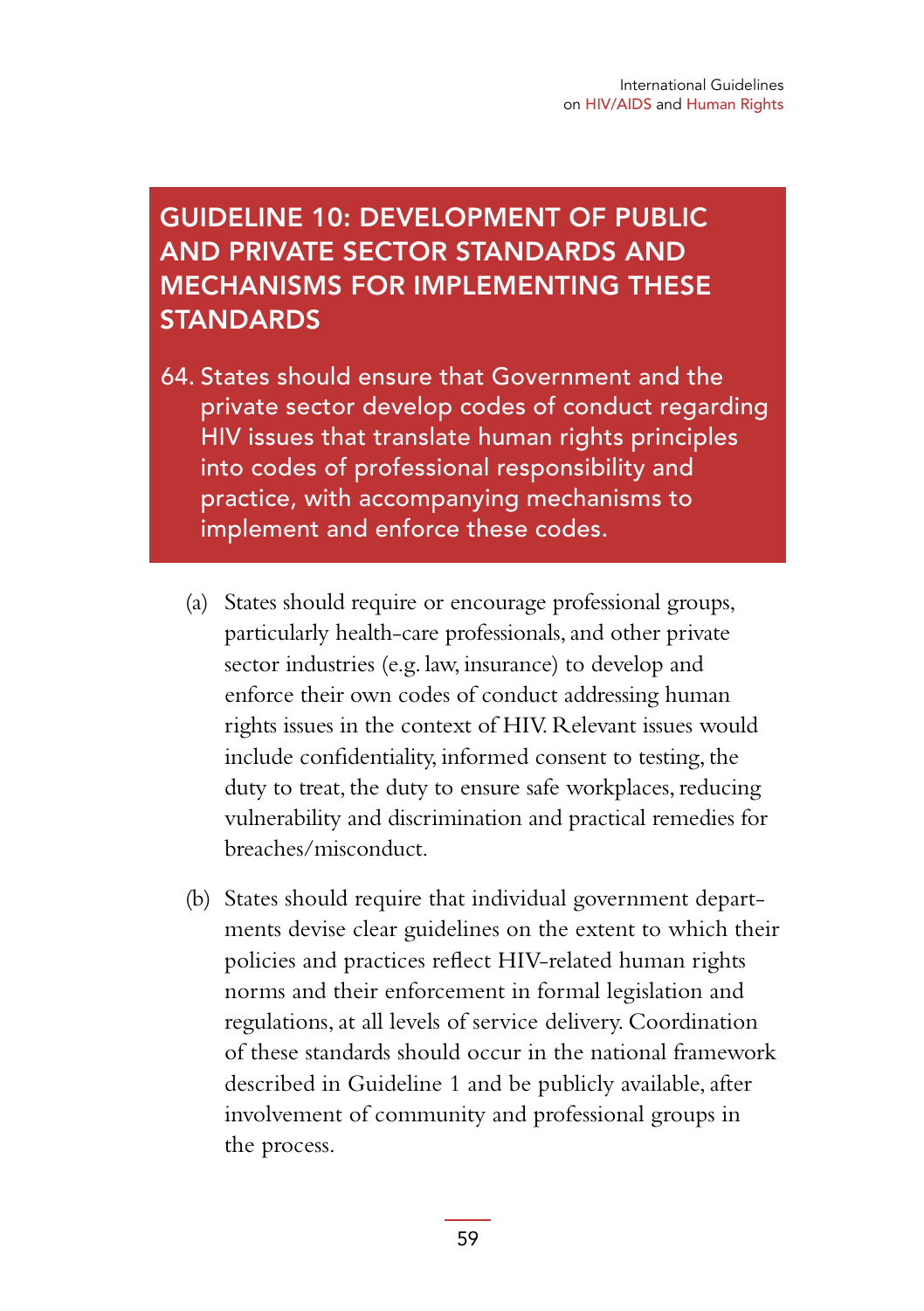## GUIDELINE 10: DEVELOPMENT OF PUBLIC AND PRIVATE SECTOR STANDARDS AND MECHANISMS FOR IMPLEMENTING THESE STANDARDS

64. States should ensure that Government and the private sector develop codes of conduct regarding HIV issues that translate human rights principles into codes of professional responsibility and practice, with accompanying mechanisms to implement and enforce these codes.

(a) States should require or encourage professional groups, particularly health-care professionals, and other private sector industries (e.g. law, insurance) to develop and enforce their own codes of conduct addressing human rights issues in the context of HIV. Relevant issues would include confidentiality, informed consent to testing, the duty to treat, the duty to ensure safe workplaces, reducing vulnerability and discrimination and practical remedies for breaches/misconduct.

(b) States should require that individual government departments devise clear guidelines on the extent to which their policies and practices reflect HIV-related human rights norms and their enforcement in formal legislation and regulations, at all levels of service delivery. Coordination of these standards should occur in the national framework described in Guideline 1 and be publicly available, after involvement of community and professional groups in the process.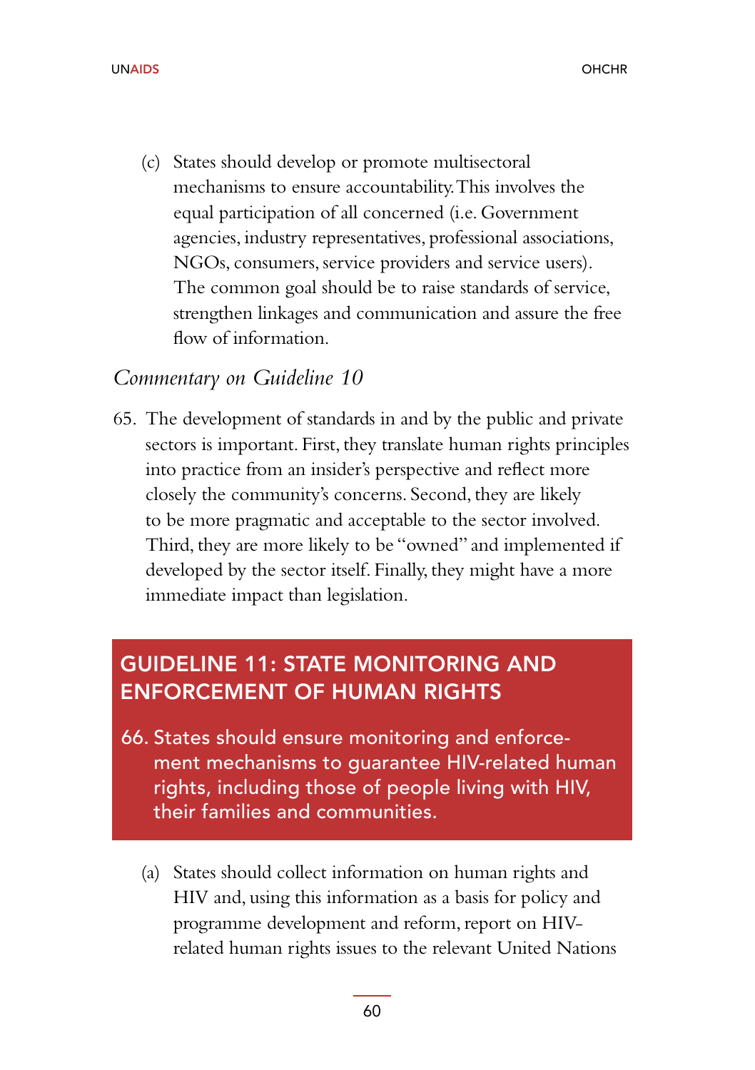(c) States should develop or promote multisectoral mechanisms to ensure accountability. This involves the equal participation of all concerned (i.e. Government agencies, industry representatives, professional associations, NGOs, consumers, service providers and service users). The common goal should be to raise standards of service, strengthen linkages and communication and assure the free flow of information.

*Commentary on Guideline 10*

65. The development of standards in and by the public and private sectors is important. First, they translate human rights principles into practice from an insider's perspective and reflect more closely the community's concerns. Second, they are likely to be more pragmatic and acceptable to the sector involved. Third, they are more likely to be "owned" and implemented if developed by the sector itself. Finally, they might have a more immediate impact than legislation.

## GUIDELINE 11: STATE MONITORING AND ENFORCEMENT OF HUMAN RIGHTS

66. States should ensure monitoring and enforcement mechanisms to guarantee HIV-related human rights, including those of people living with HIV, their families and communities.

(a) States should collect information on human rights and HIV and, using this information as a basis for policy and programme development and reform, report on HIV-related human rights issues to the relevant United Nations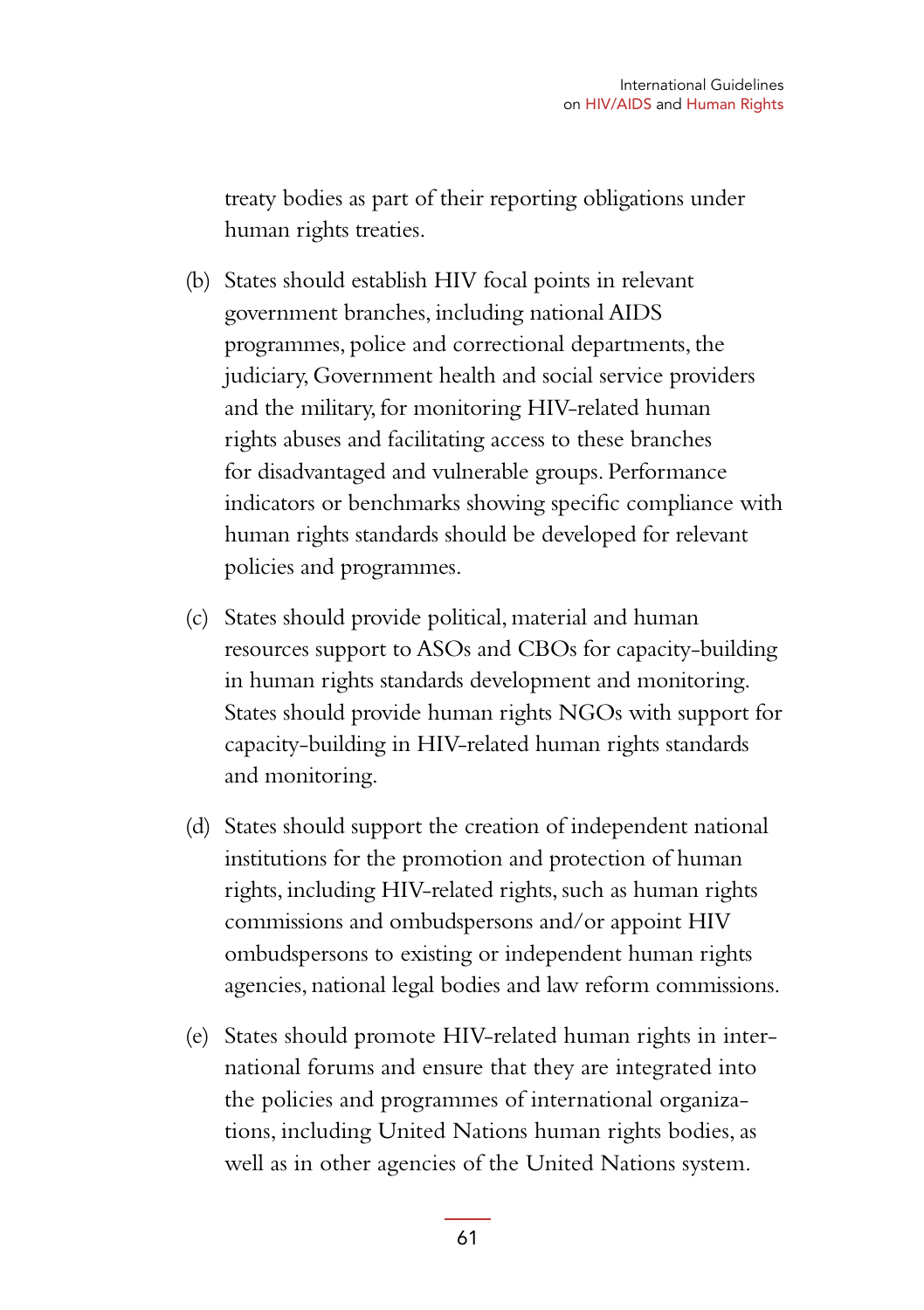treaty bodies as part of their reporting obligations under human rights treaties.

(b) States should establish HIV focal points in relevant government branches, including national AIDS programmes, police and correctional departments, the judiciary, Government health and social service providers and the military, for monitoring HIV-related human rights abuses and facilitating access to these branches for disadvantaged and vulnerable groups. Performance indicators or benchmarks showing specific compliance with human rights standards should be developed for relevant policies and programmes.

(c) States should provide political, material and human resources support to ASOs and CBOs for capacity-building in human rights standards development and monitoring. States should provide human rights NGOs with support for capacity-building in HIV-related human rights standards and monitoring.

(d) States should support the creation of independent national institutions for the promotion and protection of human rights, including HIV-related rights, such as human rights commissions and ombudspersons and/or appoint HIV ombudspersons to existing or independent human rights agencies, national legal bodies and law reform commissions.

(e) States should promote HIV-related human rights in international forums and ensure that they are integrated into the policies and programmes of international organizations, including United Nations human rights bodies, as well as in other agencies of the United Nations system.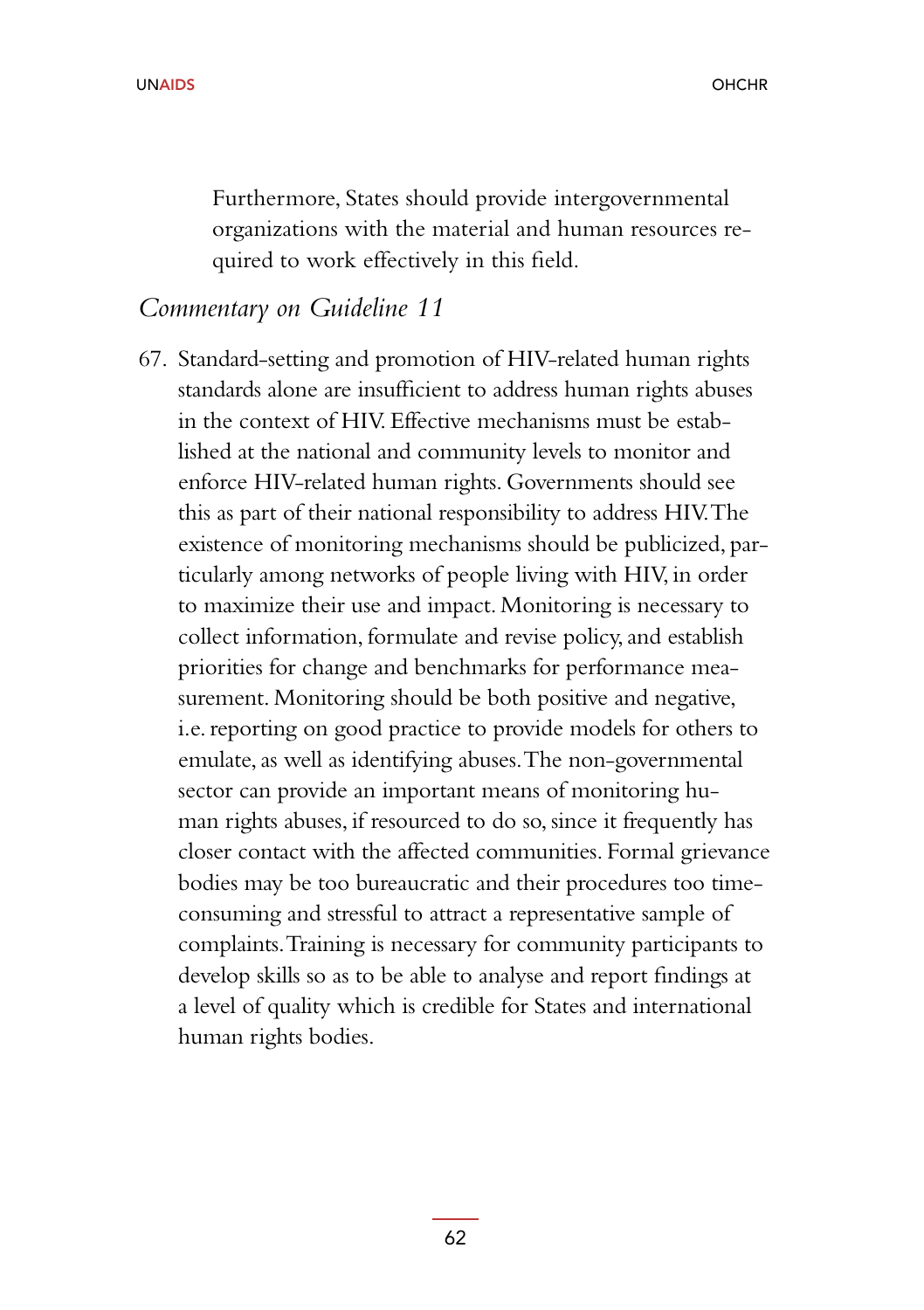Furthermore, States should provide intergovernmental organizations with the material and human resources required to work effectively in this field.

*Commentary on Guideline 11*

67. Standard-setting and promotion of HIV-related human rights standards alone are insufficient to address human rights abuses in the context of HIV. Effective mechanisms must be established at the national and community levels to monitor and enforce HIV-related human rights. Governments should see this as part of their national responsibility to address HIV. The existence of monitoring mechanisms should be publicized, particularly among networks of people living with HIV, in order to maximize their use and impact. Monitoring is necessary to collect information, formulate and revise policy, and establish priorities for change and benchmarks for performance measurement. Monitoring should be both positive and negative, i.e. reporting on good practice to provide models for others to emulate, as well as identifying abuses. The non-governmental sector can provide an important means of monitoring human rights abuses, if resourced to do so, since it frequently has closer contact with the affected communities. Formal grievance bodies may be too bureaucratic and their procedures too time-consuming and stressful to attract a representative sample of complaints. Training is necessary for community participants to develop skills so as to be able to analyse and report findings at a level of quality which is credible for States and international human rights bodies.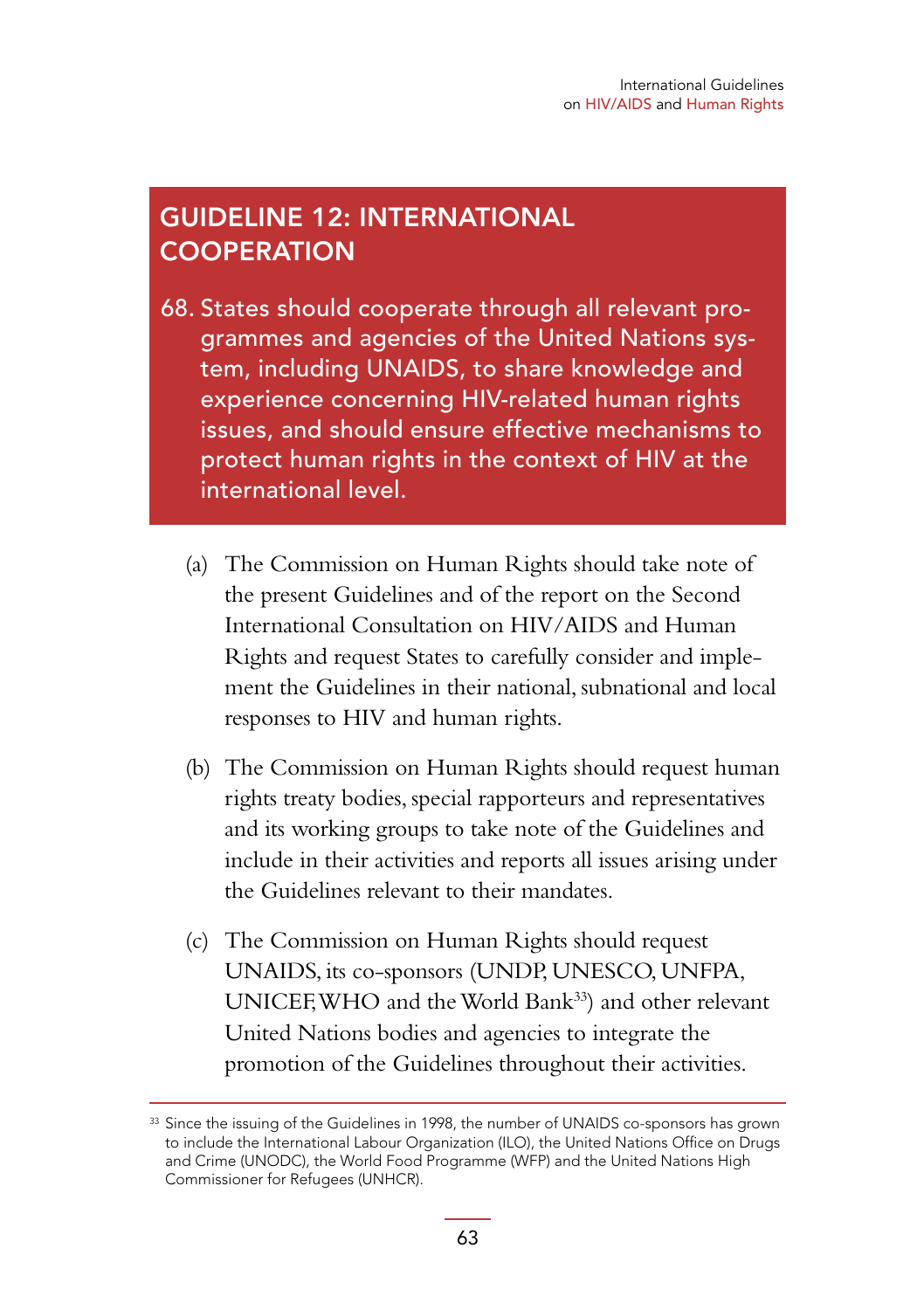## GUIDELINE 12: INTERNATIONAL COOPERATION

68. States should cooperate through all relevant programmes and agencies of the United Nations system, including UNAIDS, to share knowledge and experience concerning HIV-related human rights issues, and should ensure effective mechanisms to protect human rights in the context of HIV at the international level.

(a) The Commission on Human Rights should take note of the present Guidelines and of the report on the Second International Consultation on HIV/AIDS and Human Rights and request States to carefully consider and implement the Guidelines in their national, subnational and local responses to HIV and human rights.

(b) The Commission on Human Rights should request human rights treaty bodies, special rapporteurs and representatives and its working groups to take note of the Guidelines and include in their activities and reports all issues arising under the Guidelines relevant to their mandates.

(c) The Commission on Human Rights should request UNAIDS, its co-sponsors (UNDP, UNESCO, UNFPA, UNICEF, WHO and the World Bank[33]) and other relevant United Nations bodies and agencies to integrate the promotion of the Guidelines throughout their activities.

---

[33] Since the issuing of the Guidelines in 1998, the number of UNAIDS co-sponsors has grown to include the International Labour Organization (ILO), the United Nations Office on Drugs and Crime (UNODC), the World Food Programme (WFP) and the United Nations High Commissioner for Refugees (UNHCR).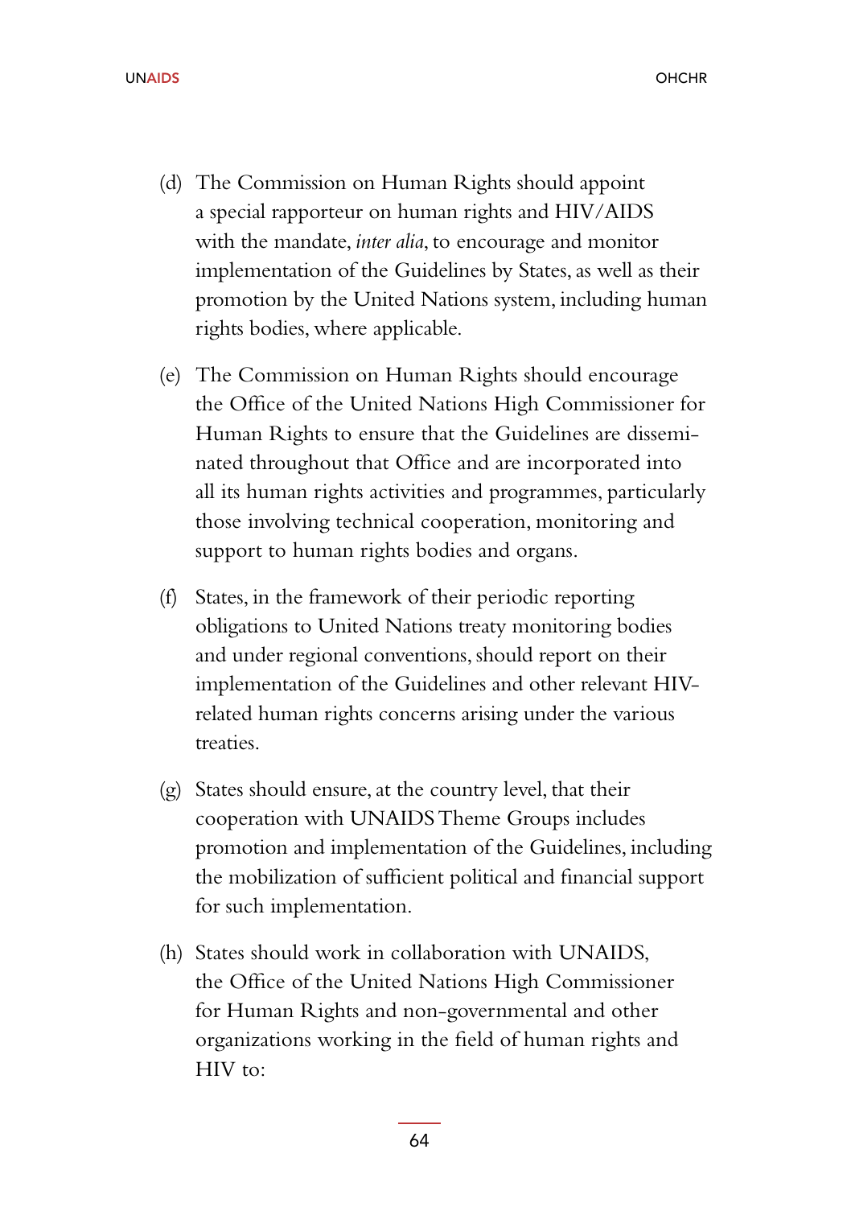(d) The Commission on Human Rights should appoint a special rapporteur on human rights and HIV/AIDS with the mandate, *inter alia*, to encourage and monitor implementation of the Guidelines by States, as well as their promotion by the United Nations system, including human rights bodies, where applicable.

(e) The Commission on Human Rights should encourage the Office of the United Nations High Commissioner for Human Rights to ensure that the Guidelines are disseminated throughout that Office and are incorporated into all its human rights activities and programmes, particularly those involving technical cooperation, monitoring and support to human rights bodies and organs.

(f) States, in the framework of their periodic reporting obligations to United Nations treaty monitoring bodies and under regional conventions, should report on their implementation of the Guidelines and other relevant HIV-related human rights concerns arising under the various treaties.

(g) States should ensure, at the country level, that their cooperation with UNAIDS Theme Groups includes promotion and implementation of the Guidelines, including the mobilization of sufficient political and financial support for such implementation.

(h) States should work in collaboration with UNAIDS, the Office of the United Nations High Commissioner for Human Rights and non-governmental and other organizations working in the field of human rights and HIV to: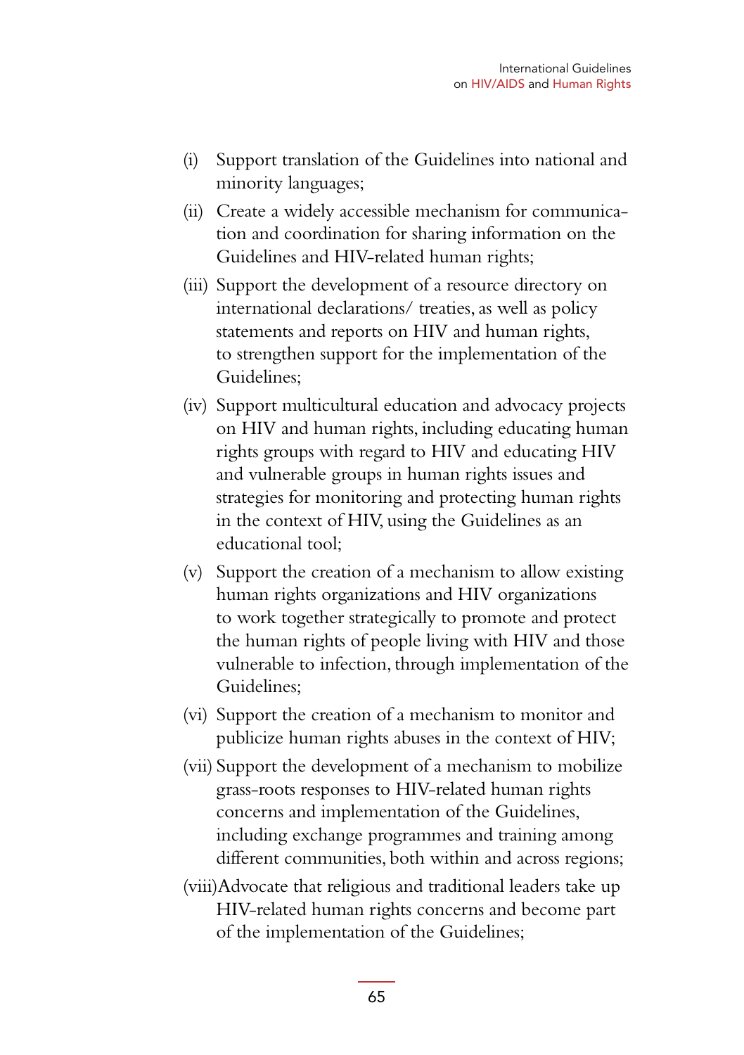(i) Support translation of the Guidelines into national and minority languages;

(ii) Create a widely accessible mechanism for communication and coordination for sharing information on the Guidelines and HIV-related human rights;

(iii) Support the development of a resource directory on international declarations/ treaties, as well as policy statements and reports on HIV and human rights, to strengthen support for the implementation of the Guidelines;

(iv) Support multicultural education and advocacy projects on HIV and human rights, including educating human rights groups with regard to HIV and educating HIV and vulnerable groups in human rights issues and strategies for monitoring and protecting human rights in the context of HIV, using the Guidelines as an educational tool;

(v) Support the creation of a mechanism to allow existing human rights organizations and HIV organizations to work together strategically to promote and protect the human rights of people living with HIV and those vulnerable to infection, through implementation of the Guidelines;

(vi) Support the creation of a mechanism to monitor and publicize human rights abuses in the context of HIV;

(vii) Support the development of a mechanism to mobilize grass-roots responses to HIV-related human rights concerns and implementation of the Guidelines, including exchange programmes and training among different communities, both within and across regions;

(viii) Advocate that religious and traditional leaders take up HIV-related human rights concerns and become part of the implementation of the Guidelines;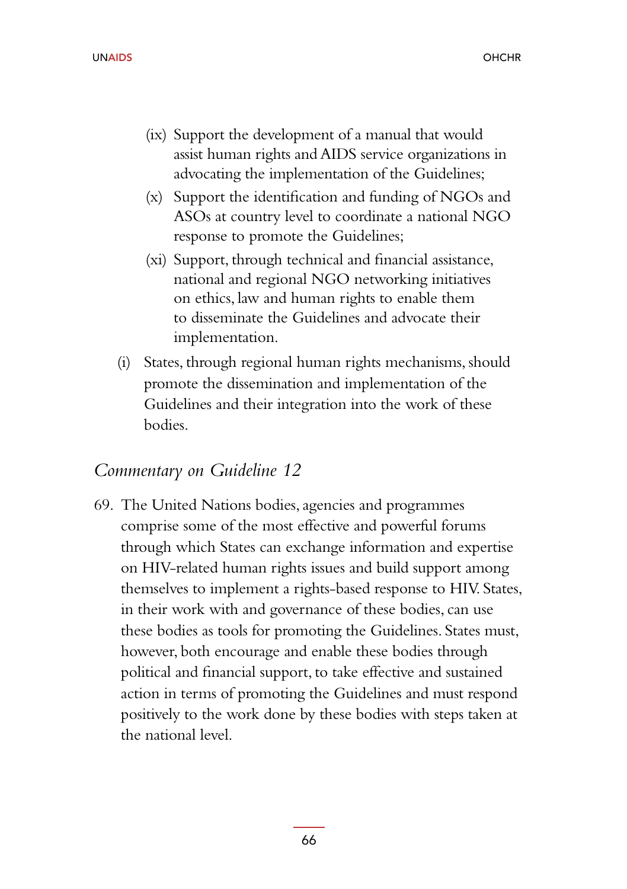(ix) Support the development of a manual that would assist human rights and AIDS service organizations in advocating the implementation of the Guidelines;

(x) Support the identification and funding of NGOs and ASOs at country level to coordinate a national NGO response to promote the Guidelines;

(xi) Support, through technical and financial assistance, national and regional NGO networking initiatives on ethics, law and human rights to enable them to disseminate the Guidelines and advocate their implementation.

(i) States, through regional human rights mechanisms, should promote the dissemination and implementation of the Guidelines and their integration into the work of these bodies.

## *Commentary on Guideline 12*

69. The United Nations bodies, agencies and programmes comprise some of the most effective and powerful forums through which States can exchange information and expertise on HIV-related human rights issues and build support among themselves to implement a rights-based response to HIV. States, in their work with and governance of these bodies, can use these bodies as tools for promoting the Guidelines. States must, however, both encourage and enable these bodies through political and financial support, to take effective and sustained action in terms of promoting the Guidelines and must respond positively to the work done by these bodies with steps taken at the national level.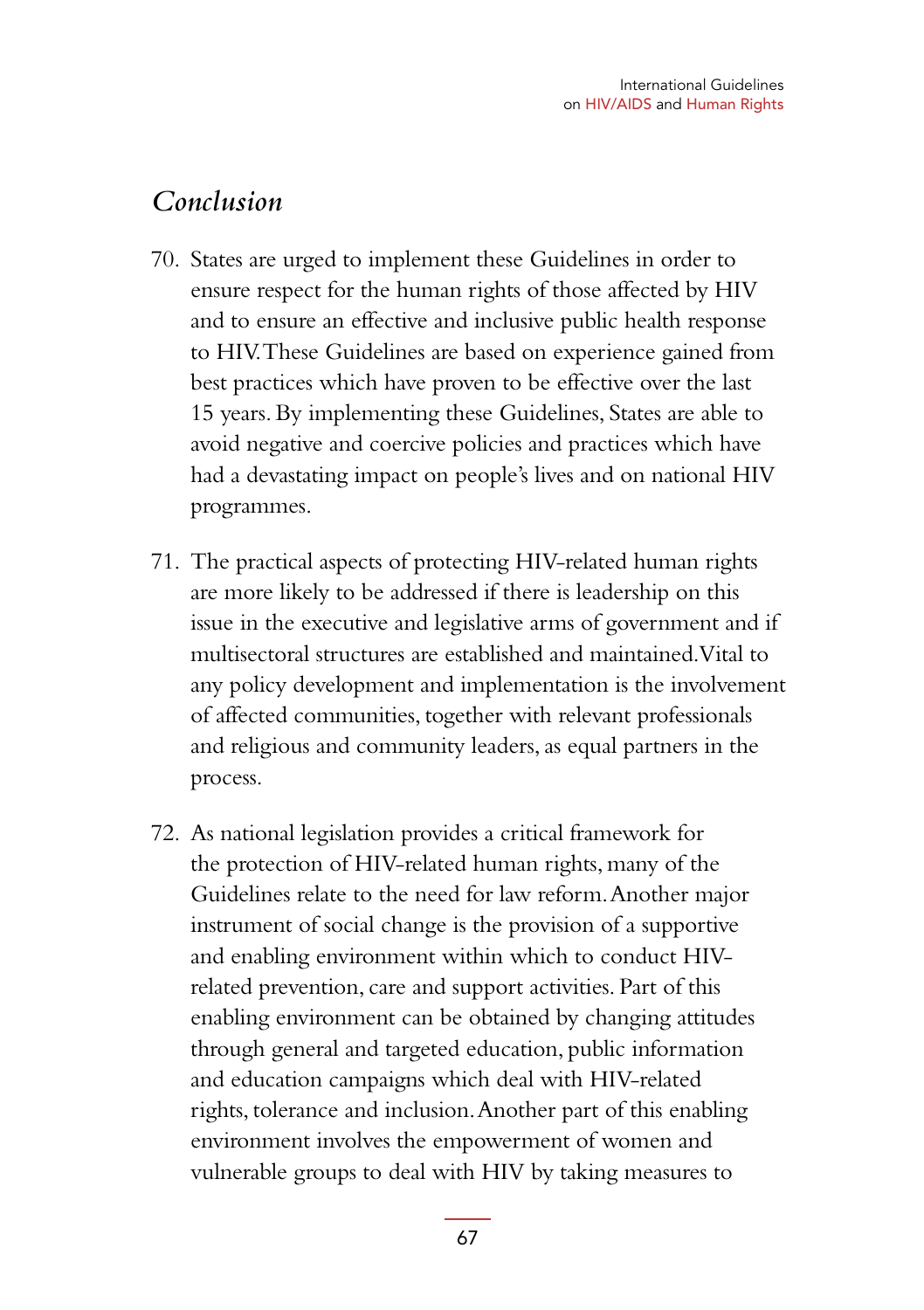## *Conclusion*

70. States are urged to implement these Guidelines in order to ensure respect for the human rights of those affected by HIV and to ensure an effective and inclusive public health response to HIV. These Guidelines are based on experience gained from best practices which have proven to be effective over the last 15 years. By implementing these Guidelines, States are able to avoid negative and coercive policies and practices which have had a devastating impact on people's lives and on national HIV programmes.

71. The practical aspects of protecting HIV-related human rights are more likely to be addressed if there is leadership on this issue in the executive and legislative arms of government and if multisectoral structures are established and maintained. Vital to any policy development and implementation is the involvement of affected communities, together with relevant professionals and religious and community leaders, as equal partners in the process.

72. As national legislation provides a critical framework for the protection of HIV-related human rights, many of the Guidelines relate to the need for law reform. Another major instrument of social change is the provision of a supportive and enabling environment within which to conduct HIV-related prevention, care and support activities. Part of this enabling environment can be obtained by changing attitudes through general and targeted education, public information and education campaigns which deal with HIV-related rights, tolerance and inclusion. Another part of this enabling environment involves the empowerment of women and vulnerable groups to deal with HIV by taking measures to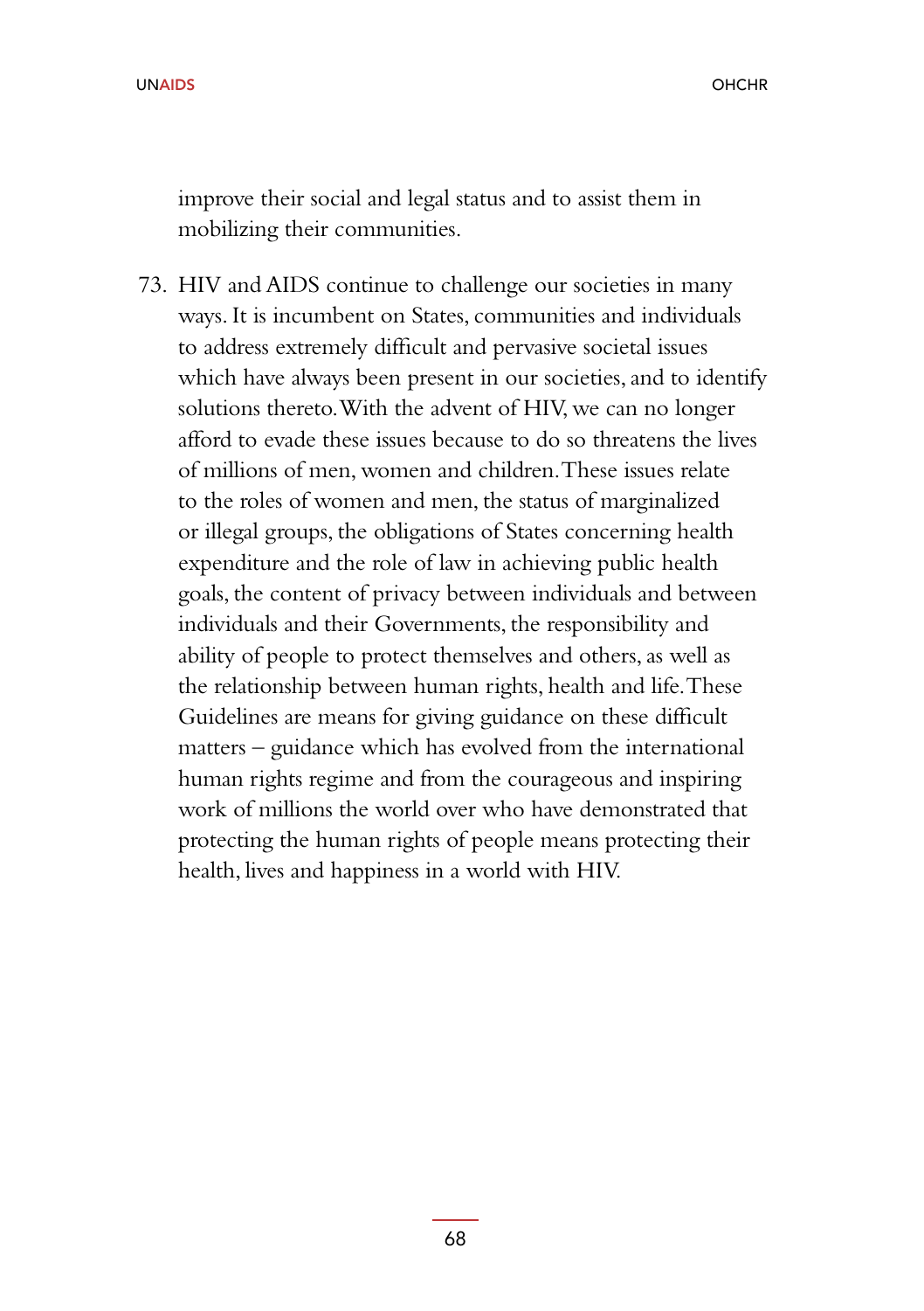improve their social and legal status and to assist them in mobilizing their communities.

73. HIV and AIDS continue to challenge our societies in many ways. It is incumbent on States, communities and individuals to address extremely difficult and pervasive societal issues which have always been present in our societies, and to identify solutions thereto. With the advent of HIV, we can no longer afford to evade these issues because to do so threatens the lives of millions of men, women and children. These issues relate to the roles of women and men, the status of marginalized or illegal groups, the obligations of States concerning health expenditure and the role of law in achieving public health goals, the content of privacy between individuals and between individuals and their Governments, the responsibility and ability of people to protect themselves and others, as well as the relationship between human rights, health and life. These Guidelines are means for giving guidance on these difficult matters – guidance which has evolved from the international human rights regime and from the courageous and inspiring work of millions the world over who have demonstrated that protecting the human rights of people means protecting their health, lives and happiness in a world with HIV.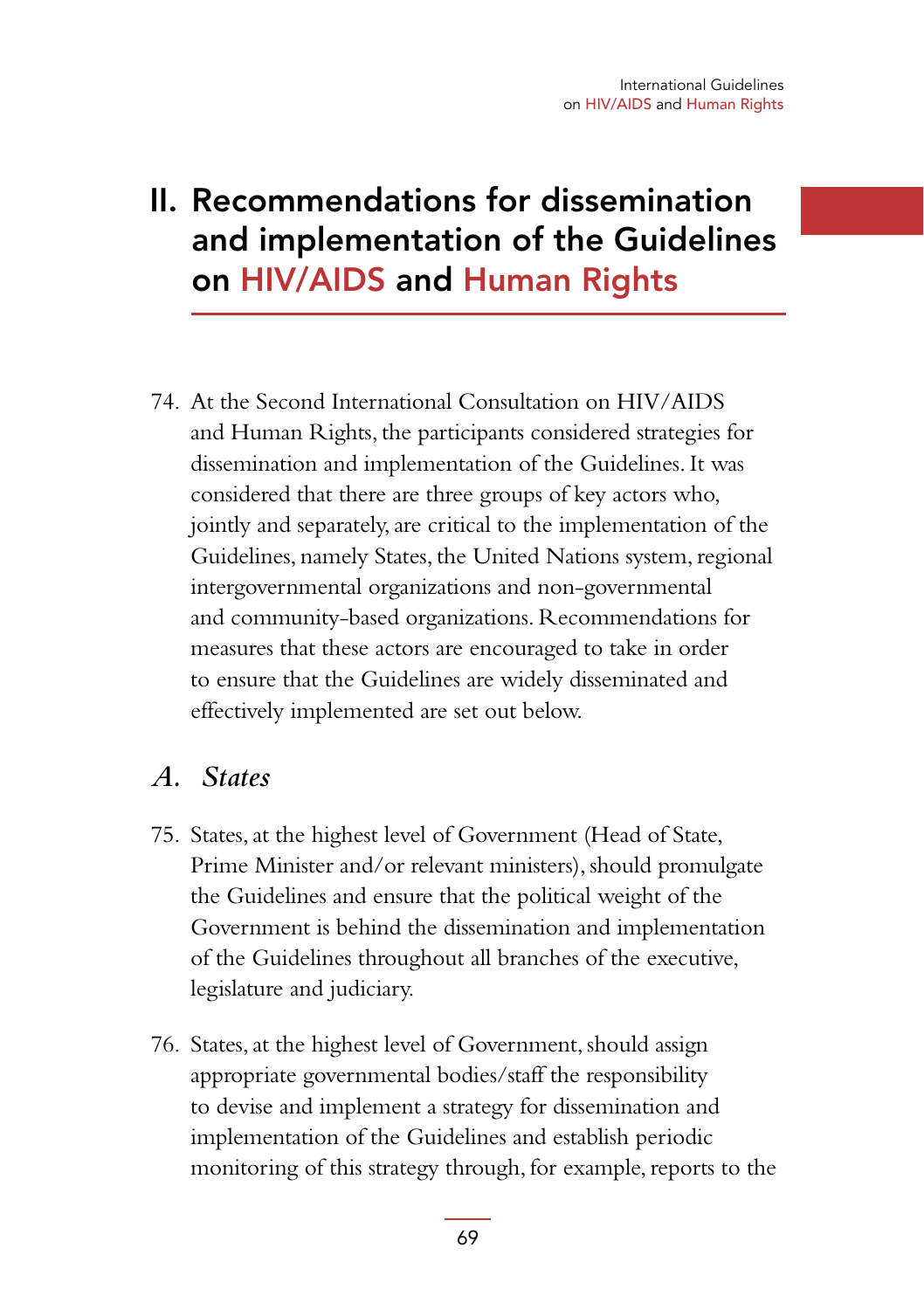# II. Recommendations for dissemination and implementation of the Guidelines on HIV/AIDS and Human Rights

74. At the Second International Consultation on HIV/AIDS and Human Rights, the participants considered strategies for dissemination and implementation of the Guidelines. It was considered that there are three groups of key actors who, jointly and separately, are critical to the implementation of the Guidelines, namely States, the United Nations system, regional intergovernmental organizations and non-governmental and community-based organizations. Recommendations for measures that these actors are encouraged to take in order to ensure that the Guidelines are widely disseminated and effectively implemented are set out below.

## *A. States*

75. States, at the highest level of Government (Head of State, Prime Minister and/or relevant ministers), should promulgate the Guidelines and ensure that the political weight of the Government is behind the dissemination and implementation of the Guidelines throughout all branches of the executive, legislature and judiciary.

76. States, at the highest level of Government, should assign appropriate governmental bodies/staff the responsibility to devise and implement a strategy for dissemination and implementation of the Guidelines and establish periodic monitoring of this strategy through, for example, reports to the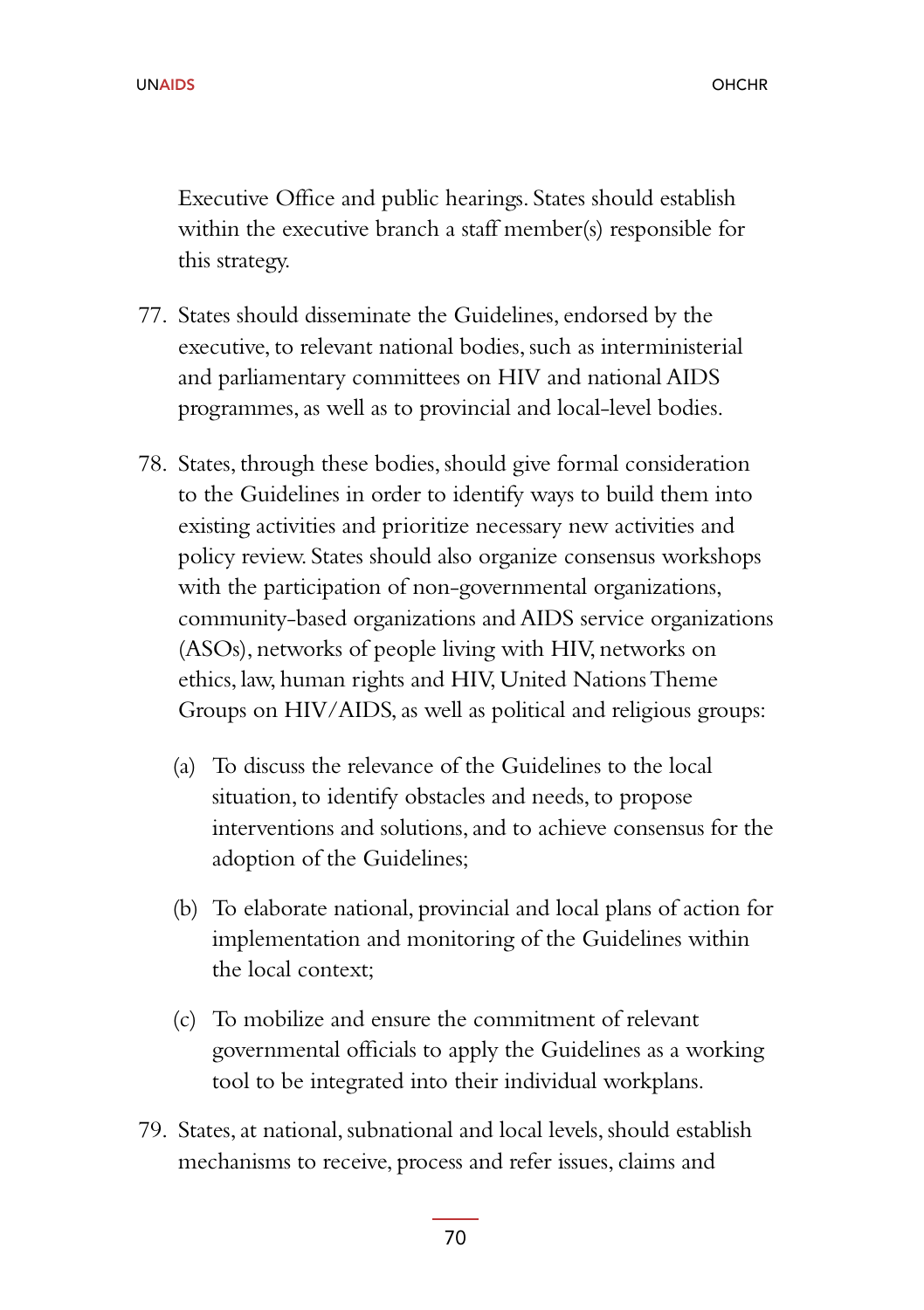Executive Office and public hearings. States should establish within the executive branch a staff member(s) responsible for this strategy.

77. States should disseminate the Guidelines, endorsed by the executive, to relevant national bodies, such as interministerial and parliamentary committees on HIV and national AIDS programmes, as well as to provincial and local-level bodies.

78. States, through these bodies, should give formal consideration to the Guidelines in order to identify ways to build them into existing activities and prioritize necessary new activities and policy review. States should also organize consensus workshops with the participation of non-governmental organizations, community-based organizations and AIDS service organizations (ASOs), networks of people living with HIV, networks on ethics, law, human rights and HIV, United Nations Theme Groups on HIV/AIDS, as well as political and religious groups:

    (a) To discuss the relevance of the Guidelines to the local situation, to identify obstacles and needs, to propose interventions and solutions, and to achieve consensus for the adoption of the Guidelines;

    (b) To elaborate national, provincial and local plans of action for implementation and monitoring of the Guidelines within the local context;

    (c) To mobilize and ensure the commitment of relevant governmental officials to apply the Guidelines as a working tool to be integrated into their individual workplans.

79. States, at national, subnational and local levels, should establish mechanisms to receive, process and refer issues, claims and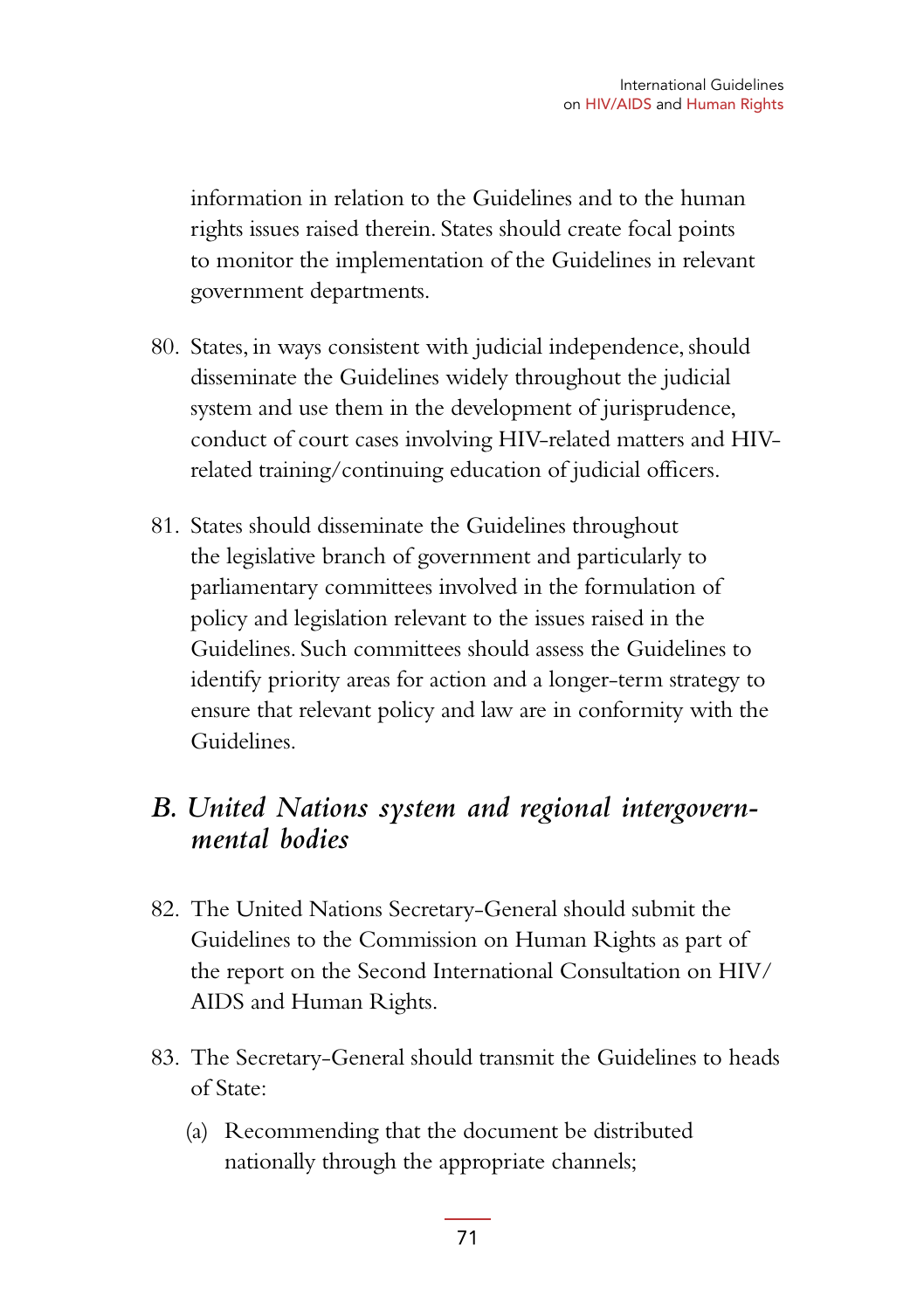information in relation to the Guidelines and to the human rights issues raised therein. States should create focal points to monitor the implementation of the Guidelines in relevant government departments.

80. States, in ways consistent with judicial independence, should disseminate the Guidelines widely throughout the judicial system and use them in the development of jurisprudence, conduct of court cases involving HIV-related matters and HIV-related training/continuing education of judicial officers.

81. States should disseminate the Guidelines throughout the legislative branch of government and particularly to parliamentary committees involved in the formulation of policy and legislation relevant to the issues raised in the Guidelines. Such committees should assess the Guidelines to identify priority areas for action and a longer-term strategy to ensure that relevant policy and law are in conformity with the Guidelines.

## *B. United Nations system and regional intergovernmental bodies*

82. The United Nations Secretary-General should submit the Guidelines to the Commission on Human Rights as part of the report on the Second International Consultation on HIV/AIDS and Human Rights.

83. The Secretary-General should transmit the Guidelines to heads of State:

    (a) Recommending that the document be distributed nationally through the appropriate channels;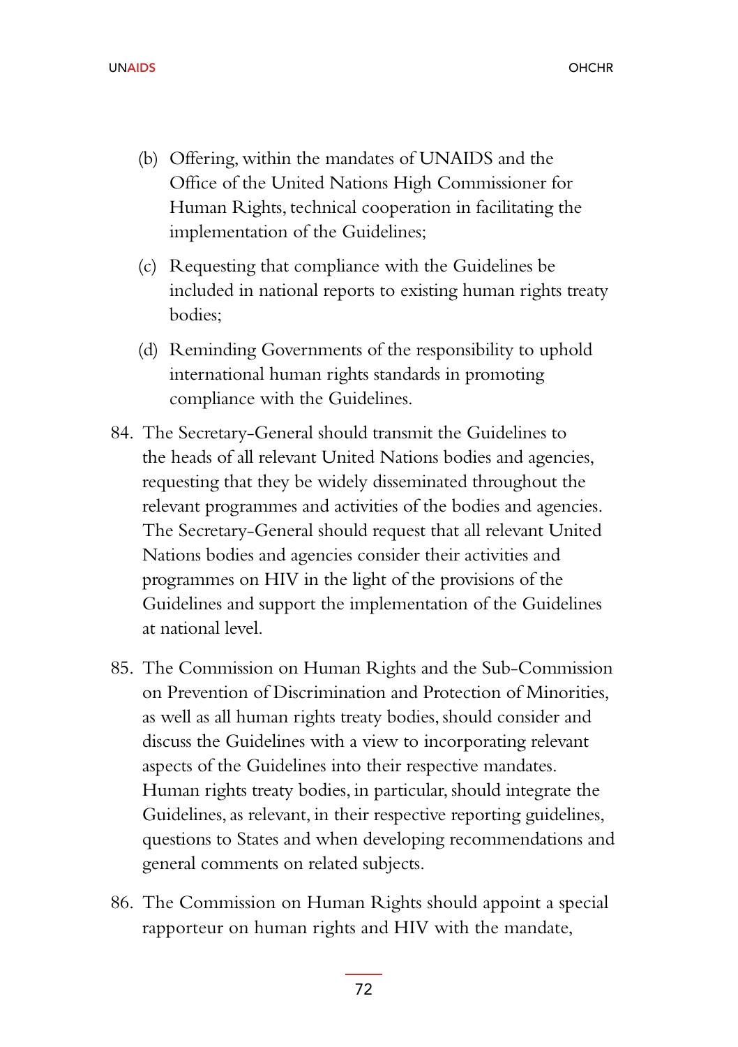(b) Offering, within the mandates of UNAIDS and the Office of the United Nations High Commissioner for Human Rights, technical cooperation in facilitating the implementation of the Guidelines;

(c) Requesting that compliance with the Guidelines be included in national reports to existing human rights treaty bodies;

(d) Reminding Governments of the responsibility to uphold international human rights standards in promoting compliance with the Guidelines.

84. The Secretary-General should transmit the Guidelines to the heads of all relevant United Nations bodies and agencies, requesting that they be widely disseminated throughout the relevant programmes and activities of the bodies and agencies. The Secretary-General should request that all relevant United Nations bodies and agencies consider their activities and programmes on HIV in the light of the provisions of the Guidelines and support the implementation of the Guidelines at national level.

85. The Commission on Human Rights and the Sub-Commission on Prevention of Discrimination and Protection of Minorities, as well as all human rights treaty bodies, should consider and discuss the Guidelines with a view to incorporating relevant aspects of the Guidelines into their respective mandates. Human rights treaty bodies, in particular, should integrate the Guidelines, as relevant, in their respective reporting guidelines, questions to States and when developing recommendations and general comments on related subjects.

86. The Commission on Human Rights should appoint a special rapporteur on human rights and HIV with the mandate,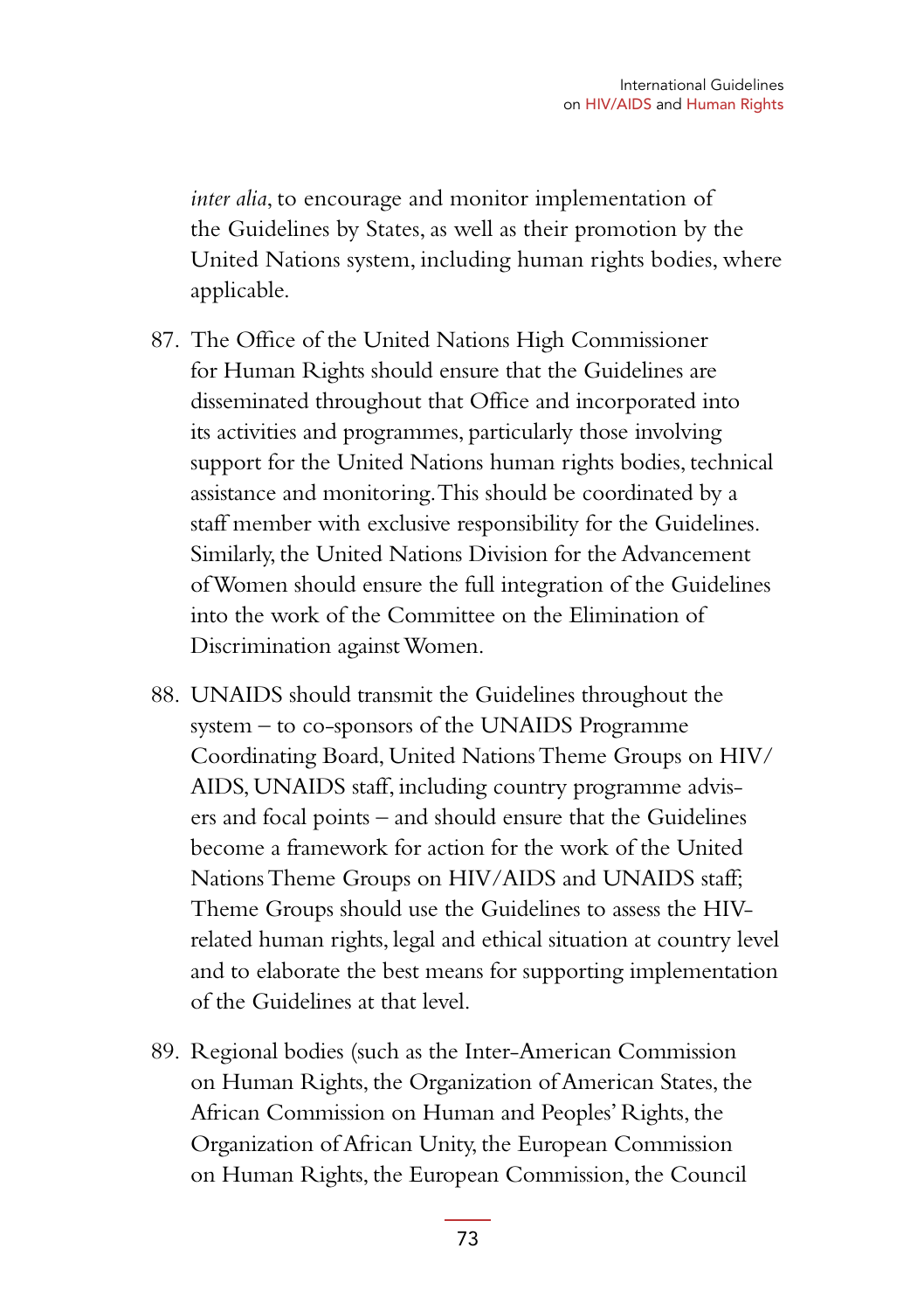*inter alia*, to encourage and monitor implementation of the Guidelines by States, as well as their promotion by the United Nations system, including human rights bodies, where applicable.

87. The Office of the United Nations High Commissioner for Human Rights should ensure that the Guidelines are disseminated throughout that Office and incorporated into its activities and programmes, particularly those involving support for the United Nations human rights bodies, technical assistance and monitoring. This should be coordinated by a staff member with exclusive responsibility for the Guidelines. Similarly, the United Nations Division for the Advancement of Women should ensure the full integration of the Guidelines into the work of the Committee on the Elimination of Discrimination against Women.

88. UNAIDS should transmit the Guidelines throughout the system – to co-sponsors of the UNAIDS Programme Coordinating Board, United Nations Theme Groups on HIV/AIDS, UNAIDS staff, including country programme advisers and focal points – and should ensure that the Guidelines become a framework for action for the work of the United Nations Theme Groups on HIV/AIDS and UNAIDS staff; Theme Groups should use the Guidelines to assess the HIV-related human rights, legal and ethical situation at country level and to elaborate the best means for supporting implementation of the Guidelines at that level.

89. Regional bodies (such as the Inter-American Commission on Human Rights, the Organization of American States, the African Commission on Human and Peoples' Rights, the Organization of African Unity, the European Commission on Human Rights, the European Commission, the Council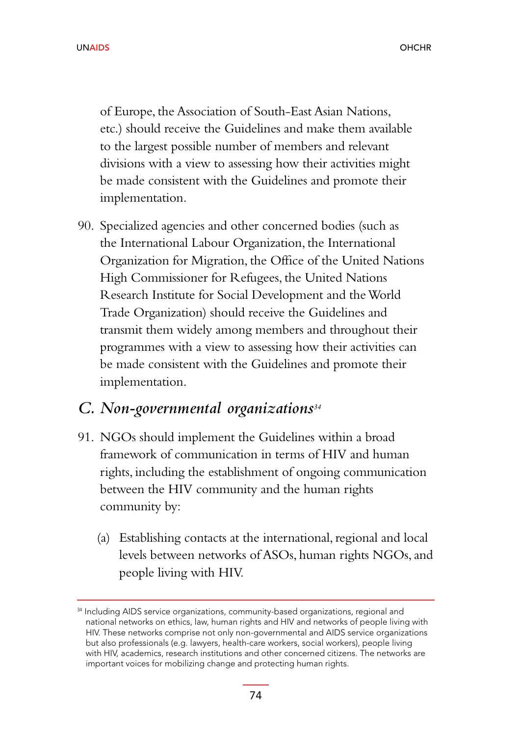of Europe, the Association of South-East Asian Nations, etc.) should receive the Guidelines and make them available to the largest possible number of members and relevant divisions with a view to assessing how their activities might be made consistent with the Guidelines and promote their implementation.

90. Specialized agencies and other concerned bodies (such as the International Labour Organization, the International Organization for Migration, the Office of the United Nations High Commissioner for Refugees, the United Nations Research Institute for Social Development and the World Trade Organization) should receive the Guidelines and transmit them widely among members and throughout their programmes with a view to assessing how their activities can be made consistent with the Guidelines and promote their implementation.

## *C. Non-governmental organizations*[34]

91. NGOs should implement the Guidelines within a broad framework of communication in terms of HIV and human rights, including the establishment of ongoing communication between the HIV community and the human rights community by:

    (a) Establishing contacts at the international, regional and local levels between networks of ASOs, human rights NGOs, and people living with HIV.

---

[34] Including AIDS service organizations, community-based organizations, regional and national networks on ethics, law, human rights and HIV and networks of people living with HIV. These networks comprise not only non-governmental and AIDS service organizations but also professionals (e.g. lawyers, health-care workers, social workers), people living with HIV, academics, research institutions and other concerned citizens. The networks are important voices for mobilizing change and protecting human rights.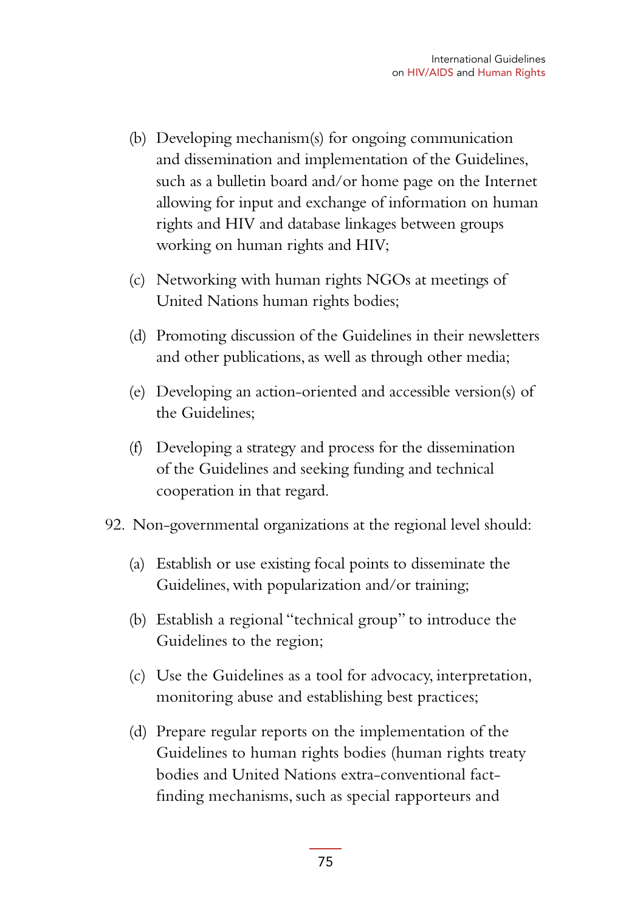(b) Developing mechanism(s) for ongoing communication and dissemination and implementation of the Guidelines, such as a bulletin board and/or home page on the Internet allowing for input and exchange of information on human rights and HIV and database linkages between groups working on human rights and HIV;

(c) Networking with human rights NGOs at meetings of United Nations human rights bodies;

(d) Promoting discussion of the Guidelines in their newsletters and other publications, as well as through other media;

(e) Developing an action-oriented and accessible version(s) of the Guidelines;

(f) Developing a strategy and process for the dissemination of the Guidelines and seeking funding and technical cooperation in that regard.

92. Non-governmental organizations at the regional level should:

(a) Establish or use existing focal points to disseminate the Guidelines, with popularization and/or training;

(b) Establish a regional "technical group" to introduce the Guidelines to the region;

(c) Use the Guidelines as a tool for advocacy, interpretation, monitoring abuse and establishing best practices;

(d) Prepare regular reports on the implementation of the Guidelines to human rights bodies (human rights treaty bodies and United Nations extra-conventional fact-finding mechanisms, such as special rapporteurs and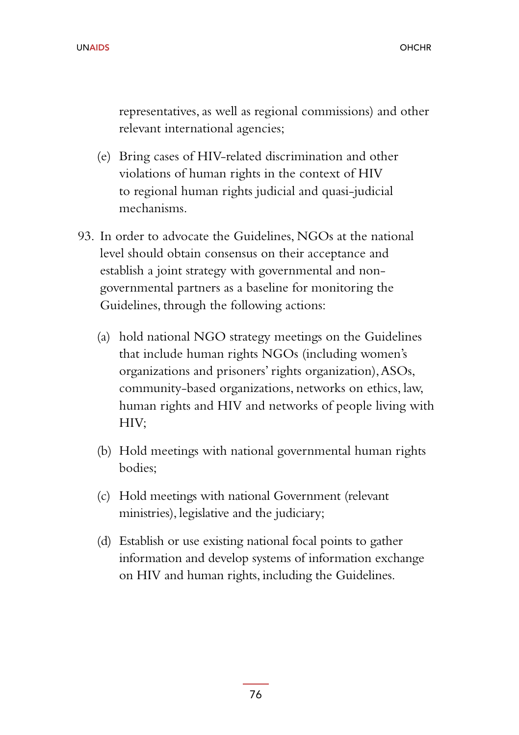representatives, as well as regional commissions) and other relevant international agencies;

(e) Bring cases of HIV-related discrimination and other violations of human rights in the context of HIV to regional human rights judicial and quasi-judicial mechanisms.

93. In order to advocate the Guidelines, NGOs at the national level should obtain consensus on their acceptance and establish a joint strategy with governmental and non-governmental partners as a baseline for monitoring the Guidelines, through the following actions:

(a) hold national NGO strategy meetings on the Guidelines that include human rights NGOs (including women's organizations and prisoners' rights organization), ASOs, community-based organizations, networks on ethics, law, human rights and HIV and networks of people living with HIV;

(b) Hold meetings with national governmental human rights bodies;

(c) Hold meetings with national Government (relevant ministries), legislative and the judiciary;

(d) Establish or use existing national focal points to gather information and develop systems of information exchange on HIV and human rights, including the Guidelines.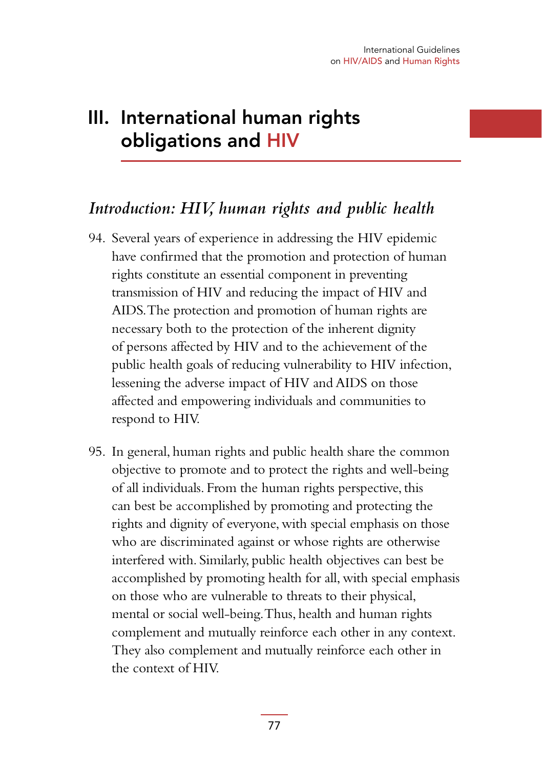# III. International human rights obligations and HIV

## *Introduction: HIV, human rights and public health*

94. Several years of experience in addressing the HIV epidemic have confirmed that the promotion and protection of human rights constitute an essential component in preventing transmission of HIV and reducing the impact of HIV and AIDS. The protection and promotion of human rights are necessary both to the protection of the inherent dignity of persons affected by HIV and to the achievement of the public health goals of reducing vulnerability to HIV infection, lessening the adverse impact of HIV and AIDS on those affected and empowering individuals and communities to respond to HIV.

95. In general, human rights and public health share the common objective to promote and to protect the rights and well-being of all individuals. From the human rights perspective, this can best be accomplished by promoting and protecting the rights and dignity of everyone, with special emphasis on those who are discriminated against or whose rights are otherwise interfered with. Similarly, public health objectives can best be accomplished by promoting health for all, with special emphasis on those who are vulnerable to threats to their physical, mental or social well-being. Thus, health and human rights complement and mutually reinforce each other in any context. They also complement and mutually reinforce each other in the context of HIV.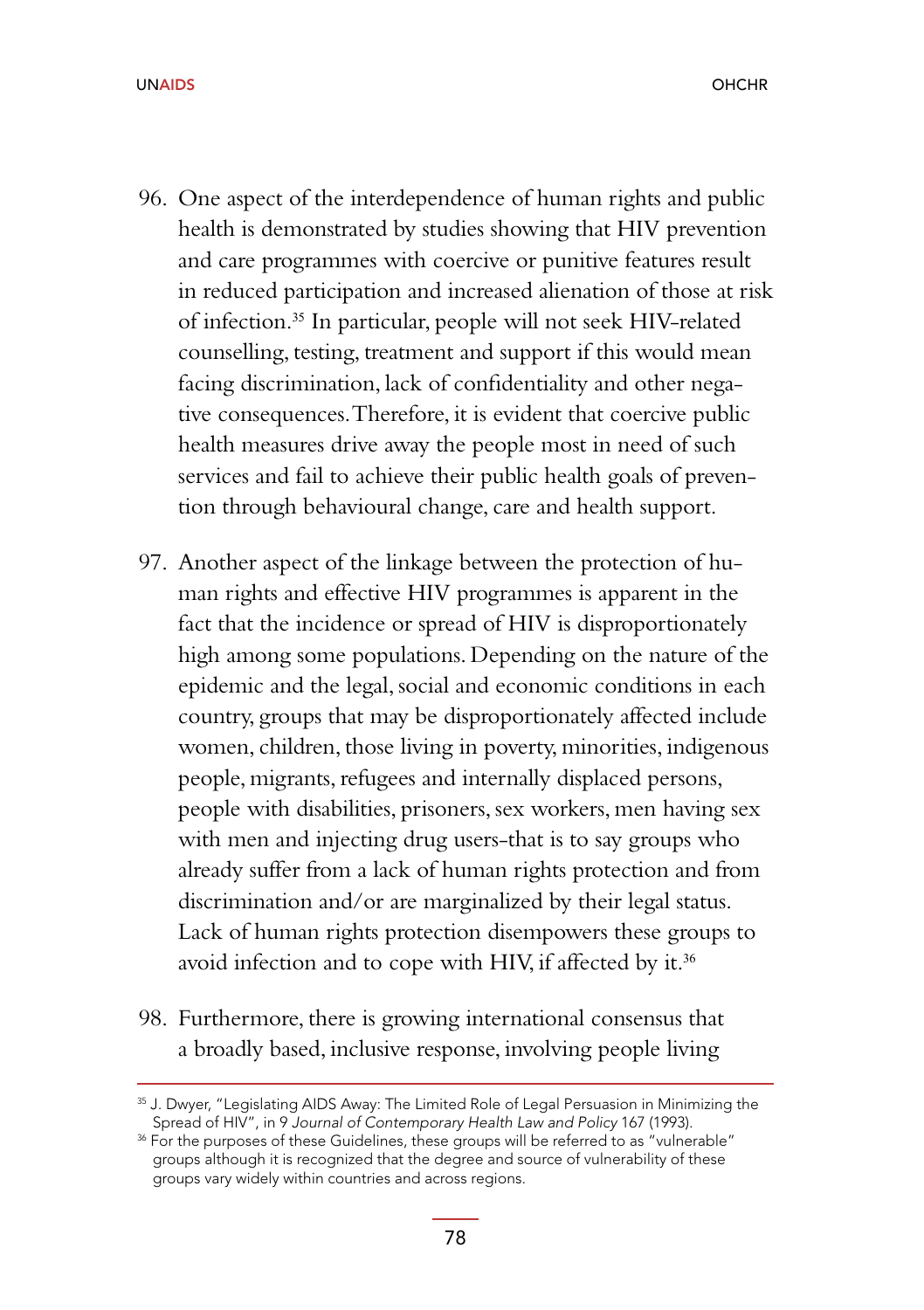96. One aspect of the interdependence of human rights and public health is demonstrated by studies showing that HIV prevention and care programmes with coercive or punitive features result in reduced participation and increased alienation of those at risk of infection.[35] In particular, people will not seek HIV-related counselling, testing, treatment and support if this would mean facing discrimination, lack of confidentiality and other negative consequences. Therefore, it is evident that coercive public health measures drive away the people most in need of such services and fail to achieve their public health goals of prevention through behavioural change, care and health support.

97. Another aspect of the linkage between the protection of human rights and effective HIV programmes is apparent in the fact that the incidence or spread of HIV is disproportionately high among some populations. Depending on the nature of the epidemic and the legal, social and economic conditions in each country, groups that may be disproportionately affected include women, children, those living in poverty, minorities, indigenous people, migrants, refugees and internally displaced persons, people with disabilities, prisoners, sex workers, men having sex with men and injecting drug users-that is to say groups who already suffer from a lack of human rights protection and from discrimination and/or are marginalized by their legal status. Lack of human rights protection disempowers these groups to avoid infection and to cope with HIV, if affected by it.[36]

98. Furthermore, there is growing international consensus that a broadly based, inclusive response, involving people living

---

[35] J. Dwyer, "Legislating AIDS Away: The Limited Role of Legal Persuasion in Minimizing the Spread of HIV", in 9 *Journal of Contemporary Health Law and Policy* 167 (1993).

[36] For the purposes of these Guidelines, these groups will be referred to as "vulnerable" groups although it is recognized that the degree and source of vulnerability of these groups vary widely within countries and across regions.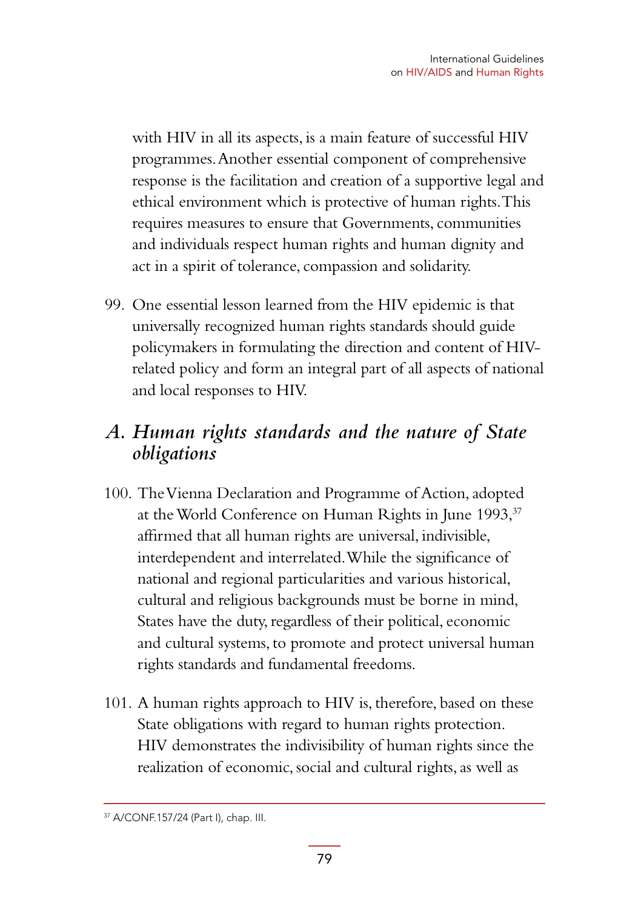with HIV in all its aspects, is a main feature of successful HIV programmes. Another essential component of comprehensive response is the facilitation and creation of a supportive legal and ethical environment which is protective of human rights. This requires measures to ensure that Governments, communities and individuals respect human rights and human dignity and act in a spirit of tolerance, compassion and solidarity.

99. One essential lesson learned from the HIV epidemic is that universally recognized human rights standards should guide policymakers in formulating the direction and content of HIV-related policy and form an integral part of all aspects of national and local responses to HIV.

## *A. Human rights standards and the nature of State obligations*

100. The Vienna Declaration and Programme of Action, adopted at the World Conference on Human Rights in June 1993,[37] affirmed that all human rights are universal, indivisible, interdependent and interrelated. While the significance of national and regional particularities and various historical, cultural and religious backgrounds must be borne in mind, States have the duty, regardless of their political, economic and cultural systems, to promote and protect universal human rights standards and fundamental freedoms.

101. A human rights approach to HIV is, therefore, based on these State obligations with regard to human rights protection. HIV demonstrates the indivisibility of human rights since the realization of economic, social and cultural rights, as well as

[37] A/CONF.157/24 (Part I), chap. III.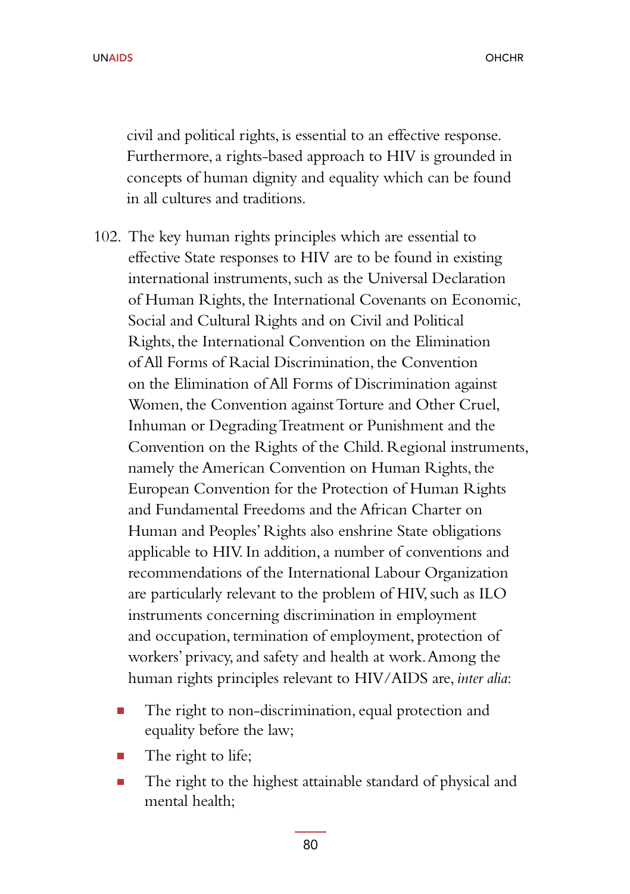civil and political rights, is essential to an effective response. Furthermore, a rights-based approach to HIV is grounded in concepts of human dignity and equality which can be found in all cultures and traditions.

102. The key human rights principles which are essential to effective State responses to HIV are to be found in existing international instruments, such as the Universal Declaration of Human Rights, the International Covenants on Economic, Social and Cultural Rights and on Civil and Political Rights, the International Convention on the Elimination of All Forms of Racial Discrimination, the Convention on the Elimination of All Forms of Discrimination against Women, the Convention against Torture and Other Cruel, Inhuman or Degrading Treatment or Punishment and the Convention on the Rights of the Child. Regional instruments, namely the American Convention on Human Rights, the European Convention for the Protection of Human Rights and Fundamental Freedoms and the African Charter on Human and Peoples' Rights also enshrine State obligations applicable to HIV. In addition, a number of conventions and recommendations of the International Labour Organization are particularly relevant to the problem of HIV, such as ILO instruments concerning discrimination in employment and occupation, termination of employment, protection of workers' privacy, and safety and health at work. Among the human rights principles relevant to HIV/AIDS are, *inter alia*:

- The right to non-discrimination, equal protection and equality before the law;
- The right to life;
- The right to the highest attainable standard of physical and mental health;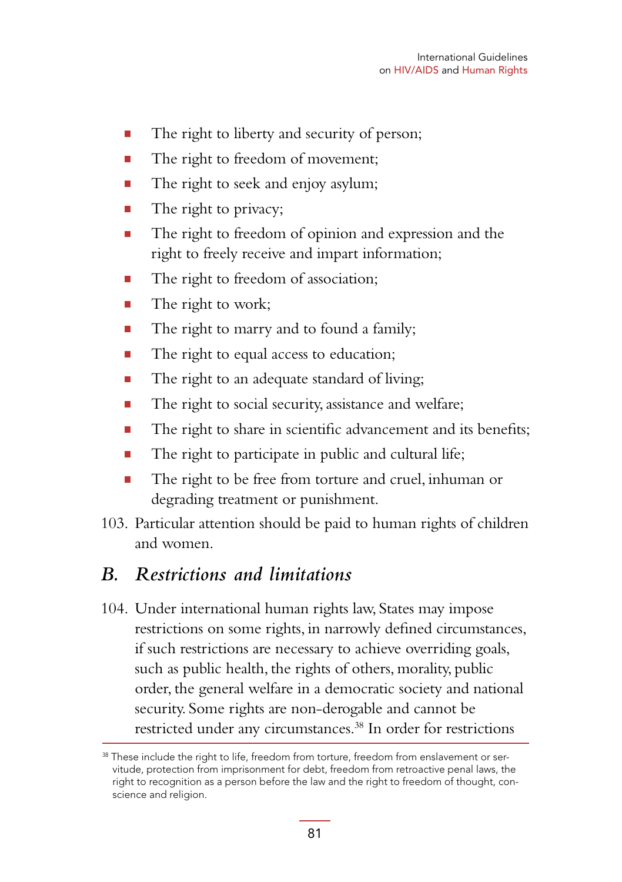- The right to liberty and security of person;
- The right to freedom of movement;
- The right to seek and enjoy asylum;
- The right to privacy;
- The right to freedom of opinion and expression and the right to freely receive and impart information;
- The right to freedom of association;
- The right to work;
- The right to marry and to found a family;
- The right to equal access to education;
- The right to an adequate standard of living;
- The right to social security, assistance and welfare;
- The right to share in scientific advancement and its benefits;
- The right to participate in public and cultural life;
- The right to be free from torture and cruel, inhuman or degrading treatment or punishment.

103. Particular attention should be paid to human rights of children and women.

## *B. Restrictions and limitations*

104. Under international human rights law, States may impose restrictions on some rights, in narrowly defined circumstances, if such restrictions are necessary to achieve overriding goals, such as public health, the rights of others, morality, public order, the general welfare in a democratic society and national security. Some rights are non-derogable and cannot be restricted under any circumstances.[38] In order for restrictions

[38] These include the right to life, freedom from torture, freedom from enslavement or servitude, protection from imprisonment for debt, freedom from retroactive penal laws, the right to recognition as a person before the law and the right to freedom of thought, conscience and religion.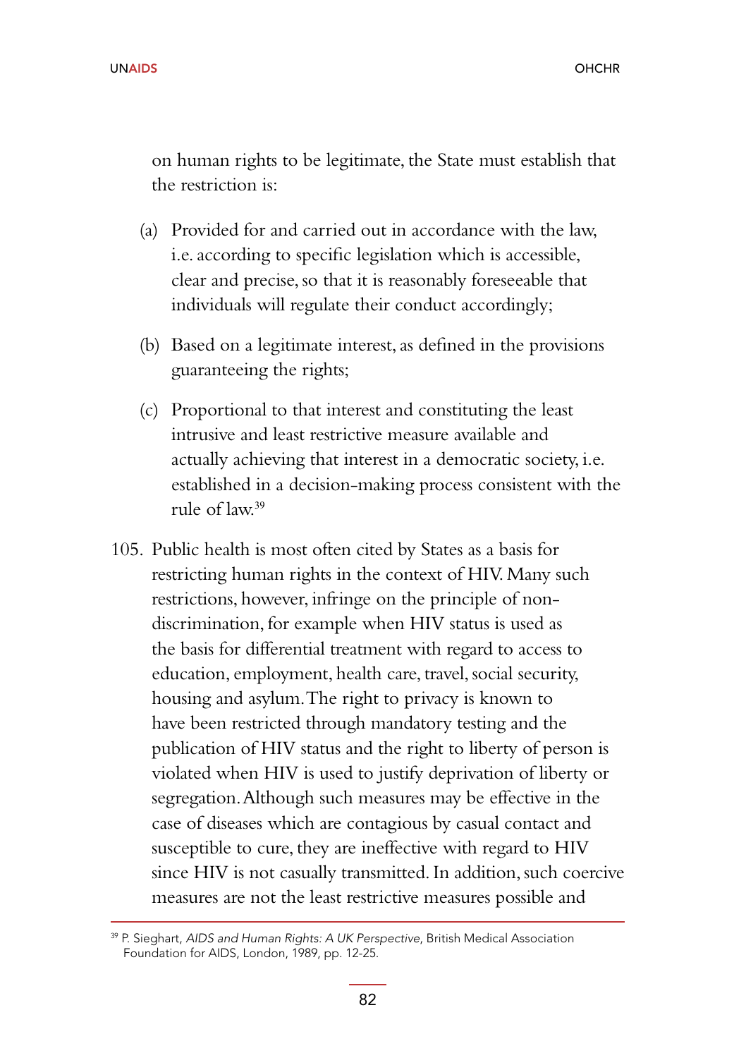on human rights to be legitimate, the State must establish that the restriction is:

(a) Provided for and carried out in accordance with the law, i.e. according to specific legislation which is accessible, clear and precise, so that it is reasonably foreseeable that individuals will regulate their conduct accordingly;

(b) Based on a legitimate interest, as defined in the provisions guaranteeing the rights;

(c) Proportional to that interest and constituting the least intrusive and least restrictive measure available and actually achieving that interest in a democratic society, i.e. established in a decision-making process consistent with the rule of law.[39]

105. Public health is most often cited by States as a basis for restricting human rights in the context of HIV. Many such restrictions, however, infringe on the principle of non-discrimination, for example when HIV status is used as the basis for differential treatment with regard to access to education, employment, health care, travel, social security, housing and asylum. The right to privacy is known to have been restricted through mandatory testing and the publication of HIV status and the right to liberty of person is violated when HIV is used to justify deprivation of liberty or segregation. Although such measures may be effective in the case of diseases which are contagious by casual contact and susceptible to cure, they are ineffective with regard to HIV since HIV is not casually transmitted. In addition, such coercive measures are not the least restrictive measures possible and

[39] P. Sieghart, *AIDS and Human Rights: A UK Perspective*, British Medical Association Foundation for AIDS, London, 1989, pp. 12-25.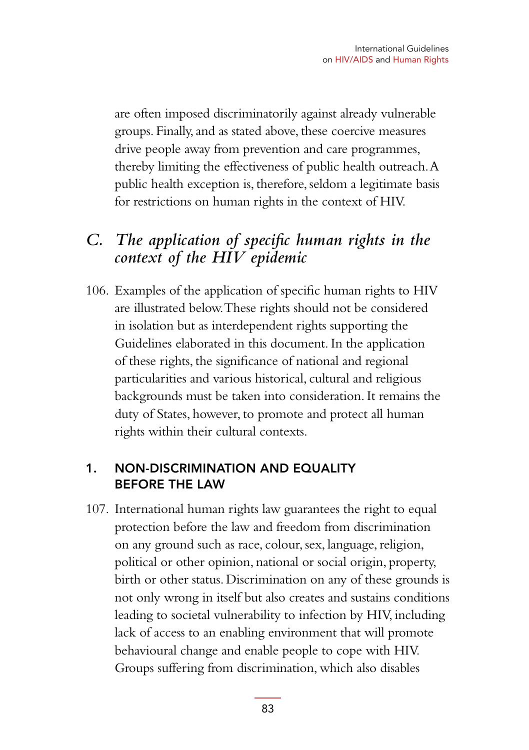are often imposed discriminatorily against already vulnerable groups. Finally, and as stated above, these coercive measures drive people away from prevention and care programmes, thereby limiting the effectiveness of public health outreach. A public health exception is, therefore, seldom a legitimate basis for restrictions on human rights in the context of HIV.

## *C. The application of specific human rights in the context of the HIV epidemic*

106. Examples of the application of specific human rights to HIV are illustrated below. These rights should not be considered in isolation but as interdependent rights supporting the Guidelines elaborated in this document. In the application of these rights, the significance of national and regional particularities and various historical, cultural and religious backgrounds must be taken into consideration. It remains the duty of States, however, to promote and protect all human rights within their cultural contexts.

### 1. NON-DISCRIMINATION AND EQUALITY BEFORE THE LAW

107. International human rights law guarantees the right to equal protection before the law and freedom from discrimination on any ground such as race, colour, sex, language, religion, political or other opinion, national or social origin, property, birth or other status. Discrimination on any of these grounds is not only wrong in itself but also creates and sustains conditions leading to societal vulnerability to infection by HIV, including lack of access to an enabling environment that will promote behavioural change and enable people to cope with HIV. Groups suffering from discrimination, which also disables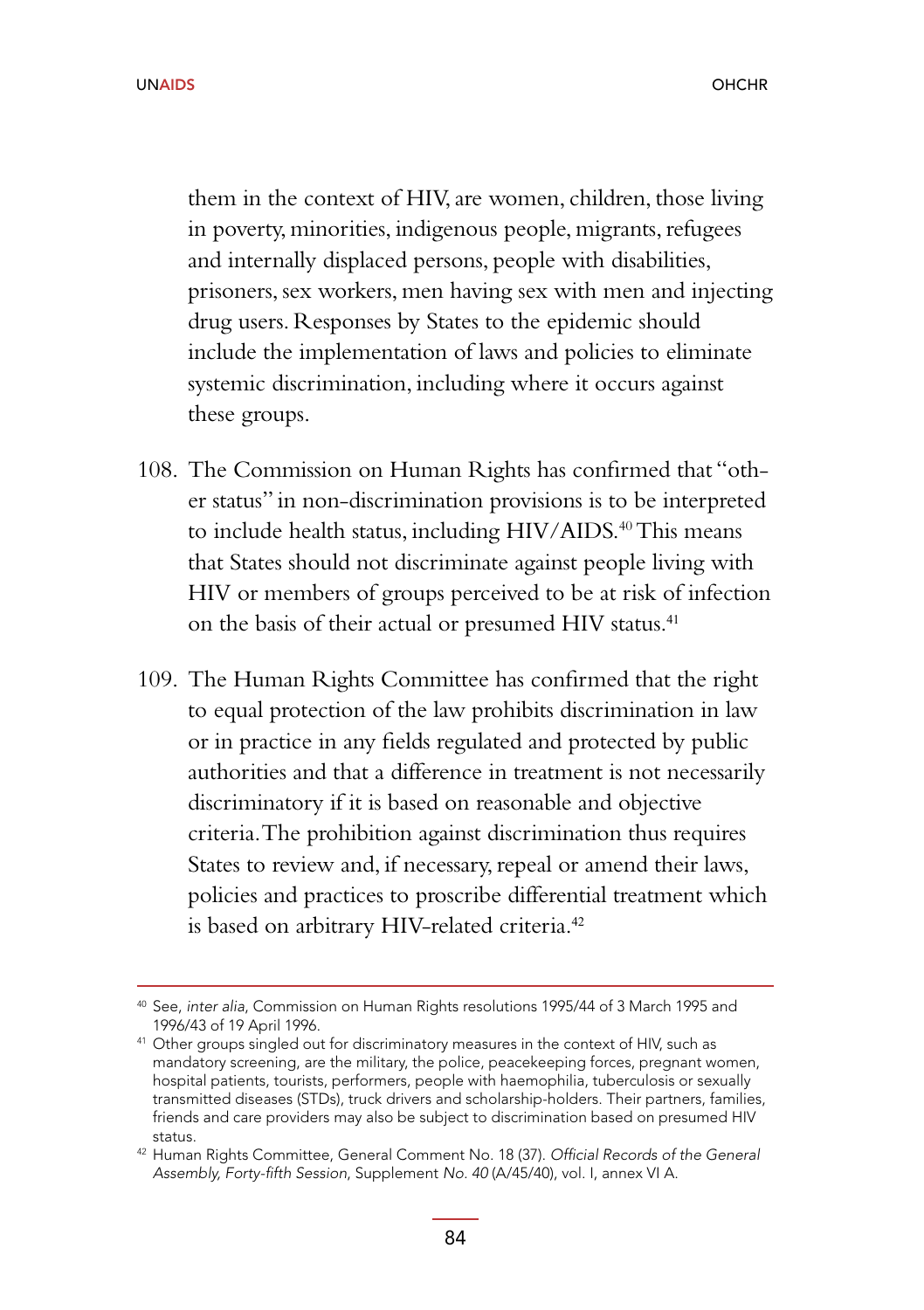them in the context of HIV, are women, children, those living in poverty, minorities, indigenous people, migrants, refugees and internally displaced persons, people with disabilities, prisoners, sex workers, men having sex with men and injecting drug users. Responses by States to the epidemic should include the implementation of laws and policies to eliminate systemic discrimination, including where it occurs against these groups.

108. The Commission on Human Rights has confirmed that "other status" in non-discrimination provisions is to be interpreted to include health status, including HIV/AIDS.[40] This means that States should not discriminate against people living with HIV or members of groups perceived to be at risk of infection on the basis of their actual or presumed HIV status.[41]

109. The Human Rights Committee has confirmed that the right to equal protection of the law prohibits discrimination in law or in practice in any fields regulated and protected by public authorities and that a difference in treatment is not necessarily discriminatory if it is based on reasonable and objective criteria. The prohibition against discrimination thus requires States to review and, if necessary, repeal or amend their laws, policies and practices to proscribe differential treatment which is based on arbitrary HIV-related criteria.[42]

---

[40] See, *inter alia*, Commission on Human Rights resolutions 1995/44 of 3 March 1995 and 1996/43 of 19 April 1996.

[41] Other groups singled out for discriminatory measures in the context of HIV, such as mandatory screening, are the military, the police, peacekeeping forces, pregnant women, hospital patients, tourists, performers, people with haemophilia, tuberculosis or sexually transmitted diseases (STDs), truck drivers and scholarship-holders. Their partners, families, friends and care providers may also be subject to discrimination based on presumed HIV status.

[42] Human Rights Committee, General Comment No. 18 (37). *Official Records of the General Assembly, Forty-fifth Session*, Supplement *No. 40* (A/45/40), vol. I, annex VI A.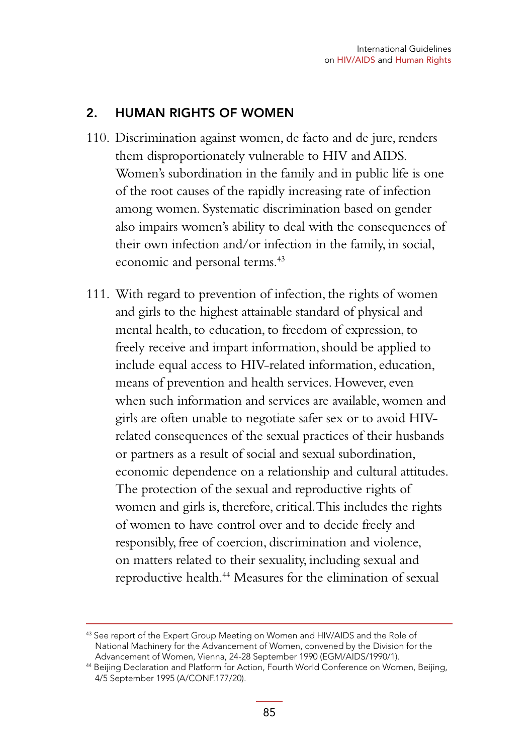## 2. HUMAN RIGHTS OF WOMEN

110. Discrimination against women, de facto and de jure, renders them disproportionately vulnerable to HIV and AIDS. Women's subordination in the family and in public life is one of the root causes of the rapidly increasing rate of infection among women. Systematic discrimination based on gender also impairs women's ability to deal with the consequences of their own infection and/or infection in the family, in social, economic and personal terms.[43]

111. With regard to prevention of infection, the rights of women and girls to the highest attainable standard of physical and mental health, to education, to freedom of expression, to freely receive and impart information, should be applied to include equal access to HIV-related information, education, means of prevention and health services. However, even when such information and services are available, women and girls are often unable to negotiate safer sex or to avoid HIV-related consequences of the sexual practices of their husbands or partners as a result of social and sexual subordination, economic dependence on a relationship and cultural attitudes. The protection of the sexual and reproductive rights of women and girls is, therefore, critical. This includes the rights of women to have control over and to decide freely and responsibly, free of coercion, discrimination and violence, on matters related to their sexuality, including sexual and reproductive health.[44] Measures for the elimination of sexual

---

[43] See report of the Expert Group Meeting on Women and HIV/AIDS and the Role of National Machinery for the Advancement of Women, convened by the Division for the Advancement of Women, Vienna, 24-28 September 1990 (EGM/AIDS/1990/1).

[44] Beijing Declaration and Platform for Action, Fourth World Conference on Women, Beijing, 4/5 September 1995 (A/CONF.177/20).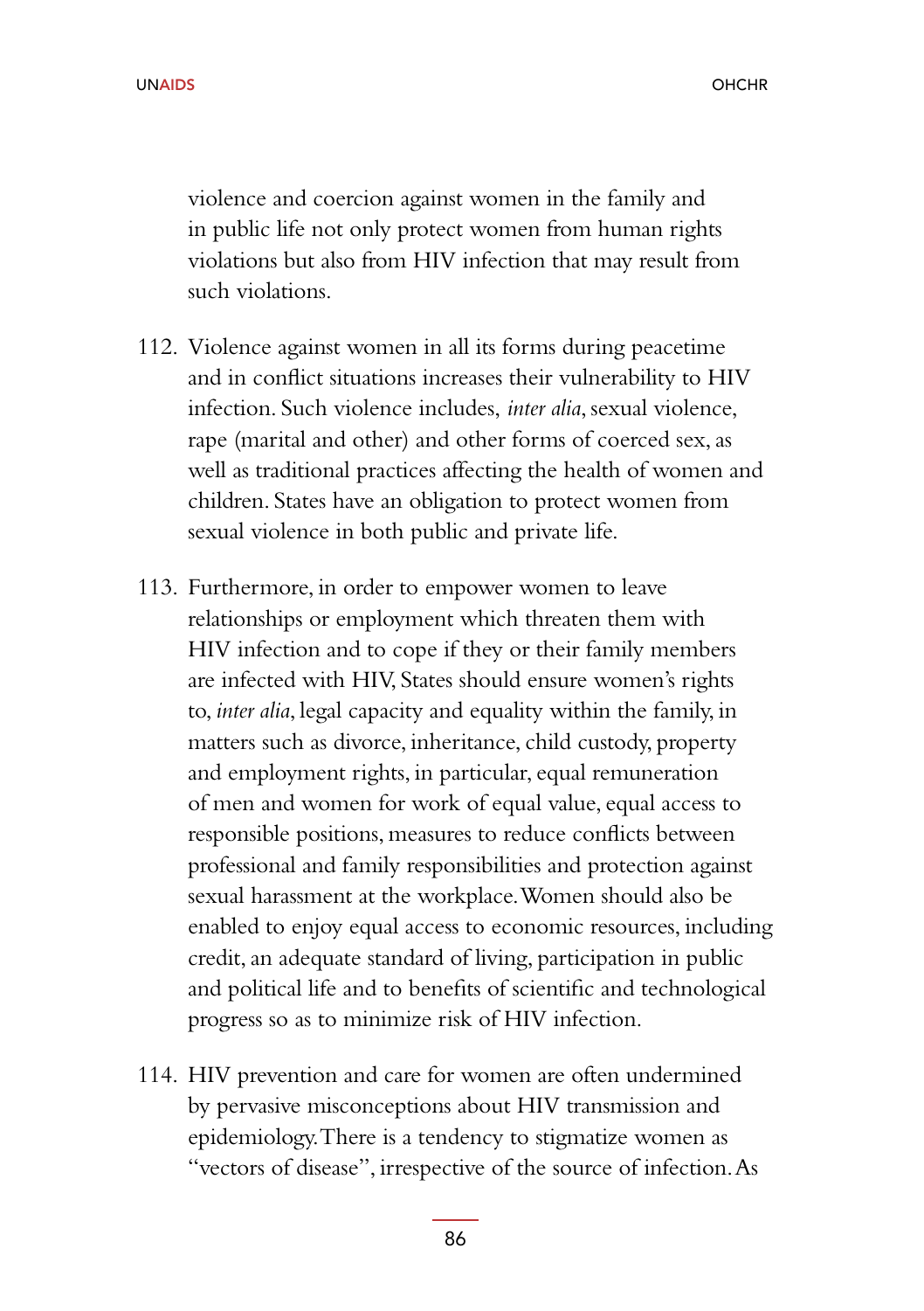violence and coercion against women in the family and in public life not only protect women from human rights violations but also from HIV infection that may result from such violations.

112. Violence against women in all its forms during peacetime and in conflict situations increases their vulnerability to HIV infection. Such violence includes, *inter alia*, sexual violence, rape (marital and other) and other forms of coerced sex, as well as traditional practices affecting the health of women and children. States have an obligation to protect women from sexual violence in both public and private life.

113. Furthermore, in order to empower women to leave relationships or employment which threaten them with HIV infection and to cope if they or their family members are infected with HIV, States should ensure women's rights to, *inter alia*, legal capacity and equality within the family, in matters such as divorce, inheritance, child custody, property and employment rights, in particular, equal remuneration of men and women for work of equal value, equal access to responsible positions, measures to reduce conflicts between professional and family responsibilities and protection against sexual harassment at the workplace. Women should also be enabled to enjoy equal access to economic resources, including credit, an adequate standard of living, participation in public and political life and to benefits of scientific and technological progress so as to minimize risk of HIV infection.

114. HIV prevention and care for women are often undermined by pervasive misconceptions about HIV transmission and epidemiology. There is a tendency to stigmatize women as "vectors of disease", irrespective of the source of infection. As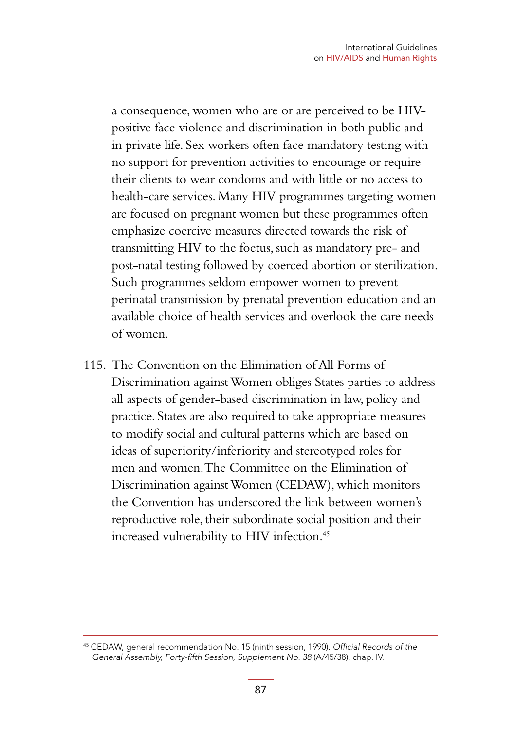a consequence, women who are or are perceived to be HIV-positive face violence and discrimination in both public and in private life. Sex workers often face mandatory testing with no support for prevention activities to encourage or require their clients to wear condoms and with little or no access to health-care services. Many HIV programmes targeting women are focused on pregnant women but these programmes often emphasize coercive measures directed towards the risk of transmitting HIV to the foetus, such as mandatory pre- and post-natal testing followed by coerced abortion or sterilization. Such programmes seldom empower women to prevent perinatal transmission by prenatal prevention education and an available choice of health services and overlook the care needs of women.

115. The Convention on the Elimination of All Forms of Discrimination against Women obliges States parties to address all aspects of gender-based discrimination in law, policy and practice. States are also required to take appropriate measures to modify social and cultural patterns which are based on ideas of superiority/inferiority and stereotyped roles for men and women. The Committee on the Elimination of Discrimination against Women (CEDAW), which monitors the Convention has underscored the link between women's reproductive role, their subordinate social position and their increased vulnerability to HIV infection.[45]

---

[45] CEDAW, general recommendation No. 15 (ninth session, 1990). *Official Records of the General Assembly, Forty-fifth Session, Supplement No. 38* (A/45/38), chap. IV.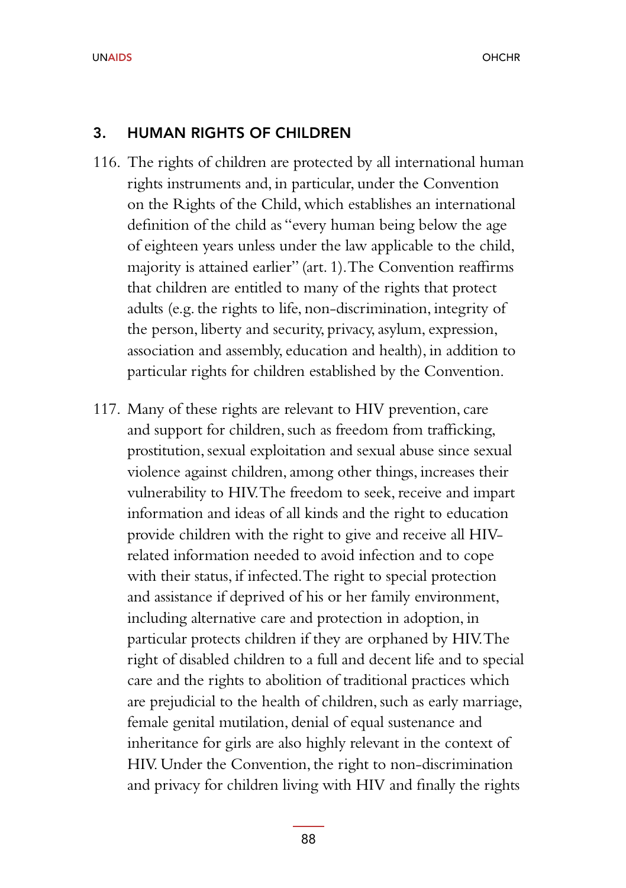## 3. HUMAN RIGHTS OF CHILDREN

116. The rights of children are protected by all international human rights instruments and, in particular, under the Convention on the Rights of the Child, which establishes an international definition of the child as "every human being below the age of eighteen years unless under the law applicable to the child, majority is attained earlier" (art. 1). The Convention reaffirms that children are entitled to many of the rights that protect adults (e.g. the rights to life, non-discrimination, integrity of the person, liberty and security, privacy, asylum, expression, association and assembly, education and health), in addition to particular rights for children established by the Convention.

117. Many of these rights are relevant to HIV prevention, care and support for children, such as freedom from trafficking, prostitution, sexual exploitation and sexual abuse since sexual violence against children, among other things, increases their vulnerability to HIV. The freedom to seek, receive and impart information and ideas of all kinds and the right to education provide children with the right to give and receive all HIV-related information needed to avoid infection and to cope with their status, if infected. The right to special protection and assistance if deprived of his or her family environment, including alternative care and protection in adoption, in particular protects children if they are orphaned by HIV. The right of disabled children to a full and decent life and to special care and the rights to abolition of traditional practices which are prejudicial to the health of children, such as early marriage, female genital mutilation, denial of equal sustenance and inheritance for girls are also highly relevant in the context of HIV. Under the Convention, the right to non-discrimination and privacy for children living with HIV and finally the rights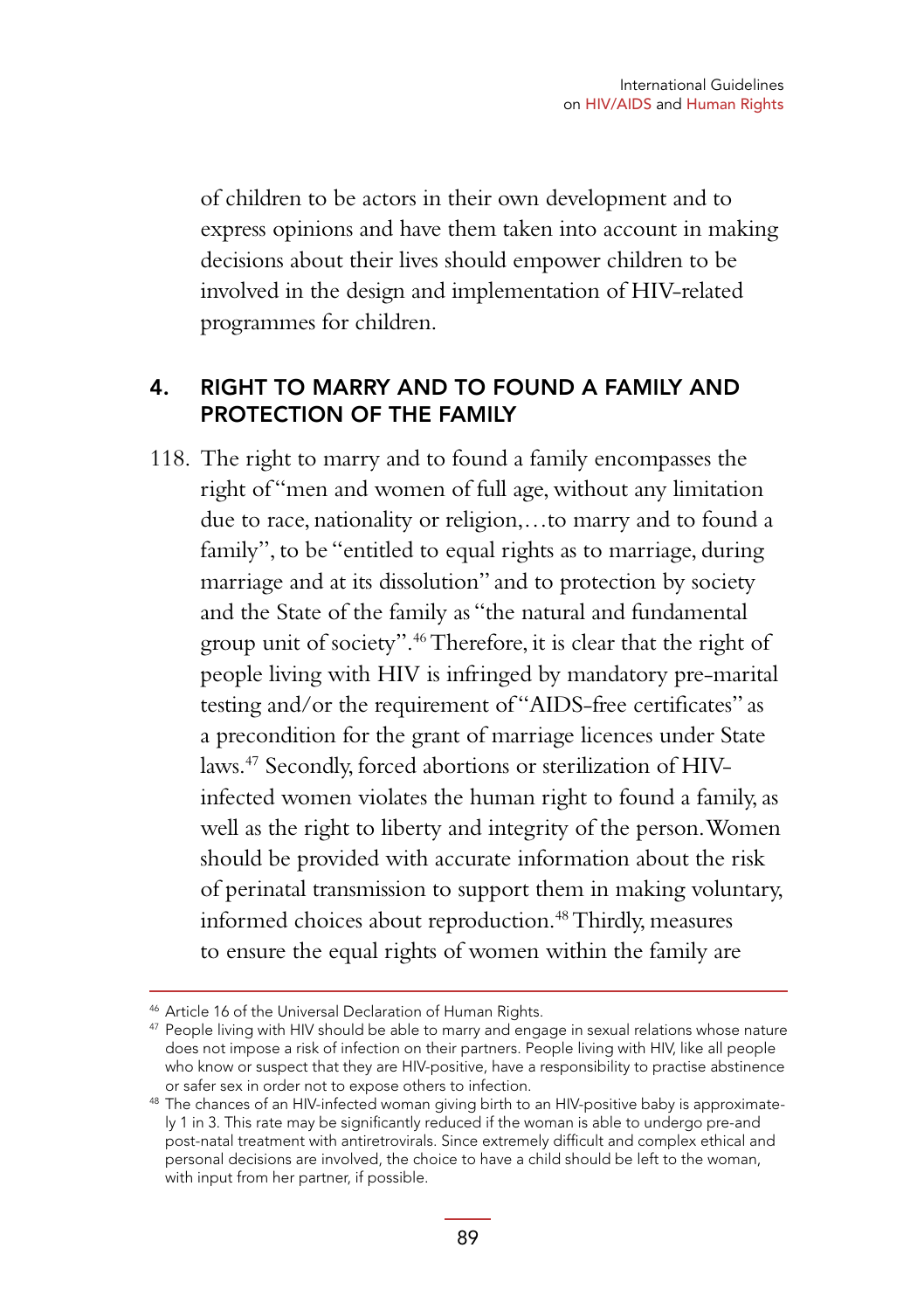of children to be actors in their own development and to express opinions and have them taken into account in making decisions about their lives should empower children to be involved in the design and implementation of HIV-related programmes for children.

## 4. RIGHT TO MARRY AND TO FOUND A FAMILY AND PROTECTION OF THE FAMILY

118. The right to marry and to found a family encompasses the right of "men and women of full age, without any limitation due to race, nationality or religion,…to marry and to found a family", to be "entitled to equal rights as to marriage, during marriage and at its dissolution" and to protection by society and the State of the family as "the natural and fundamental group unit of society".[46] Therefore, it is clear that the right of people living with HIV is infringed by mandatory pre-marital testing and/or the requirement of "AIDS-free certificates" as a precondition for the grant of marriage licences under State laws.[47] Secondly, forced abortions or sterilization of HIV-infected women violates the human right to found a family, as well as the right to liberty and integrity of the person. Women should be provided with accurate information about the risk of perinatal transmission to support them in making voluntary, informed choices about reproduction.[48] Thirdly, measures to ensure the equal rights of women within the family are

[46] Article 16 of the Universal Declaration of Human Rights.

[47] People living with HIV should be able to marry and engage in sexual relations whose nature does not impose a risk of infection on their partners. People living with HIV, like all people who know or suspect that they are HIV-positive, have a responsibility to practise abstinence or safer sex in order not to expose others to infection.

[48] The chances of an HIV-infected woman giving birth to an HIV-positive baby is approximately 1 in 3. This rate may be significantly reduced if the woman is able to undergo pre-and post-natal treatment with antiretrovirals. Since extremely difficult and complex ethical and personal decisions are involved, the choice to have a child should be left to the woman, with input from her partner, if possible.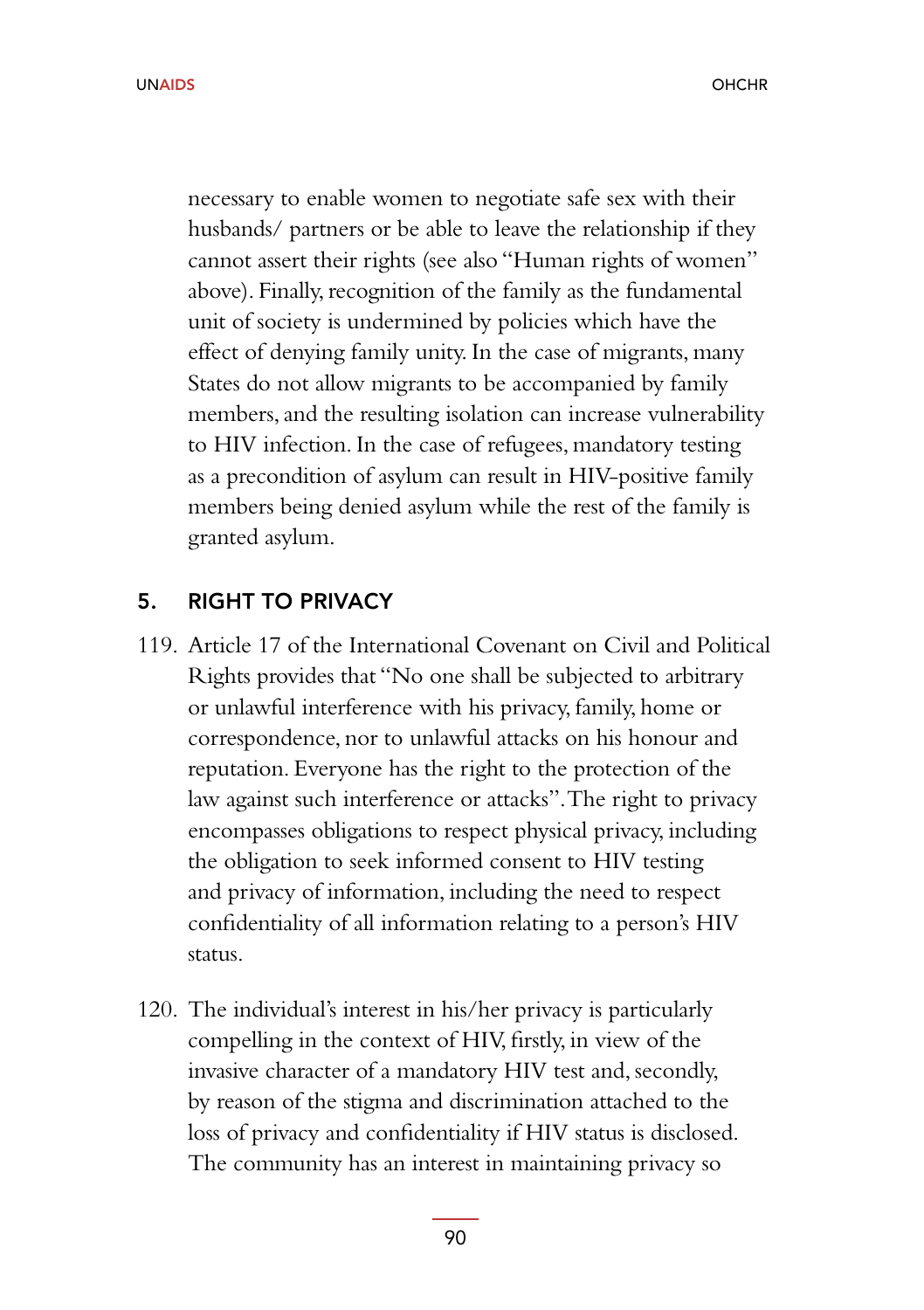necessary to enable women to negotiate safe sex with their husbands/ partners or be able to leave the relationship if they cannot assert their rights (see also "Human rights of women" above). Finally, recognition of the family as the fundamental unit of society is undermined by policies which have the effect of denying family unity. In the case of migrants, many States do not allow migrants to be accompanied by family members, and the resulting isolation can increase vulnerability to HIV infection. In the case of refugees, mandatory testing as a precondition of asylum can result in HIV-positive family members being denied asylum while the rest of the family is granted asylum.

## 5. RIGHT TO PRIVACY

119. Article 17 of the International Covenant on Civil and Political Rights provides that "No one shall be subjected to arbitrary or unlawful interference with his privacy, family, home or correspondence, nor to unlawful attacks on his honour and reputation. Everyone has the right to the protection of the law against such interference or attacks". The right to privacy encompasses obligations to respect physical privacy, including the obligation to seek informed consent to HIV testing and privacy of information, including the need to respect confidentiality of all information relating to a person's HIV status.

120. The individual's interest in his/her privacy is particularly compelling in the context of HIV, firstly, in view of the invasive character of a mandatory HIV test and, secondly, by reason of the stigma and discrimination attached to the loss of privacy and confidentiality if HIV status is disclosed. The community has an interest in maintaining privacy so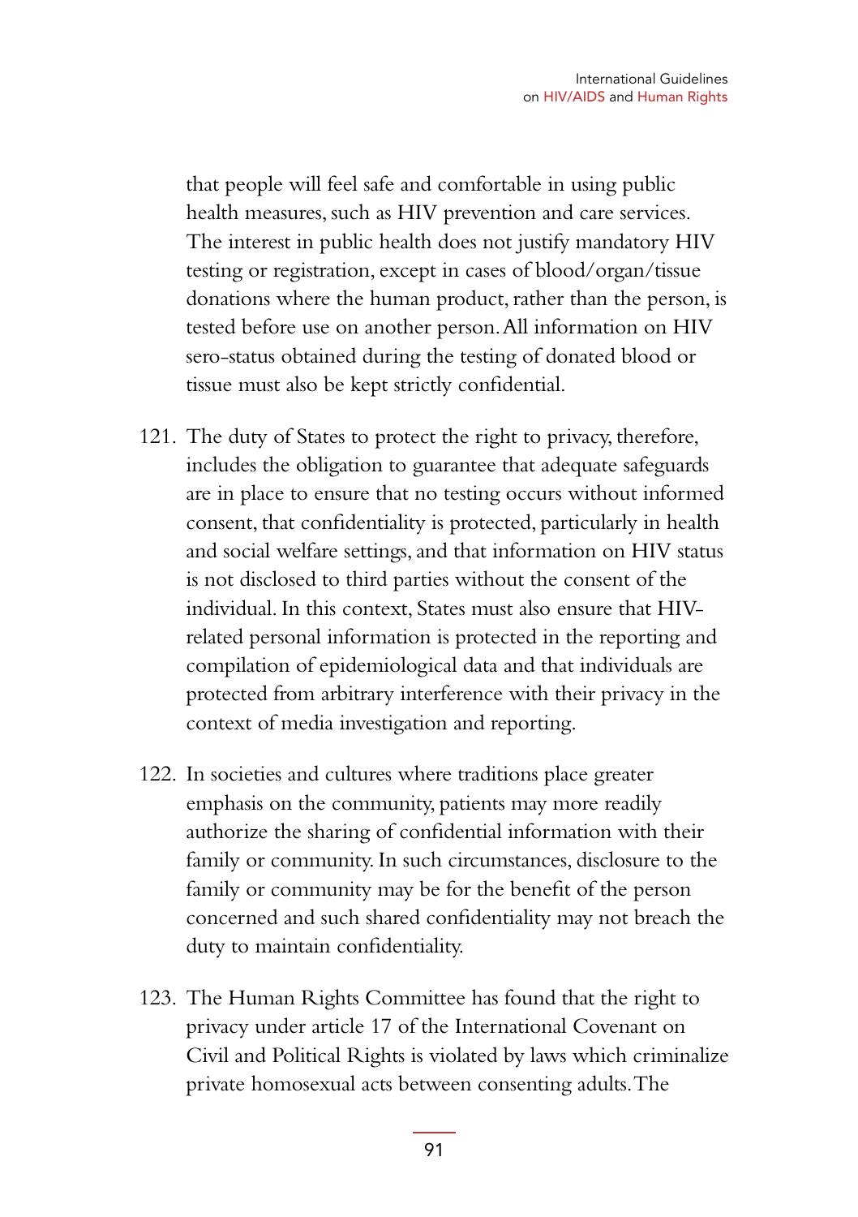that people will feel safe and comfortable in using public health measures, such as HIV prevention and care services. The interest in public health does not justify mandatory HIV testing or registration, except in cases of blood/organ/tissue donations where the human product, rather than the person, is tested before use on another person. All information on HIV sero-status obtained during the testing of donated blood or tissue must also be kept strictly confidential.

121. The duty of States to protect the right to privacy, therefore, includes the obligation to guarantee that adequate safeguards are in place to ensure that no testing occurs without informed consent, that confidentiality is protected, particularly in health and social welfare settings, and that information on HIV status is not disclosed to third parties without the consent of the individual. In this context, States must also ensure that HIV-related personal information is protected in the reporting and compilation of epidemiological data and that individuals are protected from arbitrary interference with their privacy in the context of media investigation and reporting.

122. In societies and cultures where traditions place greater emphasis on the community, patients may more readily authorize the sharing of confidential information with their family or community. In such circumstances, disclosure to the family or community may be for the benefit of the person concerned and such shared confidentiality may not breach the duty to maintain confidentiality.

123. The Human Rights Committee has found that the right to privacy under article 17 of the International Covenant on Civil and Political Rights is violated by laws which criminalize private homosexual acts between consenting adults. The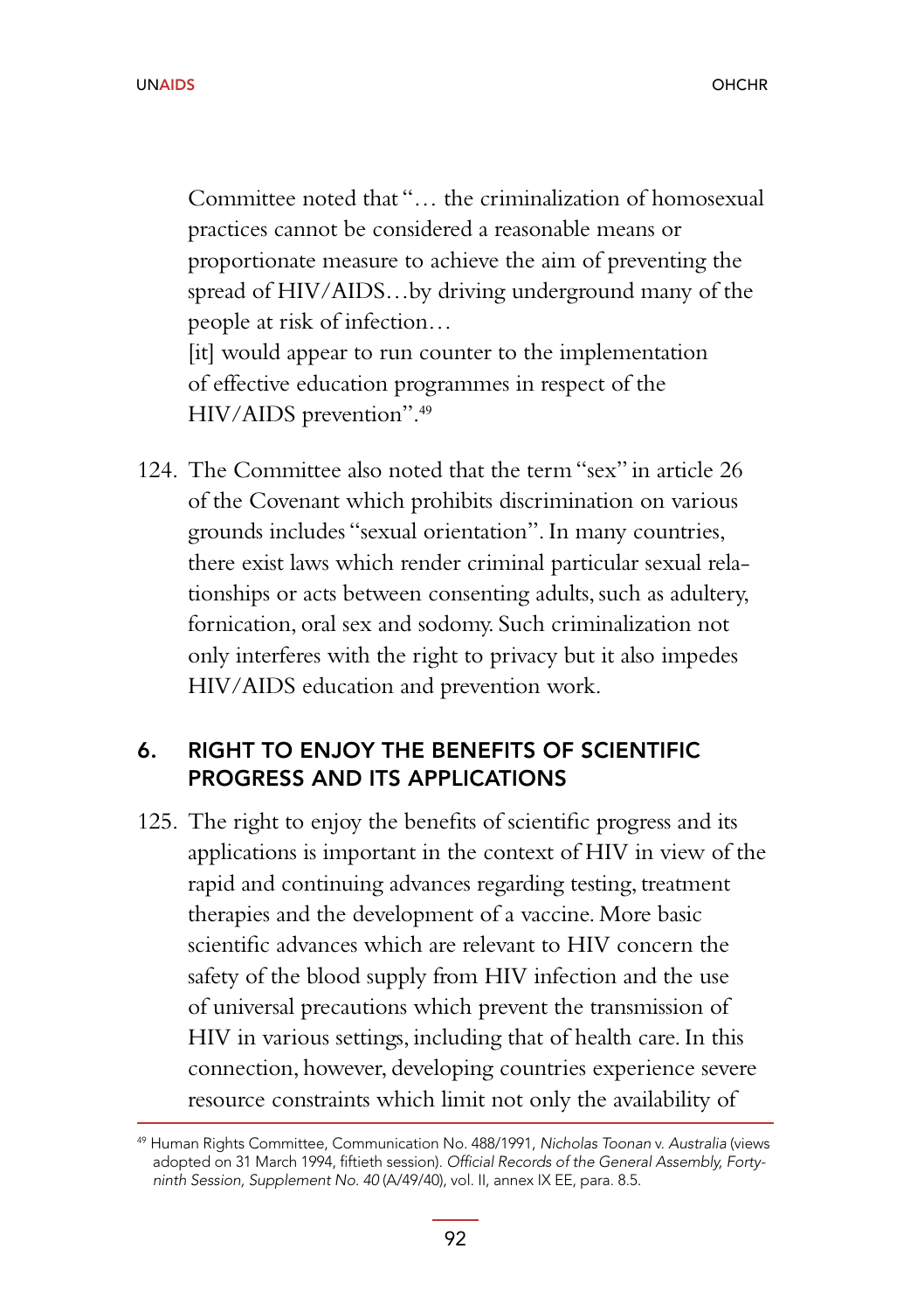Committee noted that "… the criminalization of homosexual practices cannot be considered a reasonable means or proportionate measure to achieve the aim of preventing the spread of HIV/AIDS…by driving underground many of the people at risk of infection…
[it] would appear to run counter to the implementation of effective education programmes in respect of the HIV/AIDS prevention".[49]

124. The Committee also noted that the term "sex" in article 26 of the Covenant which prohibits discrimination on various grounds includes "sexual orientation". In many countries, there exist laws which render criminal particular sexual relationships or acts between consenting adults, such as adultery, fornication, oral sex and sodomy. Such criminalization not only interferes with the right to privacy but it also impedes HIV/AIDS education and prevention work.

## 6. RIGHT TO ENJOY THE BENEFITS OF SCIENTIFIC PROGRESS AND ITS APPLICATIONS

125. The right to enjoy the benefits of scientific progress and its applications is important in the context of HIV in view of the rapid and continuing advances regarding testing, treatment therapies and the development of a vaccine. More basic scientific advances which are relevant to HIV concern the safety of the blood supply from HIV infection and the use of universal precautions which prevent the transmission of HIV in various settings, including that of health care. In this connection, however, developing countries experience severe resource constraints which limit not only the availability of

[49] Human Rights Committee, Communication No. 488/1991, *Nicholas Toonan* v. *Australia* (views adopted on 31 March 1994, fiftieth session). *Official Records of the General Assembly, Forty-ninth Session, Supplement No. 40* (A/49/40), vol. II, annex IX EE, para. 8.5.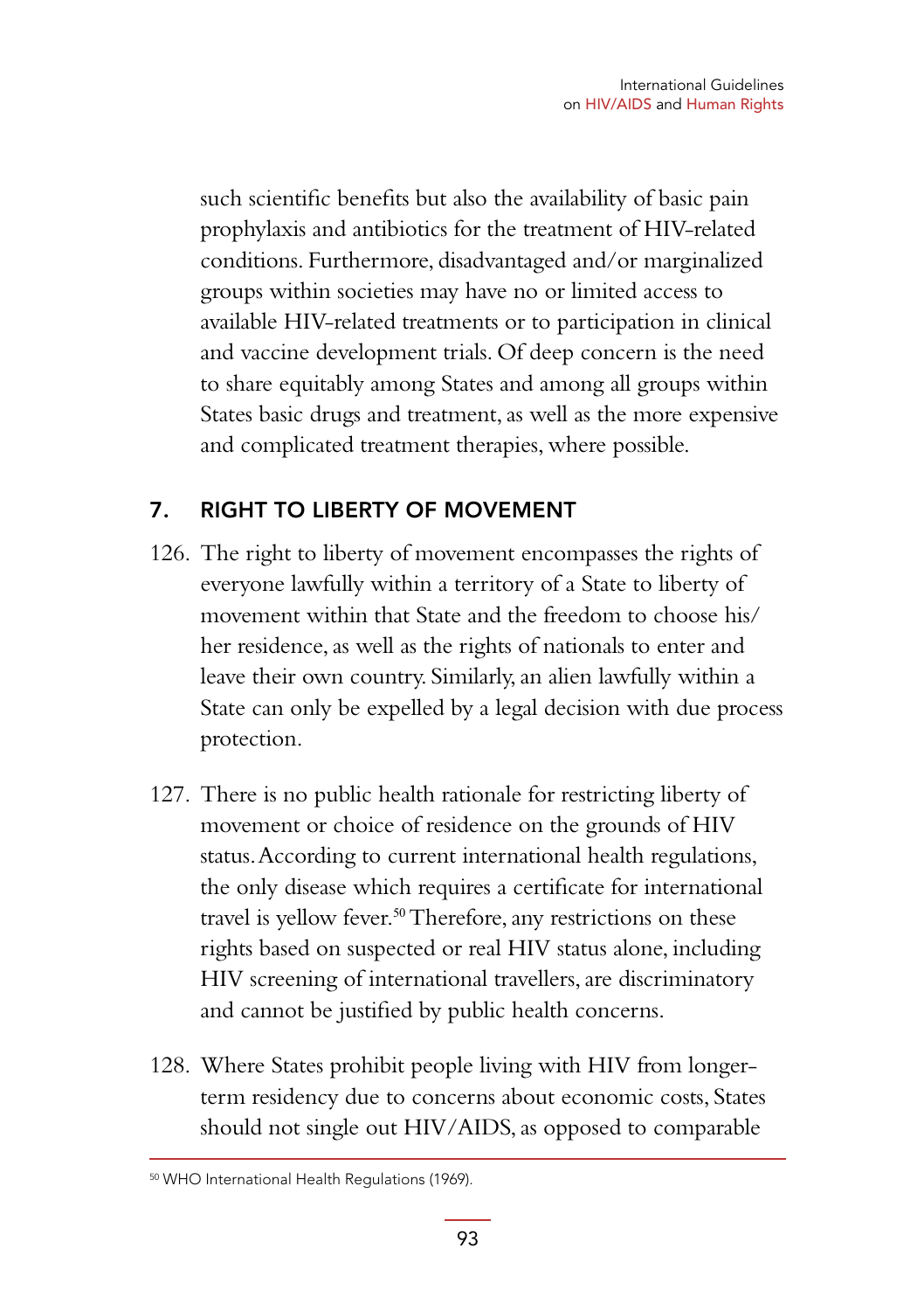such scientific benefits but also the availability of basic pain prophylaxis and antibiotics for the treatment of HIV-related conditions. Furthermore, disadvantaged and/or marginalized groups within societies may have no or limited access to available HIV-related treatments or to participation in clinical and vaccine development trials. Of deep concern is the need to share equitably among States and among all groups within States basic drugs and treatment, as well as the more expensive and complicated treatment therapies, where possible.

## 7. RIGHT TO LIBERTY OF MOVEMENT

126. The right to liberty of movement encompasses the rights of everyone lawfully within a territory of a State to liberty of movement within that State and the freedom to choose his/her residence, as well as the rights of nationals to enter and leave their own country. Similarly, an alien lawfully within a State can only be expelled by a legal decision with due process protection.

127. There is no public health rationale for restricting liberty of movement or choice of residence on the grounds of HIV status. According to current international health regulations, the only disease which requires a certificate for international travel is yellow fever.[50] Therefore, any restrictions on these rights based on suspected or real HIV status alone, including HIV screening of international travellers, are discriminatory and cannot be justified by public health concerns.

128. Where States prohibit people living with HIV from longer-term residency due to concerns about economic costs, States should not single out HIV/AIDS, as opposed to comparable

[50] WHO International Health Regulations (1969).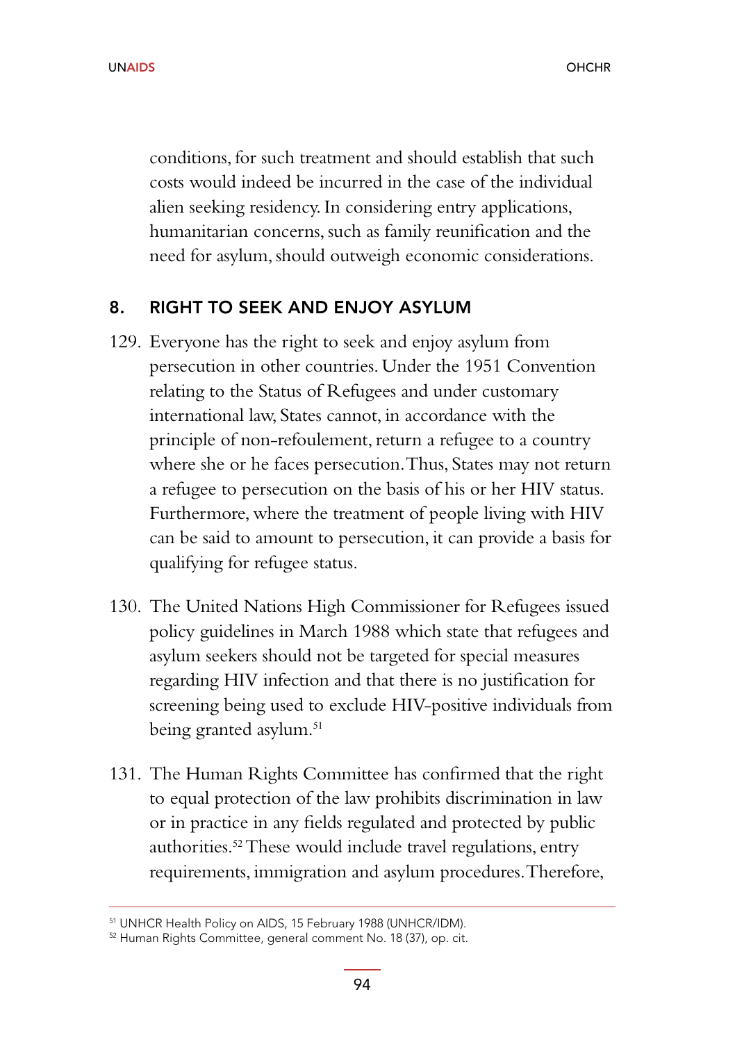conditions, for such treatment and should establish that such costs would indeed be incurred in the case of the individual alien seeking residency. In considering entry applications, humanitarian concerns, such as family reunification and the need for asylum, should outweigh economic considerations.

## 8. RIGHT TO SEEK AND ENJOY ASYLUM

129. Everyone has the right to seek and enjoy asylum from persecution in other countries. Under the 1951 Convention relating to the Status of Refugees and under customary international law, States cannot, in accordance with the principle of non-refoulement, return a refugee to a country where she or he faces persecution. Thus, States may not return a refugee to persecution on the basis of his or her HIV status. Furthermore, where the treatment of people living with HIV can be said to amount to persecution, it can provide a basis for qualifying for refugee status.

130. The United Nations High Commissioner for Refugees issued policy guidelines in March 1988 which state that refugees and asylum seekers should not be targeted for special measures regarding HIV infection and that there is no justification for screening being used to exclude HIV-positive individuals from being granted asylum.[51]

131. The Human Rights Committee has confirmed that the right to equal protection of the law prohibits discrimination in law or in practice in any fields regulated and protected by public authorities.[52] These would include travel regulations, entry requirements, immigration and asylum procedures. Therefore,

---

[51] UNHCR Health Policy on AIDS, 15 February 1988 (UNHCR/IDM).

[52] Human Rights Committee, general comment No. 18 (37), op. cit.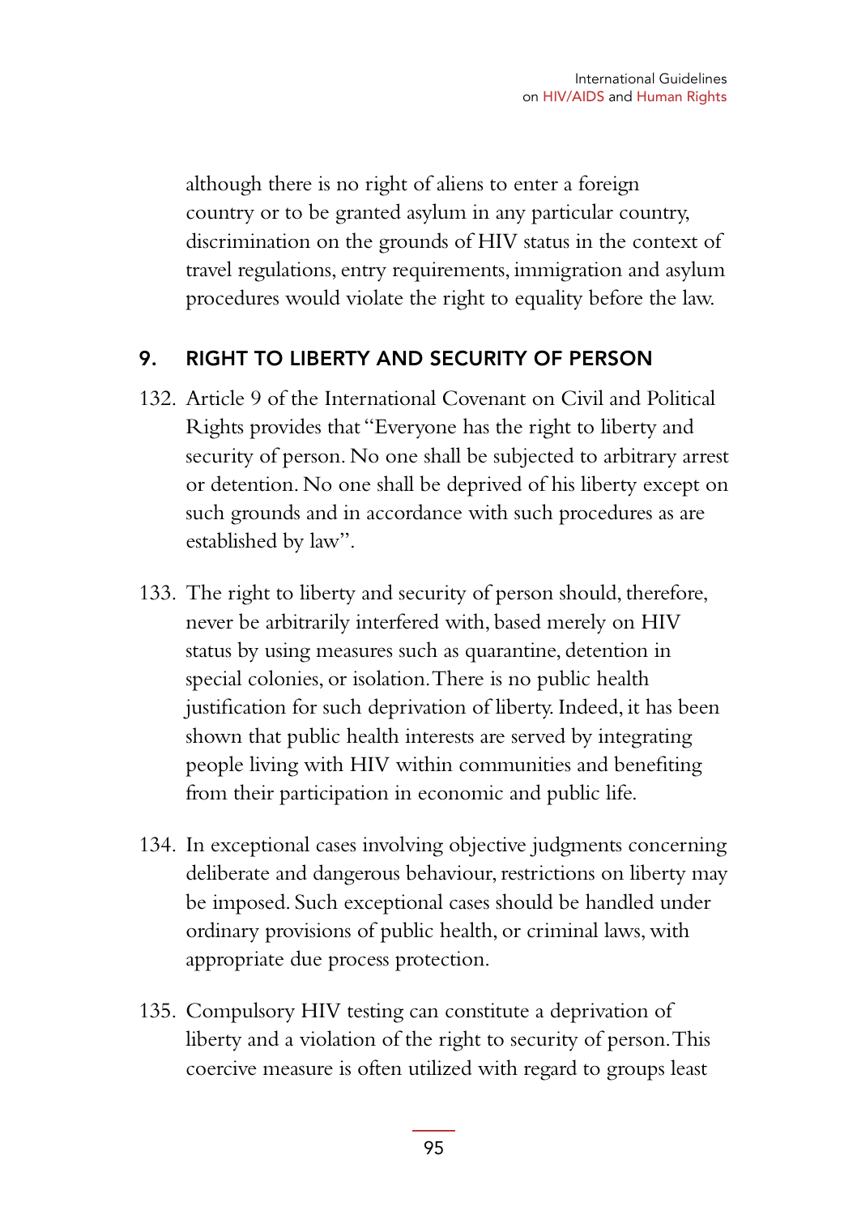although there is no right of aliens to enter a foreign country or to be granted asylum in any particular country, discrimination on the grounds of HIV status in the context of travel regulations, entry requirements, immigration and asylum procedures would violate the right to equality before the law.

## 9. RIGHT TO LIBERTY AND SECURITY OF PERSON

132. Article 9 of the International Covenant on Civil and Political Rights provides that "Everyone has the right to liberty and security of person. No one shall be subjected to arbitrary arrest or detention. No one shall be deprived of his liberty except on such grounds and in accordance with such procedures as are established by law".

133. The right to liberty and security of person should, therefore, never be arbitrarily interfered with, based merely on HIV status by using measures such as quarantine, detention in special colonies, or isolation. There is no public health justification for such deprivation of liberty. Indeed, it has been shown that public health interests are served by integrating people living with HIV within communities and benefiting from their participation in economic and public life.

134. In exceptional cases involving objective judgments concerning deliberate and dangerous behaviour, restrictions on liberty may be imposed. Such exceptional cases should be handled under ordinary provisions of public health, or criminal laws, with appropriate due process protection.

135. Compulsory HIV testing can constitute a deprivation of liberty and a violation of the right to security of person. This coercive measure is often utilized with regard to groups least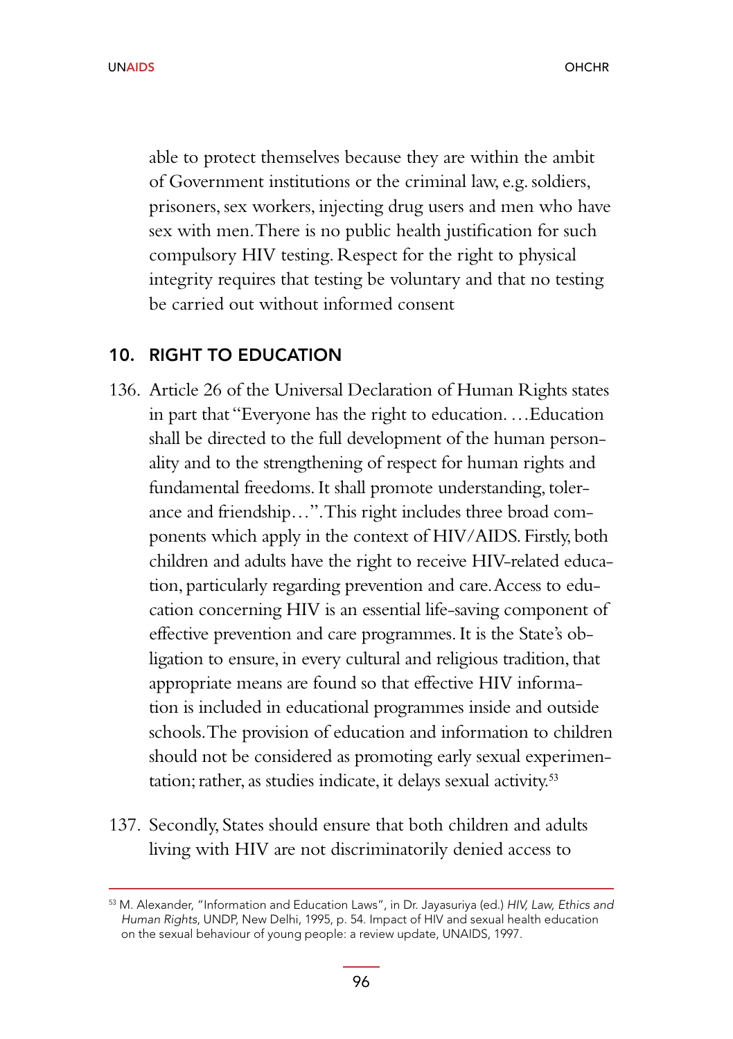able to protect themselves because they are within the ambit of Government institutions or the criminal law, e.g. soldiers, prisoners, sex workers, injecting drug users and men who have sex with men. There is no public health justification for such compulsory HIV testing. Respect for the right to physical integrity requires that testing be voluntary and that no testing be carried out without informed consent

## 10. RIGHT TO EDUCATION

136. Article 26 of the Universal Declaration of Human Rights states in part that "Everyone has the right to education. …Education shall be directed to the full development of the human personality and to the strengthening of respect for human rights and fundamental freedoms. It shall promote understanding, tolerance and friendship…". This right includes three broad components which apply in the context of HIV/AIDS. Firstly, both children and adults have the right to receive HIV-related education, particularly regarding prevention and care. Access to education concerning HIV is an essential life-saving component of effective prevention and care programmes. It is the State's obligation to ensure, in every cultural and religious tradition, that appropriate means are found so that effective HIV information is included in educational programmes inside and outside schools. The provision of education and information to children should not be considered as promoting early sexual experimentation; rather, as studies indicate, it delays sexual activity.[53]

137. Secondly, States should ensure that both children and adults living with HIV are not discriminatorily denied access to

[53] M. Alexander, "Information and Education Laws", in Dr. Jayasuriya (ed.) *HIV, Law, Ethics and Human Rights*, UNDP, New Delhi, 1995, p. 54. Impact of HIV and sexual health education on the sexual behaviour of young people: a review update, UNAIDS, 1997.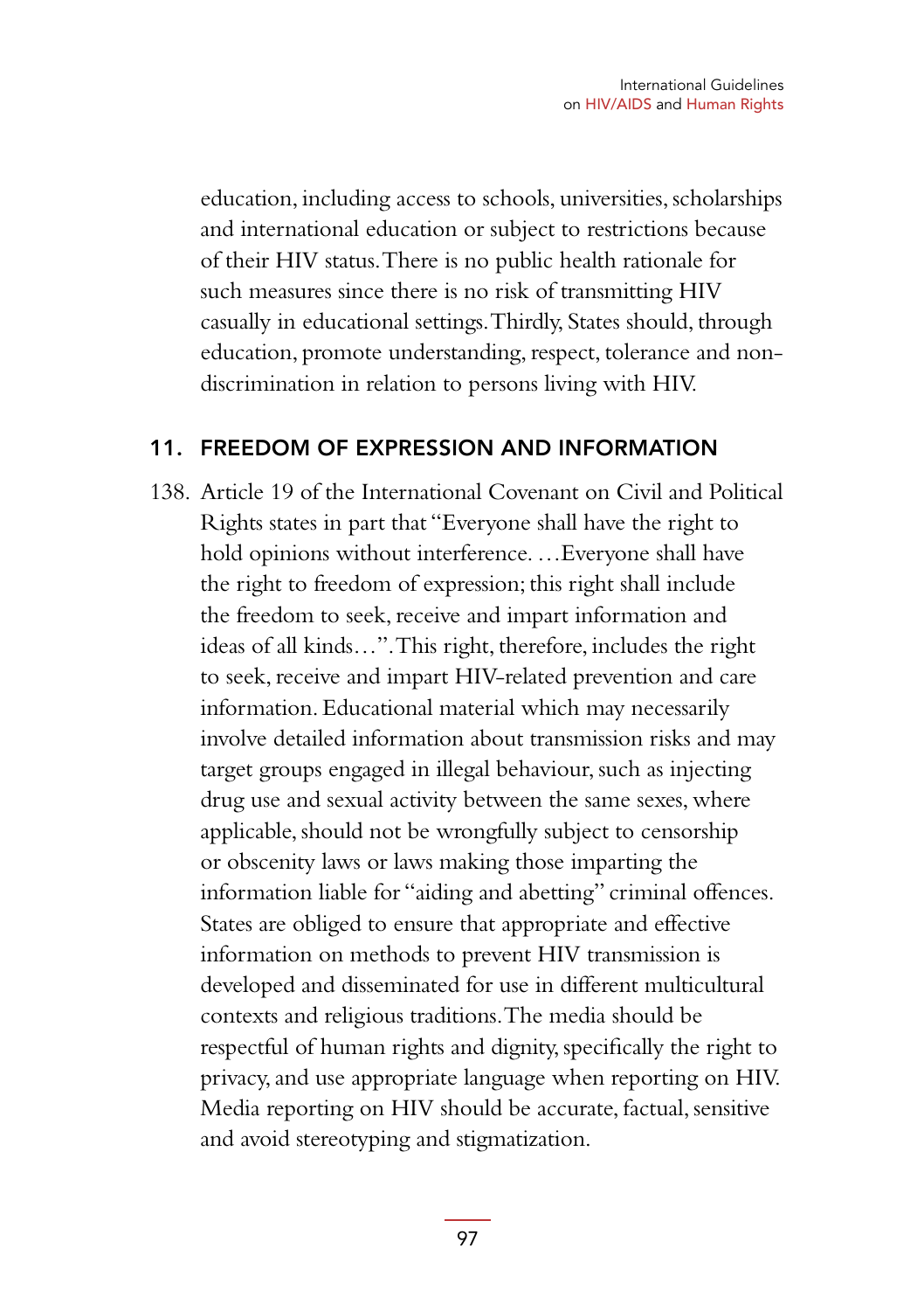education, including access to schools, universities, scholarships and international education or subject to restrictions because of their HIV status. There is no public health rationale for such measures since there is no risk of transmitting HIV casually in educational settings. Thirdly, States should, through education, promote understanding, respect, tolerance and non-discrimination in relation to persons living with HIV.

## 11. FREEDOM OF EXPRESSION AND INFORMATION

138. Article 19 of the International Covenant on Civil and Political Rights states in part that "Everyone shall have the right to hold opinions without interference. …Everyone shall have the right to freedom of expression; this right shall include the freedom to seek, receive and impart information and ideas of all kinds…". This right, therefore, includes the right to seek, receive and impart HIV-related prevention and care information. Educational material which may necessarily involve detailed information about transmission risks and may target groups engaged in illegal behaviour, such as injecting drug use and sexual activity between the same sexes, where applicable, should not be wrongfully subject to censorship or obscenity laws or laws making those imparting the information liable for "aiding and abetting" criminal offences. States are obliged to ensure that appropriate and effective information on methods to prevent HIV transmission is developed and disseminated for use in different multicultural contexts and religious traditions. The media should be respectful of human rights and dignity, specifically the right to privacy, and use appropriate language when reporting on HIV. Media reporting on HIV should be accurate, factual, sensitive and avoid stereotyping and stigmatization.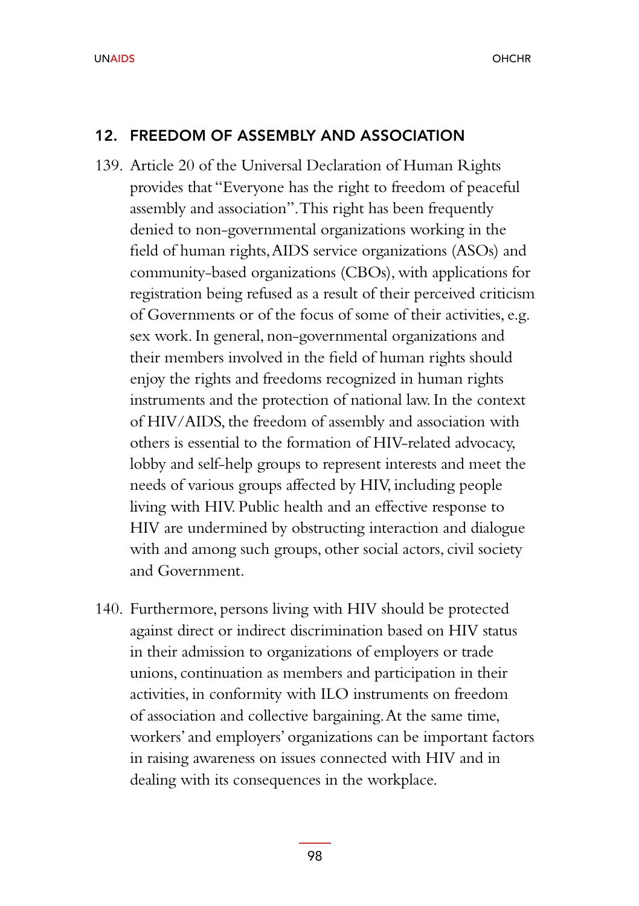## 12. FREEDOM OF ASSEMBLY AND ASSOCIATION

139. Article 20 of the Universal Declaration of Human Rights provides that "Everyone has the right to freedom of peaceful assembly and association". This right has been frequently denied to non-governmental organizations working in the field of human rights, AIDS service organizations (ASOs) and community-based organizations (CBOs), with applications for registration being refused as a result of their perceived criticism of Governments or of the focus of some of their activities, e.g. sex work. In general, non-governmental organizations and their members involved in the field of human rights should enjoy the rights and freedoms recognized in human rights instruments and the protection of national law. In the context of HIV/AIDS, the freedom of assembly and association with others is essential to the formation of HIV-related advocacy, lobby and self-help groups to represent interests and meet the needs of various groups affected by HIV, including people living with HIV. Public health and an effective response to HIV are undermined by obstructing interaction and dialogue with and among such groups, other social actors, civil society and Government.

140. Furthermore, persons living with HIV should be protected against direct or indirect discrimination based on HIV status in their admission to organizations of employers or trade unions, continuation as members and participation in their activities, in conformity with ILO instruments on freedom of association and collective bargaining. At the same time, workers' and employers' organizations can be important factors in raising awareness on issues connected with HIV and in dealing with its consequences in the workplace.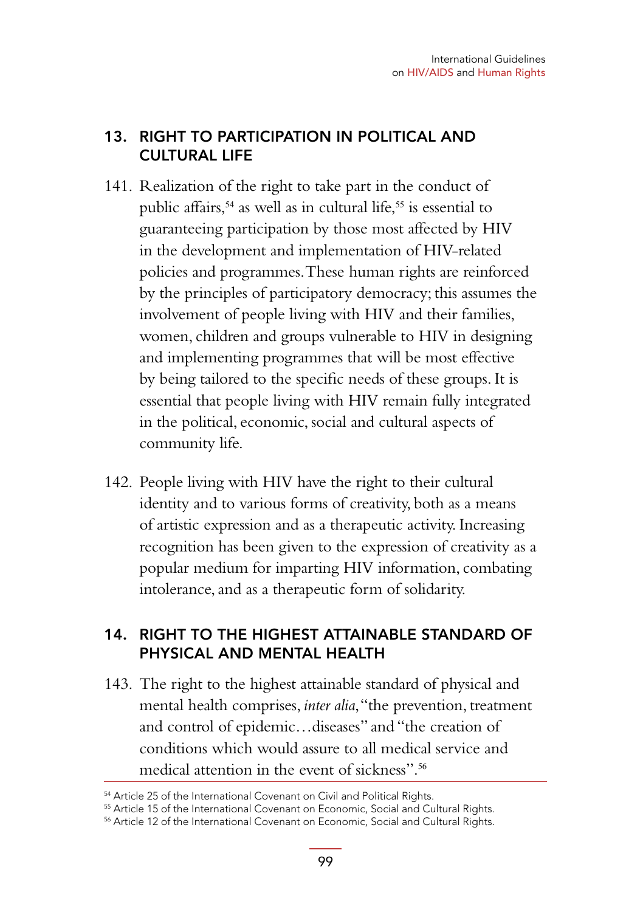## 13. RIGHT TO PARTICIPATION IN POLITICAL AND CULTURAL LIFE

141. Realization of the right to take part in the conduct of public affairs,[54] as well as in cultural life,[55] is essential to guaranteeing participation by those most affected by HIV in the development and implementation of HIV-related policies and programmes. These human rights are reinforced by the principles of participatory democracy; this assumes the involvement of people living with HIV and their families, women, children and groups vulnerable to HIV in designing and implementing programmes that will be most effective by being tailored to the specific needs of these groups. It is essential that people living with HIV remain fully integrated in the political, economic, social and cultural aspects of community life.

142. People living with HIV have the right to their cultural identity and to various forms of creativity, both as a means of artistic expression and as a therapeutic activity. Increasing recognition has been given to the expression of creativity as a popular medium for imparting HIV information, combating intolerance, and as a therapeutic form of solidarity.

## 14. RIGHT TO THE HIGHEST ATTAINABLE STANDARD OF PHYSICAL AND MENTAL HEALTH

143. The right to the highest attainable standard of physical and mental health comprises, *inter alia*, "the prevention, treatment and control of epidemic…diseases" and "the creation of conditions which would assure to all medical service and medical attention in the event of sickness".[56]

---

[54] Article 25 of the International Covenant on Civil and Political Rights.

[55] Article 15 of the International Covenant on Economic, Social and Cultural Rights.

[56] Article 12 of the International Covenant on Economic, Social and Cultural Rights.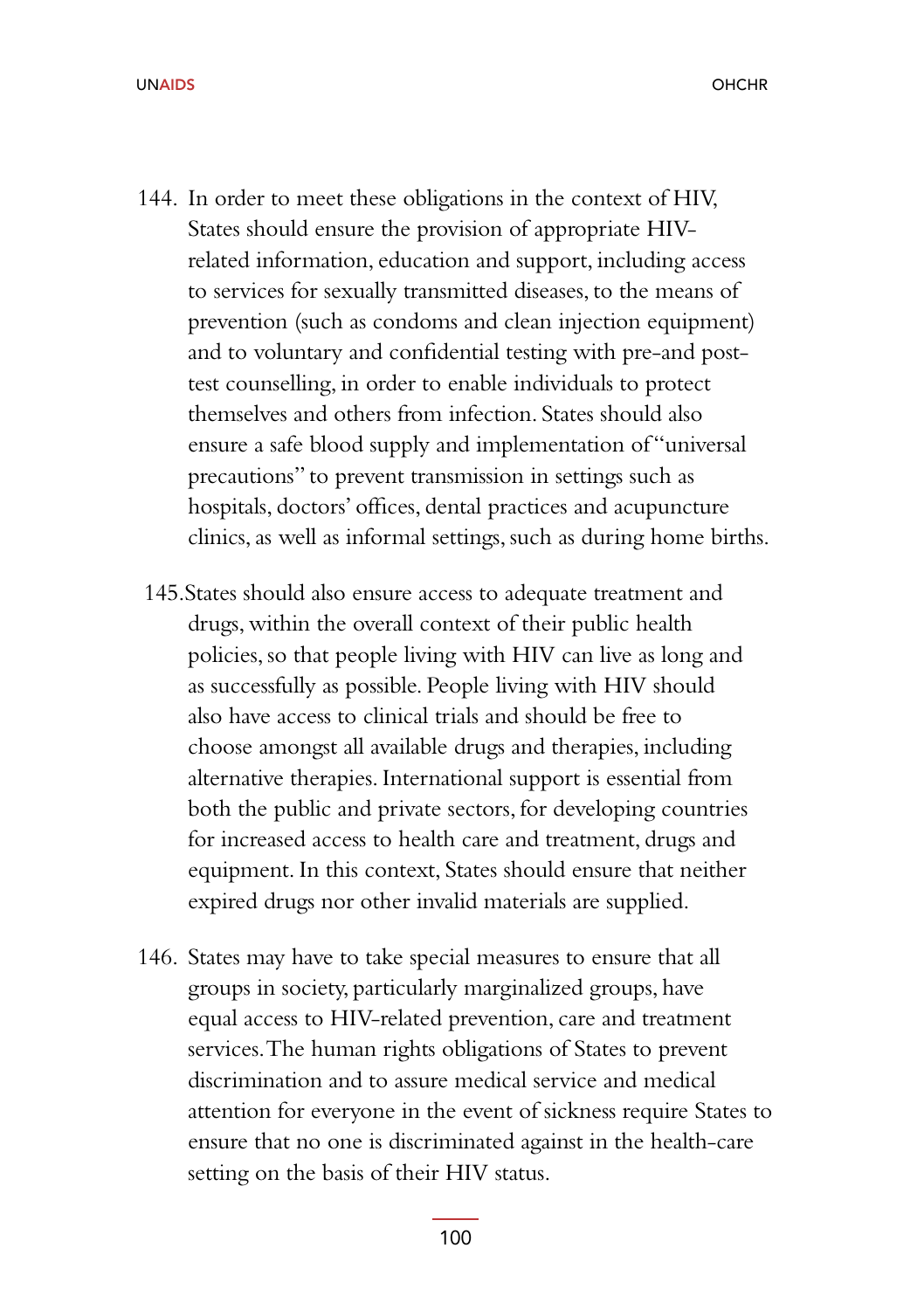144. In order to meet these obligations in the context of HIV, States should ensure the provision of appropriate HIV-related information, education and support, including access to services for sexually transmitted diseases, to the means of prevention (such as condoms and clean injection equipment) and to voluntary and confidential testing with pre-and post-test counselling, in order to enable individuals to protect themselves and others from infection. States should also ensure a safe blood supply and implementation of "universal precautions" to prevent transmission in settings such as hospitals, doctors' offices, dental practices and acupuncture clinics, as well as informal settings, such as during home births.

145. States should also ensure access to adequate treatment and drugs, within the overall context of their public health policies, so that people living with HIV can live as long and as successfully as possible. People living with HIV should also have access to clinical trials and should be free to choose amongst all available drugs and therapies, including alternative therapies. International support is essential from both the public and private sectors, for developing countries for increased access to health care and treatment, drugs and equipment. In this context, States should ensure that neither expired drugs nor other invalid materials are supplied.

146. States may have to take special measures to ensure that all groups in society, particularly marginalized groups, have equal access to HIV-related prevention, care and treatment services. The human rights obligations of States to prevent discrimination and to assure medical service and medical attention for everyone in the event of sickness require States to ensure that no one is discriminated against in the health-care setting on the basis of their HIV status.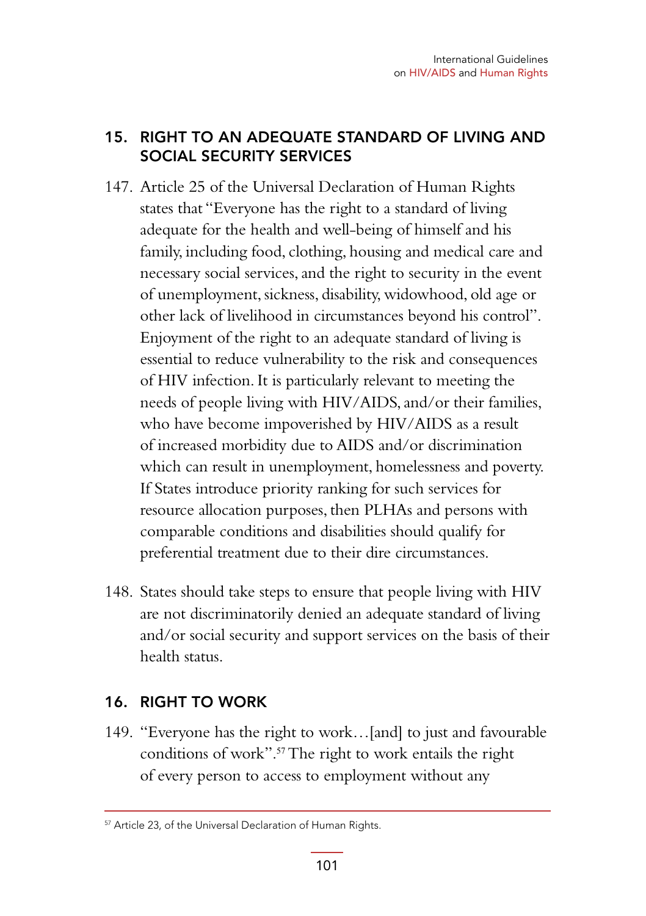## 15. RIGHT TO AN ADEQUATE STANDARD OF LIVING AND SOCIAL SECURITY SERVICES

147. Article 25 of the Universal Declaration of Human Rights states that "Everyone has the right to a standard of living adequate for the health and well-being of himself and his family, including food, clothing, housing and medical care and necessary social services, and the right to security in the event of unemployment, sickness, disability, widowhood, old age or other lack of livelihood in circumstances beyond his control". Enjoyment of the right to an adequate standard of living is essential to reduce vulnerability to the risk and consequences of HIV infection. It is particularly relevant to meeting the needs of people living with HIV/AIDS, and/or their families, who have become impoverished by HIV/AIDS as a result of increased morbidity due to AIDS and/or discrimination which can result in unemployment, homelessness and poverty. If States introduce priority ranking for such services for resource allocation purposes, then PLHAs and persons with comparable conditions and disabilities should qualify for preferential treatment due to their dire circumstances.

148. States should take steps to ensure that people living with HIV are not discriminatorily denied an adequate standard of living and/or social security and support services on the basis of their health status.

## 16. RIGHT TO WORK

149. "Everyone has the right to work…[and] to just and favourable conditions of work".[57] The right to work entails the right of every person to access to employment without any

[57] Article 23, of the Universal Declaration of Human Rights.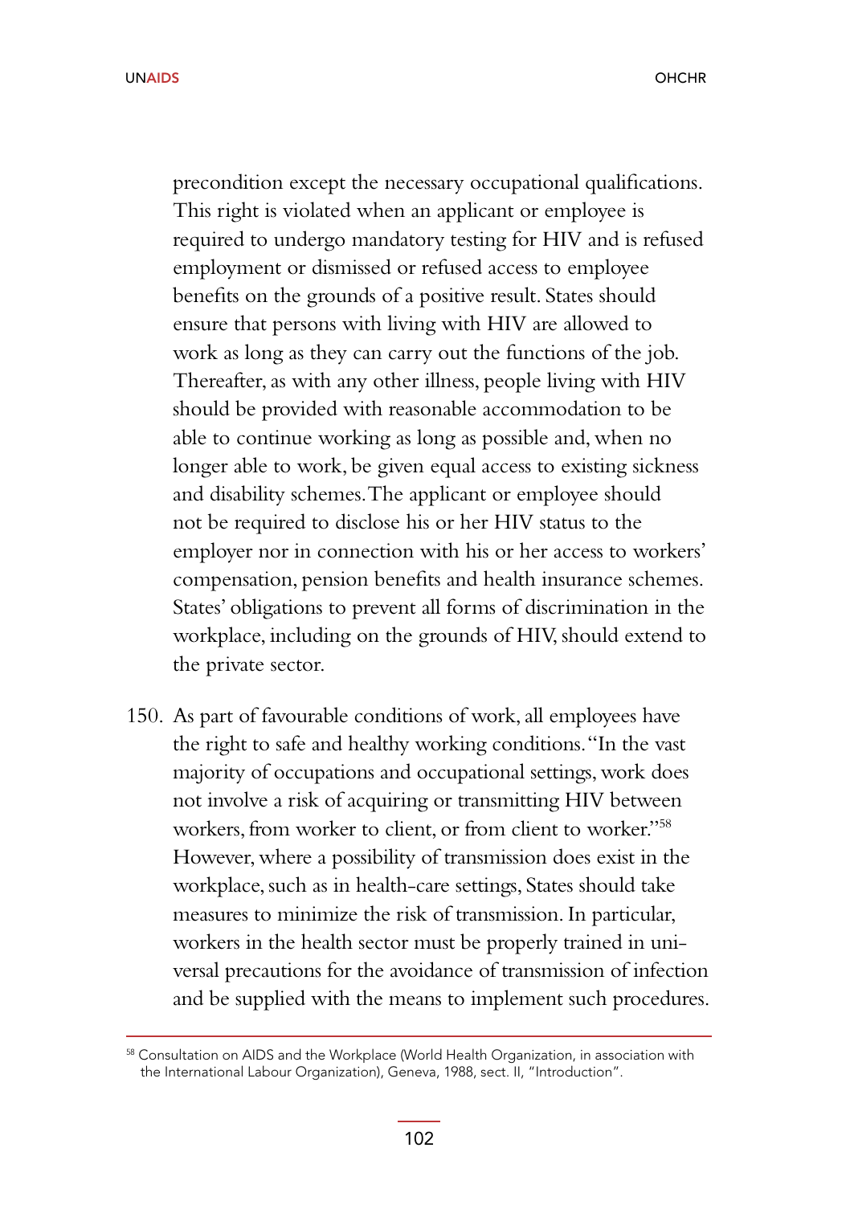precondition except the necessary occupational qualifications. This right is violated when an applicant or employee is required to undergo mandatory testing for HIV and is refused employment or dismissed or refused access to employee benefits on the grounds of a positive result. States should ensure that persons with living with HIV are allowed to work as long as they can carry out the functions of the job. Thereafter, as with any other illness, people living with HIV should be provided with reasonable accommodation to be able to continue working as long as possible and, when no longer able to work, be given equal access to existing sickness and disability schemes. The applicant or employee should not be required to disclose his or her HIV status to the employer nor in connection with his or her access to workers' compensation, pension benefits and health insurance schemes. States' obligations to prevent all forms of discrimination in the workplace, including on the grounds of HIV, should extend to the private sector.

150. As part of favourable conditions of work, all employees have the right to safe and healthy working conditions. "In the vast majority of occupations and occupational settings, work does not involve a risk of acquiring or transmitting HIV between workers, from worker to client, or from client to worker."[58] However, where a possibility of transmission does exist in the workplace, such as in health-care settings, States should take measures to minimize the risk of transmission. In particular, workers in the health sector must be properly trained in universal precautions for the avoidance of transmission of infection and be supplied with the means to implement such procedures.

[58] Consultation on AIDS and the Workplace (World Health Organization, in association with the International Labour Organization), Geneva, 1988, sect. II, "Introduction".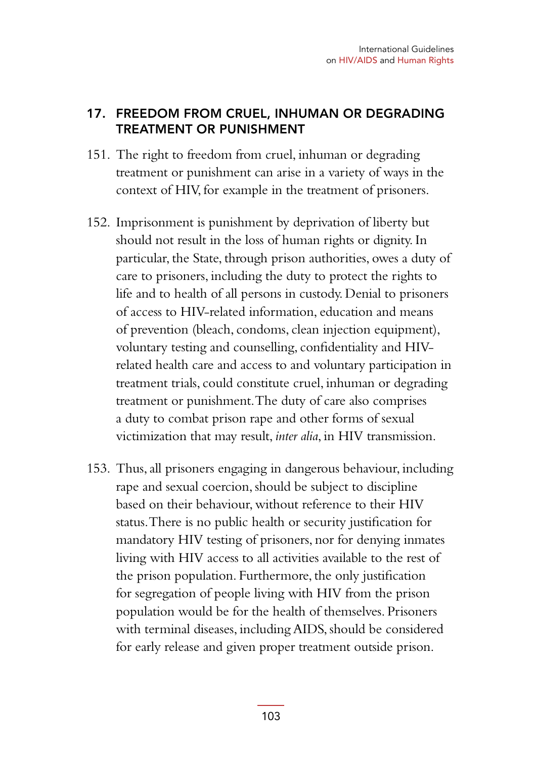## 17. FREEDOM FROM CRUEL, INHUMAN OR DEGRADING TREATMENT OR PUNISHMENT

151. The right to freedom from cruel, inhuman or degrading treatment or punishment can arise in a variety of ways in the context of HIV, for example in the treatment of prisoners.

152. Imprisonment is punishment by deprivation of liberty but should not result in the loss of human rights or dignity. In particular, the State, through prison authorities, owes a duty of care to prisoners, including the duty to protect the rights to life and to health of all persons in custody. Denial to prisoners of access to HIV-related information, education and means of prevention (bleach, condoms, clean injection equipment), voluntary testing and counselling, confidentiality and HIV-related health care and access to and voluntary participation in treatment trials, could constitute cruel, inhuman or degrading treatment or punishment. The duty of care also comprises a duty to combat prison rape and other forms of sexual victimization that may result, *inter alia*, in HIV transmission.

153. Thus, all prisoners engaging in dangerous behaviour, including rape and sexual coercion, should be subject to discipline based on their behaviour, without reference to their HIV status. There is no public health or security justification for mandatory HIV testing of prisoners, nor for denying inmates living with HIV access to all activities available to the rest of the prison population. Furthermore, the only justification for segregation of people living with HIV from the prison population would be for the health of themselves. Prisoners with terminal diseases, including AIDS, should be considered for early release and given proper treatment outside prison.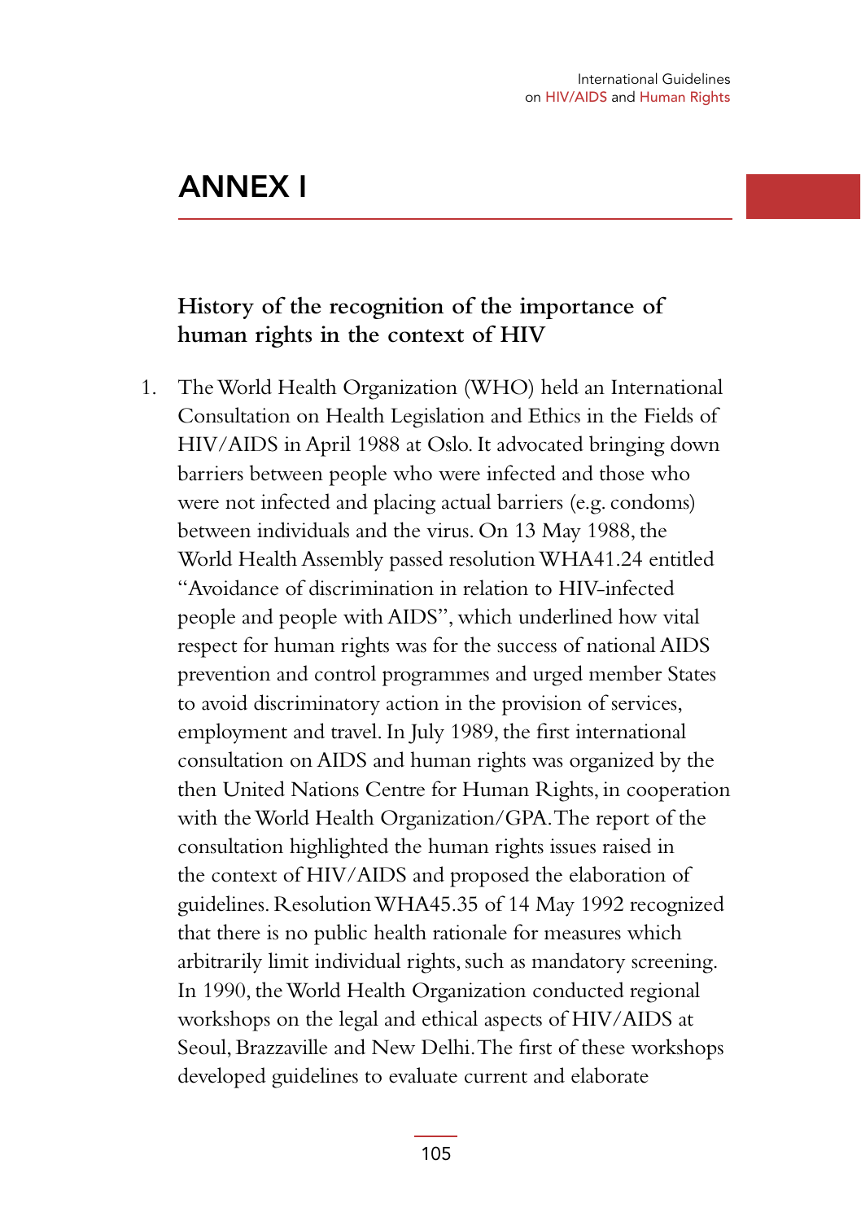# ANNEX I

## History of the recognition of the importance of human rights in the context of HIV

1. The World Health Organization (WHO) held an International Consultation on Health Legislation and Ethics in the Fields of HIV/AIDS in April 1988 at Oslo. It advocated bringing down barriers between people who were infected and those who were not infected and placing actual barriers (e.g. condoms) between individuals and the virus. On 13 May 1988, the World Health Assembly passed resolution WHA41.24 entitled "Avoidance of discrimination in relation to HIV-infected people and people with AIDS", which underlined how vital respect for human rights was for the success of national AIDS prevention and control programmes and urged member States to avoid discriminatory action in the provision of services, employment and travel. In July 1989, the first international consultation on AIDS and human rights was organized by the then United Nations Centre for Human Rights, in cooperation with the World Health Organization/GPA. The report of the consultation highlighted the human rights issues raised in the context of HIV/AIDS and proposed the elaboration of guidelines. Resolution WHA45.35 of 14 May 1992 recognized that there is no public health rationale for measures which arbitrarily limit individual rights, such as mandatory screening. In 1990, the World Health Organization conducted regional workshops on the legal and ethical aspects of HIV/AIDS at Seoul, Brazzaville and New Delhi. The first of these workshops developed guidelines to evaluate current and elaborate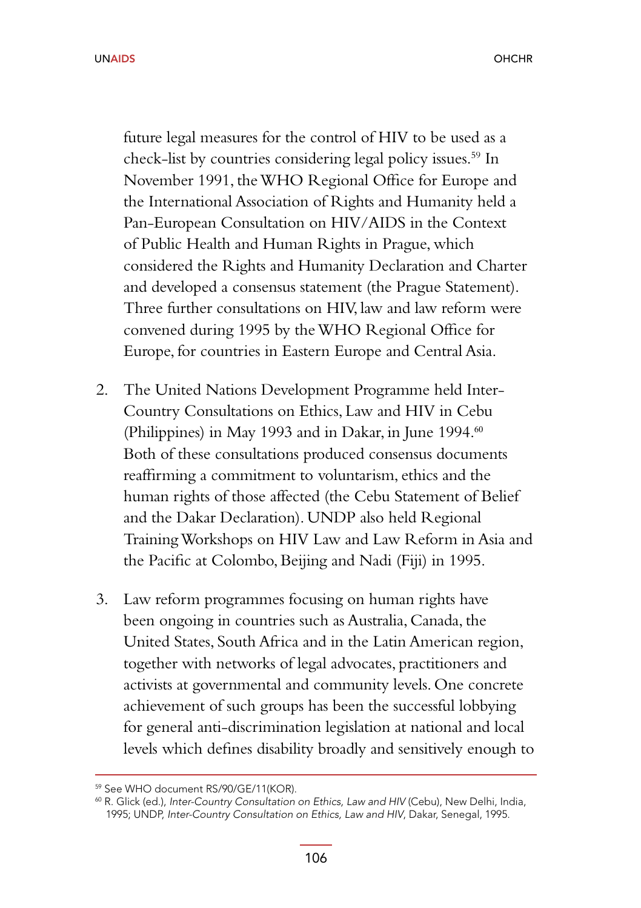future legal measures for the control of HIV to be used as a check-list by countries considering legal policy issues.[59] In November 1991, the WHO Regional Office for Europe and the International Association of Rights and Humanity held a Pan-European Consultation on HIV/AIDS in the Context of Public Health and Human Rights in Prague, which considered the Rights and Humanity Declaration and Charter and developed a consensus statement (the Prague Statement). Three further consultations on HIV, law and law reform were convened during 1995 by the WHO Regional Office for Europe, for countries in Eastern Europe and Central Asia.

2. The United Nations Development Programme held Inter-Country Consultations on Ethics, Law and HIV in Cebu (Philippines) in May 1993 and in Dakar, in June 1994.[60] Both of these consultations produced consensus documents reaffirming a commitment to voluntarism, ethics and the human rights of those affected (the Cebu Statement of Belief and the Dakar Declaration). UNDP also held Regional Training Workshops on HIV Law and Law Reform in Asia and the Pacific at Colombo, Beijing and Nadi (Fiji) in 1995.

3. Law reform programmes focusing on human rights have been ongoing in countries such as Australia, Canada, the United States, South Africa and in the Latin American region, together with networks of legal advocates, practitioners and activists at governmental and community levels. One concrete achievement of such groups has been the successful lobbying for general anti-discrimination legislation at national and local levels which defines disability broadly and sensitively enough to

---

[59] See WHO document RS/90/GE/11(KOR).

[60] R. Glick (ed.), *Inter-Country Consultation on Ethics, Law and HIV* (Cebu), New Delhi, India, 1995; UNDP, *Inter-Country Consultation on Ethics, Law and HIV*, Dakar, Senegal, 1995.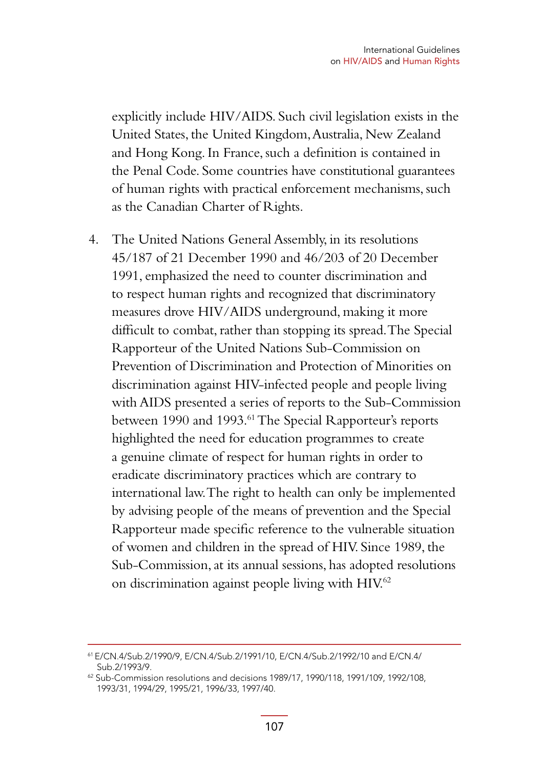explicitly include HIV/AIDS. Such civil legislation exists in the United States, the United Kingdom, Australia, New Zealand and Hong Kong. In France, such a definition is contained in the Penal Code. Some countries have constitutional guarantees of human rights with practical enforcement mechanisms, such as the Canadian Charter of Rights.

4. The United Nations General Assembly, in its resolutions 45/187 of 21 December 1990 and 46/203 of 20 December 1991, emphasized the need to counter discrimination and to respect human rights and recognized that discriminatory measures drove HIV/AIDS underground, making it more difficult to combat, rather than stopping its spread. The Special Rapporteur of the United Nations Sub-Commission on Prevention of Discrimination and Protection of Minorities on discrimination against HIV-infected people and people living with AIDS presented a series of reports to the Sub-Commission between 1990 and 1993.[61] The Special Rapporteur's reports highlighted the need for education programmes to create a genuine climate of respect for human rights in order to eradicate discriminatory practices which are contrary to international law. The right to health can only be implemented by advising people of the means of prevention and the Special Rapporteur made specific reference to the vulnerable situation of women and children in the spread of HIV. Since 1989, the Sub-Commission, at its annual sessions, has adopted resolutions on discrimination against people living with HIV.[62]

---

[61] E/CN.4/Sub.2/1990/9, E/CN.4/Sub.2/1991/10, E/CN.4/Sub.2/1992/10 and E/CN.4/Sub.2/1993/9.

[62] Sub-Commission resolutions and decisions 1989/17, 1990/118, 1991/109, 1992/108, 1993/31, 1994/29, 1995/21, 1996/33, 1997/40.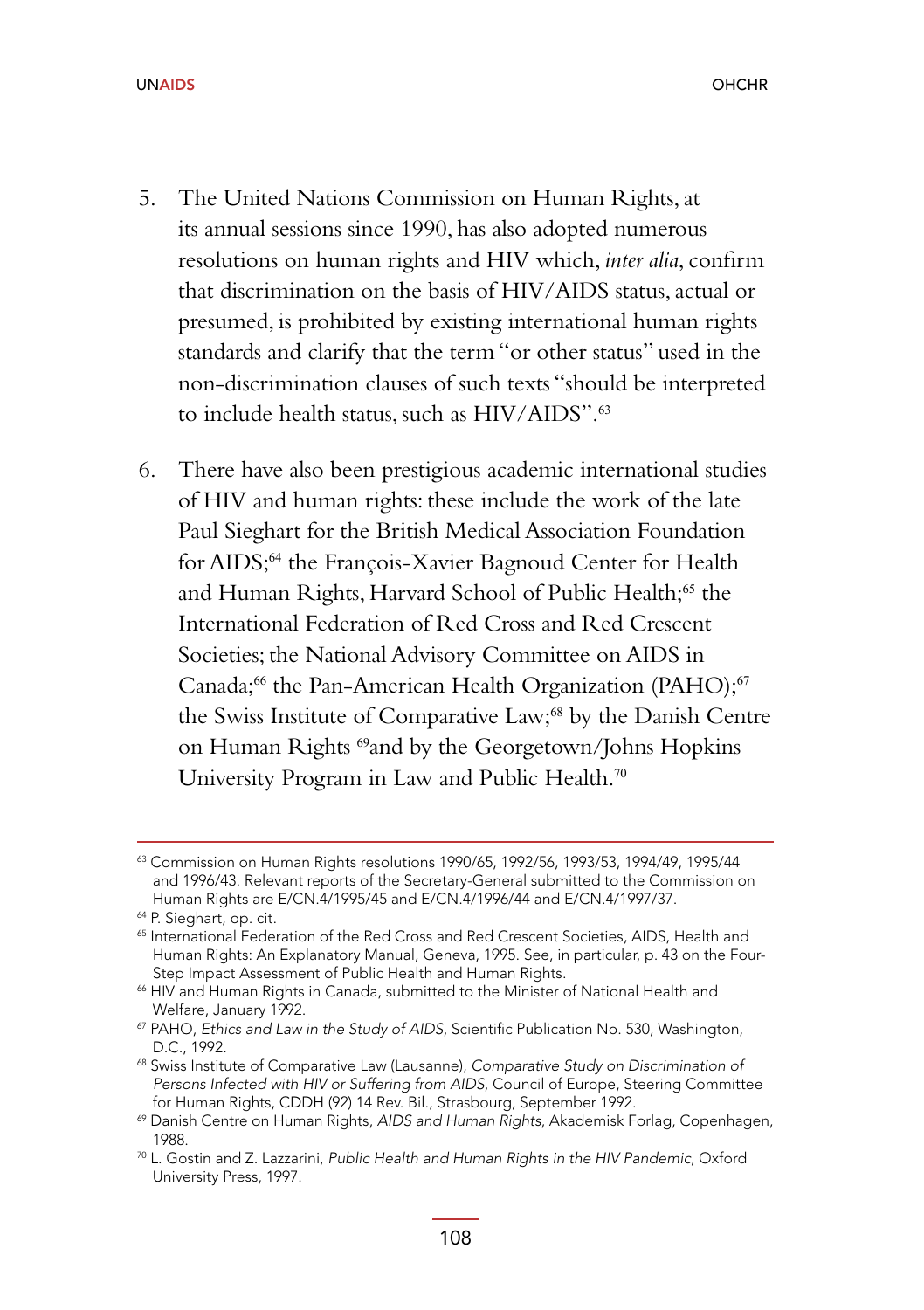5. The United Nations Commission on Human Rights, at its annual sessions since 1990, has also adopted numerous resolutions on human rights and HIV which, *inter alia*, confirm that discrimination on the basis of HIV/AIDS status, actual or presumed, is prohibited by existing international human rights standards and clarify that the term "or other status" used in the non-discrimination clauses of such texts "should be interpreted to include health status, such as HIV/AIDS".[63]

6. There have also been prestigious academic international studies of HIV and human rights: these include the work of the late Paul Sieghart for the British Medical Association Foundation for AIDS;[64] the François-Xavier Bagnoud Center for Health and Human Rights, Harvard School of Public Health;[65] the International Federation of Red Cross and Red Crescent Societies; the National Advisory Committee on AIDS in Canada;[66] the Pan-American Health Organization (PAHO);[67] the Swiss Institute of Comparative Law;[68] by the Danish Centre on Human Rights [69]and by the Georgetown/Johns Hopkins University Program in Law and Public Health.[70]

---

[63] Commission on Human Rights resolutions 1990/65, 1992/56, 1993/53, 1994/49, 1995/44 and 1996/43. Relevant reports of the Secretary-General submitted to the Commission on Human Rights are E/CN.4/1995/45 and E/CN.4/1996/44 and E/CN.4/1997/37.

[64] P. Sieghart, op. cit.

[65] International Federation of the Red Cross and Red Crescent Societies, AIDS, Health and Human Rights: An Explanatory Manual, Geneva, 1995. See, in particular, p. 43 on the Four-Step Impact Assessment of Public Health and Human Rights.

[66] HIV and Human Rights in Canada, submitted to the Minister of National Health and Welfare, January 1992.

[67] PAHO, *Ethics and Law in the Study of AIDS*, Scientific Publication No. 530, Washington, D.C., 1992.

[68] Swiss Institute of Comparative Law (Lausanne), *Comparative Study on Discrimination of Persons Infected with HIV or Suffering from AIDS*, Council of Europe, Steering Committee for Human Rights, CDDH (92) 14 Rev. Bil., Strasbourg, September 1992.

[69] Danish Centre on Human Rights, *AIDS and Human Rights*, Akademisk Forlag, Copenhagen, 1988.

[70] L. Gostin and Z. Lazzarini, *Public Health and Human Rights in the HIV Pandemic*, Oxford University Press, 1997.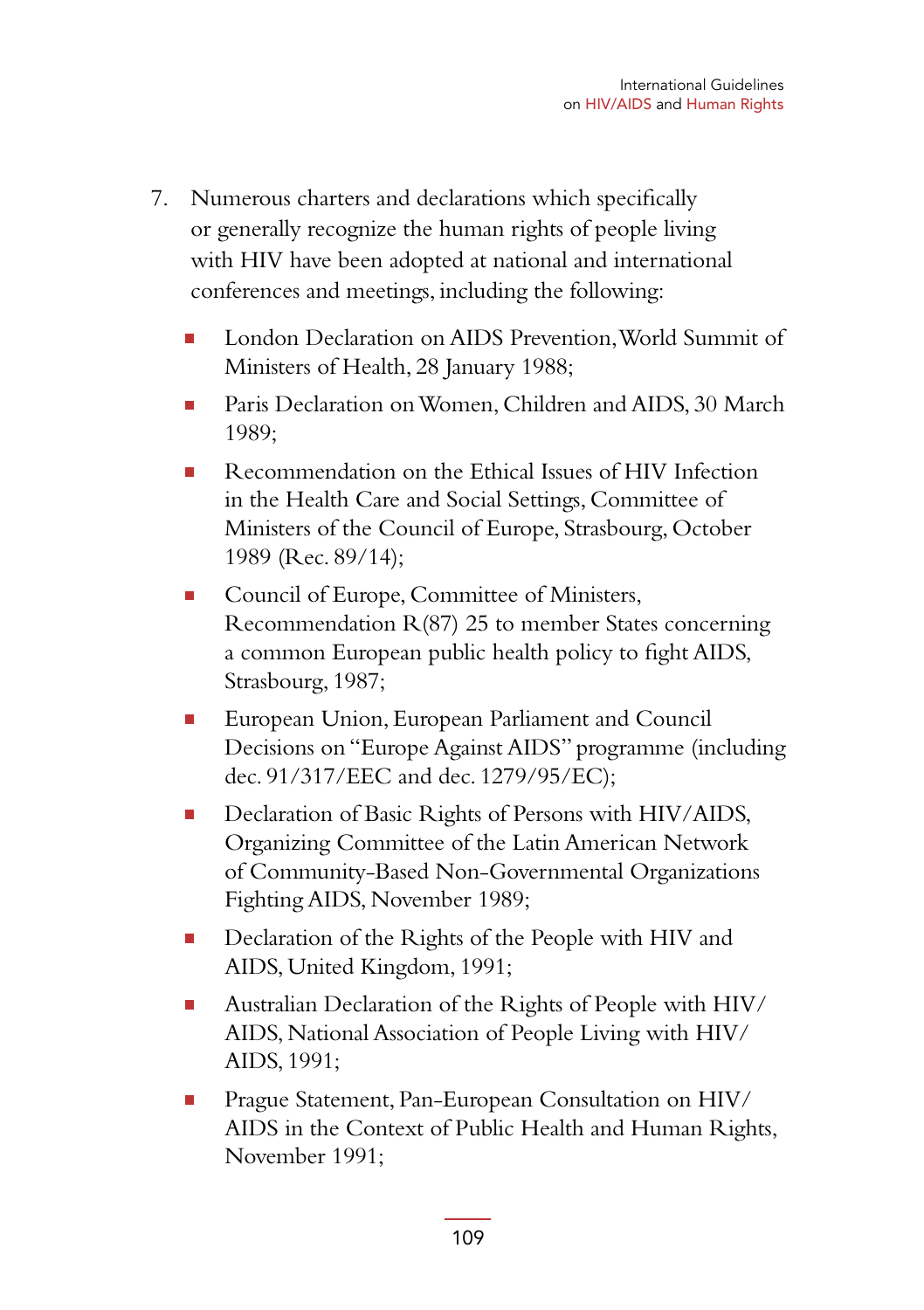7. Numerous charters and declarations which specifically or generally recognize the human rights of people living with HIV have been adopted at national and international conferences and meetings, including the following:

    - London Declaration on AIDS Prevention, World Summit of Ministers of Health, 28 January 1988;
    - Paris Declaration on Women, Children and AIDS, 30 March 1989;
    - Recommendation on the Ethical Issues of HIV Infection in the Health Care and Social Settings, Committee of Ministers of the Council of Europe, Strasbourg, October 1989 (Rec. 89/14);
    - Council of Europe, Committee of Ministers, Recommendation R(87) 25 to member States concerning a common European public health policy to fight AIDS, Strasbourg, 1987;
    - European Union, European Parliament and Council Decisions on "Europe Against AIDS" programme (including dec. 91/317/EEC and dec. 1279/95/EC);
    - Declaration of Basic Rights of Persons with HIV/AIDS, Organizing Committee of the Latin American Network of Community-Based Non-Governmental Organizations Fighting AIDS, November 1989;
    - Declaration of the Rights of the People with HIV and AIDS, United Kingdom, 1991;
    - Australian Declaration of the Rights of People with HIV/AIDS, National Association of People Living with HIV/AIDS, 1991;
    - Prague Statement, Pan-European Consultation on HIV/AIDS in the Context of Public Health and Human Rights, November 1991;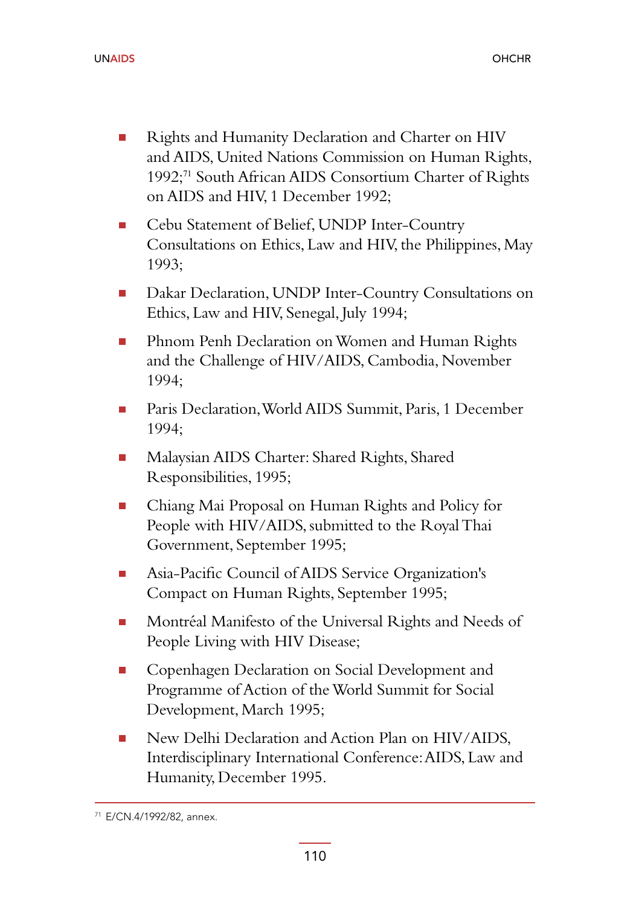- Rights and Humanity Declaration and Charter on HIV and AIDS, United Nations Commission on Human Rights, 1992;[71] South African AIDS Consortium Charter of Rights on AIDS and HIV, 1 December 1992;

- Cebu Statement of Belief, UNDP Inter-Country Consultations on Ethics, Law and HIV, the Philippines, May 1993;

- Dakar Declaration, UNDP Inter-Country Consultations on Ethics, Law and HIV, Senegal, July 1994;

- Phnom Penh Declaration on Women and Human Rights and the Challenge of HIV/AIDS, Cambodia, November 1994;

- Paris Declaration, World AIDS Summit, Paris, 1 December 1994;

- Malaysian AIDS Charter: Shared Rights, Shared Responsibilities, 1995;

- Chiang Mai Proposal on Human Rights and Policy for People with HIV/AIDS, submitted to the Royal Thai Government, September 1995;

- Asia-Pacific Council of AIDS Service Organization's Compact on Human Rights, September 1995;

- Montréal Manifesto of the Universal Rights and Needs of People Living with HIV Disease;

- Copenhagen Declaration on Social Development and Programme of Action of the World Summit for Social Development, March 1995;

- New Delhi Declaration and Action Plan on HIV/AIDS, Interdisciplinary International Conference: AIDS, Law and Humanity, December 1995.

[71] E/CN.4/1992/82, annex.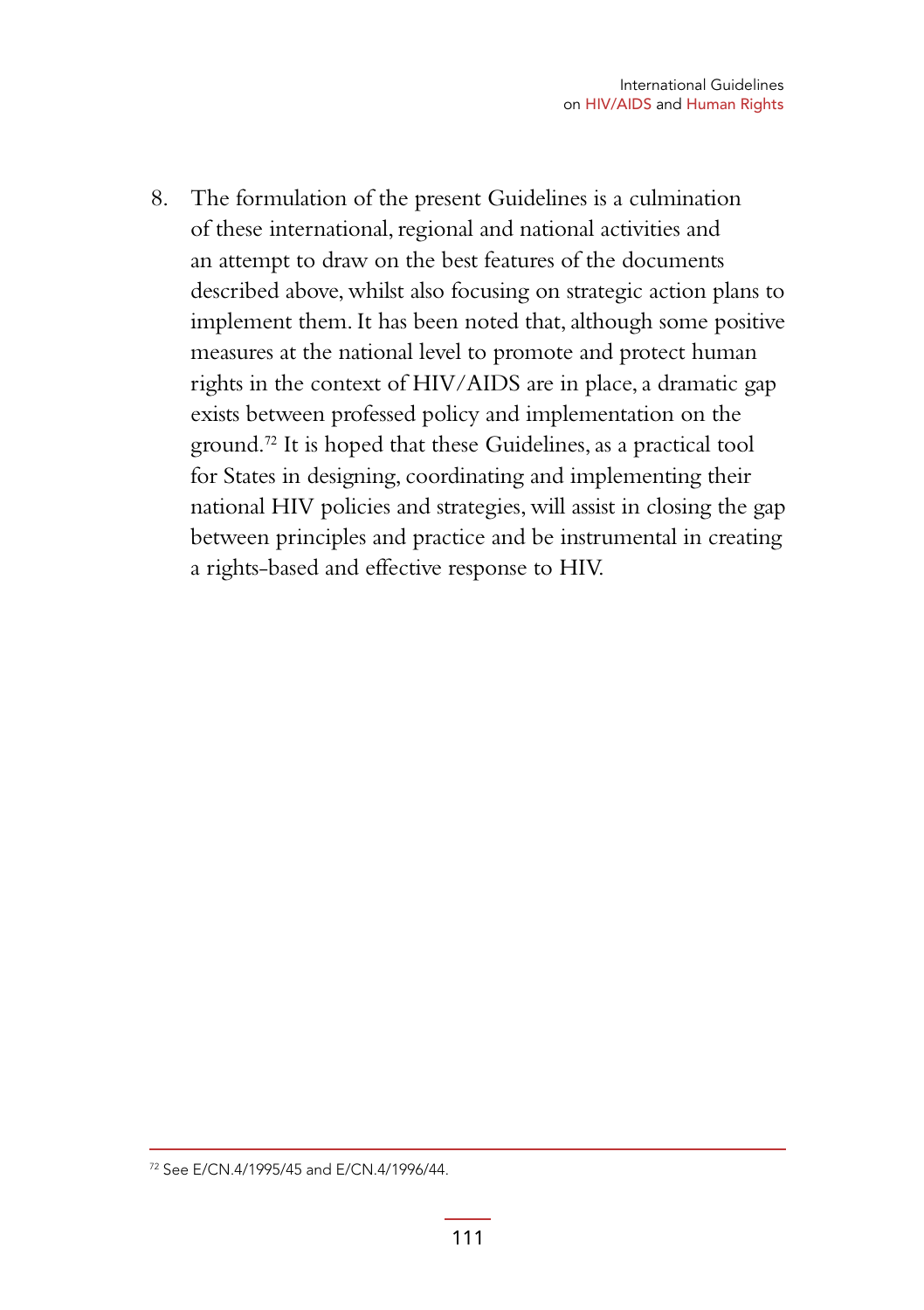8. The formulation of the present Guidelines is a culmination of these international, regional and national activities and an attempt to draw on the best features of the documents described above, whilst also focusing on strategic action plans to implement them. It has been noted that, although some positive measures at the national level to promote and protect human rights in the context of HIV/AIDS are in place, a dramatic gap exists between professed policy and implementation on the ground.[72] It is hoped that these Guidelines, as a practical tool for States in designing, coordinating and implementing their national HIV policies and strategies, will assist in closing the gap between principles and practice and be instrumental in creating a rights-based and effective response to HIV.

---

[72] See E/CN.4/1995/45 and E/CN.4/1996/44.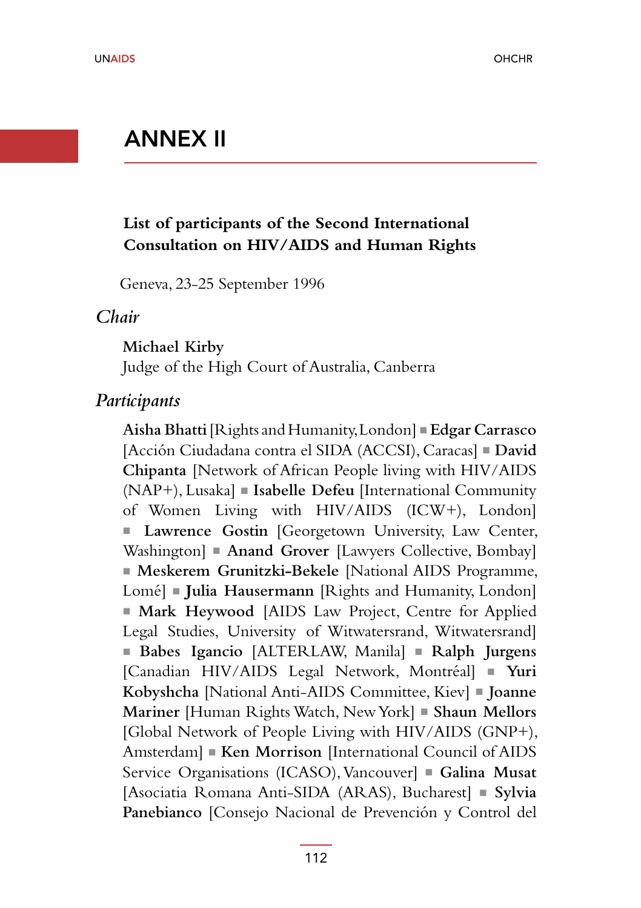# ANNEX II

**List of participants of the Second International Consultation on HIV/AIDS and Human Rights**

Geneva, 23-25 September 1996

## *Chair*

**Michael Kirby**
Judge of the High Court of Australia, Canberra

## *Participants*

**Aisha Bhatti** [Rights and Humanity, London] ▪ **Edgar Carrasco** [Acción Ciudadana contra el SIDA (ACCSI), Caracas] ▪ **David Chipanta** [Network of African People living with HIV/AIDS (NAP+), Lusaka] ▪ **Isabelle Defeu** [International Community of Women Living with HIV/AIDS (ICW+), London] ▪ **Lawrence Gostin** [Georgetown University, Law Center, Washington] ▪ **Anand Grover** [Lawyers Collective, Bombay] ▪ **Meskerem Grunitzki-Bekele** [National AIDS Programme, Lomé] ▪ **Julia Hausermann** [Rights and Humanity, London] ▪ **Mark Heywood** [AIDS Law Project, Centre for Applied Legal Studies, University of Witwatersrand, Witwatersrand] ▪ **Babes Igancio** [ALTERLAW, Manila] ▪ **Ralph Jurgens** [Canadian HIV/AIDS Legal Network, Montréal] ▪ **Yuri Kobyshcha** [National Anti-AIDS Committee, Kiev] ▪ **Joanne Mariner** [Human Rights Watch, New York] ▪ **Shaun Mellors** [Global Network of People Living with HIV/AIDS (GNP+), Amsterdam] ▪ **Ken Morrison** [International Council of AIDS Service Organisations (ICASO), Vancouver] ▪ **Galina Musat** [Asociatia Romana Anti-SIDA (ARAS), Bucharest] ▪ **Sylvia Panebianco** [Consejo Nacional de Prevención y Control del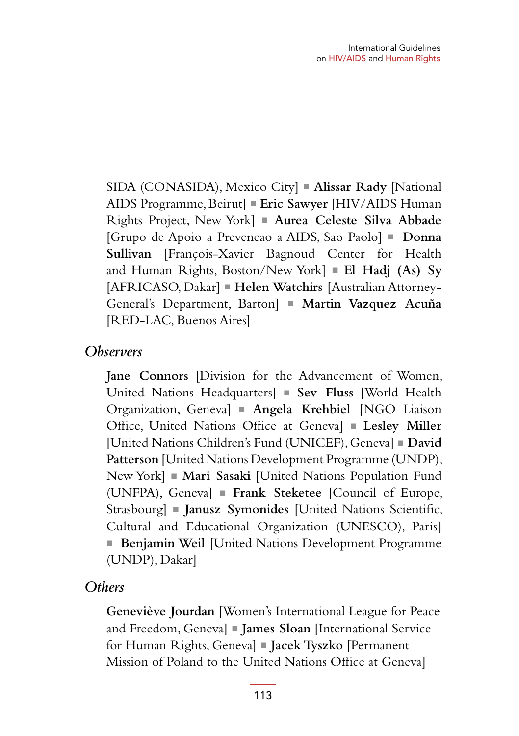SIDA (CONASIDA), Mexico City] ▪ **Alissar Rady** [National AIDS Programme, Beirut] ▪ **Eric Sawyer** [HIV/AIDS Human Rights Project, New York] ▪ **Aurea Celeste Silva Abbade** [Grupo de Apoio a Prevencao a AIDS, Sao Paolo] ▪ **Donna Sullivan** [François-Xavier Bagnoud Center for Health and Human Rights, Boston/New York] ▪ **El Hadj (As) Sy** [AFRICASO, Dakar] ▪ **Helen Watchirs** [Australian Attorney-General's Department, Barton] ▪ **Martin Vazquez Acuña** [RED-LAC, Buenos Aires]

## *Observers*

**Jane Connors** [Division for the Advancement of Women, United Nations Headquarters] ▪ **Sev Fluss** [World Health Organization, Geneva] ▪ **Angela Krehbiel** [NGO Liaison Office, United Nations Office at Geneva] ▪ **Lesley Miller** [United Nations Children's Fund (UNICEF), Geneva] ▪ **David Patterson** [United Nations Development Programme (UNDP), New York] ▪ **Mari Sasaki** [United Nations Population Fund (UNFPA), Geneva] ▪ **Frank Steketee** [Council of Europe, Strasbourg] ▪ **Janusz Symonides** [United Nations Scientific, Cultural and Educational Organization (UNESCO), Paris] ▪ **Benjamin Weil** [United Nations Development Programme (UNDP), Dakar]

## *Others*

**Geneviève Jourdan** [Women's International League for Peace and Freedom, Geneva] ▪ **James Sloan** [International Service for Human Rights, Geneva] ▪ **Jacek Tyszko** [Permanent Mission of Poland to the United Nations Office at Geneva]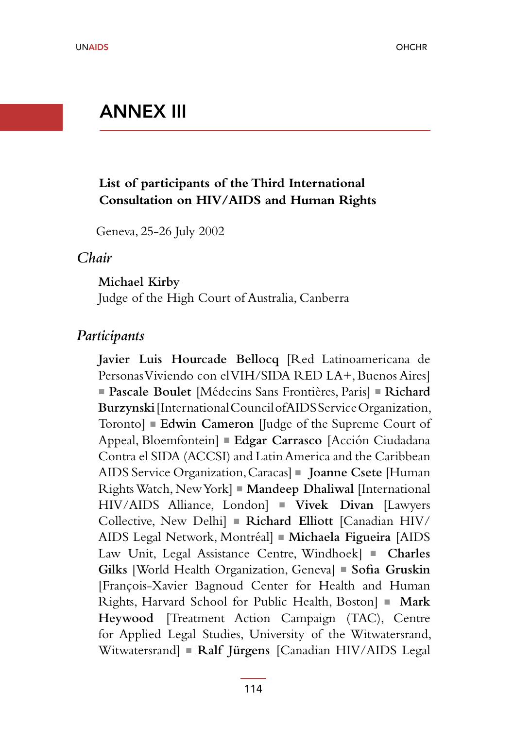# ANNEX III

**List of participants of the Third International Consultation on HIV/AIDS and Human Rights**

Geneva, 25-26 July 2002

## *Chair*

**Michael Kirby**
Judge of the High Court of Australia, Canberra

## *Participants*

**Javier Luis Hourcade Bellocq** [Red Latinoamericana de Personas Viviendo con el VIH/SIDA RED LA+, Buenos Aires] ■ **Pascale Boulet** [Médecins Sans Frontières, Paris] ■ **Richard Burzynski** [International Council of AIDS Service Organization, Toronto] ■ **Edwin Cameron** [Judge of the Supreme Court of Appeal, Bloemfontein] ■ **Edgar Carrasco** [Acción Ciudadana Contra el SIDA (ACCSI) and Latin America and the Caribbean AIDS Service Organization, Caracas] ■ **Joanne Csete** [Human Rights Watch, New York] ■ **Mandeep Dhaliwal** [International HIV/AIDS Alliance, London] ■ **Vivek Divan** [Lawyers Collective, New Delhi] ■ **Richard Elliott** [Canadian HIV/AIDS Legal Network, Montréal] ■ **Michaela Figueira** [AIDS Law Unit, Legal Assistance Centre, Windhoek] ■ **Charles Gilks** [World Health Organization, Geneva] ■ **Sofia Gruskin** [François-Xavier Bagnoud Center for Health and Human Rights, Harvard School for Public Health, Boston] ■ **Mark Heywood** [Treatment Action Campaign (TAC), Centre for Applied Legal Studies, University of the Witwatersrand, Witwatersrand] ■ **Ralf Jürgens** [Canadian HIV/AIDS Legal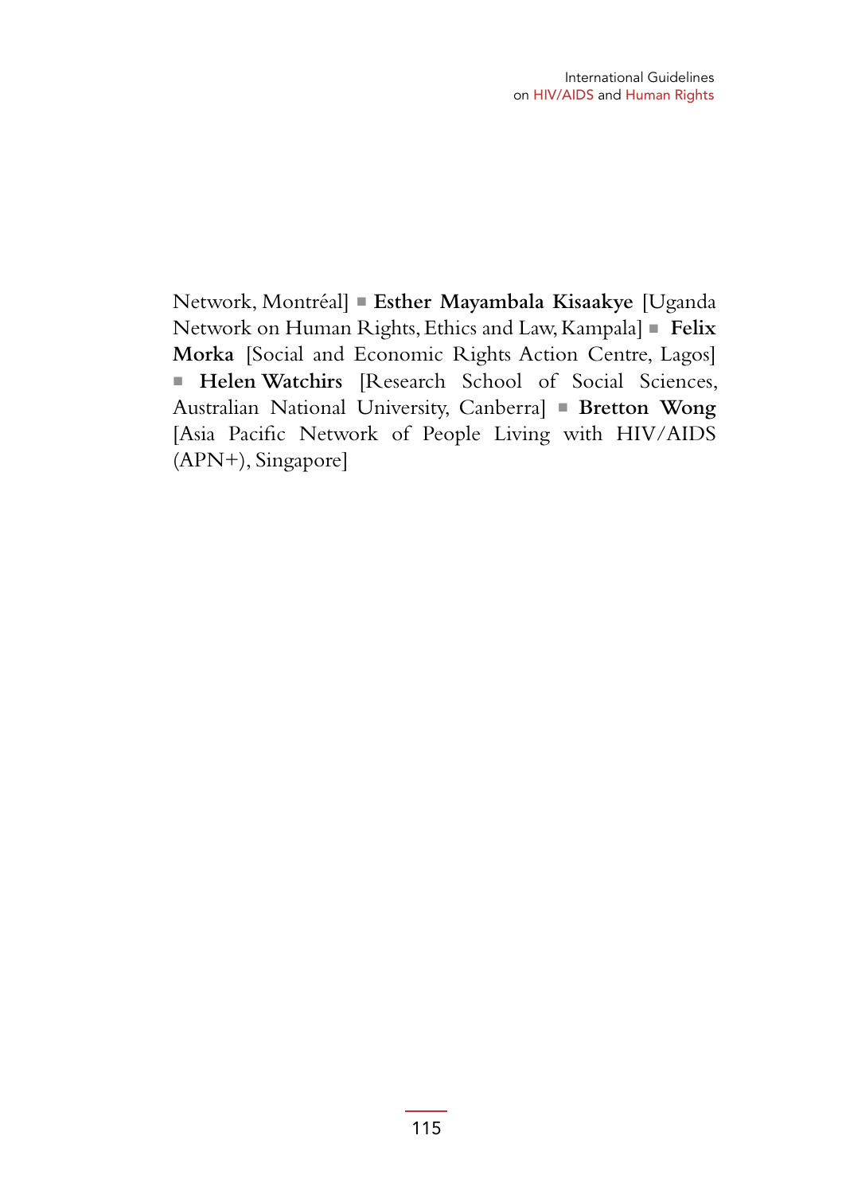Network, Montréal] ▪ **Esther Mayambala Kisaakye** [Uganda Network on Human Rights, Ethics and Law, Kampala] ▪ **Felix Morka** [Social and Economic Rights Action Centre, Lagos] ▪ **Helen Watchirs** [Research School of Social Sciences, Australian National University, Canberra] ▪ **Bretton Wong** [Asia Pacific Network of People Living with HIV/AIDS (APN+), Singapore]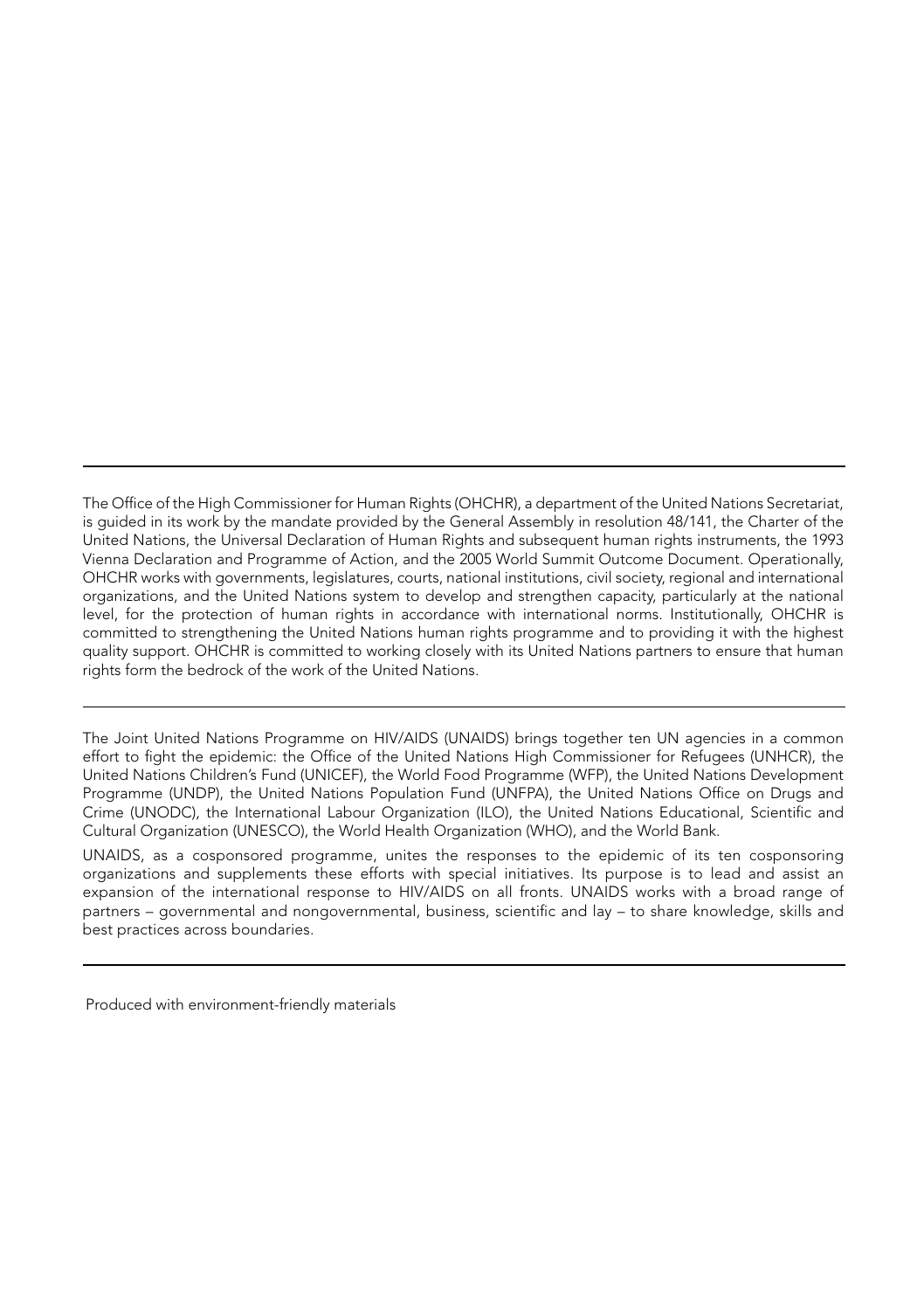---

The Office of the High Commissioner for Human Rights (OHCHR), a department of the United Nations Secretariat, is guided in its work by the mandate provided by the General Assembly in resolution 48/141, the Charter of the United Nations, the Universal Declaration of Human Rights and subsequent human rights instruments, the 1993 Vienna Declaration and Programme of Action, and the 2005 World Summit Outcome Document. Operationally, OHCHR works with governments, legislatures, courts, national institutions, civil society, regional and international organizations, and the United Nations system to develop and strengthen capacity, particularly at the national level, for the protection of human rights in accordance with international norms. Institutionally, OHCHR is committed to strengthening the United Nations human rights programme and to providing it with the highest quality support. OHCHR is committed to working closely with its United Nations partners to ensure that human rights form the bedrock of the work of the United Nations.

---

The Joint United Nations Programme on HIV/AIDS (UNAIDS) brings together ten UN agencies in a common effort to fight the epidemic: the Office of the United Nations High Commissioner for Refugees (UNHCR), the United Nations Children's Fund (UNICEF), the World Food Programme (WFP), the United Nations Development Programme (UNDP), the United Nations Population Fund (UNFPA), the United Nations Office on Drugs and Crime (UNODC), the International Labour Organization (ILO), the United Nations Educational, Scientific and Cultural Organization (UNESCO), the World Health Organization (WHO), and the World Bank.

UNAIDS, as a cosponsored programme, unites the responses to the epidemic of its ten cosponsoring organizations and supplements these efforts with special initiatives. Its purpose is to lead and assist an expansion of the international response to HIV/AIDS on all fronts. UNAIDS works with a broad range of partners – governmental and nongovernmental, business, scientific and lay – to share knowledge, skills and best practices across boundaries.

---

Produced with environment-friendly materials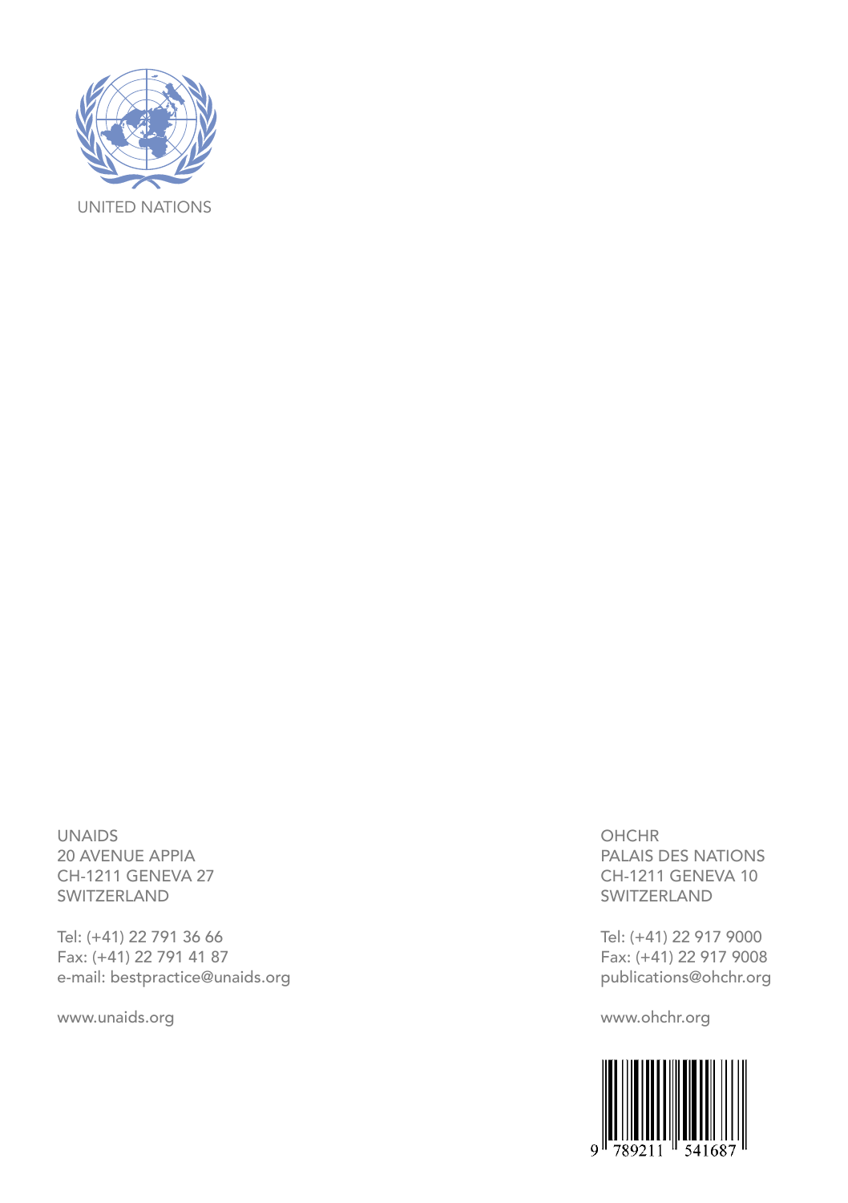UNITED NATIONS

UNAIDS
20 AVENUE APPIA
CH-1211 GENEVA 27
SWITZERLAND

Tel: (+41) 22 791 36 66
Fax: (+41) 22 791 41 87
e-mail: bestpractice@unaids.org

www.unaids.org

OHCHR
PALAIS DES NATIONS
CH-1211 GENEVA 10
SWITZERLAND

Tel: (+41) 22 917 9000
Fax: (+41) 22 917 9008
publications@ohchr.org

www.ohchr.org

9 789211 541687